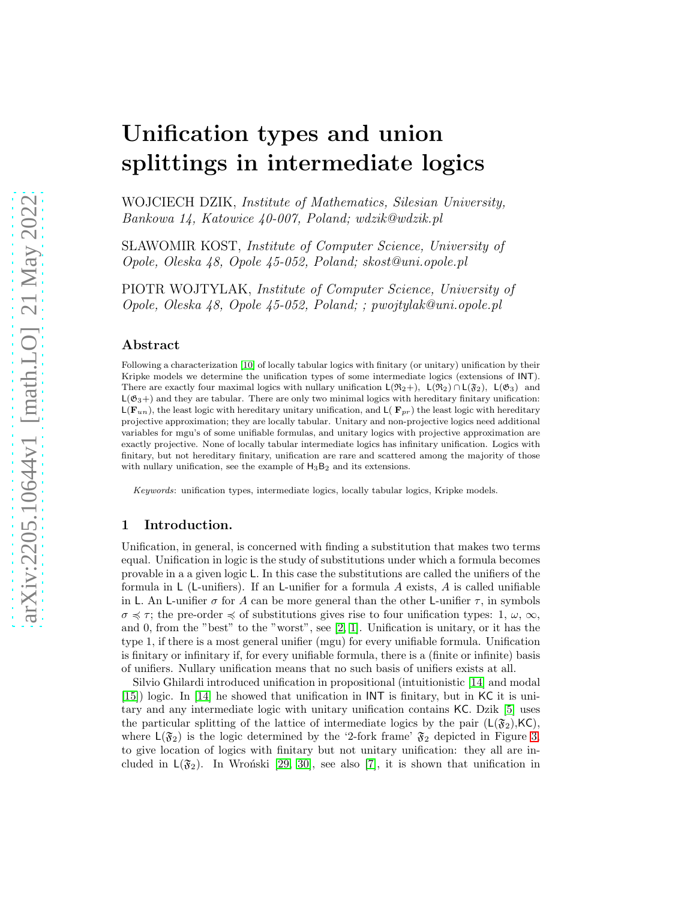# Unification types and union splittings in intermediate logics

WOJCIECH DZIK, *Institute of Mathematics, Silesian University, Bankowa 14, Katowice 40-007, Poland; wdzik@wdzik.pl*

SŁAWOMIR KOST, *Institute of Computer Science, University of Opole, Oleska 48, Opole 45-052, Poland; skost@uni.opole.pl*

PIOTR WOJTYLAK, *Institute of Computer Science, University of Opole, Oleska 48, Opole 45-052, Poland; ; pwojtylak@uni.opole.pl*

## Abstract

Following a characterization [10] of locally tabular logics with finitary (or unitary) unification by their Kripke models we determine the unification types of some intermediate logics (extensions of $\mathsf{INT}$). There are exactly four maximal logics with nullary unification $\mathsf{L}(\mathfrak{R}_2+)$, $\mathsf{L}(\mathfrak{R}_2) \cap \mathsf{L}(\mathfrak{F}_2)$, $\mathsf{L}(\mathfrak{G}_3)$ and $\mathsf{L}(\mathfrak{G}_3+)$ and they are tabular. There are only two minimal logics with hereditary finitary unification: $\mathsf{L}(\mathbf{F}_{un})$, the least logic with hereditary unitary unification, and $\mathsf{L}(\mathbf{F}_{pr})$ the least logic with hereditary projective approximation; they are locally tabular. Unitary and non-projective logics need additional variables for mgu's of some unifiable formulas, and unitary logics with projective approximation are exactly projective. None of locally tabular intermediate logics has infinitary unification. Logics with finitary, but not hereditary finitary, unification are rare and scattered among the majority of those with nullary unification, see the example of $\mathsf{H_3B_2}$ and its extensions.

*Keywords*: unification types, intermediate logics, locally tabular logics, Kripke models.

## 1 Introduction.

Unification, in general, is concerned with finding a substitution that makes two terms equal. Unification in logic is the study of substitutions under which a formula becomes provable in a a given logic $\mathsf{L}$. In this case the substitutions are called the unifiers of the formula in $\mathsf{L}$ ($\mathsf{L}$-unifiers). If an $\mathsf{L}$-unifier for a formula $A$ exists, $A$ is called unifiable in $\mathsf{L}$. An $\mathsf{L}$-unifier $\sigma$ for $A$ can be more general than the other $\mathsf{L}$-unifier $\tau$, in symbols $\sigma \preccurlyeq \tau$; the pre-order $\preccurlyeq$ of substitutions gives rise to four unification types: 1, $\omega$, $\infty$, and 0, from the "best" to the "worst", see [2, 1]. Unification is unitary, or it has the type 1, if there is a most general unifier (mgu) for every unifiable formula. Unification is finitary or infinitary if, for every unifiable formula, there is a (finite or infinite) basis of unifiers. Nullary unification means that no such basis of unifiers exists at all.

Silvio Ghilardi introduced unification in propositional (intuitionistic [14] and modal [15]) logic. In [14] he showed that unification in $\mathsf{INT}$ is finitary, but in $\mathsf{KC}$ it is unitary and any intermediate logic with unitary unification contains $\mathsf{KC}$. Dzik [5] uses the particular splitting of the lattice of intermediate logics by the pair ($\mathsf{L}(\mathfrak{F}_2)$,$\mathsf{KC}$), where $\mathsf{L}(\mathfrak{F}_2)$ is the logic determined by the '2-fork frame' $\mathfrak{F}_2$ depicted in Figure 3, to give location of logics with finitary but not unitary unification: they all are included in $\mathsf{L}(\mathfrak{F}_2)$. In Wroński [29, 30], see also [7], it is shown that unification in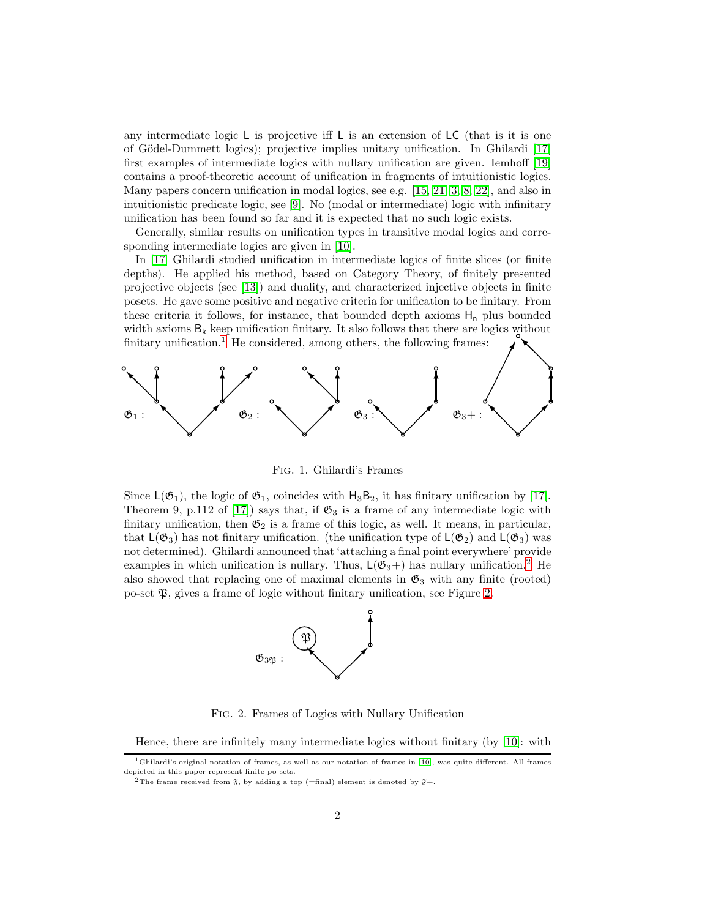any intermediate logic $\mathsf{L}$ is projective iff $\mathsf{L}$ is an extension of $\mathsf{LC}$ (that is it is one of Gödel-Dummett logics); projective implies unitary unification. In Ghilardi [17] first examples of intermediate logics with nullary unification are given. Iemhoff [19] contains a proof-theoretic account of unification in fragments of intuitionistic logics. Many papers concern unification in modal logics, see e.g. [15, 21, 3, 8, 22], and also in intuitionistic predicate logic, see [9]. No (modal or intermediate) logic with infinitary unification has been found so far and it is expected that no such logic exists.

Generally, similar results on unification types in transitive modal logics and corresponding intermediate logics are given in [10].

In [17] Ghilardi studied unification in intermediate logics of finite slices (or finite depths). He applied his method, based on Category Theory, of finitely presented projective objects (see [13]) and duality, and characterized injective objects in finite posets. He gave some positive and negative criteria for unification to be finitary. From these criteria it follows, for instance, that bounded depth axioms $\mathsf{H_n}$ plus bounded width axioms $\mathsf{B_k}$ keep unification finitary. It also follows that there are logics without finitary unification.[1] He considered, among others, the following frames:

$\mathfrak{G}_1$ : $\mathfrak{G}_2$ : $\mathfrak{G}_3$ : $\mathfrak{G}_3+$ :

FIG. 1. Ghilardi's Frames

Since $\mathsf{L}(\mathfrak{G}_1)$, the logic of $\mathfrak{G}_1$, coincides with $\mathsf{H_3B_2}$, it has finitary unification by [17]. Theorem 9, p.112 of [17]) says that, if $\mathfrak{G}_3$ is a frame of any intermediate logic with finitary unification, then $\mathfrak{G}_2$ is a frame of this logic, as well. It means, in particular, that $\mathsf{L}(\mathfrak{G}_3)$ has not finitary unification. (the unification type of $\mathsf{L}(\mathfrak{G}_2)$ and $\mathsf{L}(\mathfrak{G}_3)$ was not determined). Ghilardi announced that 'attaching a final point everywhere' provide examples in which unification is nullary. Thus, $\mathsf{L}(\mathfrak{G}_3+)$ has nullary unification.[2] He also showed that replacing one of maximal elements in $\mathfrak{G}_3$ with any finite (rooted) po-set $\mathfrak{P}$, gives a frame of logic without finitary unification, see Figure 2.

$\mathfrak{G}_{3\mathfrak{P}}$ :

FIG. 2. Frames of Logics with Nullary Unification

Hence, there are infinitely many intermediate logics without finitary (by [10]: with

[1] Ghilardi's original notation of frames, as well as our notation of frames in [10], was quite different. All frames depicted in this paper represent finite po-sets.

[2] The frame received from $\mathfrak{F}$, by adding a top (=final) element is denoted by $\mathfrak{F}+$.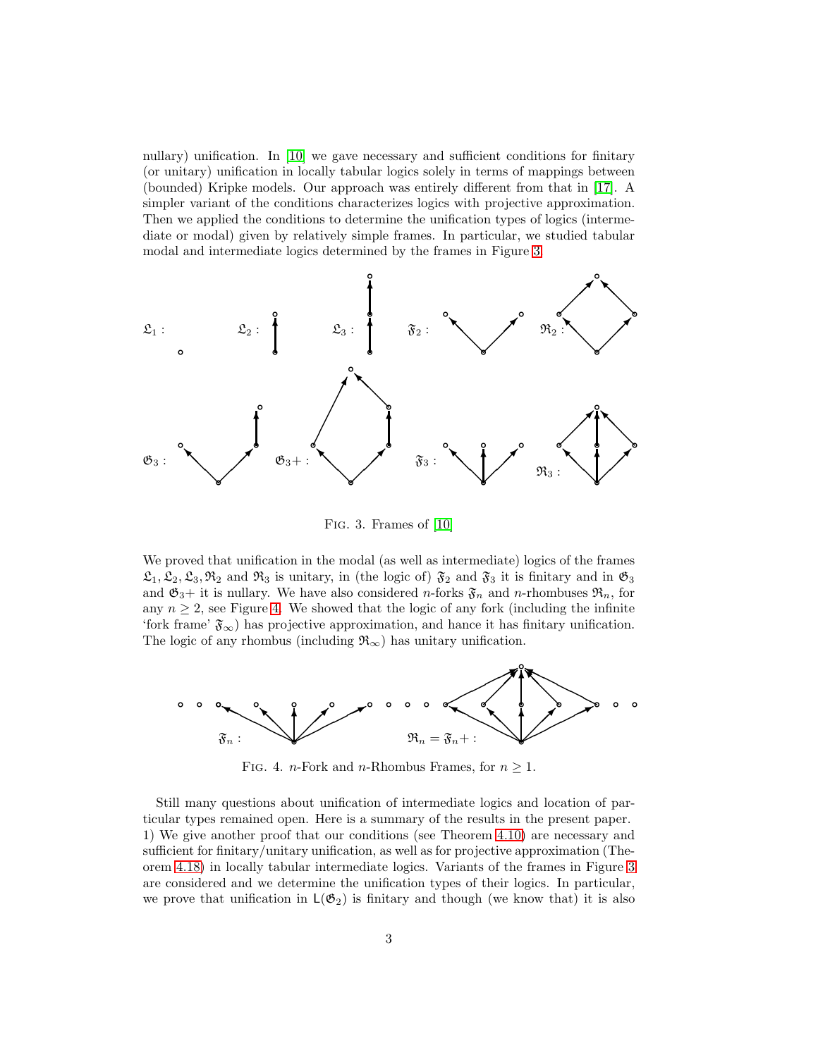nullary) unification. In [10] we gave necessary and sufficient conditions for finitary (or unitary) unification in locally tabular logics solely in terms of mappings between (bounded) Kripke models. Our approach was entirely different from that in [17]. A simpler variant of the conditions characterizes logics with projective approximation. Then we applied the conditions to determine the unification types of logics (intermediate or modal) given by relatively simple frames. In particular, we studied tabular modal and intermediate logics determined by the frames in Figure 3.

FIG. 3. Frames of [10]

We proved that unification in the modal (as well as intermediate) logics of the frames $\mathfrak{L}_1, \mathfrak{L}_2, \mathfrak{L}_3, \mathfrak{R}_2$ and $\mathfrak{R}_3$ is unitary, in (the logic of) $\mathfrak{F}_2$ and $\mathfrak{F}_3$ it is finitary and in $\mathfrak{G}_3$ and $\mathfrak{G}_3+$ it is nullary. We have also considered $n$-forks $\mathfrak{F}_n$ and $n$-rhombuses $\mathfrak{R}_n$, for any $n \geq 2$, see Figure 4. We showed that the logic of any fork (including the infinite 'fork frame' $\mathfrak{F}_\infty$) has projective approximation, and hence it has finitary unification. The logic of any rhombus (including $\mathfrak{R}_\infty$) has unitary unification.

FIG. 4. $n$-Fork and $n$-Rhombus Frames, for $n \geq 1$.

Still many questions about unification of intermediate logics and location of particular types remained open. Here is a summary of the results in the present paper.
1) We give another proof that our conditions (see Theorem 4.10) are necessary and sufficient for finitary/unitary unification, as well as for projective approximation (Theorem 4.18) in locally tabular intermediate logics. Variants of the frames in Figure 3 are considered and we determine the unification types of their logics. In particular, we prove that unification in $\mathsf{L}(\mathfrak{G}_2)$ is finitary and though (we know that) it is also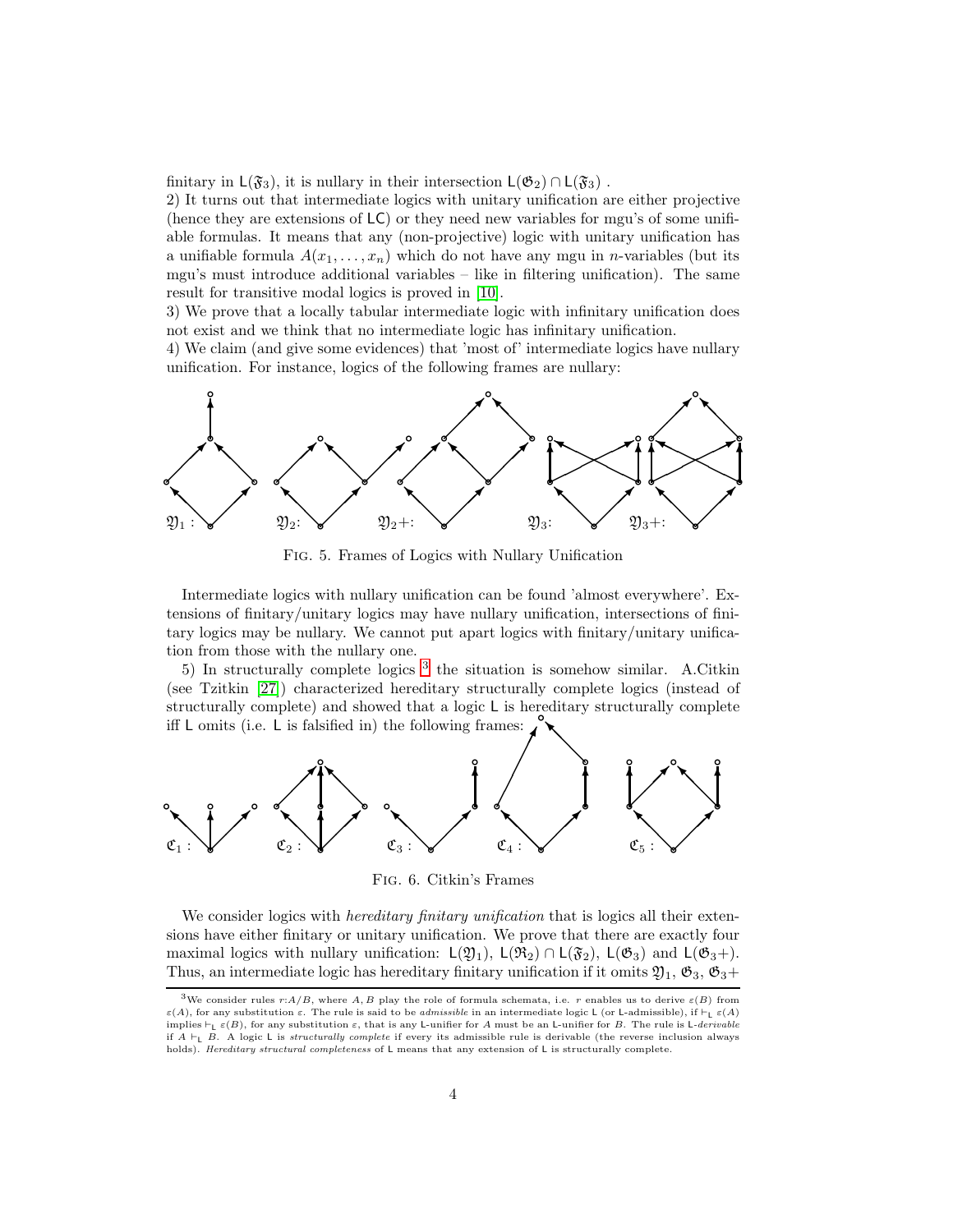finitary in $\mathsf{L}(\mathfrak{F}_3)$, it is nullary in their intersection $\mathsf{L}(\mathfrak{G}_2) \cap \mathsf{L}(\mathfrak{F}_3)$ .
2) It turns out that intermediate logics with unitary unification are either projective (hence they are extensions of $\mathsf{LC}$) or they need new variables for mgu's of some unifiable formulas. It means that any (non-projective) logic with unitary unification has a unifiable formula $A(x_1, \ldots, x_n)$ which do not have any mgu in $n$-variables (but its mgu's must introduce additional variables – like in filtering unification). The same result for transitive modal logics is proved in [10].
3) We prove that a locally tabular intermediate logic with infinitary unification does not exist and we think that no intermediate logic has infinitary unification.
4) We claim (and give some evidences) that 'most of' intermediate logics have nullary unification. For instance, logics of the following frames are nullary:

$\mathfrak{Y}_1$ : $\mathfrak{Y}_2$: $\mathfrak{Y}_2+$: $\mathfrak{Y}_3$: $\mathfrak{Y}_3+$:

Fig. 5. Frames of Logics with Nullary Unification

Intermediate logics with nullary unification can be found 'almost everywhere'. Extensions of finitary/unitary logics may have nullary unification, intersections of finitary logics may be nullary. We cannot put apart logics with finitary/unitary unification from those with the nullary one.

5) In structurally complete logics [3] the situation is somehow similar. A.Citkin (see Tzitkin [27]) characterized hereditary structurally complete logics (instead of structurally complete) and showed that a logic $\mathsf{L}$ is hereditary structurally complete iff $\mathsf{L}$ omits (i.e. $\mathsf{L}$ is falsified in) the following frames:

$\mathfrak{C}_1$ : $\mathfrak{C}_2$ : $\mathfrak{C}_3$ : $\mathfrak{C}_4$ : $\mathfrak{C}_5$ :

Fig. 6. Citkin's Frames

We consider logics with *hereditary finitary unification* that is logics all their extensions have either finitary or unitary unification. We prove that there are exactly four maximal logics with nullary unification: $\mathsf{L}(\mathfrak{Y}_1)$, $\mathsf{L}(\mathfrak{R}_2) \cap \mathsf{L}(\mathfrak{F}_2)$, $\mathsf{L}(\mathfrak{G}_3)$ and $\mathsf{L}(\mathfrak{G}_3+)$. Thus, an intermediate logic has hereditary finitary unification if it omits $\mathfrak{Y}_1$, $\mathfrak{G}_3$, $\mathfrak{G}_3+$

[3] We consider rules $r{:}A/B$, where $A, B$ play the role of formula schemata, i.e. $r$ enables us to derive $\varepsilon(B)$ from $\varepsilon(A)$, for any substitution $\varepsilon$. The rule is said to be *admissible* in an intermediate logic $\mathsf{L}$ (or $\mathsf{L}$-admissible), if $\vdash_{\mathsf{L}} \varepsilon(A)$ implies $\vdash_{\mathsf{L}} \varepsilon(B)$, for any substitution $\varepsilon$, that is any $\mathsf{L}$-unifier for $A$ must be an $\mathsf{L}$-unifier for $B$. The rule is $\mathsf{L}$-*derivable* if $A \vdash_{\mathsf{L}} B$. A logic $\mathsf{L}$ is *structurally complete* if every its admissible rule is derivable (the reverse inclusion always holds). *Hereditary structural completeness* of $\mathsf{L}$ means that any extension of $\mathsf{L}$ is structurally complete.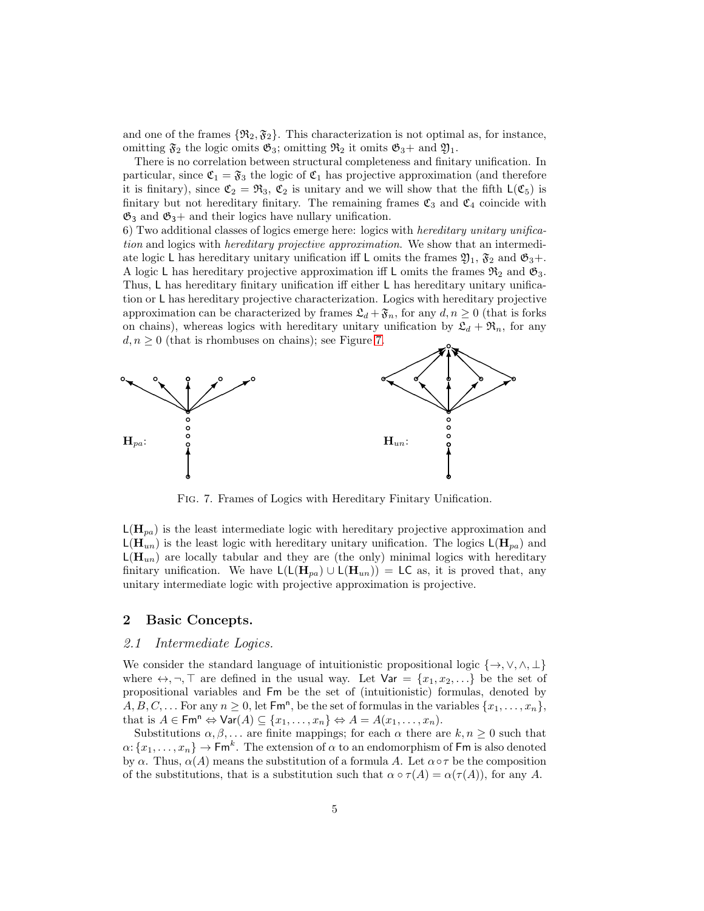and one of the frames $\{\mathfrak{R}_2, \mathfrak{F}_2\}$. This characterization is not optimal as, for instance, omitting $\mathfrak{F}_2$ the logic omits $\mathfrak{G}_3$; omitting $\mathfrak{R}_2$ it omits $\mathfrak{G}_3+$ and $\mathfrak{Y}_1$.

There is no correlation between structural completeness and finitary unification. In particular, since $\mathfrak{C}_1 = \mathfrak{F}_3$ the logic of $\mathfrak{C}_1$ has projective approximation (and therefore it is finitary), since $\mathfrak{C}_2 = \mathfrak{R}_3$, $\mathfrak{C}_2$ is unitary and we will show that the fifth $\mathsf{L}(\mathfrak{C}_5)$ is finitary but not hereditary finitary. The remaining frames $\mathfrak{C}_3$ and $\mathfrak{C}_4$ coincide with $\mathfrak{G}_3$ and $\mathfrak{G}_3+$ and their logics have nullary unification.

6) Two additional classes of logics emerge here: logics with *hereditary unitary unification* and logics with *hereditary projective approximation*. We show that an intermediate logic $\mathsf{L}$ has hereditary unitary unification iff $\mathsf{L}$ omits the frames $\mathfrak{Y}_1$, $\mathfrak{F}_2$ and $\mathfrak{G}_3+$. A logic $\mathsf{L}$ has hereditary projective approximation iff $\mathsf{L}$ omits the frames $\mathfrak{R}_2$ and $\mathfrak{G}_3$. Thus, $\mathsf{L}$ has hereditary finitary unification iff either $\mathsf{L}$ has hereditary unitary unification or $\mathsf{L}$ has hereditary projective characterization. Logics with hereditary projective approximation can be characterized by frames $\mathfrak{L}_d + \mathfrak{F}_n$, for any $d, n \geq 0$ (that is forks on chains), whereas logics with hereditary unitary unification by $\mathfrak{L}_d + \mathfrak{R}_n$, for any $d, n \geq 0$ (that is rhombuses on chains); see Figure 7.

$\mathbf{H}_{pa}$: $\mathbf{H}_{un}$:

Fig. 7. Frames of Logics with Hereditary Finitary Unification.

$\mathsf{L}(\mathbf{H}_{pa})$ is the least intermediate logic with hereditary projective approximation and $\mathsf{L}(\mathbf{H}_{un})$ is the least logic with hereditary unitary unification. The logics $\mathsf{L}(\mathbf{H}_{pa})$ and $\mathsf{L}(\mathbf{H}_{un})$ are locally tabular and they are (the only) minimal logics with hereditary finitary unification. We have $\mathsf{L}(\mathsf{L}(\mathbf{H}_{pa}) \cup \mathsf{L}(\mathbf{H}_{un})) = \mathsf{LC}$ as, it is proved that, any unitary intermediate logic with projective approximation is projective.

## 2 Basic Concepts.

### 2.1 *Intermediate Logics.*

We consider the standard language of intuitionistic propositional logic $\{\to, \vee, \wedge, \bot\}$ where $\leftrightarrow, \neg, \top$ are defined in the usual way. Let $\mathsf{Var} = \{x_1, x_2, \dots\}$ be the set of propositional variables and $\mathsf{Fm}$ be the set of (intuitionistic) formulas, denoted by $A, B, C, \dots$ For any $n \geq 0$, let $\mathsf{Fm}^\mathsf{n}$, be the set of formulas in the variables $\{x_1, \dots, x_n\}$, that is $A \in \mathsf{Fm}^\mathsf{n} \Leftrightarrow \mathsf{Var}(A) \subseteq \{x_1, \dots, x_n\} \Leftrightarrow A = A(x_1, \dots, x_n)$.

Substitutions $\alpha, \beta, \dots$ are finite mappings; for each $\alpha$ there are $k, n \geq 0$ such that $\alpha \colon \{x_1, \dots, x_n\} \to \mathsf{Fm}^k$. The extension of $\alpha$ to an endomorphism of $\mathsf{Fm}$ is also denoted by $\alpha$. Thus, $\alpha(A)$ means the substitution of a formula $A$. Let $\alpha \circ \tau$ be the composition of the substitutions, that is a substitution such that $\alpha \circ \tau(A) = \alpha(\tau(A))$, for any $A$.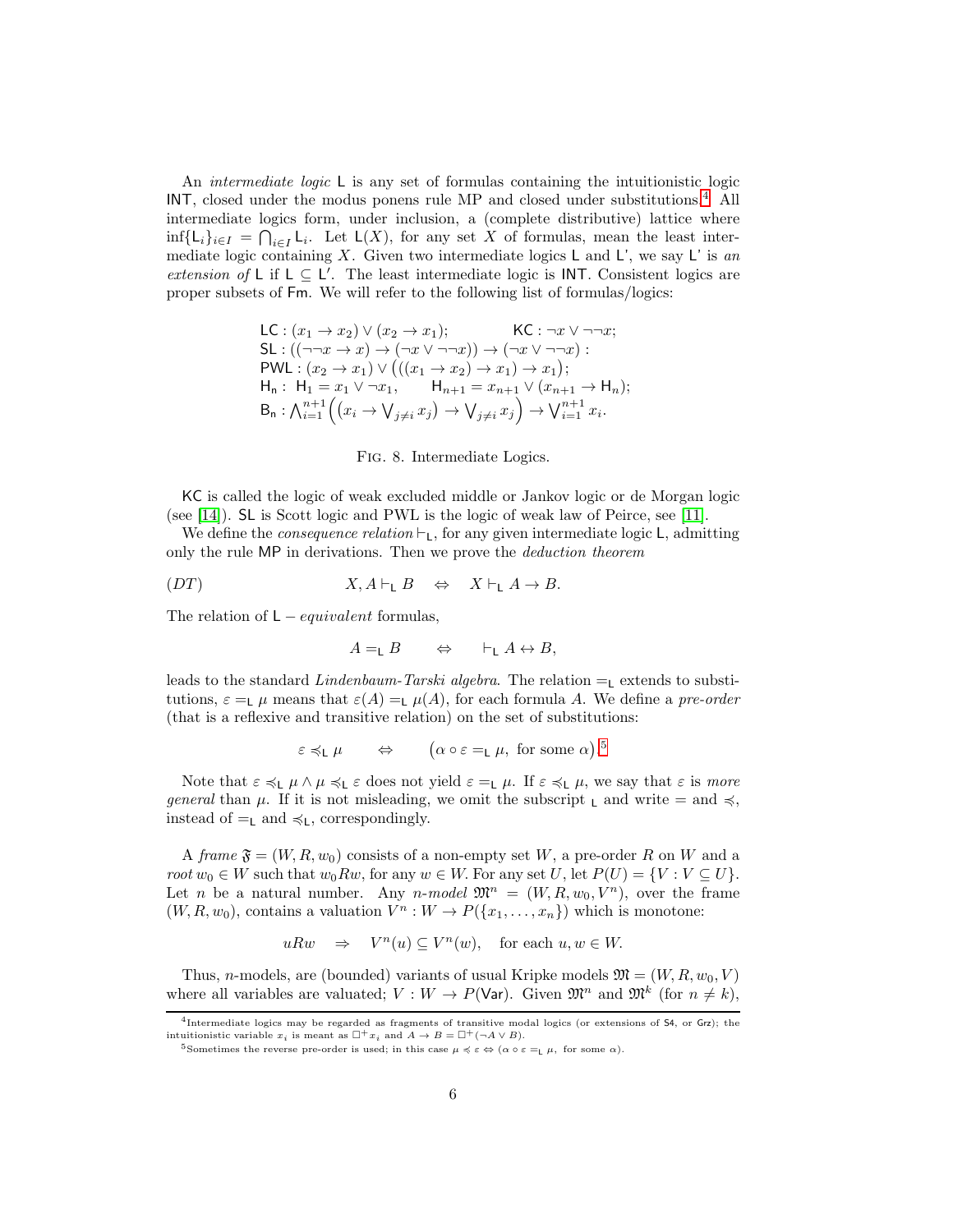An *intermediate logic* $\mathsf{L}$ is any set of formulas containing the intuitionistic logic $\mathsf{INT}$, closed under the modus ponens rule $\mathsf{MP}$ and closed under substitutions.[4] All intermediate logics form, under inclusion, a (complete distributive) lattice where $\inf\{\mathsf{L}_i\}_{i\in I} = \bigcap_{i\in I}\mathsf{L}_i$. Let $\mathsf{L}(X)$, for any set $X$ of formulas, mean the least intermediate logic containing $X$. Given two intermediate logics $\mathsf{L}$ and $\mathsf{L}'$, we say $\mathsf{L}'$ is *an extension of* $\mathsf{L}$ if $\mathsf{L} \subseteq \mathsf{L}'$. The least intermediate logic is $\mathsf{INT}$. Consistent logics are proper subsets of $\mathsf{Fm}$. We will refer to the following list of formulas/logics:

$$
\begin{array}{ll}
\mathsf{LC} : (x_1 \to x_2) \lor (x_2 \to x_1); & \mathsf{KC} : \neg x \lor \neg\neg x; \\
\mathsf{SL} : ((\neg\neg x \to x) \to (\neg x \lor \neg\neg x)) \to (\neg x \lor \neg\neg x) : & \\
\mathsf{PWL} : (x_2 \to x_1) \lor \big(((x_1 \to x_2) \to x_1) \to x_1\big); & \\
\mathsf{H_n} : \ \mathsf{H}_1 = x_1 \lor \neg x_1, \qquad \mathsf{H}_{n+1} = x_{n+1} \lor (x_{n+1} \to \mathsf{H}_n); & \\
\mathsf{B_n} : \bigwedge_{i=1}^{n+1}\Big(\big(x_i \to \bigvee_{j\neq i} x_j\big) \to \bigvee_{j\neq i} x_j\Big) \to \bigvee_{i=1}^{n+1} x_i. &
\end{array}
$$

FIG. 8. Intermediate Logics.

$\mathsf{KC}$ is called the logic of weak excluded middle or Jankov logic or de Morgan logic (see [14]). $\mathsf{SL}$ is Scott logic and PWL is the logic of weak law of Peirce, see [11].

We define the *consequence relation* $\vdash_{\mathsf{L}}$, for any given intermediate logic $\mathsf{L}$, admitting only the rule $\mathsf{MP}$ in derivations. Then we prove the *deduction theorem*

$$
(DT) \qquad\qquad X, A \vdash_{\mathsf{L}} B \quad \Leftrightarrow \quad X \vdash_{\mathsf{L}} A \to B.
$$

The relation of $\mathsf{L}-$*equivalent* formulas,

$$
A =_{\mathsf{L}} B \qquad \Leftrightarrow \qquad \vdash_{\mathsf{L}} A \leftrightarrow B,
$$

leads to the standard *Lindenbaum-Tarski algebra*. The relation $=_{\mathsf{L}}$ extends to substitutions, $\varepsilon =_{\mathsf{L}} \mu$ means that $\varepsilon(A) =_{\mathsf{L}} \mu(A)$, for each formula $A$. We define a *pre-order* (that is a reflexive and transitive relation) on the set of substitutions:

$$
\varepsilon \preccurlyeq_{\mathsf{L}} \mu \qquad \Leftrightarrow \qquad \big(\alpha \circ \varepsilon =_{\mathsf{L}} \mu, \text{ for some } \alpha\big).^{5}
$$

Note that $\varepsilon \preccurlyeq_{\mathsf{L}} \mu \land \mu \preccurlyeq_{\mathsf{L}} \varepsilon$ does not yield $\varepsilon =_{\mathsf{L}} \mu$. If $\varepsilon \preccurlyeq_{\mathsf{L}} \mu$, we say that $\varepsilon$ is *more general* than $\mu$. If it is not misleading, we omit the subscript $_{\mathsf{L}}$ and write $=$ and $\preccurlyeq$, instead of $=_{\mathsf{L}}$ and $\preccurlyeq_{\mathsf{L}}$, correspondingly.

A *frame* $\mathfrak{F} = (W, R, w_0)$ consists of a non-empty set $W$, a pre-order $R$ on $W$ and a *root* $w_0 \in W$ such that $w_0 R w$, for any $w \in W$. For any set $U$, let $P(U) = \{V : V \subseteq U\}$. Let $n$ be a natural number. Any *$n$-model* $\mathfrak{M}^n = (W, R, w_0, V^n)$, over the frame $(W, R, w_0)$, contains a valuation $V^n : W \to P(\{x_1, \ldots, x_n\})$ which is monotone:

$$
uRw \quad \Rightarrow \quad V^n(u) \subseteq V^n(w), \quad \text{for each } u, w \in W.
$$

Thus, $n$-models, are (bounded) variants of usual Kripke models $\mathfrak{M} = (W, R, w_0, V)$ where all variables are valuated; $V : W \to P(\mathsf{Var})$. Given $\mathfrak{M}^n$ and $\mathfrak{M}^k$ (for $n \neq k$),

---

[4] Intermediate logics may be regarded as fragments of transitive modal logics (or extensions of $\mathsf{S4}$, or $\mathsf{Grz}$); the intuitionistic variable $x_i$ is meant as $\Box^+ x_i$ and $A \to B = \Box^+(\neg A \lor B)$.

[5] Sometimes the reverse pre-order is used; in this case $\mu \preccurlyeq \varepsilon \Leftrightarrow (\alpha \circ \varepsilon =_{\mathsf{L}} \mu, \text{ for some } \alpha)$.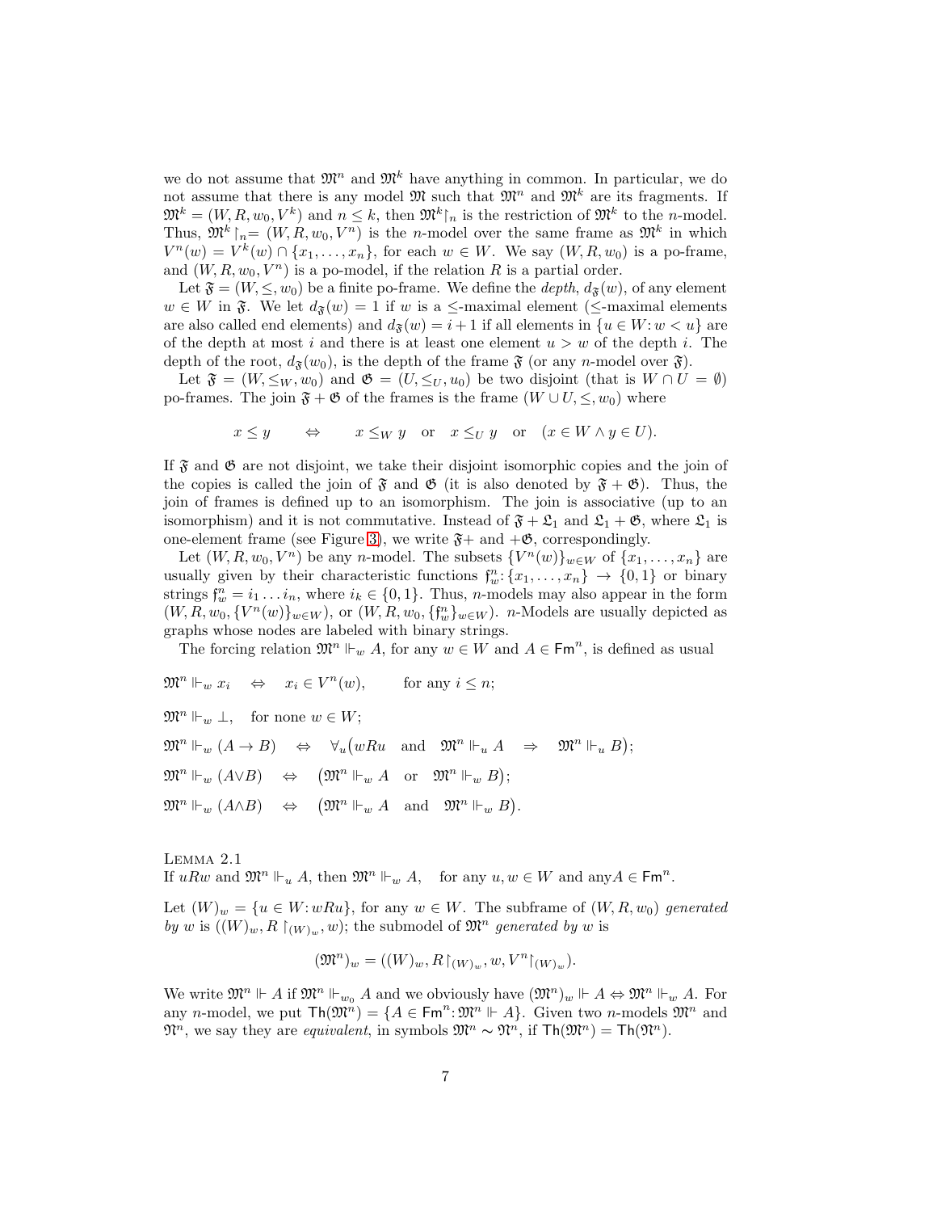we do not assume that $\mathfrak{M}^n$ and $\mathfrak{M}^k$ have anything in common. In particular, we do not assume that there is any model $\mathfrak{M}$ such that $\mathfrak{M}^n$ and $\mathfrak{M}^k$ are its fragments. If $\mathfrak{M}^k = (W, R, w_0, V^k)$ and $n \leq k$, then $\mathfrak{M}^k\!\upharpoonright_n$ is the restriction of $\mathfrak{M}^k$ to the $n$-model. Thus, $\mathfrak{M}^k\!\upharpoonright_n = (W, R, w_0, V^n)$ is the $n$-model over the same frame as $\mathfrak{M}^k$ in which $V^n(w) = V^k(w) \cap \{x_1, \ldots, x_n\}$, for each $w \in W$. We say $(W, R, w_0)$ is a po-frame, and $(W, R, w_0, V^n)$ is a po-model, if the relation $R$ is a partial order.

Let $\mathfrak{F} = (W, \leq, w_0)$ be a finite po-frame. We define the *depth*, $d_{\mathfrak{F}}(w)$, of any element $w \in W$ in $\mathfrak{F}$. We let $d_{\mathfrak{F}}(w) = 1$ if $w$ is a $\leq$-maximal element ($\leq$-maximal elements are also called end elements) and $d_{\mathfrak{F}}(w) = i+1$ if all elements in $\{u \in W : w < u\}$ are of the depth at most $i$ and there is at least one element $u > w$ of the depth $i$. The depth of the root, $d_{\mathfrak{F}}(w_0)$, is the depth of the frame $\mathfrak{F}$ (or any $n$-model over $\mathfrak{F}$).

Let $\mathfrak{F} = (W, \leq_W, w_0)$ and $\mathfrak{G} = (U, \leq_U, u_0)$ be two disjoint (that is $W \cap U = \emptyset$) po-frames. The join $\mathfrak{F} + \mathfrak{G}$ of the frames is the frame $(W \cup U, \leq, w_0)$ where

$$x \leq y \quad \Leftrightarrow \quad x \leq_W y \quad \text{or} \quad x \leq_U y \quad \text{or} \quad (x \in W \wedge y \in U).$$

If $\mathfrak{F}$ and $\mathfrak{G}$ are not disjoint, we take their disjoint isomorphic copies and the join of the copies is called the join of $\mathfrak{F}$ and $\mathfrak{G}$ (it is also denoted by $\mathfrak{F} + \mathfrak{G}$). Thus, the join of frames is defined up to an isomorphism. The join is associative (up to an isomorphism) and it is not commutative. Instead of $\mathfrak{F} + \mathfrak{L}_1$ and $\mathfrak{L}_1 + \mathfrak{G}$, where $\mathfrak{L}_1$ is one-element frame (see Figure 3), we write $\mathfrak{F}+$ and $+\mathfrak{G}$, correspondingly.

Let $(W, R, w_0, V^n)$ be any $n$-model. The subsets $\{V^n(w)\}_{w \in W}$ of $\{x_1, \ldots, x_n\}$ are usually given by their characteristic functions $\mathfrak{f}^n_w : \{x_1, \ldots, x_n\} \to \{0, 1\}$ or binary strings $\mathfrak{f}^n_w = i_1 \ldots i_n$, where $i_k \in \{0, 1\}$. Thus, $n$-models may also appear in the form $(W, R, w_0, \{V^n(w)\}_{w \in W})$, or $(W, R, w_0, \{\mathfrak{f}^n_w\}_{w \in W})$. $n$-Models are usually depicted as graphs whose nodes are labeled with binary strings.

The forcing relation $\mathfrak{M}^n \Vdash_w A$, for any $w \in W$ and $A \in \mathsf{Fm}^n$, is defined as usual

$$\mathfrak{M}^n \Vdash_w x_i \quad \Leftrightarrow \quad x_i \in V^n(w), \qquad \text{for any } i \leq n;$$

$$\mathfrak{M}^n \Vdash_w \bot, \quad \text{for none } w \in W;$$

$$\mathfrak{M}^n \Vdash_w (A \to B) \quad \Leftrightarrow \quad \forall_u \big(wRu \quad \text{and} \quad \mathfrak{M}^n \Vdash_u A \quad \Rightarrow \quad \mathfrak{M}^n \Vdash_u B\big);$$

$$\mathfrak{M}^n \Vdash_w (A \vee B) \quad \Leftrightarrow \quad \big(\mathfrak{M}^n \Vdash_w A \quad \text{or} \quad \mathfrak{M}^n \Vdash_w B\big);$$

$$\mathfrak{M}^n \Vdash_w (A \wedge B) \quad \Leftrightarrow \quad \big(\mathfrak{M}^n \Vdash_w A \quad \text{and} \quad \mathfrak{M}^n \Vdash_w B\big).$$

LEMMA 2.1
If $uRw$ and $\mathfrak{M}^n \Vdash_u A$, then $\mathfrak{M}^n \Vdash_w A$, for any $u, w \in W$ and any $A \in \mathsf{Fm}^n$.

Let $(W)_w = \{u \in W : wRu\}$, for any $w \in W$. The subframe of $(W, R, w_0)$ *generated by* $w$ is $((W)_w, R\!\upharpoonright_{(W)_w}, w)$; the submodel of $\mathfrak{M}^n$ *generated by* $w$ is

$$(\mathfrak{M}^n)_w = ((W)_w, R\!\upharpoonright_{(W)_w}, w, V^n\!\upharpoonright_{(W)_w}).$$

We write $\mathfrak{M}^n \Vdash A$ if $\mathfrak{M}^n \Vdash_{w_0} A$ and we obviously have $(\mathfrak{M}^n)_w \Vdash A \Leftrightarrow \mathfrak{M}^n \Vdash_w A$. For any $n$-model, we put $\mathsf{Th}(\mathfrak{M}^n) = \{A \in \mathsf{Fm}^n : \mathfrak{M}^n \Vdash A\}$. Given two $n$-models $\mathfrak{M}^n$ and $\mathfrak{N}^n$, we say they are *equivalent*, in symbols $\mathfrak{M}^n \sim \mathfrak{N}^n$, if $\mathsf{Th}(\mathfrak{M}^n) = \mathsf{Th}(\mathfrak{N}^n)$.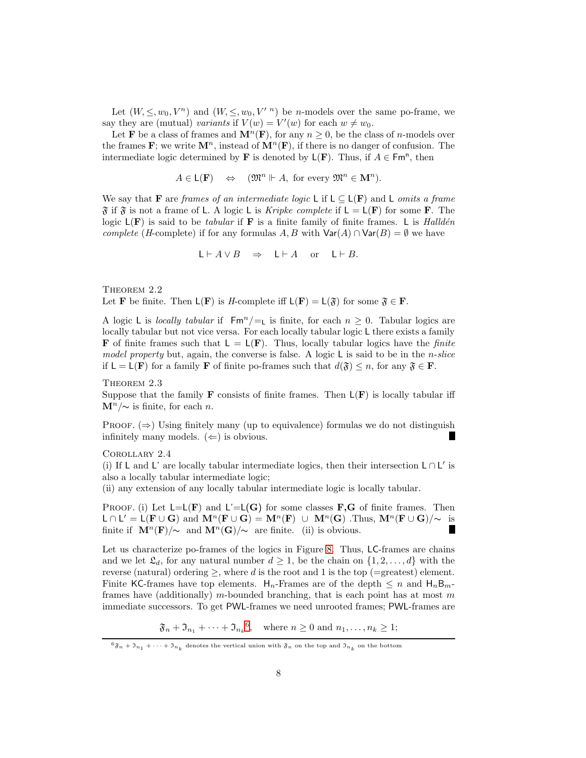Let $(W, \leq, w_0, V^n)$ and $(W, \leq, w_0, V'^{\,n})$ be $n$-models over the same po-frame, we say they are (mutual) *variants* if $V(w) = V'(w)$ for each $w \neq w_0$.

Let $\mathbf{F}$ be a class of frames and $\mathbf{M}^n(\mathbf{F})$, for any $n \geq 0$, be the class of $n$-models over the frames $\mathbf{F}$; we write $\mathbf{M}^n$, instead of $\mathbf{M}^n(\mathbf{F})$, if there is no danger of confusion. The intermediate logic determined by $\mathbf{F}$ is denoted by $\mathsf{L}(\mathbf{F})$. Thus, if $A \in \mathsf{Fm}^n$, then

$$A \in \mathsf{L}(\mathbf{F}) \quad \Leftrightarrow \quad (\mathfrak{M}^n \Vdash A, \text{ for every } \mathfrak{M}^n \in \mathbf{M}^n).$$

We say that $\mathbf{F}$ are *frames of an intermediate logic* $\mathsf{L}$ if $\mathsf{L} \subseteq \mathsf{L}(\mathbf{F})$ and $\mathsf{L}$ *omits a frame* $\mathfrak{F}$ if $\mathfrak{F}$ is not a frame of $\mathsf{L}$. A logic $\mathsf{L}$ is *Kripke complete* if $\mathsf{L} = \mathsf{L}(\mathbf{F})$ for some $\mathbf{F}$. The logic $\mathsf{L}(\mathbf{F})$ is said to be *tabular* if $\mathbf{F}$ is a finite family of finite frames. $\mathsf{L}$ is *Halldén complete* (*H*-complete) if for any formulas $A, B$ with $\mathsf{Var}(A) \cap \mathsf{Var}(B) = \emptyset$ we have

$$\mathsf{L} \vdash A \vee B \quad \Rightarrow \quad \mathsf{L} \vdash A \quad \text{or} \quad \mathsf{L} \vdash B.$$

Theorem 2.2
Let $\mathbf{F}$ be finite. Then $\mathsf{L}(\mathbf{F})$ is *H*-complete iff $\mathsf{L}(\mathbf{F}) = \mathsf{L}(\mathfrak{F})$ for some $\mathfrak{F} \in \mathbf{F}$.

A logic $\mathsf{L}$ is *locally tabular* if $\mathsf{Fm}^n/{=_\mathsf{L}}$ is finite, for each $n \geq 0$. Tabular logics are locally tabular but not vice versa. For each locally tabular logic $\mathsf{L}$ there exists a family $\mathbf{F}$ of finite frames such that $\mathsf{L} = \mathsf{L}(\mathbf{F})$. Thus, locally tabular logics have the *finite model property* but, again, the converse is false. A logic $\mathsf{L}$ is said to be in the *n-slice* if $\mathsf{L} = \mathsf{L}(\mathbf{F})$ for a family $\mathbf{F}$ of finite po-frames such that $d(\mathfrak{F}) \leq n$, for any $\mathfrak{F} \in \mathbf{F}$.

Theorem 2.3
Suppose that the family $\mathbf{F}$ consists of finite frames. Then $\mathsf{L}(\mathbf{F})$ is locally tabular iff $\mathbf{M}^n/{\sim}$ is finite, for each $n$.

Proof. ($\Rightarrow$) Using finitely many (up to equivalence) formulas we do not distinguish infinitely many models. ($\Leftarrow$) is obvious. ∎

Corollary 2.4
(i) If $\mathsf{L}$ and $\mathsf{L}'$ are locally tabular intermediate logics, then their intersection $\mathsf{L} \cap \mathsf{L}'$ is also a locally tabular intermediate logic;
(ii) any extension of any locally tabular intermediate logic is locally tabular.

Proof. (i) Let $\mathsf{L}$=$\mathsf{L}(\mathbf{F})$ and $\mathsf{L}'$=$\mathsf{L}(\mathbf{G})$ for some classes $\mathbf{F}$,$\mathbf{G}$ of finite frames. Then $\mathsf{L} \cap \mathsf{L}' = \mathsf{L}(\mathbf{F} \cup \mathbf{G})$ and $\mathbf{M}^n(\mathbf{F} \cup \mathbf{G}) = \mathbf{M}^n(\mathbf{F}) \ \cup \ \mathbf{M}^n(\mathbf{G})$ .Thus, $\mathbf{M}^n(\mathbf{F} \cup \mathbf{G})/{\sim}$ is finite if $\mathbf{M}^n(\mathbf{F})/{\sim}$ and $\mathbf{M}^n(\mathbf{G})/{\sim}$ are finite. (ii) is obvious. ∎

Let us characterize po-frames of the logics in Figure 8. Thus, $\mathsf{LC}$-frames are chains and we let $\mathfrak{L}_d$, for any natural number $d \geq 1$, be the chain on $\{1, 2, \ldots, d\}$ with the reverse (natural) ordering $\geq$, where $d$ is the root and 1 is the top (=greatest) element. Finite $\mathsf{KC}$-frames have top elements. $\mathsf{H}_n$-Frames are of the depth $\leq n$ and $\mathsf{H}_n\mathsf{B}_m$-frames have (additionally) $m$-bounded branching, that is each point has at most $m$ immediate successors. To get $\mathsf{PWL}$-frames we need unrooted frames; $\mathsf{PWL}$-frames are

$$\mathfrak{F}_n + \mathfrak{I}_{n_1} + \cdots + \mathfrak{I}_{n_k}\text{[6]}, \quad \text{where } n \geq 0 \text{ and } n_1, \ldots, n_k \geq 1;$$

[6] $\mathfrak{F}_n + \mathfrak{I}_{n_1} + \cdots + \mathfrak{I}_{n_k}$ denotes the vertical union with $\mathfrak{F}_n$ on the top and $\mathfrak{I}_{n_k}$ on the bottom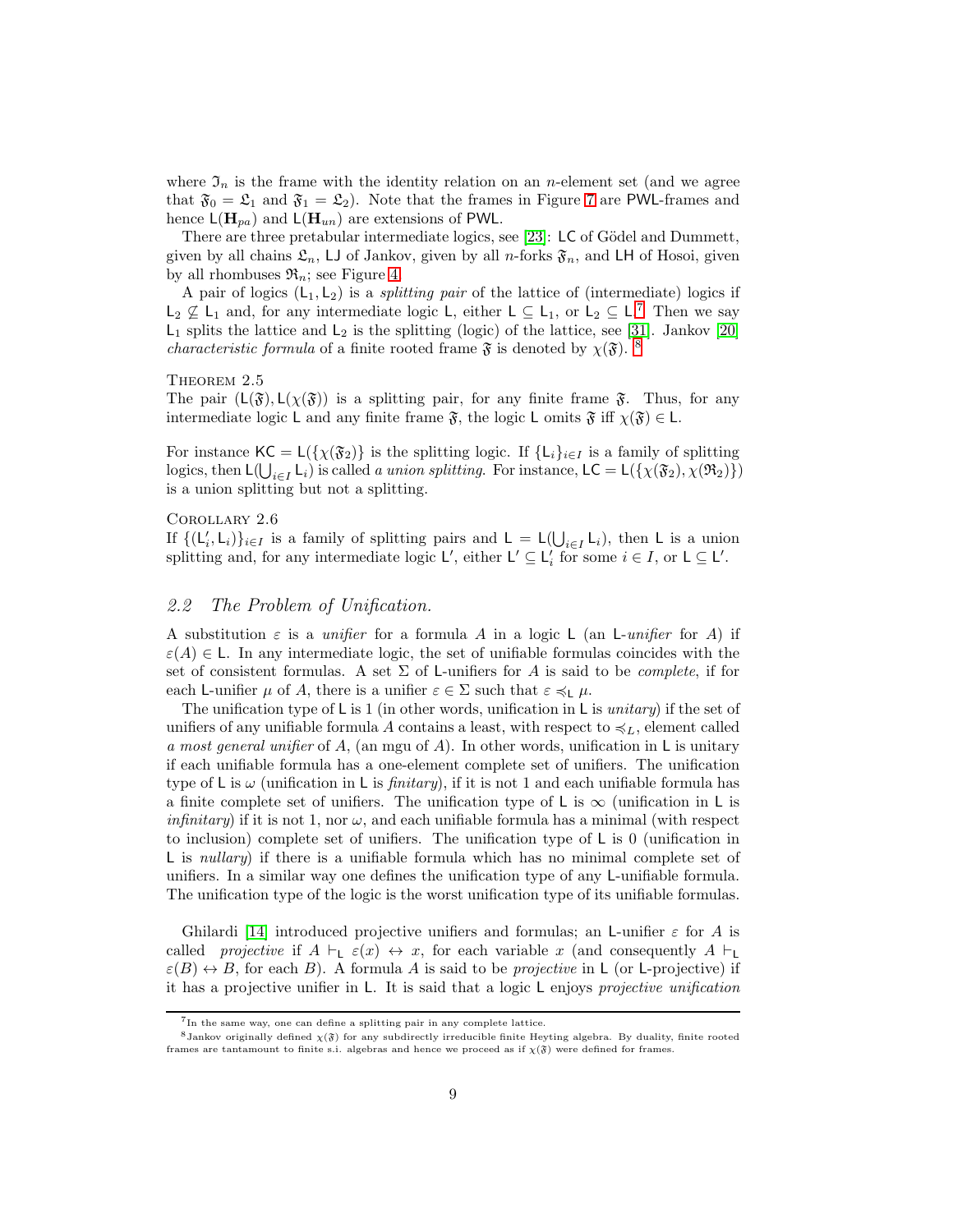where $\mathfrak{I}_n$ is the frame with the identity relation on an $n$-element set (and we agree that $\mathfrak{F}_0 = \mathfrak{L}_1$ and $\mathfrak{F}_1 = \mathfrak{L}_2$). Note that the frames in Figure 7 are PWL-frames and hence $\mathsf{L}(\mathbf{H}_{pa})$ and $\mathsf{L}(\mathbf{H}_{un})$ are extensions of PWL.

There are three pretabular intermediate logics, see [23]: LC of Gödel and Dummett, given by all chains $\mathfrak{L}_n$, LJ of Jankov, given by all $n$-forks $\mathfrak{F}_n$, and LH of Hosoi, given by all rhombuses $\mathfrak{R}_n$; see Figure 4.

A pair of logics $(\mathsf{L}_1, \mathsf{L}_2)$ is a *splitting pair* of the lattice of (intermediate) logics if $\mathsf{L}_2 \not\subseteq \mathsf{L}_1$ and, for any intermediate logic $\mathsf{L}$, either $\mathsf{L} \subseteq \mathsf{L}_1$, or $\mathsf{L}_2 \subseteq \mathsf{L}$.[7] Then we say $\mathsf{L}_1$ splits the lattice and $\mathsf{L}_2$ is the splitting (logic) of the lattice, see [31]. Jankov [20] *characteristic formula* of a finite rooted frame $\mathfrak{F}$ is denoted by $\chi(\mathfrak{F})$. [8]

Theorem 2.5

The pair $(\mathsf{L}(\mathfrak{F}), \mathsf{L}(\chi(\mathfrak{F}))$ is a splitting pair, for any finite frame $\mathfrak{F}$. Thus, for any intermediate logic $\mathsf{L}$ and any finite frame $\mathfrak{F}$, the logic $\mathsf{L}$ omits $\mathfrak{F}$ iff $\chi(\mathfrak{F}) \in \mathsf{L}$.

For instance $\mathsf{KC} = \mathsf{L}(\{\chi(\mathfrak{F}_2)\}$ is the splitting logic. If $\{\mathsf{L}_i\}_{i\in I}$ is a family of splitting logics, then $\mathsf{L}(\bigcup_{i\in I} \mathsf{L}_i)$ is called *a union splitting*. For instance, $\mathsf{LC} = \mathsf{L}(\{\chi(\mathfrak{F}_2), \chi(\mathfrak{R}_2)\})$ is a union splitting but not a splitting.

Corollary 2.6

If $\{(\mathsf{L}'_i, \mathsf{L}_i)\}_{i\in I}$ is a family of splitting pairs and $\mathsf{L} = \mathsf{L}(\bigcup_{i\in I} \mathsf{L}_i)$, then $\mathsf{L}$ is a union splitting and, for any intermediate logic $\mathsf{L}'$, either $\mathsf{L}' \subseteq \mathsf{L}'_i$ for some $i \in I$, or $\mathsf{L} \subseteq \mathsf{L}'$.

## *2.2 The Problem of Unification.*

A substitution $\varepsilon$ is a *unifier* for a formula $A$ in a logic $\mathsf{L}$ (an $\mathsf{L}$-*unifier* for $A$) if $\varepsilon(A) \in \mathsf{L}$. In any intermediate logic, the set of unifiable formulas coincides with the set of consistent formulas. A set $\Sigma$ of $\mathsf{L}$-unifiers for $A$ is said to be *complete*, if for each $\mathsf{L}$-unifier $\mu$ of $A$, there is a unifier $\varepsilon \in \Sigma$ such that $\varepsilon \preccurlyeq_{\mathsf{L}} \mu$.

The unification type of $\mathsf{L}$ is 1 (in other words, unification in $\mathsf{L}$ is *unitary*) if the set of unifiers of any unifiable formula $A$ contains a least, with respect to $\preccurlyeq_L$, element called *a most general unifier* of $A$, (an mgu of $A$). In other words, unification in $\mathsf{L}$ is unitary if each unifiable formula has a one-element complete set of unifiers. The unification type of $\mathsf{L}$ is $\omega$ (unification in $\mathsf{L}$ is *finitary*), if it is not 1 and each unifiable formula has a finite complete set of unifiers. The unification type of $\mathsf{L}$ is $\infty$ (unification in $\mathsf{L}$ is *infinitary*) if it is not 1, nor $\omega$, and each unifiable formula has a minimal (with respect to inclusion) complete set of unifiers. The unification type of $\mathsf{L}$ is 0 (unification in $\mathsf{L}$ is *nullary*) if there is a unifiable formula which has no minimal complete set of unifiers. In a similar way one defines the unification type of any $\mathsf{L}$-unifiable formula. The unification type of the logic is the worst unification type of its unifiable formulas.

Ghilardi [14] introduced projective unifiers and formulas; an $\mathsf{L}$-unifier $\varepsilon$ for $A$ is called *projective* if $A \vdash_{\mathsf{L}} \varepsilon(x) \leftrightarrow x$, for each variable $x$ (and consequently $A \vdash_{\mathsf{L}} \varepsilon(B) \leftrightarrow B$, for each $B$). A formula $A$ is said to be *projective* in $\mathsf{L}$ (or $\mathsf{L}$-projective) if it has a projective unifier in $\mathsf{L}$. It is said that a logic $\mathsf{L}$ enjoys *projective unification*

[7] In the same way, one can define a splitting pair in any complete lattice.

[8] Jankov originally defined $\chi(\mathfrak{F})$ for any subdirectly irreducible finite Heyting algebra. By duality, finite rooted frames are tantamount to finite s.i. algebras and hence we proceed as if $\chi(\mathfrak{F})$ were defined for frames.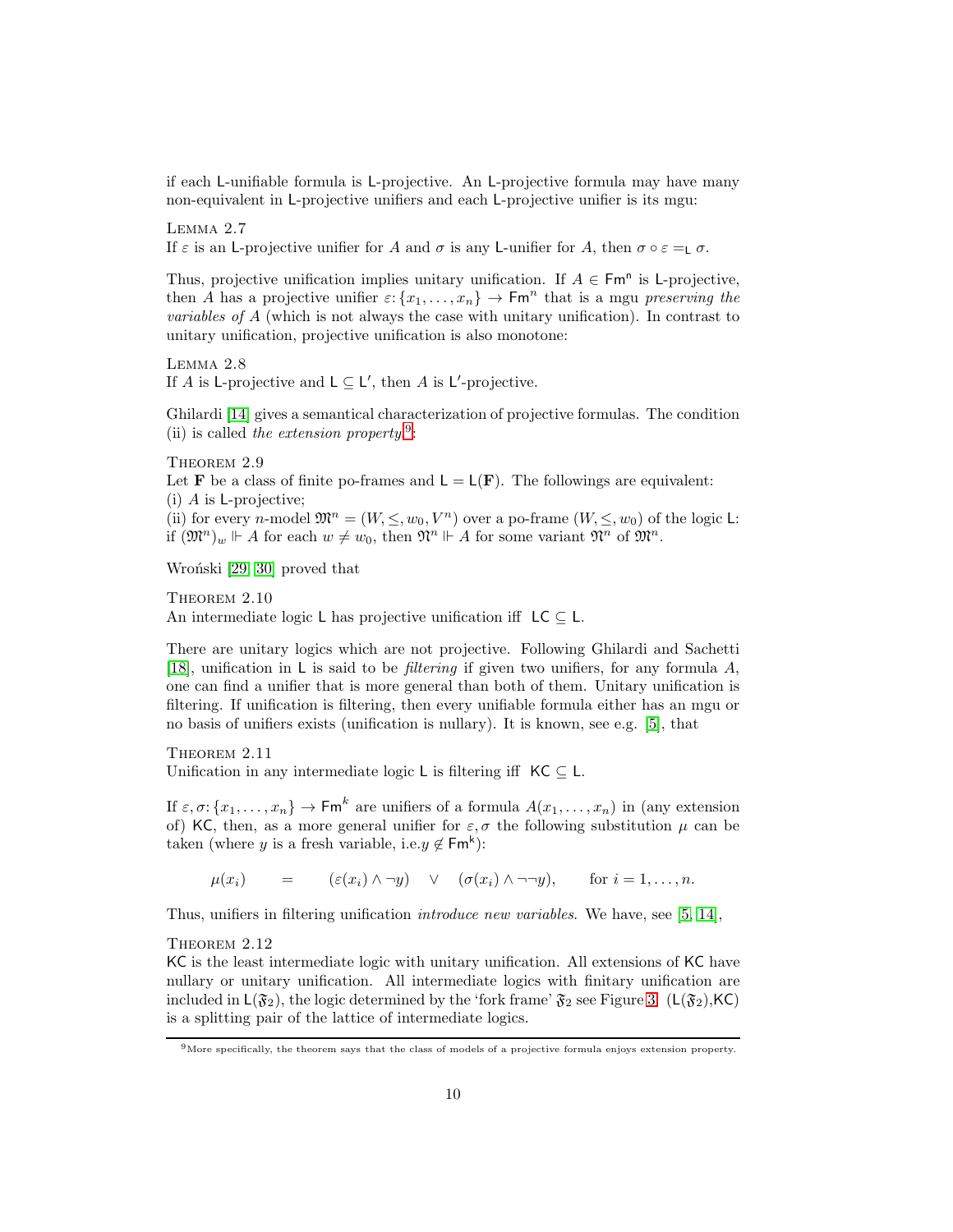if each L-unifiable formula is L-projective. An L-projective formula may have many non-equivalent in L-projective unifiers and each L-projective unifier is its mgu:

Lemma 2.7
If $\varepsilon$ is an L-projective unifier for $A$ and $\sigma$ is any L-unifier for $A$, then $\sigma \circ \varepsilon =_{\mathsf{L}} \sigma$.

Thus, projective unification implies unitary unification. If $A \in \mathsf{Fm}^{\mathsf{n}}$ is L-projective, then $A$ has a projective unifier $\varepsilon\colon \{x_1, \ldots, x_n\} \to \mathsf{Fm}^n$ that is a mgu *preserving the variables of* $A$ (which is not always the case with unitary unification). In contrast to unitary unification, projective unification is also monotone:

Lemma 2.8
If $A$ is L-projective and $\mathsf{L} \subseteq \mathsf{L}'$, then $A$ is $\mathsf{L}'$-projective.

Ghilardi [14] gives a semantical characterization of projective formulas. The condition (ii) is called *the extension property*[9]:

Theorem 2.9
Let $\mathbf{F}$ be a class of finite po-frames and $\mathsf{L} = \mathsf{L}(\mathbf{F})$. The followings are equivalent:
(i) $A$ is L-projective;
(ii) for every $n$-model $\mathfrak{M}^n = (W, \leq, w_0, V^n)$ over a po-frame $(W, \leq, w_0)$ of the logic L: if $(\mathfrak{M}^n)_w \Vdash A$ for each $w \neq w_0$, then $\mathfrak{N}^n \Vdash A$ for some variant $\mathfrak{N}^n$ of $\mathfrak{M}^n$.

Wroński [29, 30] proved that

Theorem 2.10
An intermediate logic L has projective unification iff $\mathsf{LC} \subseteq \mathsf{L}$.

There are unitary logics which are not projective. Following Ghilardi and Sachetti [18], unification in L is said to be *filtering* if given two unifiers, for any formula $A$, one can find a unifier that is more general than both of them. Unitary unification is filtering. If unification is filtering, then every unifiable formula either has an mgu or no basis of unifiers exists (unification is nullary). It is known, see e.g. [5], that

Theorem 2.11
Unification in any intermediate logic L is filtering iff $\mathsf{KC} \subseteq \mathsf{L}$.

If $\varepsilon, \sigma\colon \{x_1, \ldots, x_n\} \to \mathsf{Fm}^k$ are unifiers of a formula $A(x_1, \ldots, x_n)$ in (any extension of) KC, then, as a more general unifier for $\varepsilon, \sigma$ the following substitution $\mu$ can be taken (where $y$ is a fresh variable, i.e.$y \notin \mathsf{Fm}^{\mathsf{k}}$):

$$\mu(x_i) \qquad = \qquad (\varepsilon(x_i) \land \neg y) \quad \lor \quad (\sigma(x_i) \land \neg\neg y), \qquad \text{for } i = 1, \ldots, n.$$

Thus, unifiers in filtering unification *introduce new variables*. We have, see [5, 14],

Theorem 2.12
KC is the least intermediate logic with unitary unification. All extensions of KC have nullary or unitary unification. All intermediate logics with finitary unification are included in $\mathsf{L}(\mathfrak{F}_2)$, the logic determined by the 'fork frame' $\mathfrak{F}_2$ see Figure 3. ($\mathsf{L}(\mathfrak{F}_2)$,KC) is a splitting pair of the lattice of intermediate logics.

[9] More specifically, the theorem says that the class of models of a projective formula enjoys extension property.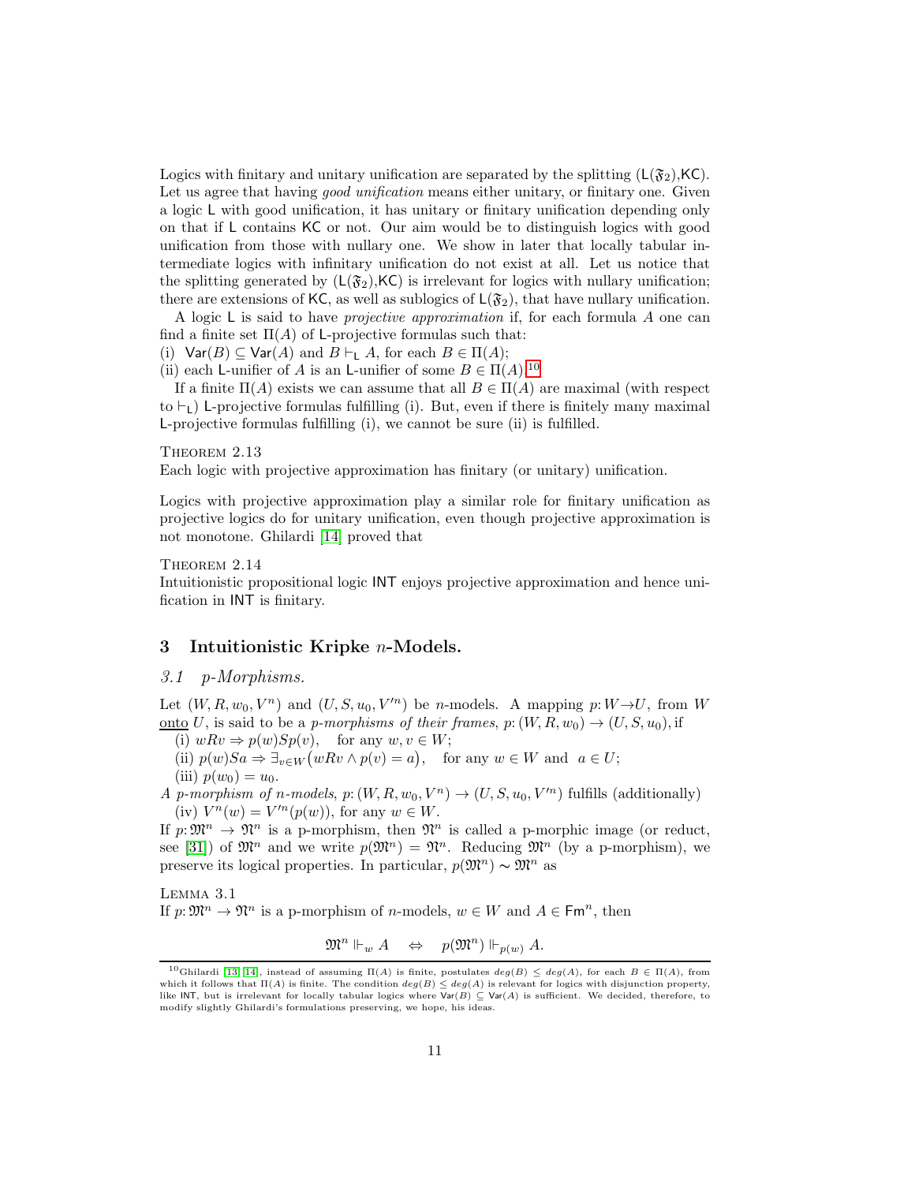Logics with finitary and unitary unification are separated by the splitting $(\mathsf{L}(\mathfrak{F}_2),\mathsf{KC})$. Let us agree that having *good unification* means either unitary, or finitary one. Given a logic $\mathsf{L}$ with good unification, it has unitary or finitary unification depending only on that if $\mathsf{L}$ contains $\mathsf{KC}$ or not. Our aim would be to distinguish logics with good unification from those with nullary one. We show in later that locally tabular intermediate logics with infinitary unification do not exist at all. Let us notice that the splitting generated by $(\mathsf{L}(\mathfrak{F}_2),\mathsf{KC})$ is irrelevant for logics with nullary unification; there are extensions of $\mathsf{KC}$, as well as sublogics of $\mathsf{L}(\mathfrak{F}_2)$, that have nullary unification.

A logic $\mathsf{L}$ is said to have *projective approximation* if, for each formula $A$ one can find a finite set $\Pi(A)$ of $\mathsf{L}$-projective formulas such that:

(i) $\mathsf{Var}(B) \subseteq \mathsf{Var}(A)$ and $B \vdash_{\mathsf{L}} A$, for each $B \in \Pi(A)$;

(ii) each $\mathsf{L}$-unifier of $A$ is an $\mathsf{L}$-unifier of some $B \in \Pi(A)$.[10]

If a finite $\Pi(A)$ exists we can assume that all $B \in \Pi(A)$ are maximal (with respect to $\vdash_{\mathsf{L}}$) $\mathsf{L}$-projective formulas fulfilling (i). But, even if there is finitely many maximal $\mathsf{L}$-projective formulas fulfilling (i), we cannot be sure (ii) is fulfilled.

Theorem 2.13
Each logic with projective approximation has finitary (or unitary) unification.

Logics with projective approximation play a similar role for finitary unification as projective logics do for unitary unification, even though projective approximation is not monotone. Ghilardi [14] proved that

Theorem 2.14
Intuitionistic propositional logic $\mathsf{INT}$ enjoys projective approximation and hence unification in $\mathsf{INT}$ is finitary.

# 3 Intuitionistic Kripke $n$-Models.

## 3.1 p-Morphisms.

Let $(W, R, w_0, V^n)$ and $(U, S, u_0, V'^n)$ be $n$-models. A mapping $p\colon W \to U$, from $W$ onto $U$, is said to be a *p-morphisms of their frames*, $p\colon (W, R, w_0) \to (U, S, u_0)$, if

(i) $wRv \Rightarrow p(w)Sp(v)$, for any $w, v \in W$;

(ii) $p(w)Sa \Rightarrow \exists_{v \in W}\big(wRv \land p(v) = a\big)$, for any $w \in W$ and $a \in U$;

(iii) $p(w_0) = u_0$.

*A p-morphism of n-models*, $p\colon (W, R, w_0, V^n) \to (U, S, u_0, V'^n)$ fulfills (additionally)

(iv) $V^n(w) = V'^n(p(w))$, for any $w \in W$.

If $p\colon \mathfrak{M}^n \to \mathfrak{N}^n$ is a p-morphism, then $\mathfrak{N}^n$ is called a p-morphic image (or reduct, see [31]) of $\mathfrak{M}^n$ and we write $p(\mathfrak{M}^n) = \mathfrak{N}^n$. Reducing $\mathfrak{M}^n$ (by a p-morphism), we preserve its logical properties. In particular, $p(\mathfrak{M}^n) \sim \mathfrak{M}^n$ as

Lemma 3.1
If $p\colon \mathfrak{M}^n \to \mathfrak{N}^n$ is a p-morphism of $n$-models, $w \in W$ and $A \in \mathsf{Fm}^n$, then

$$\mathfrak{M}^n \Vdash_w A \quad \Leftrightarrow \quad p(\mathfrak{M}^n) \Vdash_{p(w)} A.$$

[10] Ghilardi [13, 14], instead of assuming $\Pi(A)$ is finite, postulates $deg(B) \leq deg(A)$, for each $B \in \Pi(A)$, from which it follows that $\Pi(A)$ is finite. The condition $deg(B) \leq deg(A)$ is relevant for logics with disjunction property, like $\mathsf{INT}$, but is irrelevant for locally tabular logics where $\mathsf{Var}(B) \subseteq \mathsf{Var}(A)$ is sufficient. We decided, therefore, to modify slightly Ghilardi's formulations preserving, we hope, his ideas.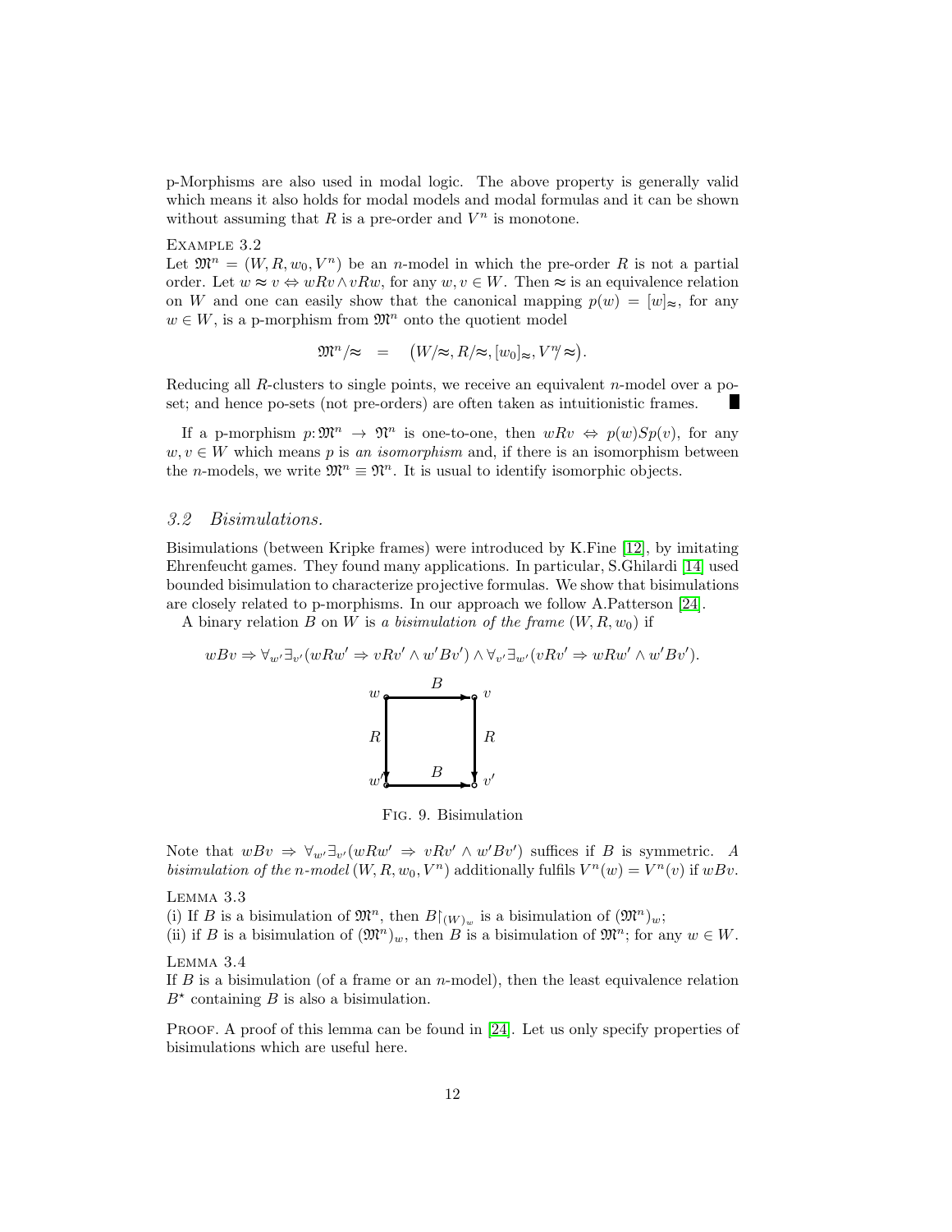p-Morphisms are also used in modal logic. The above property is generally valid which means it also holds for modal models and modal formulas and it can be shown without assuming that $R$ is a pre-order and $V^n$ is monotone.

Example 3.2

Let $\mathfrak{M}^n = (W, R, w_0, V^n)$ be an $n$-model in which the pre-order $R$ is not a partial order. Let $w \approx v \Leftrightarrow wRv \wedge vRw$, for any $w, v \in W$. Then $\approx$ is an equivalence relation on $W$ and one can easily show that the canonical mapping $p(w) = [w]_\approx$, for any $w \in W$, is a p-morphism from $\mathfrak{M}^n$ onto the quotient model

$$\mathfrak{M}^n/\!\approx \quad = \quad \big(W/\!\approx, R/\!\approx, [w_0]_\approx, V^n\!/\!\approx\big).$$

Reducing all $R$-clusters to single points, we receive an equivalent $n$-model over a po-set; and hence po-sets (not pre-orders) are often taken as intuitionistic frames. ∎

If a p-morphism $p\colon \mathfrak{M}^n \to \mathfrak{N}^n$ is one-to-one, then $wRv \Leftrightarrow p(w)Sp(v)$, for any $w, v \in W$ which means $p$ is *an isomorphism* and, if there is an isomorphism between the $n$-models, we write $\mathfrak{M}^n \equiv \mathfrak{N}^n$. It is usual to identify isomorphic objects.

### 3.2 Bisimulations.

Bisimulations (between Kripke frames) were introduced by K.Fine [12], by imitating Ehrenfeucht games. They found many applications. In particular, S.Ghilardi [14] used bounded bisimulation to characterize projective formulas. We show that bisimulations are closely related to p-morphisms. In our approach we follow A.Patterson [24].

A binary relation $B$ on $W$ is *a bisimulation of the frame* $(W, R, w_0)$ if

$$wBv \Rightarrow \forall_{w'}\exists_{v'}(wRw' \Rightarrow vRv' \wedge w'Bv') \wedge \forall_{v'}\exists_{w'}(vRv' \Rightarrow wRw' \wedge w'Bv').$$

Fig. 9. Bisimulation

Note that $wBv \Rightarrow \forall_{w'}\exists_{v'}(wRw' \Rightarrow vRv' \wedge w'Bv')$ suffices if $B$ is symmetric. *A bisimulation of the $n$-model* $(W, R, w_0, V^n)$ additionally fulfils $V^n(w) = V^n(v)$ if $wBv$.

Lemma 3.3

(i) If $B$ is a bisimulation of $\mathfrak{M}^n$, then $B{\restriction}_{(W)_w}$ is a bisimulation of $(\mathfrak{M}^n)_w$;
(ii) if $B$ is a bisimulation of $(\mathfrak{M}^n)_w$, then $B$ is a bisimulation of $\mathfrak{M}^n$; for any $w \in W$.

Lemma 3.4

If $B$ is a bisimulation (of a frame or an $n$-model), then the least equivalence relation $B^\star$ containing $B$ is also a bisimulation.

Proof. A proof of this lemma can be found in [24]. Let us only specify properties of bisimulations which are useful here.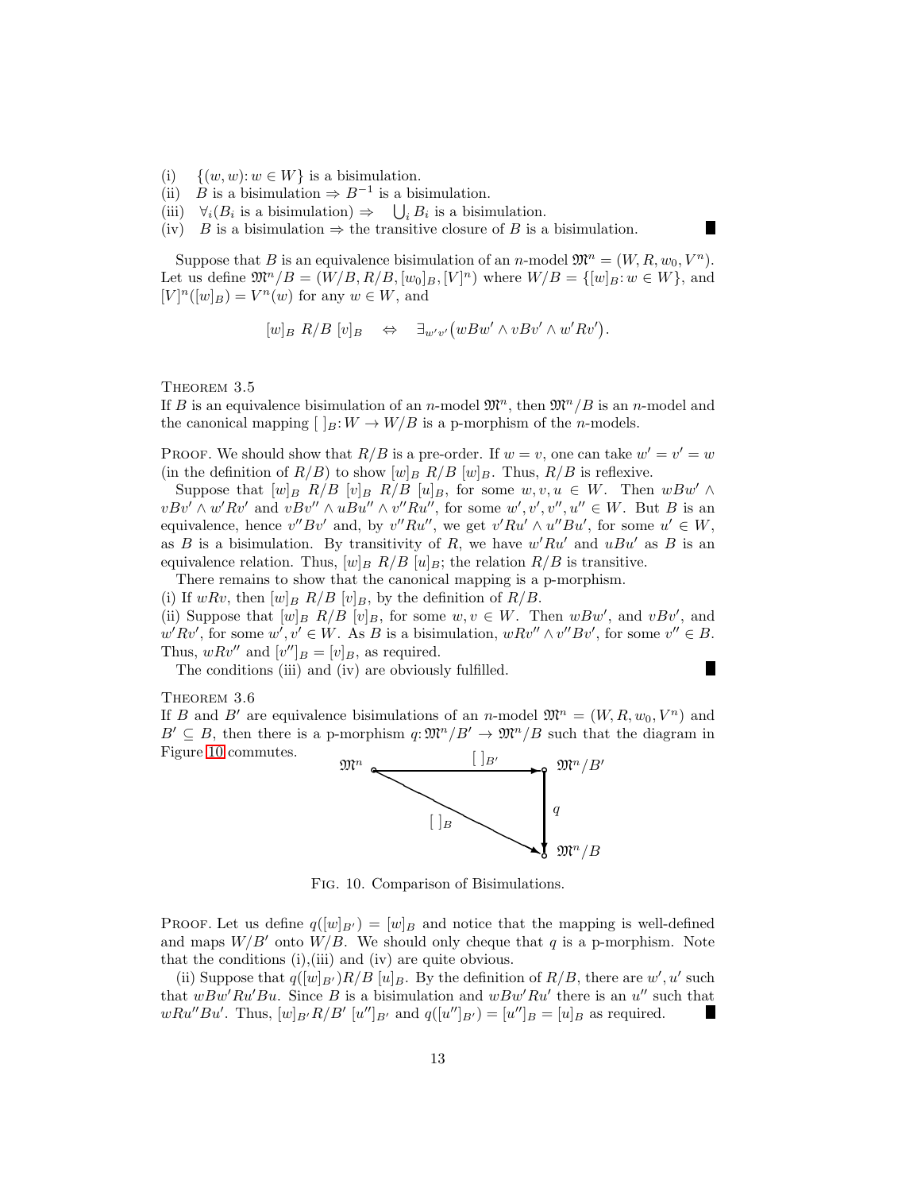(i) $\{(w, w) \colon w \in W\}$ is a bisimulation.
(ii) $B$ is a bisimulation $\Rightarrow B^{-1}$ is a bisimulation.
(iii) $\forall_i(B_i$ is a bisimulation$) \Rightarrow \bigcup_i B_i$ is a bisimulation.
(iv) $B$ is a bisimulation $\Rightarrow$ the transitive closure of $B$ is a bisimulation. ∎

Suppose that $B$ is an equivalence bisimulation of an $n$-model $\mathfrak{M}^n = (W, R, w_0, V^n)$. Let us define $\mathfrak{M}^n/B = (W/B, R/B, [w_0]_B, [V]^n)$ where $W/B = \{[w]_B \colon w \in W\}$, and $[V]^n([w]_B) = V^n(w)$ for any $w \in W$, and

$$[w]_B \ R/B \ [v]_B \quad \Leftrightarrow \quad \exists_{w'v'}\big(wBw' \wedge vBv' \wedge w'Rv'\big).$$

THEOREM 3.5
If $B$ is an equivalence bisimulation of an $n$-model $\mathfrak{M}^n$, then $\mathfrak{M}^n/B$ is an $n$-model and the canonical mapping $[\ ]_B \colon W \to W/B$ is a p-morphism of the $n$-models.

PROOF. We should show that $R/B$ is a pre-order. If $w = v$, one can take $w' = v' = w$ (in the definition of $R/B$) to show $[w]_B \ R/B \ [w]_B$. Thus, $R/B$ is reflexive.

Suppose that $[w]_B \ R/B \ [v]_B \ R/B \ [u]_B$, for some $w, v, u \in W$. Then $wBw' \wedge vBv' \wedge w'Rv'$ and $vBv'' \wedge uBu'' \wedge v''Ru''$, for some $w', v', v'', u'' \in W$. But $B$ is an equivalence, hence $v''Bv'$ and, by $v''Ru''$, we get $v'Ru' \wedge u''Bu'$, for some $u' \in W$, as $B$ is a bisimulation. By transitivity of $R$, we have $w'Ru'$ and $uBu'$ as $B$ is an equivalence relation. Thus, $[w]_B \ R/B \ [u]_B$; the relation $R/B$ is transitive.

There remains to show that the canonical mapping is a p-morphism.
(i) If $wRv$, then $[w]_B \ R/B \ [v]_B$, by the definition of $R/B$.
(ii) Suppose that $[w]_B \ R/B \ [v]_B$, for some $w, v \in W$. Then $wBw'$, and $vBv'$, and $w'Rv'$, for some $w', v' \in W$. As $B$ is a bisimulation, $wRv'' \wedge v''Bv'$, for some $v'' \in B$. Thus, $wRv''$ and $[v'']_B = [v]_B$, as required.
The conditions (iii) and (iv) are obviously fulfilled. ∎

THEOREM 3.6
If $B$ and $B'$ are equivalence bisimulations of an $n$-model $\mathfrak{M}^n = (W, R, w_0, V^n)$ and $B' \subseteq B$, then there is a p-morphism $q \colon \mathfrak{M}^n/B' \to \mathfrak{M}^n/B$ such that the diagram in Figure 10 commutes.

FIG. 10. Comparison of Bisimulations.

PROOF. Let us define $q([w]_{B'}) = [w]_B$ and notice that the mapping is well-defined and maps $W/B'$ onto $W/B$. We should only cheque that $q$ is a p-morphism. Note that the conditions (i),(iii) and (iv) are quite obvious.

(ii) Suppose that $q([w]_{B'}) R/B \ [u]_B$. By the definition of $R/B$, there are $w', u'$ such that $wBw'Ru'Bu$. Since $B$ is a bisimulation and $wBw'Ru'$ there is an $u''$ such that $wRu''Bu'$. Thus, $[w]_{B'} R/B' \ [u'']_{B'}$ and $q([u'']_{B'}) = [u'']_B = [u]_B$ as required. ∎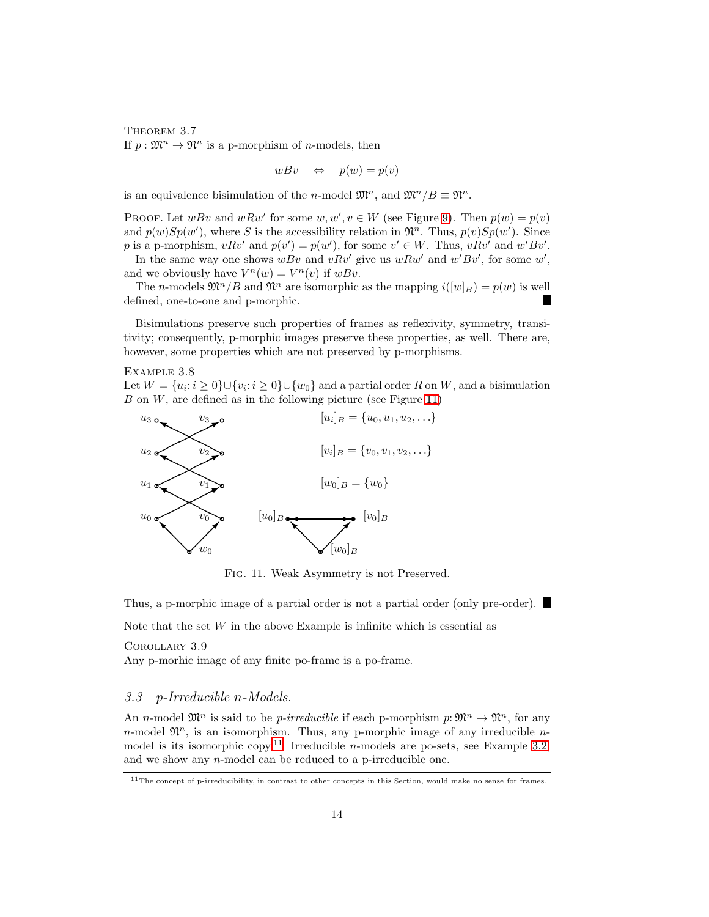THEOREM 3.7
If $p : \mathfrak{M}^n \to \mathfrak{N}^n$ is a p-morphism of $n$-models, then

$$wBv \quad \Leftrightarrow \quad p(w) = p(v)$$

is an equivalence bisimulation of the $n$-model $\mathfrak{M}^n$, and $\mathfrak{M}^n/B \equiv \mathfrak{N}^n$.

PROOF. Let $wBv$ and $wRw'$ for some $w, w', v \in W$ (see Figure 9). Then $p(w) = p(v)$ and $p(w)Sp(w')$, where $S$ is the accessibility relation in $\mathfrak{N}^n$. Thus, $p(v)Sp(w')$. Since $p$ is a p-morphism, $vRv'$ and $p(v') = p(w')$, for some $v' \in W$. Thus, $vRv'$ and $w'Bv'$.

In the same way one shows $wBv$ and $vRv'$ give us $wRw'$ and $w'Bv'$, for some $w'$, and we obviously have $V^n(w) = V^n(v)$ if $wBv$.

The $n$-models $\mathfrak{M}^n/B$ and $\mathfrak{N}^n$ are isomorphic as the mapping $i([w]_B) = p(w)$ is well defined, one-to-one and p-morphic. ∎

Bisimulations preserve such properties of frames as reflexivity, symmetry, transitivity; consequently, p-morphic images preserve these properties, as well. There are, however, some properties which are not preserved by p-morphisms.

EXAMPLE 3.8
Let $W = \{u_i : i \geq 0\} \cup \{v_i : i \geq 0\} \cup \{w_0\}$ and a partial order $R$ on $W$, and a bisimulation $B$ on $W$, are defined as in the following picture (see Figure 11)

$[u_i]_B = \{u_0, u_1, u_2, \ldots\}$

$[v_i]_B = \{v_0, v_1, v_2, \ldots\}$

$[w_0]_B = \{w_0\}$

FIG. 11. Weak Asymmetry is not Preserved.

Thus, a p-morphic image of a partial order is not a partial order (only pre-order). ∎

Note that the set $W$ in the above Example is infinite which is essential as

COROLLARY 3.9
Any p-morhic image of any finite po-frame is a po-frame.

### 3.3 p-Irreducible n-Models.

An $n$-model $\mathfrak{M}^n$ is said to be *p-irreducible* if each p-morphism $p : \mathfrak{M}^n \to \mathfrak{N}^n$, for any $n$-model $\mathfrak{N}^n$, is an isomorphism. Thus, any p-morphic image of any irreducible $n$-model is its isomorphic copy.[11] Irreducible $n$-models are po-sets, see Example 3.2, and we show any $n$-model can be reduced to a p-irreducible one.

[11] The concept of p-irreducibility, in contrast to other concepts in this Section, would make no sense for frames.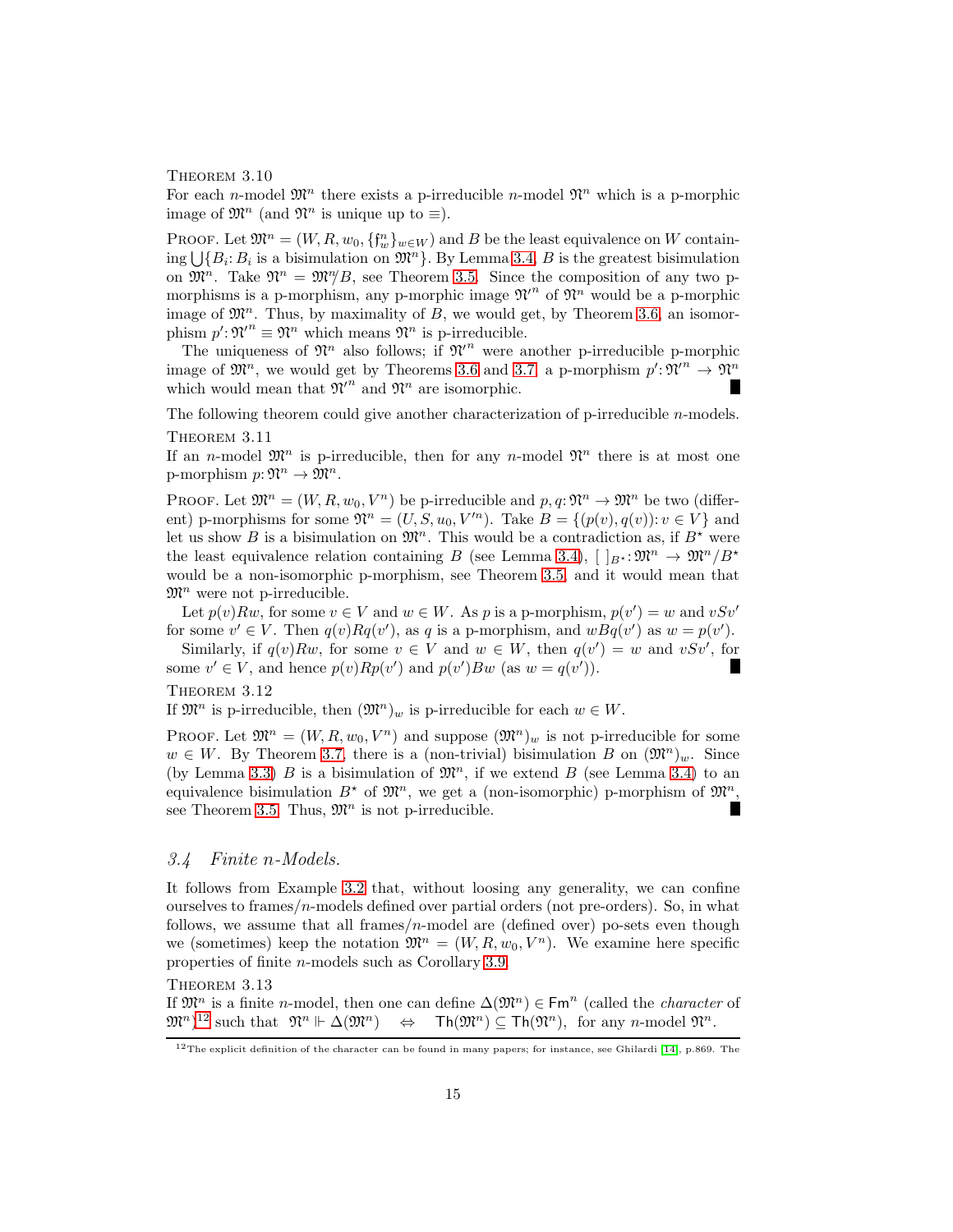Theorem 3.10
For each $n$-model $\mathfrak{M}^n$ there exists a p-irreducible $n$-model $\mathfrak{N}^n$ which is a p-morphic image of $\mathfrak{M}^n$ (and $\mathfrak{N}^n$ is unique up to $\equiv$).

Proof. Let $\mathfrak{M}^n = (W, R, w_0, \{\mathfrak{f}^n_w\}_{w \in W})$ and $B$ be the least equivalence on $W$ containing $\bigcup\{B_i \colon B_i$ is a bisimulation on $\mathfrak{M}^n\}$. By Lemma 3.4, $B$ is the greatest bisimulation on $\mathfrak{M}^n$. Take $\mathfrak{N}^n = \mathfrak{M}^n\!/B$, see Theorem 3.5. Since the composition of any two p-morphisms is a p-morphism, any p-morphic image $\mathfrak{N}'^n$ of $\mathfrak{N}^n$ would be a p-morphic image of $\mathfrak{M}^n$. Thus, by maximality of $B$, we would get, by Theorem 3.6, an isomorphism $p' \colon \mathfrak{N}'^n \equiv \mathfrak{N}^n$ which means $\mathfrak{N}^n$ is p-irreducible.

The uniqueness of $\mathfrak{N}^n$ also follows; if $\mathfrak{N}'^n$ were another p-irreducible p-morphic image of $\mathfrak{M}^n$, we would get by Theorems 3.6 and 3.7 a p-morphism $p' \colon \mathfrak{N}'^n \to \mathfrak{N}^n$ which would mean that $\mathfrak{N}'^n$ and $\mathfrak{N}^n$ are isomorphic. ∎

The following theorem could give another characterization of p-irreducible $n$-models.

Theorem 3.11
If an $n$-model $\mathfrak{M}^n$ is p-irreducible, then for any $n$-model $\mathfrak{N}^n$ there is at most one p-morphism $p \colon \mathfrak{N}^n \to \mathfrak{M}^n$.

Proof. Let $\mathfrak{M}^n = (W, R, w_0, V^n)$ be p-irreducible and $p, q \colon \mathfrak{N}^n \to \mathfrak{M}^n$ be two (different) p-morphisms for some $\mathfrak{N}^n = (U, S, u_0, V'^n)$. Take $B = \{(p(v), q(v)) \colon v \in V\}$ and let us show $B$ is a bisimulation on $\mathfrak{M}^n$. This would be a contradiction as, if $B^\star$ were the least equivalence relation containing $B$ (see Lemma 3.4), $[\ ]_{B^\star} \colon \mathfrak{M}^n \to \mathfrak{M}^n/B^\star$ would be a non-isomorphic p-morphism, see Theorem 3.5, and it would mean that $\mathfrak{M}^n$ were not p-irreducible.

Let $p(v)Rw$, for some $v \in V$ and $w \in W$. As $p$ is a p-morphism, $p(v') = w$ and $vSv'$ for some $v' \in V$. Then $q(v)Rq(v')$, as $q$ is a p-morphism, and $wBq(v')$ as $w = p(v')$.

Similarly, if $q(v)Rw$, for some $v \in V$ and $w \in W$, then $q(v') = w$ and $vSv'$, for some $v' \in V$, and hence $p(v)Rp(v')$ and $p(v')Bw$ (as $w = q(v')$). ∎

Theorem 3.12
If $\mathfrak{M}^n$ is p-irreducible, then $(\mathfrak{M}^n)_w$ is p-irreducible for each $w \in W$.

Proof. Let $\mathfrak{M}^n = (W, R, w_0, V^n)$ and suppose $(\mathfrak{M}^n)_w$ is not p-irreducible for some $w \in W$. By Theorem 3.7, there is a (non-trivial) bisimulation $B$ on $(\mathfrak{M}^n)_w$. Since (by Lemma 3.3) $B$ is a bisimulation of $\mathfrak{M}^n$, if we extend $B$ (see Lemma 3.4) to an equivalence bisimulation $B^\star$ of $\mathfrak{M}^n$, we get a (non-isomorphic) p-morphism of $\mathfrak{M}^n$, see Theorem 3.5. Thus, $\mathfrak{M}^n$ is not p-irreducible. ∎

### 3.4 Finite n-Models.

It follows from Example 3.2 that, without loosing any generality, we can confine ourselves to frames/$n$-models defined over partial orders (not pre-orders). So, in what follows, we assume that all frames/$n$-model are (defined over) po-sets even though we (sometimes) keep the notation $\mathfrak{M}^n = (W, R, w_0, V^n)$. We examine here specific properties of finite $n$-models such as Corollary 3.9.

Theorem 3.13
If $\mathfrak{M}^n$ is a finite $n$-model, then one can define $\Delta(\mathfrak{M}^n) \in \mathsf{Fm}^n$ (called the *character* of $\mathfrak{M}^n$)[12] such that $\mathfrak{N}^n \Vdash \Delta(\mathfrak{M}^n) \quad \Leftrightarrow \quad \mathsf{Th}(\mathfrak{M}^n) \subseteq \mathsf{Th}(\mathfrak{N}^n)$, for any $n$-model $\mathfrak{N}^n$.

[12] The explicit definition of the character can be found in many papers; for instance, see Ghilardi [14], p.869. The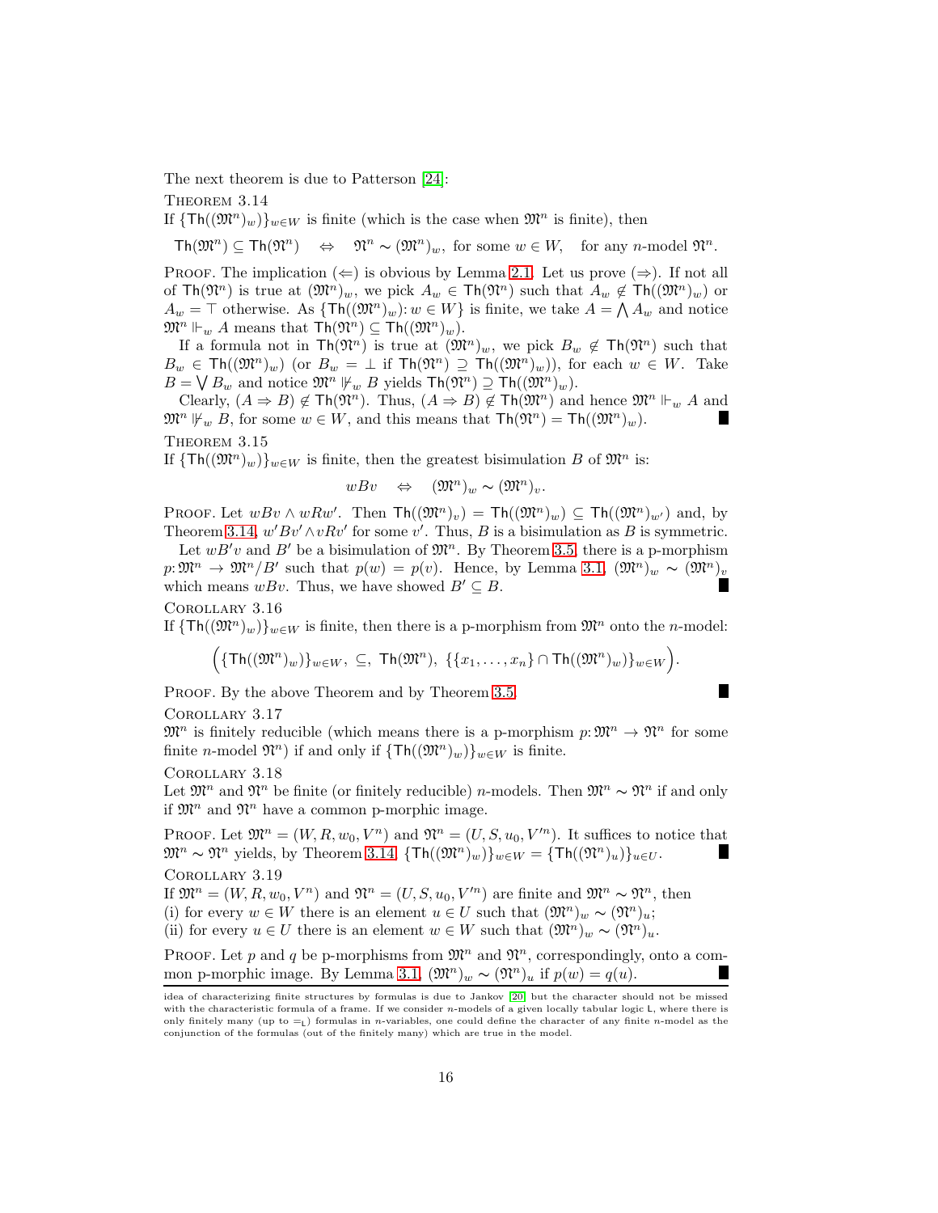The next theorem is due to Patterson [24]:

Theorem 3.14

If $\{\mathsf{Th}((\mathfrak{M}^n)_w)\}_{w\in W}$ is finite (which is the case when $\mathfrak{M}^n$ is finite), then

$$\mathsf{Th}(\mathfrak{M}^n) \subseteq \mathsf{Th}(\mathfrak{N}^n) \quad \Leftrightarrow \quad \mathfrak{N}^n \sim (\mathfrak{M}^n)_w, \text{ for some } w \in W, \quad \text{for any } n\text{-model } \mathfrak{N}^n.$$

Proof. The implication ($\Leftarrow$) is obvious by Lemma 2.1. Let us prove ($\Rightarrow$). If not all of $\mathsf{Th}(\mathfrak{N}^n)$ is true at $(\mathfrak{M}^n)_w$, we pick $A_w \in \mathsf{Th}(\mathfrak{N}^n)$ such that $A_w \notin \mathsf{Th}((\mathfrak{M}^n)_w)$ or $A_w = \top$ otherwise. As $\{\mathsf{Th}((\mathfrak{M}^n)_w) \colon w \in W\}$ is finite, we take $A = \bigwedge A_w$ and notice $\mathfrak{M}^n \Vdash_w A$ means that $\mathsf{Th}(\mathfrak{N}^n) \subseteq \mathsf{Th}((\mathfrak{M}^n)_w)$.

If a formula not in $\mathsf{Th}(\mathfrak{N}^n)$ is true at $(\mathfrak{M}^n)_w$, we pick $B_w \notin \mathsf{Th}(\mathfrak{N}^n)$ such that $B_w \in \mathsf{Th}((\mathfrak{M}^n)_w)$ (or $B_w = \bot$ if $\mathsf{Th}(\mathfrak{N}^n) \supseteq \mathsf{Th}((\mathfrak{M}^n)_w)$), for each $w \in W$. Take $B = \bigvee B_w$ and notice $\mathfrak{M}^n \nVdash_w B$ yields $\mathsf{Th}(\mathfrak{N}^n) \supseteq \mathsf{Th}((\mathfrak{M}^n)_w)$.

Clearly, $(A \Rightarrow B) \notin \mathsf{Th}(\mathfrak{N}^n)$. Thus, $(A \Rightarrow B) \notin \mathsf{Th}(\mathfrak{M}^n)$ and hence $\mathfrak{M}^n \Vdash_w A$ and $\mathfrak{M}^n \nVdash_w B$, for some $w \in W$, and this means that $\mathsf{Th}(\mathfrak{N}^n) = \mathsf{Th}((\mathfrak{M}^n)_w)$. ∎

Theorem 3.15

If $\{\mathsf{Th}((\mathfrak{M}^n)_w)\}_{w\in W}$ is finite, then the greatest bisimulation $B$ of $\mathfrak{M}^n$ is:

$$wBv \quad \Leftrightarrow \quad (\mathfrak{M}^n)_w \sim (\mathfrak{M}^n)_v.$$

Proof. Let $wBv \wedge wRw'$. Then $\mathsf{Th}((\mathfrak{M}^n)_v) = \mathsf{Th}((\mathfrak{M}^n)_w) \subseteq \mathsf{Th}((\mathfrak{M}^n)_{w'})$ and, by Theorem 3.14, $w'Bv' \wedge vRv'$ for some $v'$. Thus, $B$ is a bisimulation as $B$ is symmetric.

Let $wB'v$ and $B'$ be a bisimulation of $\mathfrak{M}^n$. By Theorem 3.5, there is a p-morphism $p \colon \mathfrak{M}^n \to \mathfrak{M}^n/B'$ such that $p(w) = p(v)$. Hence, by Lemma 3.1, $(\mathfrak{M}^n)_w \sim (\mathfrak{M}^n)_v$ which means $wBv$. Thus, we have showed $B' \subseteq B$. ∎

Corollary 3.16

If $\{\mathsf{Th}((\mathfrak{M}^n)_w)\}_{w\in W}$ is finite, then there is a p-morphism from $\mathfrak{M}^n$ onto the $n$-model:

$$\Big(\{\mathsf{Th}((\mathfrak{M}^n)_w)\}_{w\in W},\ \subseteq,\ \mathsf{Th}(\mathfrak{M}^n),\ \{\{x_1,\ldots,x_n\} \cap \mathsf{Th}((\mathfrak{M}^n)_w)\}_{w\in W}\Big).$$

Proof. By the above Theorem and by Theorem 3.5. ∎

Corollary 3.17

$\mathfrak{M}^n$ is finitely reducible (which means there is a p-morphism $p \colon \mathfrak{M}^n \to \mathfrak{N}^n$ for some finite $n$-model $\mathfrak{N}^n$) if and only if $\{\mathsf{Th}((\mathfrak{M}^n)_w)\}_{w\in W}$ is finite.

Corollary 3.18

Let $\mathfrak{M}^n$ and $\mathfrak{N}^n$ be finite (or finitely reducible) $n$-models. Then $\mathfrak{M}^n \sim \mathfrak{N}^n$ if and only if $\mathfrak{M}^n$ and $\mathfrak{N}^n$ have a common p-morphic image.

Proof. Let $\mathfrak{M}^n = (W, R, w_0, V^n)$ and $\mathfrak{N}^n = (U, S, u_0, V'^n)$. It suffices to notice that $\mathfrak{M}^n \sim \mathfrak{N}^n$ yields, by Theorem 3.14, $\{\mathsf{Th}((\mathfrak{M}^n)_w)\}_{w\in W} = \{\mathsf{Th}((\mathfrak{N}^n)_u)\}_{u\in U}$. ∎

Corollary 3.19

If $\mathfrak{M}^n = (W, R, w_0, V^n)$ and $\mathfrak{N}^n = (U, S, u_0, V'^n)$ are finite and $\mathfrak{M}^n \sim \mathfrak{N}^n$, then
(i) for every $w \in W$ there is an element $u \in U$ such that $(\mathfrak{M}^n)_w \sim (\mathfrak{N}^n)_u$;
(ii) for every $u \in U$ there is an element $w \in W$ such that $(\mathfrak{M}^n)_w \sim (\mathfrak{N}^n)_u$.

Proof. Let $p$ and $q$ be p-morphisms from $\mathfrak{M}^n$ and $\mathfrak{N}^n$, correspondingly, onto a common p-morphic image. By Lemma 3.1, $(\mathfrak{M}^n)_w \sim (\mathfrak{N}^n)_u$ if $p(w) = q(u)$. ∎

---

idea of characterizing finite structures by formulas is due to Jankov [20] but the character should not be missed with the characteristic formula of a frame. If we consider $n$-models of a given locally tabular logic $\mathsf{L}$, where there is only finitely many (up to $=_{\mathsf{L}}$) formulas in $n$-variables, one could define the character of any finite $n$-model as the conjunction of the formulas (out of the finitely many) which are true in the model.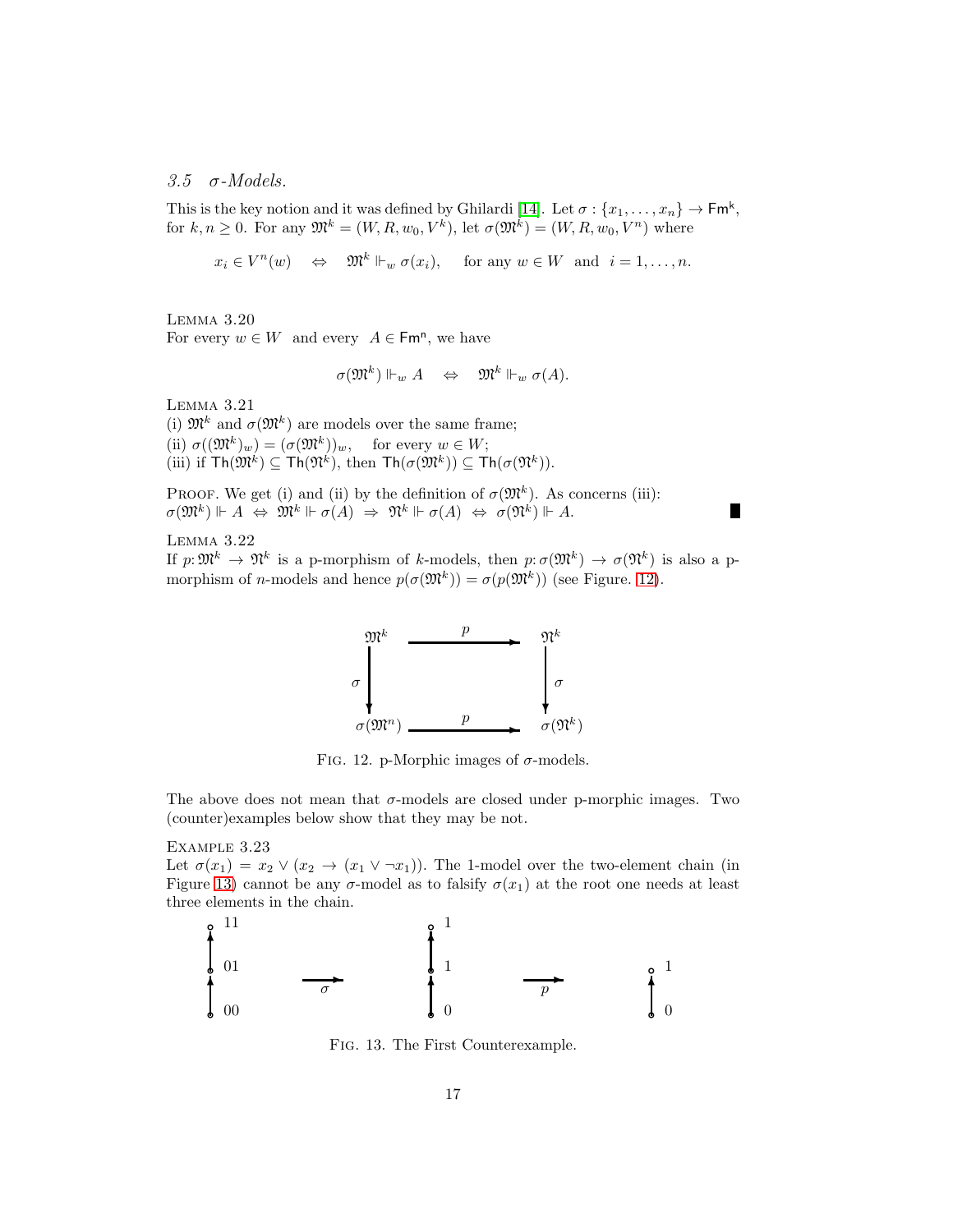### 3.5 $\sigma$-Models.

This is the key notion and it was defined by Ghilardi [14]. Let $\sigma : \{x_1, \ldots, x_n\} \to \mathsf{Fm^k}$, for $k, n \geq 0$. For any $\mathfrak{M}^k = (W, R, w_0, V^k)$, let $\sigma(\mathfrak{M}^k) = (W, R, w_0, V^n)$ where

$$x_i \in V^n(w) \quad \Leftrightarrow \quad \mathfrak{M}^k \Vdash_w \sigma(x_i), \qquad \text{for any } w \in W \text{ and } i = 1, \ldots, n.$$

LEMMA 3.20
For every $w \in W$ and every $A \in \mathsf{Fm^n}$, we have

$$\sigma(\mathfrak{M}^k) \Vdash_w A \quad \Leftrightarrow \quad \mathfrak{M}^k \Vdash_w \sigma(A).$$

LEMMA 3.21
(i) $\mathfrak{M}^k$ and $\sigma(\mathfrak{M}^k)$ are models over the same frame;
(ii) $\sigma((\mathfrak{M}^k)_w) = (\sigma(\mathfrak{M}^k))_w$, for every $w \in W$;
(iii) if $\mathsf{Th}(\mathfrak{M}^k) \subseteq \mathsf{Th}(\mathfrak{N}^k)$, then $\mathsf{Th}(\sigma(\mathfrak{M}^k)) \subseteq \mathsf{Th}(\sigma(\mathfrak{N}^k))$.

PROOF. We get (i) and (ii) by the definition of $\sigma(\mathfrak{M}^k)$. As concerns (iii): $\sigma(\mathfrak{M}^k) \Vdash A \Leftrightarrow \mathfrak{M}^k \Vdash \sigma(A) \Rightarrow \mathfrak{N}^k \Vdash \sigma(A) \Leftrightarrow \sigma(\mathfrak{N}^k) \Vdash A.$ ■

LEMMA 3.22
If $p : \mathfrak{M}^k \to \mathfrak{N}^k$ is a p-morphism of $k$-models, then $p : \sigma(\mathfrak{M}^k) \to \sigma(\mathfrak{N}^k)$ is also a p-morphism of $n$-models and hence $p(\sigma(\mathfrak{M}^k)) = \sigma(p(\mathfrak{M}^k))$ (see Figure. 12).

FIG. 12. p-Morphic images of $\sigma$-models.

The above does not mean that $\sigma$-models are closed under p-morphic images. Two (counter)examples below show that they may be not.

EXAMPLE 3.23
Let $\sigma(x_1) = x_2 \vee (x_2 \to (x_1 \vee \neg x_1))$. The 1-model over the two-element chain (in Figure 13) cannot be any $\sigma$-model as to falsify $\sigma(x_1)$ at the root one needs at least three elements in the chain.

FIG. 13. The First Counterexample.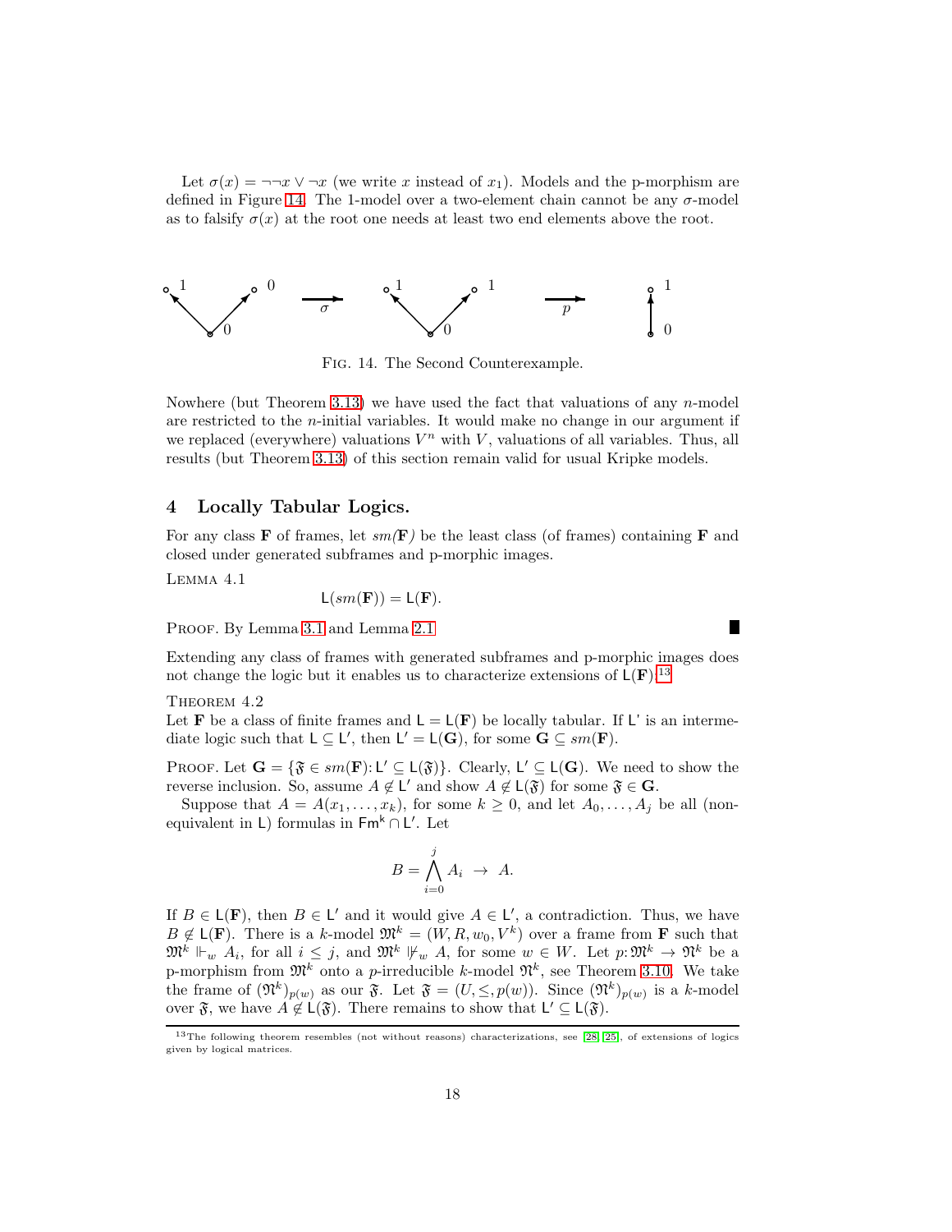Let $\sigma(x) = \neg\neg x \vee \neg x$ (we write $x$ instead of $x_1$). Models and the p-morphism are defined in Figure 14. The 1-model over a two-element chain cannot be any $\sigma$-model as to falsify $\sigma(x)$ at the root one needs at least two end elements above the root.

FIG. 14. The Second Counterexample.

Nowhere (but Theorem 3.13) we have used the fact that valuations of any $n$-model are restricted to the $n$-initial variables. It would make no change in our argument if we replaced (everywhere) valuations $V^n$ with $V$, valuations of all variables. Thus, all results (but Theorem 3.13) of this section remain valid for usual Kripke models.

## 4 Locally Tabular Logics.

For any class $\mathbf{F}$ of frames, let $sm(\mathbf{F})$ be the least class (of frames) containing $\mathbf{F}$ and closed under generated subframes and p-morphic images.

LEMMA 4.1

$$\mathsf{L}(sm(\mathbf{F})) = \mathsf{L}(\mathbf{F}).$$

PROOF. By Lemma 3.1 and Lemma 2.1 ∎

Extending any class of frames with generated subframes and p-morphic images does not change the logic but it enables us to characterize extensions of $\mathsf{L}(\mathbf{F})$.[13]

THEOREM 4.2

Let $\mathbf{F}$ be a class of finite frames and $\mathsf{L} = \mathsf{L}(\mathbf{F})$ be locally tabular. If $\mathsf{L}'$ is an intermediate logic such that $\mathsf{L} \subseteq \mathsf{L}'$, then $\mathsf{L}' = \mathsf{L}(\mathbf{G})$, for some $\mathbf{G} \subseteq sm(\mathbf{F})$.

PROOF. Let $\mathbf{G} = \{\mathfrak{F} \in sm(\mathbf{F}) \colon \mathsf{L}' \subseteq \mathsf{L}(\mathfrak{F})\}$. Clearly, $\mathsf{L}' \subseteq \mathsf{L}(\mathbf{G})$. We need to show the reverse inclusion. So, assume $A \notin \mathsf{L}'$ and show $A \notin \mathsf{L}(\mathfrak{F})$ for some $\mathfrak{F} \in \mathbf{G}$.

Suppose that $A = A(x_1, \ldots, x_k)$, for some $k \geq 0$, and let $A_0, \ldots, A_j$ be all (non-equivalent in $\mathsf{L}$) formulas in $\mathsf{Fm}^k \cap \mathsf{L}'$. Let

$$B = \bigwedge_{i=0}^{j} A_i \;\rightarrow\; A.$$

If $B \in \mathsf{L}(\mathbf{F})$, then $B \in \mathsf{L}'$ and it would give $A \in \mathsf{L}'$, a contradiction. Thus, we have $B \notin \mathsf{L}(\mathbf{F})$. There is a $k$-model $\mathfrak{M}^k = (W, R, w_0, V^k)$ over a frame from $\mathbf{F}$ such that $\mathfrak{M}^k \Vdash_w A_i$, for all $i \leq j$, and $\mathfrak{M}^k \nVdash_w A$, for some $w \in W$. Let $p \colon \mathfrak{M}^k \to \mathfrak{N}^k$ be a p-morphism from $\mathfrak{M}^k$ onto a $p$-irreducible $k$-model $\mathfrak{N}^k$, see Theorem 3.10. We take the frame of $(\mathfrak{N}^k)_{p(w)}$ as our $\mathfrak{F}$. Let $\mathfrak{F} = (U, \leq, p(w))$. Since $(\mathfrak{N}^k)_{p(w)}$ is a $k$-model over $\mathfrak{F}$, we have $A \notin \mathsf{L}(\mathfrak{F})$. There remains to show that $\mathsf{L}' \subseteq \mathsf{L}(\mathfrak{F})$.

[13] The following theorem resembles (not without reasons) characterizations, see [28, 25], of extensions of logics given by logical matrices.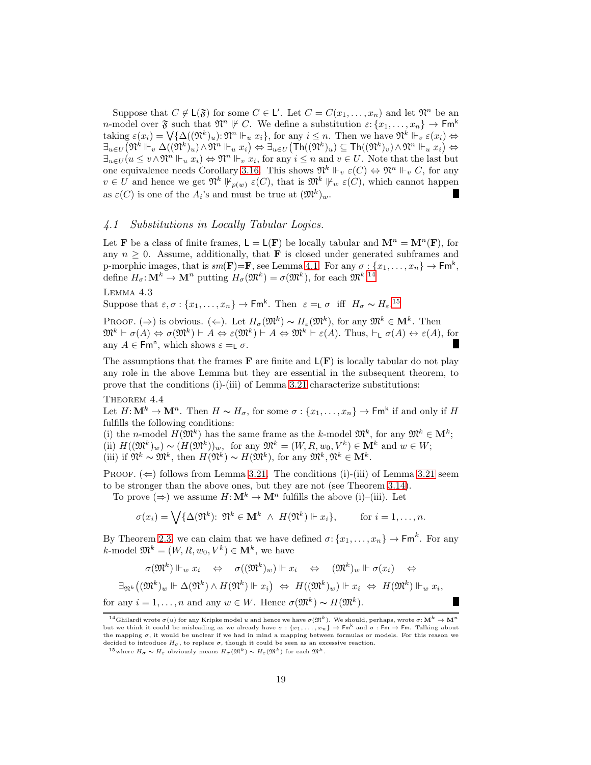Suppose that $C \notin \mathsf{L}(\mathfrak{F})$ for some $C \in \mathsf{L}'$. Let $C = C(x_1, \ldots, x_n)$ and let $\mathfrak{N}^n$ be an $n$-model over $\mathfrak{F}$ such that $\mathfrak{N}^n \nVdash C$. We define a substitution $\varepsilon\colon \{x_1, \ldots, x_n\} \to \mathsf{Fm}^\mathsf{k}$ taking $\varepsilon(x_i) = \bigvee\{\Delta((\mathfrak{N}^k)_u)\colon \mathfrak{N}^n \Vdash_u x_i\}$, for any $i \leq n$. Then we have $\mathfrak{N}^k \Vdash_v \varepsilon(x_i) \Leftrightarrow \exists_{u\in U}\big(\mathfrak{N}^k \Vdash_v \Delta((\mathfrak{N}^k)_u) \wedge \mathfrak{N}^n \Vdash_u x_i\big) \Leftrightarrow \exists_{u\in U}\big(\mathsf{Th}((\mathfrak{N}^k)_u) \subseteq \mathsf{Th}((\mathfrak{N}^k)_v) \wedge \mathfrak{N}^n \Vdash_u x_i\big) \Leftrightarrow \exists_{u\in U}(u \leq v \wedge \mathfrak{N}^n \Vdash_u x_i) \Leftrightarrow \mathfrak{N}^n \Vdash_v x_i$, for any $i \leq n$ and $v \in U$. Note that the last but one equivalence needs Corollary 3.16. This shows $\mathfrak{N}^k \Vdash_v \varepsilon(C) \Leftrightarrow \mathfrak{N}^n \Vdash_v C$, for any $v \in U$ and hence we get $\mathfrak{N}^k \nVdash_{p(w)} \varepsilon(C)$, that is $\mathfrak{M}^k \nVdash_w \varepsilon(C)$, which cannot happen as $\varepsilon(C)$ is one of the $A_i$'s and must be true at $(\mathfrak{M}^k)_w$. ∎

### 4.1 Substitutions in Locally Tabular Logics.

Let $\mathbf{F}$ be a class of finite frames, $\mathsf{L} = \mathsf{L}(\mathbf{F})$ be locally tabular and $\mathbf{M}^n = \mathbf{M}^n(\mathbf{F})$, for any $n \geq 0$. Assume, additionally, that $\mathbf{F}$ is closed under generated subframes and p-morphic images, that is $sm(\mathbf{F})$=$\mathbf{F}$, see Lemma 4.1. For any $\sigma : \{x_1, \ldots, x_n\} \to \mathsf{Fm}^\mathsf{k}$, define $H_\sigma\colon \mathbf{M}^k \to \mathbf{M}^n$ putting $H_\sigma(\mathfrak{M}^k) = \sigma(\mathfrak{M}^k)$, for each $\mathfrak{M}^k$.[14]

LEMMA 4.3
Suppose that $\varepsilon, \sigma : \{x_1, \ldots, x_n\} \to \mathsf{Fm}^\mathsf{k}$. Then $\varepsilon =_\mathsf{L} \sigma$ iff $H_\sigma \sim H_\varepsilon$.[15]

PROOF. ($\Rightarrow$) is obvious. ($\Leftarrow$). Let $H_\sigma(\mathfrak{M}^k) \sim H_\varepsilon(\mathfrak{M}^k)$, for any $\mathfrak{M}^k \in \mathbf{M}^k$. Then $\mathfrak{M}^k \vdash \sigma(A) \Leftrightarrow \sigma(\mathfrak{M}^k) \vdash A \Leftrightarrow \varepsilon(\mathfrak{M}^k) \vdash A \Leftrightarrow \mathfrak{M}^k \vdash \varepsilon(A)$. Thus, $\vdash_\mathsf{L} \sigma(A) \leftrightarrow \varepsilon(A)$, for any $A \in \mathsf{Fm}^\mathsf{n}$, which shows $\varepsilon =_\mathsf{L} \sigma$. ∎

The assumptions that the frames $\mathbf{F}$ are finite and $\mathsf{L}(\mathbf{F})$ is locally tabular do not play any role in the above Lemma but they are essential in the subsequent theorem, to prove that the conditions (i)-(iii) of Lemma 3.21 characterize substitutions:

THEOREM 4.4
Let $H\colon \mathbf{M}^k \to \mathbf{M}^n$. Then $H \sim H_\sigma$, for some $\sigma : \{x_1, \ldots, x_n\} \to \mathsf{Fm}^\mathsf{k}$ if and only if $H$ fulfills the following conditions:
(i) the $n$-model $H(\mathfrak{M}^k)$ has the same frame as the $k$-model $\mathfrak{M}^k$, for any $\mathfrak{M}^k \in \mathbf{M}^k$;
(ii) $H((\mathfrak{M}^k)_w) \sim (H(\mathfrak{M}^k))_w$, for any $\mathfrak{M}^k = (W, R, w_0, V^k) \in \mathbf{M}^k$ and $w \in W$;
(iii) if $\mathfrak{N}^k \sim \mathfrak{M}^k$, then $H(\mathfrak{N}^k) \sim H(\mathfrak{M}^k)$, for any $\mathfrak{M}^k, \mathfrak{N}^k \in \mathbf{M}^k$.

PROOF. ($\Leftarrow$) follows from Lemma 3.21. The conditions (i)-(iii) of Lemma 3.21 seem to be stronger than the above ones, but they are not (see Theorem 3.14).

To prove ($\Rightarrow$) we assume $H\colon \mathbf{M}^k \to \mathbf{M}^n$ fulfills the above (i)–(iii). Let

$$\sigma(x_i) = \bigvee\{\Delta(\mathfrak{N}^k)\colon\ \mathfrak{N}^k \in \mathbf{M}^k\ \wedge\ H(\mathfrak{N}^k) \Vdash x_i\}, \qquad \text{for } i = 1, \ldots, n.$$

By Theorem 2.3, we can claim that we have defined $\sigma\colon \{x_1, \ldots, x_n\} \to \mathsf{Fm}^k$. For any $k$-model $\mathfrak{M}^k = (W, R, w_0, V^k) \in \mathbf{M}^k$, we have

$$\sigma(\mathfrak{M}^k) \Vdash_w x_i \quad\Leftrightarrow\quad \sigma((\mathfrak{M}^k)_w) \Vdash x_i \quad\Leftrightarrow\quad (\mathfrak{M}^k)_w \Vdash \sigma(x_i) \quad\Leftrightarrow$$

$$\exists_{\mathfrak{N}^k}\big((\mathfrak{M}^k)_w \Vdash \Delta(\mathfrak{N}^k) \wedge H(\mathfrak{N}^k) \Vdash x_i\big) \;\Leftrightarrow\; H((\mathfrak{M}^k)_w) \Vdash x_i \;\Leftrightarrow\; H(\mathfrak{M}^k) \Vdash_w x_i,$$

for any $i = 1, \ldots, n$ and any $w \in W$. Hence $\sigma(\mathfrak{M}^k) \sim H(\mathfrak{M}^k)$. ∎

---

[14] Ghilardi wrote $\sigma(u)$ for any Kripke model $u$ and hence we have $\sigma(\mathfrak{M}^k)$. We should, perhaps, wrote $\sigma\colon \mathbf{M}^k \to \mathbf{M}^n$ but we think it could be misleading as we already have $\sigma : \{x_1, \ldots, x_n\} \to \mathsf{Fm}^\mathsf{k}$ and $\sigma : \mathsf{Fm} \to \mathsf{Fm}$. Talking about the mapping $\sigma$, it would be unclear if we had in mind a mapping between formulas or models. For this reason we decided to introduce $H_\sigma$, to replace $\sigma$, though it could be seen as an excessive reaction.

[15] where $H_\sigma \sim H_\varepsilon$ obviously means $H_\sigma(\mathfrak{M}^k) \sim H_\varepsilon(\mathfrak{M}^k)$ for each $\mathfrak{M}^k$.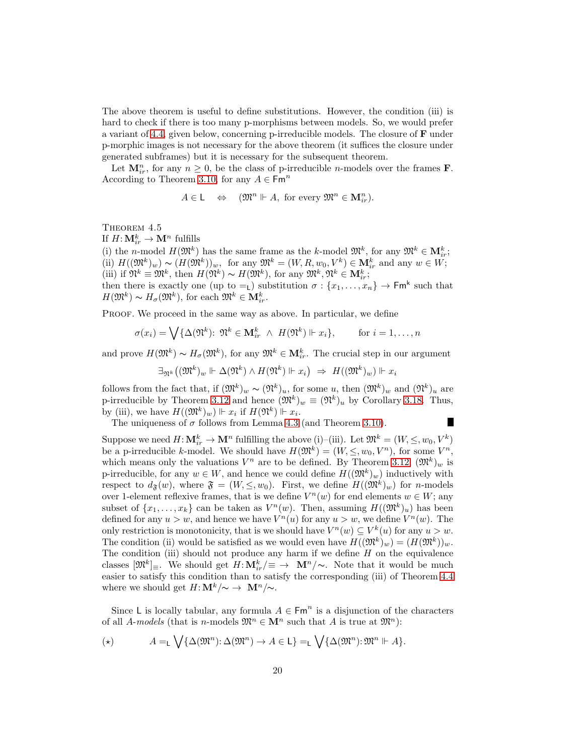The above theorem is useful to define substitutions. However, the condition (iii) is hard to check if there is too many p-morphisms between models. So, we would prefer a variant of 4.4, given below, concerning p-irreducible models. The closure of $\mathbf{F}$ under p-morphic images is not necessary for the above theorem (it suffices the closure under generated subframes) but it is necessary for the subsequent theorem.

Let $\mathbf{M}^n_{ir}$, for any $n \geq 0$, be the class of p-irreducible $n$-models over the frames $\mathbf{F}$. According to Theorem 3.10, for any $A \in \mathsf{Fm}^n$

$$A \in \mathsf{L} \quad \Leftrightarrow \quad (\mathfrak{M}^n \Vdash A, \text{ for every } \mathfrak{M}^n \in \mathbf{M}^n_{ir}).$$

Theorem 4.5

If $H \colon \mathbf{M}^k_{ir} \to \mathbf{M}^n$ fulfills

(i) the $n$-model $H(\mathfrak{M}^k)$ has the same frame as the $k$-model $\mathfrak{M}^k$, for any $\mathfrak{M}^k \in \mathbf{M}^k_{ir}$;

(ii) $H((\mathfrak{M}^k)_w) \sim (H(\mathfrak{M}^k))_w$, for any $\mathfrak{M}^k = (W, R, w_0, V^k) \in \mathbf{M}^k_{ir}$ and any $w \in W$;

(iii) if $\mathfrak{N}^k \equiv \mathfrak{M}^k$, then $H(\mathfrak{N}^k) \sim H(\mathfrak{M}^k)$, for any $\mathfrak{M}^k, \mathfrak{N}^k \in \mathbf{M}^k_{ir}$;

then there is exactly one (up to $=_\mathsf{L}$) substitution $\sigma : \{x_1, \ldots, x_n\} \to \mathsf{Fm^k}$ such that $H(\mathfrak{M}^k) \sim H_\sigma(\mathfrak{M}^k)$, for each $\mathfrak{M}^k \in \mathbf{M}^k_{ir}$.

Proof. We proceed in the same way as above. In particular, we define

$$\sigma(x_i) = \bigvee \{\Delta(\mathfrak{N}^k)\colon\ \mathfrak{N}^k \in \mathbf{M}^k_{ir}\ \wedge\ H(\mathfrak{N}^k) \Vdash x_i\}, \qquad \text{for } i = 1, \ldots, n$$

and prove $H(\mathfrak{M}^k) \sim H_\sigma(\mathfrak{M}^k)$, for any $\mathfrak{M}^k \in \mathbf{M}^k_{ir}$. The crucial step in our argument

$$\exists_{\mathfrak{N}^k}\big((\mathfrak{M}^k)_w \Vdash \Delta(\mathfrak{N}^k) \wedge H(\mathfrak{N}^k) \Vdash x_i\big) \ \Rightarrow\ H((\mathfrak{M}^k)_w) \Vdash x_i$$

follows from the fact that, if $(\mathfrak{M}^k)_w \sim (\mathfrak{N}^k)_u$, for some $u$, then $(\mathfrak{M}^k)_w$ and $(\mathfrak{N}^k)_u$ are p-irreducible by Theorem 3.12 and hence $(\mathfrak{M}^k)_w \equiv (\mathfrak{N}^k)_u$ by Corollary 3.18. Thus, by (iii), we have $H((\mathfrak{M}^k)_w) \Vdash x_i$ if $H(\mathfrak{N}^k) \Vdash x_i$.

The uniqueness of $\sigma$ follows from Lemma 4.3 (and Theorem 3.10). ■

Suppose we need $H \colon \mathbf{M}^k_{ir} \to \mathbf{M}^n$ fulfilling the above (i)–(iii). Let $\mathfrak{M}^k = (W, \leq, w_0, V^k)$ be a p-irreducible $k$-model. We should have $H(\mathfrak{M}^k) = (W, \leq, w_0, V^n)$, for some $V^n$, which means only the valuations $V^n$ are to be defined. By Theorem 3.12, $(\mathfrak{M}^k)_w$ is p-irreducible, for any $w \in W$, and hence we could define $H((\mathfrak{M}^k)_w)$ inductively with respect to $d_{\mathfrak{F}}(w)$, where $\mathfrak{F} = (W, \leq, w_0)$. First, we define $H((\mathfrak{M}^k)_w)$ for $n$-models over 1-element reflexive frames, that is we define $V^n(w)$ for end elements $w \in W$; any subset of $\{x_1, \ldots, x_k\}$ can be taken as $V^n(w)$. Then, assuming $H((\mathfrak{M}^k)_u)$ has been defined for any $u > w$, and hence we have $V^n(u)$ for any $u > w$, we define $V^n(w)$. The only restriction is monotonicity, that is we should have $V^n(w) \subseteq V^k(u)$ for any $u > w$. The condition (ii) would be satisfied as we would even have $H((\mathfrak{M}^k)_w) = (H(\mathfrak{M}^k))_w$. The condition (iii) should not produce any harm if we define $H$ on the equivalence classes $[\mathfrak{M}^k]_\equiv$. We should get $H \colon \mathbf{M}^k_{ir}/\!\equiv\ \to\ \mathbf{M}^n/\!\sim$. Note that it would be much easier to satisfy this condition than to satisfy the corresponding (iii) of Theorem 4.4 where we should get $H \colon \mathbf{M}^k/\!\sim\ \to\ \mathbf{M}^n/\!\sim$.

Since $\mathsf{L}$ is locally tabular, any formula $A \in \mathsf{Fm}^n$ is a disjunction of the characters of all $A$-*models* (that is $n$-models $\mathfrak{M}^n \in \mathbf{M}^n$ such that $A$ is true at $\mathfrak{M}^n$):

$$(\star) \qquad A =_\mathsf{L} \bigvee \{\Delta(\mathfrak{M}^n) \colon \Delta(\mathfrak{M}^n) \to A \in \mathsf{L}\} =_\mathsf{L} \bigvee \{\Delta(\mathfrak{M}^n) \colon \mathfrak{M}^n \Vdash A\}.$$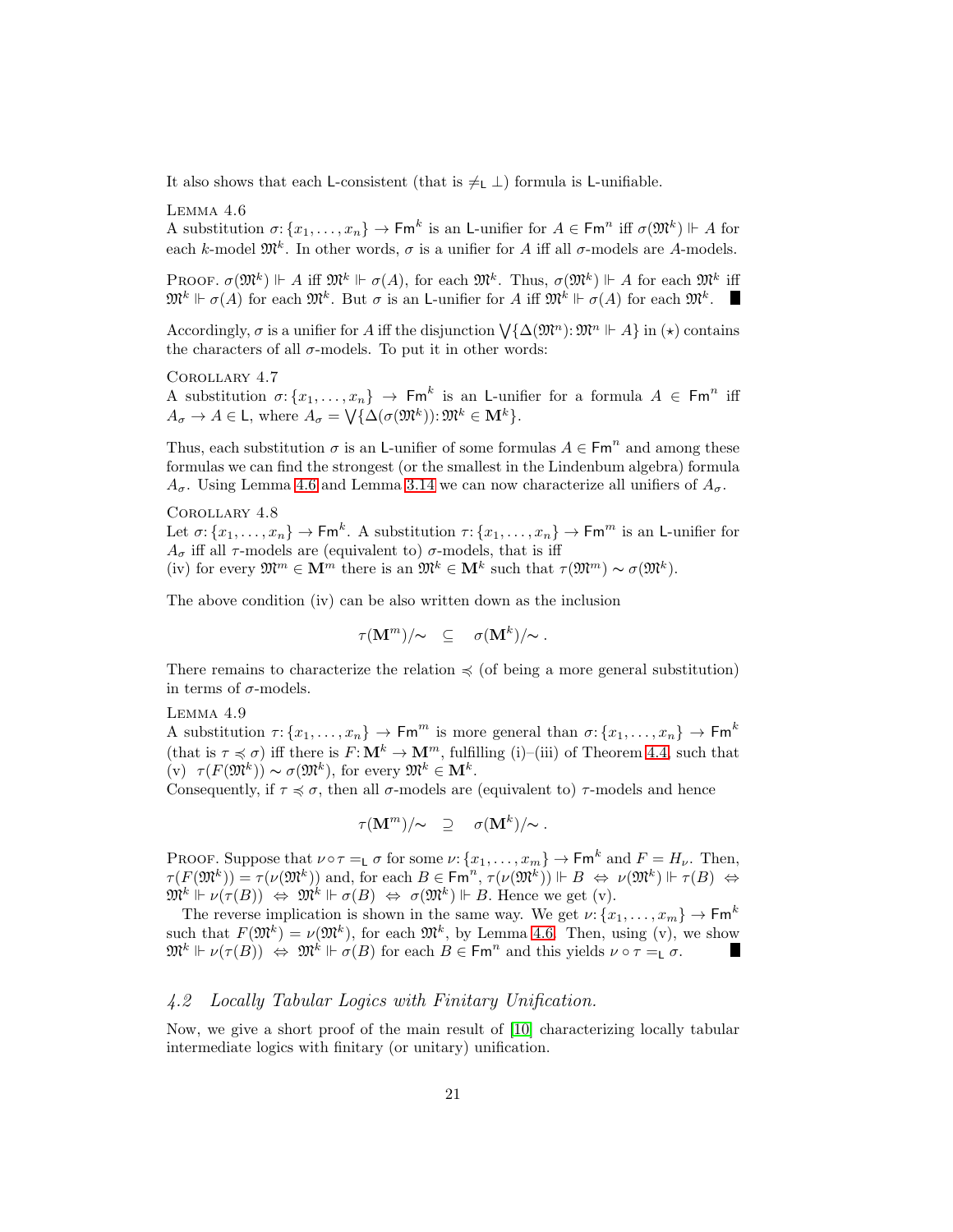It also shows that each $\mathsf{L}$-consistent (that is $\neq_{\mathsf{L}} \bot$) formula is $\mathsf{L}$-unifiable.

Lemma 4.6
A substitution $\sigma\colon \{x_1,\ldots,x_n\} \to \mathsf{Fm}^k$ is an $\mathsf{L}$-unifier for $A \in \mathsf{Fm}^n$ iff $\sigma(\mathfrak{M}^k) \Vdash A$ for each $k$-model $\mathfrak{M}^k$. In other words, $\sigma$ is a unifier for $A$ iff all $\sigma$-models are $A$-models.

Proof. $\sigma(\mathfrak{M}^k) \Vdash A$ iff $\mathfrak{M}^k \Vdash \sigma(A)$, for each $\mathfrak{M}^k$. Thus, $\sigma(\mathfrak{M}^k) \Vdash A$ for each $\mathfrak{M}^k$ iff $\mathfrak{M}^k \Vdash \sigma(A)$ for each $\mathfrak{M}^k$. But $\sigma$ is an $\mathsf{L}$-unifier for $A$ iff $\mathfrak{M}^k \Vdash \sigma(A)$ for each $\mathfrak{M}^k$. ∎

Accordingly, $\sigma$ is a unifier for $A$ iff the disjunction $\bigvee\{\Delta(\mathfrak{M}^n)\colon \mathfrak{M}^n \Vdash A\}$ in $(\star)$ contains the characters of all $\sigma$-models. To put it in other words:

Corollary 4.7
A substitution $\sigma\colon \{x_1,\ldots,x_n\} \to \mathsf{Fm}^k$ is an $\mathsf{L}$-unifier for a formula $A \in \mathsf{Fm}^n$ iff $A_\sigma \to A \in \mathsf{L}$, where $A_\sigma = \bigvee\{\Delta(\sigma(\mathfrak{M}^k))\colon \mathfrak{M}^k \in \mathbf{M}^k\}$.

Thus, each substitution $\sigma$ is an $\mathsf{L}$-unifier of some formulas $A \in \mathsf{Fm}^n$ and among these formulas we can find the strongest (or the smallest in the Lindenbum algebra) formula $A_\sigma$. Using Lemma 4.6 and Lemma 3.14 we can now characterize all unifiers of $A_\sigma$.

Corollary 4.8
Let $\sigma\colon \{x_1,\ldots,x_n\} \to \mathsf{Fm}^k$. A substitution $\tau\colon \{x_1,\ldots,x_n\} \to \mathsf{Fm}^m$ is an $\mathsf{L}$-unifier for $A_\sigma$ iff all $\tau$-models are (equivalent to) $\sigma$-models, that is iff
(iv) for every $\mathfrak{M}^m \in \mathbf{M}^m$ there is an $\mathfrak{M}^k \in \mathbf{M}^k$ such that $\tau(\mathfrak{M}^m) \sim \sigma(\mathfrak{M}^k)$.

The above condition (iv) can be also written down as the inclusion

$$\tau(\mathbf{M}^m)/{\sim} \quad \subseteq \quad \sigma(\mathbf{M}^k)/{\sim}\,.$$

There remains to characterize the relation $\preccurlyeq$ (of being a more general substitution) in terms of $\sigma$-models.

Lemma 4.9
A substitution $\tau\colon \{x_1,\ldots,x_n\} \to \mathsf{Fm}^m$ is more general than $\sigma\colon \{x_1,\ldots,x_n\} \to \mathsf{Fm}^k$ (that is $\tau \preccurlyeq \sigma$) iff there is $F\colon \mathbf{M}^k \to \mathbf{M}^m$, fulfilling (i)–(iii) of Theorem 4.4, such that (v) $\tau(F(\mathfrak{M}^k)) \sim \sigma(\mathfrak{M}^k)$, for every $\mathfrak{M}^k \in \mathbf{M}^k$.
Consequently, if $\tau \preccurlyeq \sigma$, then all $\sigma$-models are (equivalent to) $\tau$-models and hence

$$\tau(\mathbf{M}^m)/{\sim} \quad \supseteq \quad \sigma(\mathbf{M}^k)/{\sim}\,.$$

Proof. Suppose that $\nu \circ \tau =_{\mathsf{L}} \sigma$ for some $\nu\colon \{x_1,\ldots,x_m\} \to \mathsf{Fm}^k$ and $F = H_\nu$. Then, $\tau(F(\mathfrak{M}^k)) = \tau(\nu(\mathfrak{M}^k))$ and, for each $B \in \mathsf{Fm}^n$, $\tau(\nu(\mathfrak{M}^k)) \Vdash B \ \Leftrightarrow\ \nu(\mathfrak{M}^k) \Vdash \tau(B) \ \Leftrightarrow\ \mathfrak{M}^k \Vdash \nu(\tau(B)) \ \Leftrightarrow\ \mathfrak{M}^k \Vdash \sigma(B) \ \Leftrightarrow\ \sigma(\mathfrak{M}^k) \Vdash B$. Hence we get (v).

The reverse implication is shown in the same way. We get $\nu\colon \{x_1,\ldots,x_m\} \to \mathsf{Fm}^k$ such that $F(\mathfrak{M}^k) = \nu(\mathfrak{M}^k)$, for each $\mathfrak{M}^k$, by Lemma 4.6. Then, using (v), we show $\mathfrak{M}^k \Vdash \nu(\tau(B)) \ \Leftrightarrow\ \mathfrak{M}^k \Vdash \sigma(B)$ for each $B \in \mathsf{Fm}^n$ and this yields $\nu \circ \tau =_{\mathsf{L}} \sigma$. ∎

### *4.2 Locally Tabular Logics with Finitary Unification.*

Now, we give a short proof of the main result of [10] characterizing locally tabular intermediate logics with finitary (or unitary) unification.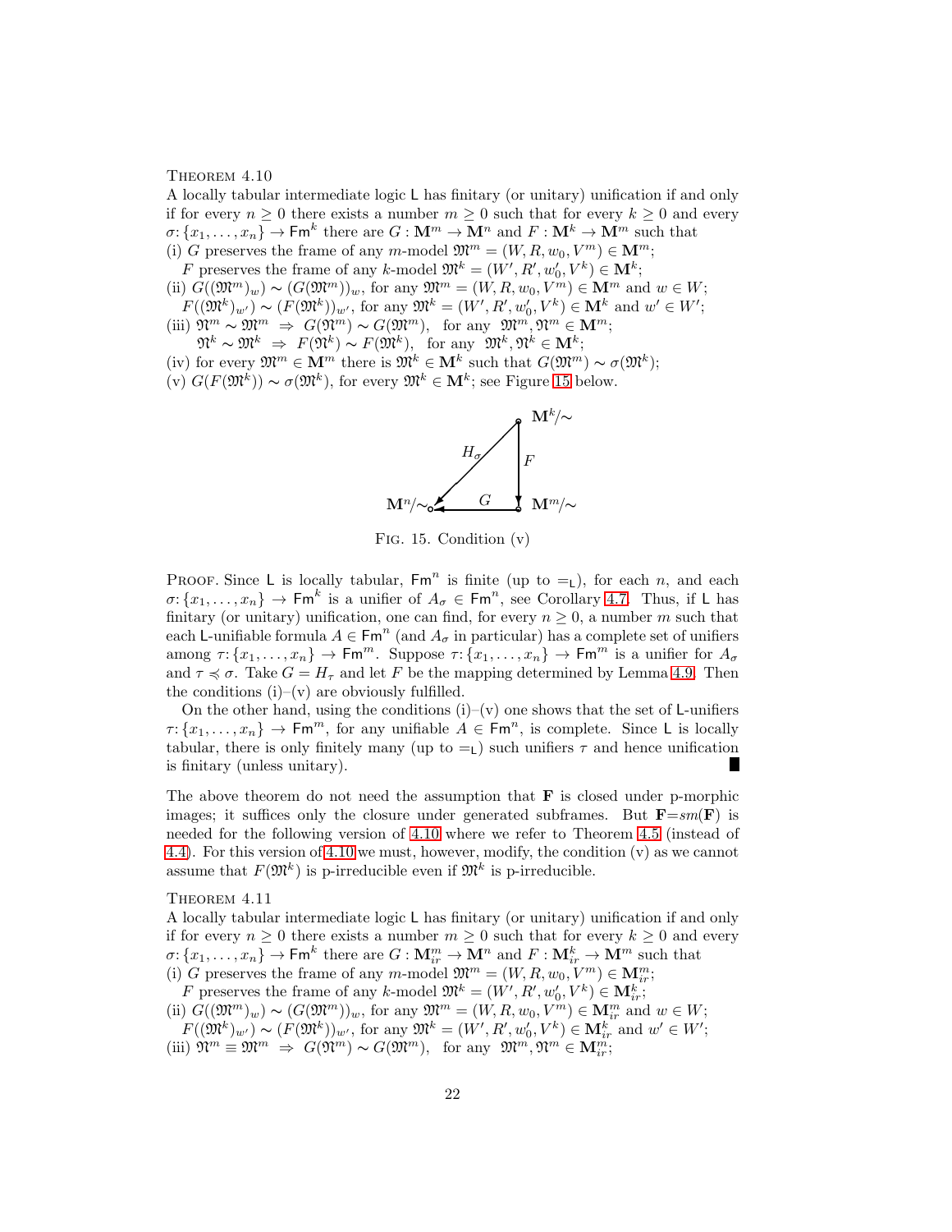Theorem 4.10

A locally tabular intermediate logic $\mathsf{L}$ has finitary (or unitary) unification if and only if for every $n \geq 0$ there exists a number $m \geq 0$ such that for every $k \geq 0$ and every $\sigma\colon \{x_1, \ldots, x_n\} \to \mathsf{Fm}^k$ there are $G : \mathbf{M}^m \to \mathbf{M}^n$ and $F : \mathbf{M}^k \to \mathbf{M}^m$ such that

(i) $G$ preserves the frame of any $m$-model $\mathfrak{M}^m = (W, R, w_0, V^m) \in \mathbf{M}^m$;
$F$ preserves the frame of any $k$-model $\mathfrak{M}^k = (W', R', w_0', V^k) \in \mathbf{M}^k$;

(ii) $G((\mathfrak{M}^m)_w) \sim (G(\mathfrak{M}^m))_w$, for any $\mathfrak{M}^m = (W, R, w_0, V^m) \in \mathbf{M}^m$ and $w \in W$;
$F((\mathfrak{M}^k)_{w'}) \sim (F(\mathfrak{M}^k))_{w'}$, for any $\mathfrak{M}^k = (W', R', w_0', V^k) \in \mathbf{M}^k$ and $w' \in W'$;

(iii) $\mathfrak{N}^m \sim \mathfrak{M}^m \;\Rightarrow\; G(\mathfrak{N}^m) \sim G(\mathfrak{M}^m)$, for any $\mathfrak{M}^m, \mathfrak{N}^m \in \mathbf{M}^m$;
$\mathfrak{N}^k \sim \mathfrak{M}^k \;\Rightarrow\; F(\mathfrak{N}^k) \sim F(\mathfrak{M}^k)$, for any $\mathfrak{M}^k, \mathfrak{N}^k \in \mathbf{M}^k$;

(iv) for every $\mathfrak{M}^m \in \mathbf{M}^m$ there is $\mathfrak{M}^k \in \mathbf{M}^k$ such that $G(\mathfrak{M}^m) \sim \sigma(\mathfrak{M}^k)$;

(v) $G(F(\mathfrak{M}^k)) \sim \sigma(\mathfrak{M}^k)$, for every $\mathfrak{M}^k \in \mathbf{M}^k$; see Figure 15 below.

Fig. 15. Condition (v)

Proof. Since $\mathsf{L}$ is locally tabular, $\mathsf{Fm}^n$ is finite (up to $=_\mathsf{L}$), for each $n$, and each $\sigma\colon \{x_1, \ldots, x_n\} \to \mathsf{Fm}^k$ is a unifier of $A_\sigma \in \mathsf{Fm}^n$, see Corollary 4.7. Thus, if $\mathsf{L}$ has finitary (or unitary) unification, one can find, for every $n \geq 0$, a number $m$ such that each $\mathsf{L}$-unifiable formula $A \in \mathsf{Fm}^n$ (and $A_\sigma$ in particular) has a complete set of unifiers among $\tau\colon \{x_1, \ldots, x_n\} \to \mathsf{Fm}^m$. Suppose $\tau\colon \{x_1, \ldots, x_n\} \to \mathsf{Fm}^m$ is a unifier for $A_\sigma$ and $\tau \preccurlyeq \sigma$. Take $G = H_\tau$ and let $F$ be the mapping determined by Lemma 4.9. Then the conditions (i)–(v) are obviously fulfilled.

On the other hand, using the conditions (i)–(v) one shows that the set of $\mathsf{L}$-unifiers $\tau\colon \{x_1, \ldots, x_n\} \to \mathsf{Fm}^m$, for any unifiable $A \in \mathsf{Fm}^n$, is complete. Since $\mathsf{L}$ is locally tabular, there is only finitely many (up to $=_\mathsf{L}$) such unifiers $\tau$ and hence unification is finitary (unless unitary). ∎

The above theorem do not need the assumption that $\mathbf{F}$ is closed under p-morphic images; it suffices only the closure under generated subframes. But $\mathbf{F}$=$sm(\mathbf{F})$ is needed for the following version of 4.10 where we refer to Theorem 4.5 (instead of 4.4). For this version of 4.10 we must, however, modify, the condition (v) as we cannot assume that $F(\mathfrak{M}^k)$ is p-irreducible even if $\mathfrak{M}^k$ is p-irreducible.

Theorem 4.11

A locally tabular intermediate logic $\mathsf{L}$ has finitary (or unitary) unification if and only if for every $n \geq 0$ there exists a number $m \geq 0$ such that for every $k \geq 0$ and every $\sigma\colon \{x_1, \ldots, x_n\} \to \mathsf{Fm}^k$ there are $G : \mathbf{M}^m_{ir} \to \mathbf{M}^n$ and $F : \mathbf{M}^k_{ir} \to \mathbf{M}^m$ such that

(i) $G$ preserves the frame of any $m$-model $\mathfrak{M}^m = (W, R, w_0, V^m) \in \mathbf{M}^m_{ir}$;
$F$ preserves the frame of any $k$-model $\mathfrak{M}^k = (W', R', w_0', V^k) \in \mathbf{M}^k_{ir}$;

(ii) $G((\mathfrak{M}^m)_w) \sim (G(\mathfrak{M}^m))_w$, for any $\mathfrak{M}^m = (W, R, w_0, V^m) \in \mathbf{M}^m_{ir}$ and $w \in W$;
$F((\mathfrak{M}^k)_{w'}) \sim (F(\mathfrak{M}^k))_{w'}$, for any $\mathfrak{M}^k = (W', R', w_0', V^k) \in \mathbf{M}^k_{ir}$ and $w' \in W'$;

(iii) $\mathfrak{N}^m \equiv \mathfrak{M}^m \;\Rightarrow\; G(\mathfrak{N}^m) \sim G(\mathfrak{M}^m)$, for any $\mathfrak{M}^m, \mathfrak{N}^m \in \mathbf{M}^m_{ir}$;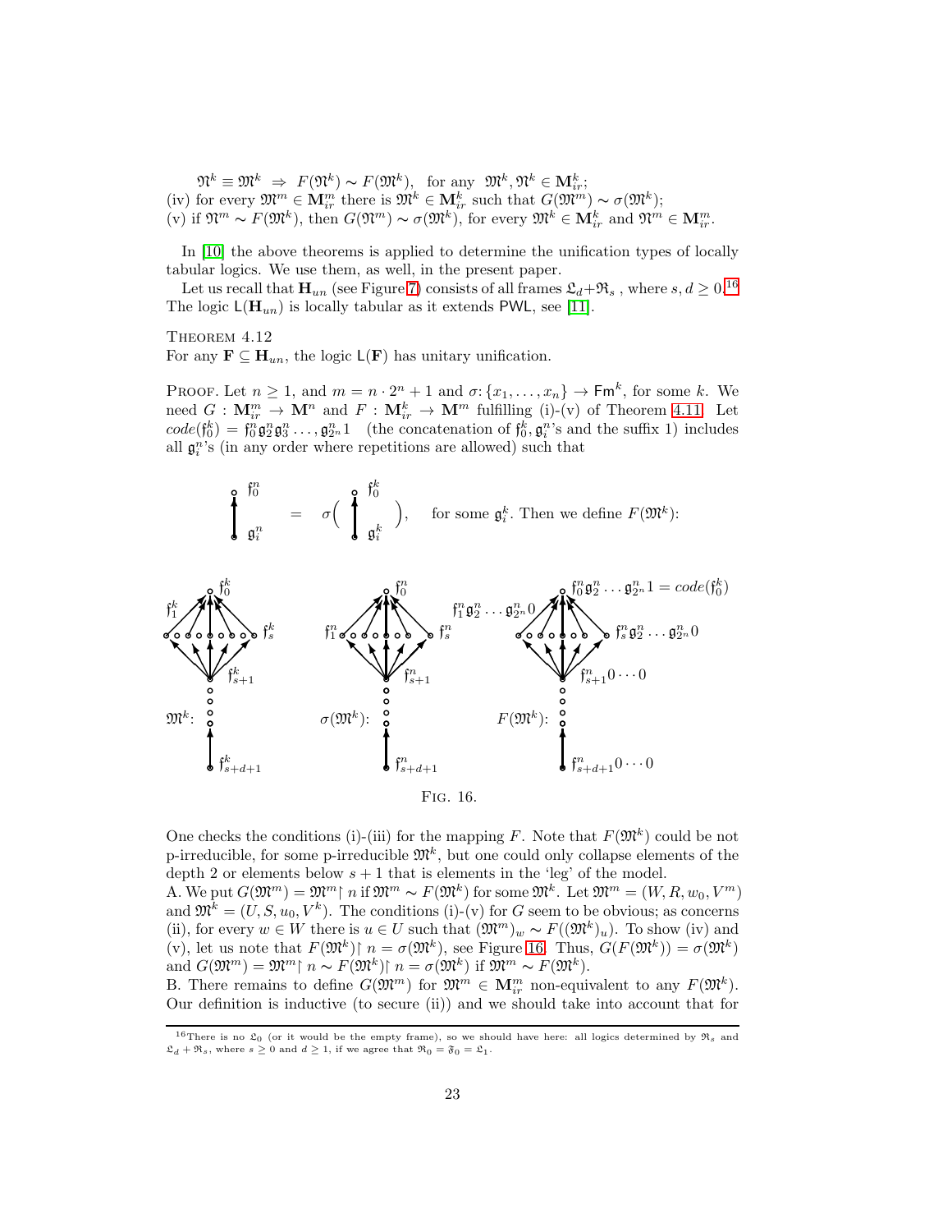$\mathfrak{N}^k \equiv \mathfrak{M}^k \ \Rightarrow\ F(\mathfrak{N}^k) \sim F(\mathfrak{M}^k)$, for any $\mathfrak{M}^k, \mathfrak{N}^k \in \mathbf{M}^k_{ir}$;

(iv) for every $\mathfrak{M}^m \in \mathbf{M}^m_{ir}$ there is $\mathfrak{M}^k \in \mathbf{M}^k_{ir}$ such that $G(\mathfrak{M}^m) \sim \sigma(\mathfrak{M}^k)$;

(v) if $\mathfrak{N}^m \sim F(\mathfrak{M}^k)$, then $G(\mathfrak{N}^m) \sim \sigma(\mathfrak{M}^k)$, for every $\mathfrak{M}^k \in \mathbf{M}^k_{ir}$ and $\mathfrak{N}^m \in \mathbf{M}^m_{ir}$.

In [10] the above theorems is applied to determine the unification types of locally tabular logics. We use them, as well, in the present paper.

Let us recall that $\mathbf{H}_{un}$ (see Figure 7) consists of all frames $\mathfrak{L}_d + \mathfrak{R}_s$ , where $s, d \geq 0$.[16] The logic $\mathsf{L}(\mathbf{H}_{un})$ is locally tabular as it extends $\mathsf{PWL}$, see [11].

Theorem 4.12
For any $\mathbf{F} \subseteq \mathbf{H}_{un}$, the logic $\mathsf{L}(\mathbf{F})$ has unitary unification.

Proof. Let $n \geq 1$, and $m = n \cdot 2^n + 1$ and $\sigma: \{x_1, \ldots, x_n\} \to \mathsf{Fm}^k$, for some $k$. We need $G : \mathbf{M}^m_{ir} \to \mathbf{M}^n$ and $F : \mathbf{M}^k_{ir} \to \mathbf{M}^m$ fulfilling (i)-(v) of Theorem 4.11. Let $code(\mathfrak{f}^k_0) = \mathfrak{f}^n_0 \mathfrak{g}^n_2 \mathfrak{g}^n_3 \ldots, \mathfrak{g}^n_{2^n} 1$ (the concatenation of $\mathfrak{f}^n_0, \mathfrak{g}^n_i$'s and the suffix 1) includes all $\mathfrak{g}^n_i$'s (in any order where repetitions are allowed) such that

$$\begin{matrix}\mathfrak{f}^n_0 \\ \uparrow \\ \mathfrak{g}^n_i\end{matrix} \quad = \quad \sigma\Big(\begin{matrix}\mathfrak{f}^k_0 \\ \uparrow \\ \mathfrak{g}^k_i\end{matrix}\Big),$$

for some $\mathfrak{g}^k_i$. Then we define $F(\mathfrak{M}^k)$:

Fig. 16.

One checks the conditions (i)-(iii) for the mapping $F$. Note that $F(\mathfrak{M}^k)$ could be not p-irreducible, for some p-irreducible $\mathfrak{M}^k$, but one could only collapse elements of the depth 2 or elements below $s+1$ that is elements in the 'leg' of the model.

A. We put $G(\mathfrak{M}^m) = \mathfrak{M}^m\!\restriction n$ if $\mathfrak{M}^m \sim F(\mathfrak{M}^k)$ for some $\mathfrak{M}^k$. Let $\mathfrak{M}^m = (W, R, w_0, V^m)$ and $\mathfrak{M}^k = (U, S, u_0, V^k)$. The conditions (i)-(v) for $G$ seem to be obvious; as concerns (ii), for every $w \in W$ there is $u \in U$ such that $(\mathfrak{M}^m)_w \sim F((\mathfrak{M}^k)_u)$. To show (iv) and (v), let us note that $F(\mathfrak{M}^k)\!\restriction n = \sigma(\mathfrak{M}^k)$, see Figure 16. Thus, $G(F(\mathfrak{M}^k)) = \sigma(\mathfrak{M}^k)$ and $G(\mathfrak{M}^m) = \mathfrak{M}^m\!\restriction n \sim F(\mathfrak{M}^k)\!\restriction n = \sigma(\mathfrak{M}^k)$ if $\mathfrak{M}^m \sim F(\mathfrak{M}^k)$.

B. There remains to define $G(\mathfrak{M}^m)$ for $\mathfrak{M}^m \in \mathbf{M}^m_{ir}$ non-equivalent to any $F(\mathfrak{M}^k)$. Our definition is inductive (to secure (ii)) and we should take into account that for

[16] There is no $\mathfrak{L}_0$ (or it would be the empty frame), so we should have here: all logics determined by $\mathfrak{R}_s$ and $\mathfrak{L}_d + \mathfrak{R}_s$, where $s \geq 0$ and $d \geq 1$, if we agree that $\mathfrak{R}_0 = \mathfrak{F}_0 = \mathfrak{L}_1$.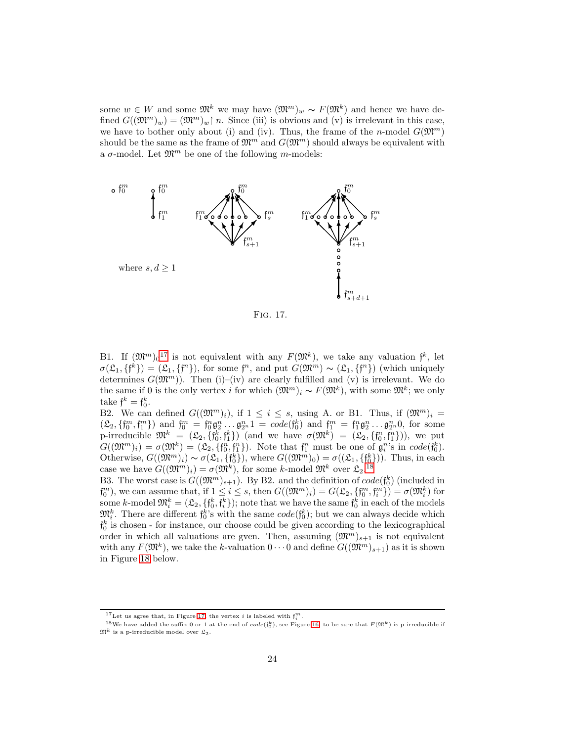some $w \in W$ and some $\mathfrak{M}^k$ we may have $(\mathfrak{M}^m)_w \sim F(\mathfrak{M}^k)$ and hence we have defined $G((\mathfrak{M}^m)_w) = (\mathfrak{M}^m)_w\!\restriction n$. Since (iii) is obvious and (v) is irrelevant in this case, we have to bother only about (i) and (iv). Thus, the frame of the $n$-model $G(\mathfrak{M}^m)$ should be the same as the frame of $\mathfrak{M}^m$ and $G(\mathfrak{M}^m)$ should always be equivalent with a $\sigma$-model. Let $\mathfrak{M}^m$ be one of the following $m$-models:

where $s, d \geq 1$

FIG. 17.

B1. If $(\mathfrak{M}^m)_0$[17] is not equivalent with any $F(\mathfrak{M}^k)$, we take any valuation $\mathfrak{f}^k$, let $\sigma(\mathfrak{L}_1, \{\mathfrak{f}^k\}) = (\mathfrak{L}_1, \{\mathfrak{f}^n\})$, for some $\mathfrak{f}^n$, and put $G(\mathfrak{M}^m) \sim (\mathfrak{L}_1, \{\mathfrak{f}^n\})$ (which uniquely determines $G(\mathfrak{M}^m)$). Then (i)–(iv) are clearly fulfilled and (v) is irrelevant. We do the same if 0 is the only vertex $i$ for which $(\mathfrak{M}^m)_i \sim F(\mathfrak{M}^k)$, with some $\mathfrak{M}^k$; we only take $\mathfrak{f}^k = \mathfrak{f}^k_0$.

B2. We can defined $G((\mathfrak{M}^m)_i)$, if $1 \leq i \leq s$, using A. or B1. Thus, if $(\mathfrak{M}^m)_i = (\mathfrak{L}_2, \{\mathfrak{f}^m_0, \mathfrak{f}^m_1\})$ and $\mathfrak{f}^m_0 = \mathfrak{f}^n_0 \mathfrak{g}^n_2 \ldots \mathfrak{g}^n_{2^n} 1 = \mathit{code}(\mathfrak{f}^k_0)$ and $\mathfrak{f}^m_1 = \mathfrak{f}^n_1 \mathfrak{g}^n_2 \ldots \mathfrak{g}^n_{2^n} 0$, for some p-irreducible $\mathfrak{M}^k = (\mathfrak{L}_2, \{\mathfrak{f}^k_0, \mathfrak{f}^k_1\})$ (and we have $\sigma(\mathfrak{M}^k) = (\mathfrak{L}_2, \{\mathfrak{f}^n_0, \mathfrak{f}^n_1\})$), we put $G((\mathfrak{M}^m)_i) = \sigma(\mathfrak{M}^k) = (\mathfrak{L}_2, \{\mathfrak{f}^n_0, \mathfrak{f}^n_1\})$. Note that $\mathfrak{f}^n_1$ must be one of $\mathfrak{g}^n_i$'s in $\mathit{code}(\mathfrak{f}^k_0)$. Otherwise, $G((\mathfrak{M}^m)_i) \sim \sigma(\mathfrak{L}_1, \{\mathfrak{f}^k_0\})$, where $G((\mathfrak{M}^m)_0) = \sigma((\mathfrak{L}_1, \{\mathfrak{f}^k_0\}))$. Thus, in each case we have $G((\mathfrak{M}^m)_i) = \sigma(\mathfrak{M}^k)$, for some $k$-model $\mathfrak{M}^k$ over $\mathfrak{L}_2$.[18]

B3. The worst case is $G((\mathfrak{M}^m)_{s+1})$. By B2. and the definition of $\mathit{code}(\mathfrak{f}^k_0)$ (included in $\mathfrak{f}^m_0$), we can assume that, if $1 \leq i \leq s$, then $G((\mathfrak{M}^m)_i) = G(\mathfrak{L}_2, \{\mathfrak{f}^m_0, \mathfrak{f}^m_i\}) = \sigma(\mathfrak{M}^k_i)$ for some $k$-model $\mathfrak{M}^k_i = (\mathfrak{L}_2, \{\mathfrak{f}^k_0, \mathfrak{f}^k_i\})$; note that we have the same $\mathfrak{f}^k_0$ in each of the models $\mathfrak{M}^k_i$. There are different $\mathfrak{f}^k_0$'s with the same $\mathit{code}(\mathfrak{f}^k_0)$; but we can always decide which $\mathfrak{f}^k_0$ is chosen - for instance, our choose could be given according to the lexicographical order in which all valuations are gven. Then, assuming $(\mathfrak{M}^m)_{s+1}$ is not equivalent with any $F(\mathfrak{M}^k)$, we take the $k$-valuation $0 \cdots 0$ and define $G((\mathfrak{M}^m)_{s+1})$ as it is shown in Figure 18 below.

---

[17] Let us agree that, in Figure 17, the vertex $i$ is labeled with $\mathfrak{f}^m_i$.

[18] We have added the suffix 0 or 1 at the end of $\mathit{code}(\mathfrak{f}^k_0)$, see Figure 16, to be sure that $F(\mathfrak{M}^k)$ is p-irreducible if $\mathfrak{M}^k$ is a p-irreducible model over $\mathfrak{L}_2$.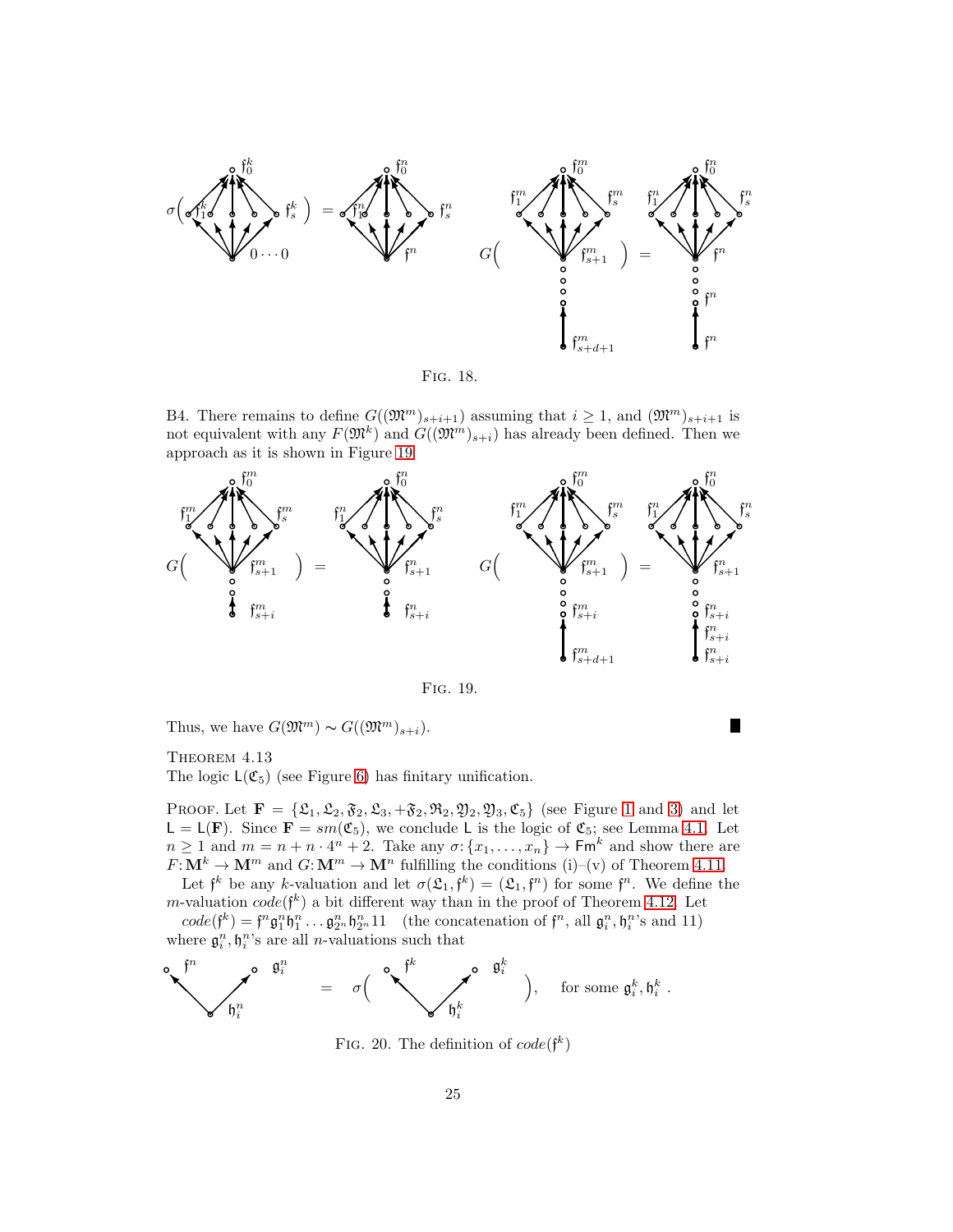Fig. 18.

B4. There remains to define $G((\mathfrak{M}^m)_{s+i+1})$ assuming that $i \geq 1$, and $(\mathfrak{M}^m)_{s+i+1}$ is not equivalent with any $F(\mathfrak{M}^k)$ and $G((\mathfrak{M}^m)_{s+i})$ has already been defined. Then we approach as it is shown in Figure 19.

Fig. 19.

Thus, we have $G(\mathfrak{M}^m) \sim G((\mathfrak{M}^m)_{s+i})$. ∎

Theorem 4.13
The logic $\mathsf{L}(\mathfrak{C}_5)$ (see Figure 6) has finitary unification.

Proof. Let $\mathbf{F} = \{\mathfrak{L}_1, \mathfrak{L}_2, \mathfrak{F}_2, \mathfrak{L}_3, +\mathfrak{F}_2, \mathfrak{R}_2, \mathfrak{Y}_2, \mathfrak{Y}_3, \mathfrak{C}_5\}$ (see Figure 1 and 3) and let $\mathsf{L} = \mathsf{L}(\mathbf{F})$. Since $\mathbf{F} = sm(\mathfrak{C}_5)$, we conclude $\mathsf{L}$ is the logic of $\mathfrak{C}_5$; see Lemma 4.1. Let $n \geq 1$ and $m = n + n \cdot 4^n + 2$. Take any $\sigma\colon \{x_1, \ldots, x_n\} \to \mathsf{Fm}^k$ and show there are $F\colon \mathbf{M}^k \to \mathbf{M}^m$ and $G\colon \mathbf{M}^m \to \mathbf{M}^n$ fulfilling the conditions (i)–(v) of Theorem 4.11.

Let $\mathfrak{f}^k$ be any $k$-valuation and let $\sigma(\mathfrak{L}_1, \mathfrak{f}^k) = (\mathfrak{L}_1, \mathfrak{f}^n)$ for some $\mathfrak{f}^n$. We define the $m$-valuation $code(\mathfrak{f}^k)$ a bit different way than in the proof of Theorem 4.12. Let

$code(\mathfrak{f}^k) = \mathfrak{f}^n \mathfrak{g}^n_1 \mathfrak{h}^n_1 \ldots \mathfrak{g}^n_{2^n} \mathfrak{h}^n_{2^n} 11$ (the concatenation of $\mathfrak{f}^n$, all $\mathfrak{g}^n_i, \mathfrak{h}^n_i$'s and 11)

where $\mathfrak{g}^n_i, \mathfrak{h}^n_i$'s are all $n$-valuations such that

Fig. 20. The definition of $code(\mathfrak{f}^k)$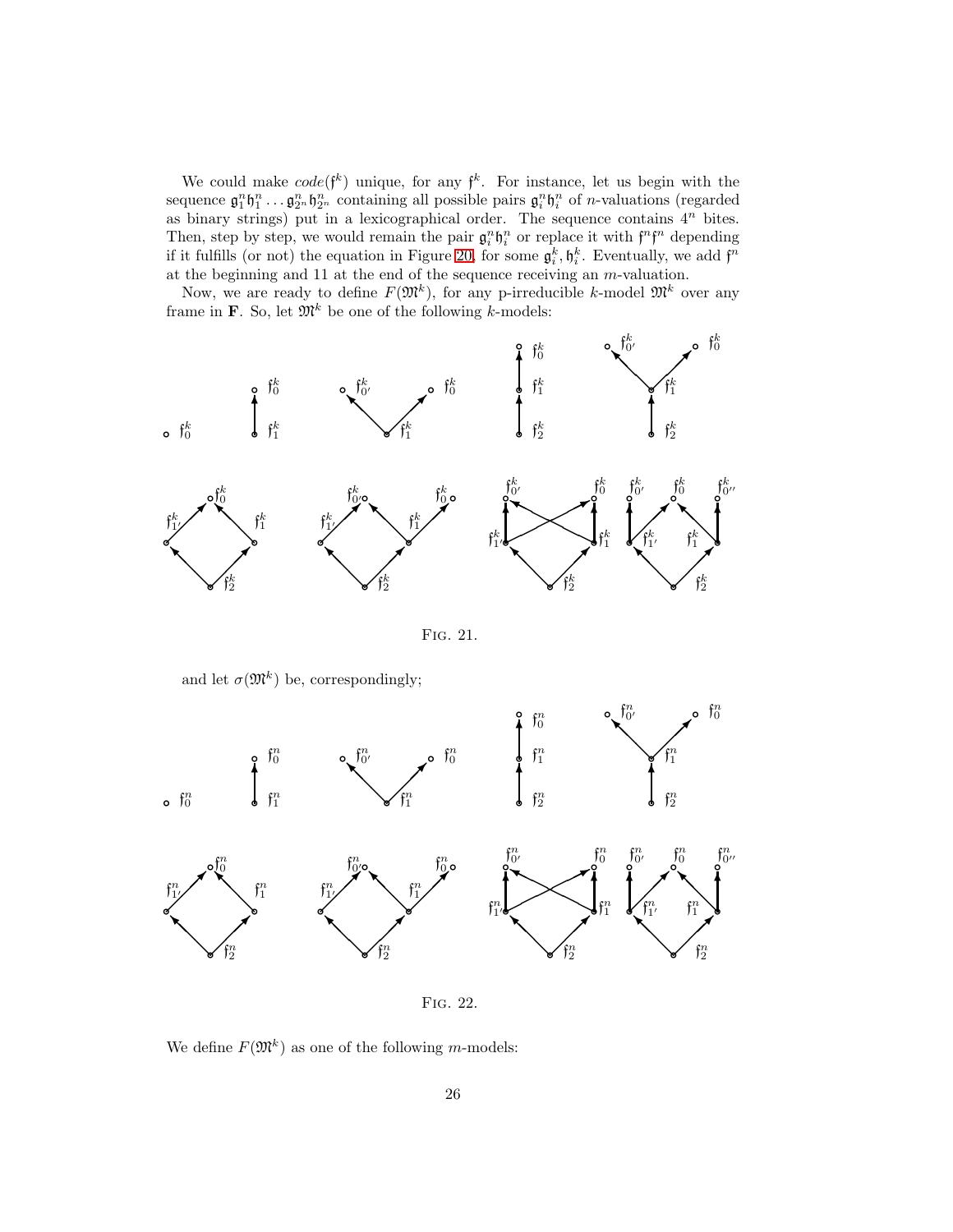We could make $code(\mathfrak{f}^k)$ unique, for any $\mathfrak{f}^k$. For instance, let us begin with the sequence $\mathfrak{g}_1^n\mathfrak{h}_1^n \dots \mathfrak{g}_{2^n}^n\mathfrak{h}_{2^n}^n$ containing all possible pairs $\mathfrak{g}_i^n\mathfrak{h}_i^n$ of $n$-valuations (regarded as binary strings) put in a lexicographical order. The sequence contains $4^n$ bites. Then, step by step, we would remain the pair $\mathfrak{g}_i^n\mathfrak{h}_i^n$ or replace it with $\mathfrak{f}^n\mathfrak{f}^n$ depending if it fulfills (or not) the equation in Figure 20, for some $\mathfrak{g}_i^k, \mathfrak{h}_i^k$. Eventually, we add $\mathfrak{f}^n$ at the beginning and 11 at the end of the sequence receiving an $m$-valuation.

Now, we are ready to define $F(\mathfrak{M}^k)$, for any p-irreducible $k$-model $\mathfrak{M}^k$ over any frame in $\mathbf{F}$. So, let $\mathfrak{M}^k$ be one of the following $k$-models:

Fig. 21.

and let $\sigma(\mathfrak{M}^k)$ be, correspondingly;

Fig. 22.

We define $F(\mathfrak{M}^k)$ as one of the following $m$-models: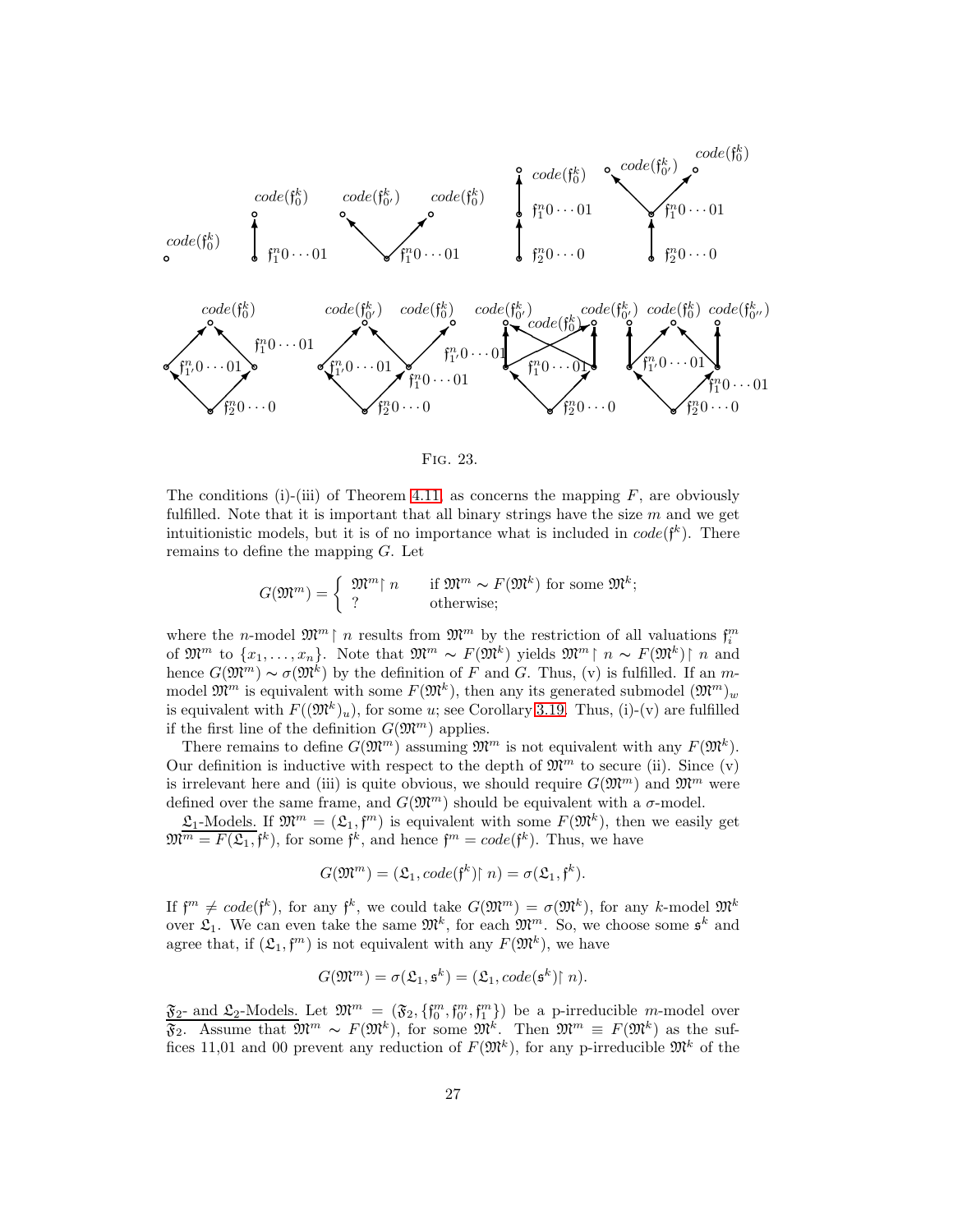Fig. 23.

The conditions (i)-(iii) of Theorem 4.11, as concerns the mapping $F$, are obviously fulfilled. Note that it is important that all binary strings have the size $m$ and we get intuitionistic models, but it is of no importance what is included in $code(\mathfrak{f}^k)$. There remains to define the mapping $G$. Let

$$G(\mathfrak{M}^m) = \begin{cases} \mathfrak{M}^m\!\upharpoonright n & \text{if } \mathfrak{M}^m \sim F(\mathfrak{M}^k) \text{ for some } \mathfrak{M}^k; \\ ? & \text{otherwise;} \end{cases}$$

where the $n$-model $\mathfrak{M}^m\!\upharpoonright n$ results from $\mathfrak{M}^m$ by the restriction of all valuations $\mathfrak{f}_i^m$ of $\mathfrak{M}^m$ to $\{x_1, \ldots, x_n\}$. Note that $\mathfrak{M}^m \sim F(\mathfrak{M}^k)$ yields $\mathfrak{M}^m\!\upharpoonright n \sim F(\mathfrak{M}^k)\!\upharpoonright n$ and hence $G(\mathfrak{M}^m) \sim \sigma(\mathfrak{M}^k)$ by the definition of $F$ and $G$. Thus, (v) is fulfilled. If an $m$-model $\mathfrak{M}^m$ is equivalent with some $F(\mathfrak{M}^k)$, then any its generated submodel $(\mathfrak{M}^m)_w$ is equivalent with $F((\mathfrak{M}^k)_u)$, for some $u$; see Corollary 3.19. Thus, (i)-(v) are fulfilled if the first line of the definition $G(\mathfrak{M}^m)$ applies.

There remains to define $G(\mathfrak{M}^m)$ assuming $\mathfrak{M}^m$ is not equivalent with any $F(\mathfrak{M}^k)$. Our definition is inductive with respect to the depth of $\mathfrak{M}^m$ to secure (ii). Since (v) is irrelevant here and (iii) is quite obvious, we should require $G(\mathfrak{M}^m)$ and $\mathfrak{M}^m$ were defined over the same frame, and $G(\mathfrak{M}^m)$ should be equivalent with a $\sigma$-model.

<u>$\mathfrak{L}_1$-Models.</u> If $\mathfrak{M}^m = (\mathfrak{L}_1, \mathfrak{f}^m)$ is equivalent with some $F(\mathfrak{M}^k)$, then we easily get $\mathfrak{M}^m = F(\mathfrak{L}_1, \mathfrak{f}^k)$, for some $\mathfrak{f}^k$, and hence $\mathfrak{f}^m = code(\mathfrak{f}^k)$. Thus, we have

$$G(\mathfrak{M}^m) = (\mathfrak{L}_1, code(\mathfrak{f}^k)\!\upharpoonright n) = \sigma(\mathfrak{L}_1, \mathfrak{f}^k).$$

If $\mathfrak{f}^m \neq code(\mathfrak{f}^k)$, for any $\mathfrak{f}^k$, we could take $G(\mathfrak{M}^m) = \sigma(\mathfrak{M}^k)$, for any $k$-model $\mathfrak{M}^k$ over $\mathfrak{L}_1$. We can even take the same $\mathfrak{M}^k$, for each $\mathfrak{M}^m$. So, we choose some $\mathfrak{s}^k$ and agree that, if $(\mathfrak{L}_1, \mathfrak{f}^m)$ is not equivalent with any $F(\mathfrak{M}^k)$, we have

$$G(\mathfrak{M}^m) = \sigma(\mathfrak{L}_1, \mathfrak{s}^k) = (\mathfrak{L}_1, code(\mathfrak{s}^k)\!\upharpoonright n).$$

<u>$\mathfrak{F}_2$- and $\mathfrak{L}_2$-Models.</u> Let $\mathfrak{M}^m = (\mathfrak{F}_2, \{\mathfrak{f}_0^m, \mathfrak{f}_{0'}^m, \mathfrak{f}_1^m\})$ be a p-irreducible $m$-model over $\mathfrak{F}_2$. Assume that $\mathfrak{M}^m \sim F(\mathfrak{M}^k)$, for some $\mathfrak{M}^k$. Then $\mathfrak{M}^m \equiv F(\mathfrak{M}^k)$ as the suffices 11,01 and 00 prevent any reduction of $F(\mathfrak{M}^k)$, for any p-irreducible $\mathfrak{M}^k$ of the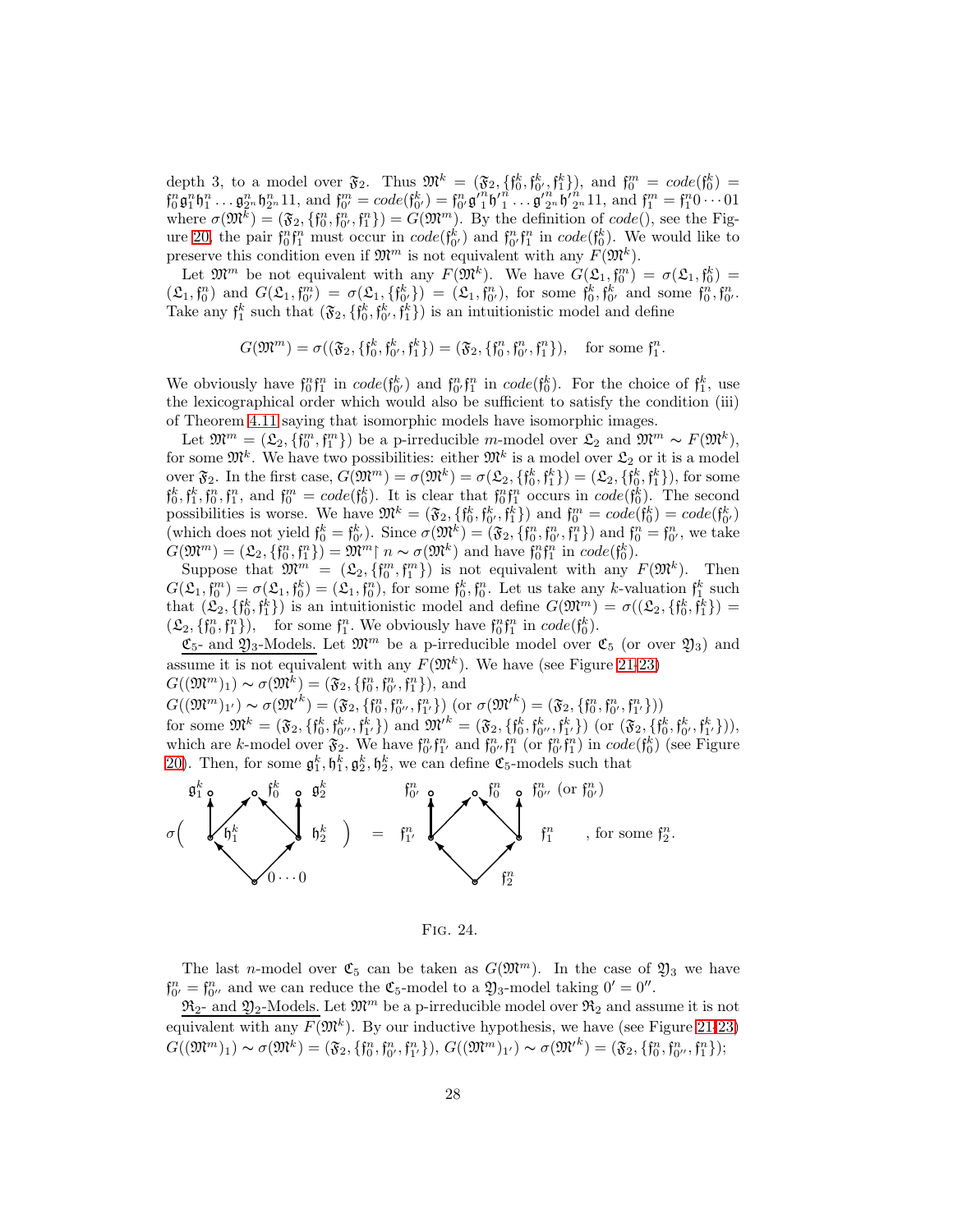depth 3, to a model over $\mathfrak{F}_2$. Thus $\mathfrak{M}^k = (\mathfrak{F}_2, \{\mathfrak{f}_0^k, \mathfrak{f}_{0'}^k, \mathfrak{f}_1^k\})$, and $\mathfrak{f}_0^m = code(\mathfrak{f}_0^k) = \mathfrak{f}_0^n \mathfrak{g}_1^n \mathfrak{h}_1^n \ldots \mathfrak{g}_{2^n}^n \mathfrak{h}_{2^n}^n 11$, and $\mathfrak{f}_{0'}^m = code(\mathfrak{f}_{0'}^k) = \mathfrak{f}_{0'}^n \mathfrak{g'}_1^n \mathfrak{h'}_1^n \ldots \mathfrak{g'}_{2^n}^n \mathfrak{h'}_{2^n}^n 11$, and $\mathfrak{f}_1^m = \mathfrak{f}_1^n 0 \cdots 01$ where $\sigma(\mathfrak{M}^k) = (\mathfrak{F}_2, \{\mathfrak{f}_0^n, \mathfrak{f}_{0'}^n, \mathfrak{f}_1^n\}) = G(\mathfrak{M}^m)$. By the definition of $code()$, see the Figure 20, the pair $\mathfrak{f}_0^n \mathfrak{f}_1^n$ must occur in $code(\mathfrak{f}_{0'}^k)$ and $\mathfrak{f}_{0'}^n \mathfrak{f}_1^n$ in $code(\mathfrak{f}_0^k)$. We would like to preserve this condition even if $\mathfrak{M}^m$ is not equivalent with any $F(\mathfrak{M}^k)$.

Let $\mathfrak{M}^m$ be not equivalent with any $F(\mathfrak{M}^k)$. We have $G(\mathfrak{L}_1, \mathfrak{f}_0^m) = \sigma(\mathfrak{L}_1, \mathfrak{f}_0^k) = (\mathfrak{L}_1, \mathfrak{f}_0^n)$ and $G(\mathfrak{L}_1, \mathfrak{f}_{0'}^m) = \sigma(\mathfrak{L}_1, \{\mathfrak{f}_{0'}^k\}) = (\mathfrak{L}_1, \mathfrak{f}_{0'}^n)$, for some $\mathfrak{f}_0^k, \mathfrak{f}_{0'}^k$ and some $\mathfrak{f}_0^n, \mathfrak{f}_{0'}^n$. Take any $\mathfrak{f}_1^k$ such that $(\mathfrak{F}_2, \{\mathfrak{f}_0^k, \mathfrak{f}_{0'}^k, \mathfrak{f}_1^k\})$ is an intuitionistic model and define

$$G(\mathfrak{M}^m) = \sigma((\mathfrak{F}_2, \{\mathfrak{f}_0^k, \mathfrak{f}_{0'}^k, \mathfrak{f}_1^k\}) = (\mathfrak{F}_2, \{\mathfrak{f}_0^n, \mathfrak{f}_{0'}^n, \mathfrak{f}_1^n\}), \quad \text{for some } \mathfrak{f}_1^n.$$

We obviously have $\mathfrak{f}_0^n \mathfrak{f}_1^n$ in $code(\mathfrak{f}_{0'}^k)$ and $\mathfrak{f}_{0'}^n \mathfrak{f}_1^n$ in $code(\mathfrak{f}_0^k)$. For the choice of $\mathfrak{f}_1^k$, use the lexicographical order which would also be sufficient to satisfy the condition (iii) of Theorem 4.11 saying that isomorphic models have isomorphic images.

Let $\mathfrak{M}^m = (\mathfrak{L}_2, \{\mathfrak{f}_0^m, \mathfrak{f}_1^m\})$ be a p-irreducible $m$-model over $\mathfrak{L}_2$ and $\mathfrak{M}^m \sim F(\mathfrak{M}^k)$, for some $\mathfrak{M}^k$. We have two possibilities: either $\mathfrak{M}^k$ is a model over $\mathfrak{L}_2$ or it is a model over $\mathfrak{F}_2$. In the first case, $G(\mathfrak{M}^m) = \sigma(\mathfrak{M}^k) = \sigma(\mathfrak{L}_2, \{\mathfrak{f}_0^k, \mathfrak{f}_1^k\}) = (\mathfrak{L}_2, \{\mathfrak{f}_0^k, \mathfrak{f}_1^k\})$, for some $\mathfrak{f}_0^k, \mathfrak{f}_1^k, \mathfrak{f}_0^n, \mathfrak{f}_1^n$, and $\mathfrak{f}_0^m = code(\mathfrak{f}_0^k)$. It is clear that $\mathfrak{f}_0^n \mathfrak{f}_1^n$ occurs in $code(\mathfrak{f}_0^k)$. The second possibilities is worse. We have $\mathfrak{M}^k = (\mathfrak{F}_2, \{\mathfrak{f}_0^k, \mathfrak{f}_{0'}^k, \mathfrak{f}_1^k\})$ and $\mathfrak{f}_0^m = code(\mathfrak{f}_0^k) = code(\mathfrak{f}_{0'}^k)$ (which does not yield $\mathfrak{f}_0^k = \mathfrak{f}_{0'}^k$). Since $\sigma(\mathfrak{M}^k) = (\mathfrak{F}_2, \{\mathfrak{f}_0^n, \mathfrak{f}_{0'}^n, \mathfrak{f}_1^n\})$ and $\mathfrak{f}_0^n = \mathfrak{f}_{0'}^n$, we take $G(\mathfrak{M}^m) = (\mathfrak{L}_2, \{\mathfrak{f}_0^n, \mathfrak{f}_1^n\}) = \mathfrak{M}^m\!\upharpoonright n \sim \sigma(\mathfrak{M}^k)$ and have $\mathfrak{f}_0^n \mathfrak{f}_1^n$ in $code(\mathfrak{f}_0^k)$.

Suppose that $\mathfrak{M}^m = (\mathfrak{L}_2, \{\mathfrak{f}_0^m, \mathfrak{f}_1^m\})$ is not equivalent with any $F(\mathfrak{M}^k)$. Then $G(\mathfrak{L}_1, \mathfrak{f}_0^m) = \sigma(\mathfrak{L}_1, \mathfrak{f}_0^k) = (\mathfrak{L}_1, \mathfrak{f}_0^n)$, for some $\mathfrak{f}_0^k, \mathfrak{f}_0^n$. Let us take any $k$-valuation $\mathfrak{f}_1^k$ such that $(\mathfrak{L}_2, \{\mathfrak{f}_0^k, \mathfrak{f}_1^k\})$ is an intuitionistic model and define $G(\mathfrak{M}^m) = \sigma((\mathfrak{L}_2, \{\mathfrak{f}_0^k, \mathfrak{f}_1^k\}) = (\mathfrak{L}_2, \{\mathfrak{f}_0^n, \mathfrak{f}_1^n\})$, for some $\mathfrak{f}_1^n$. We obviously have $\mathfrak{f}_0^n \mathfrak{f}_1^n$ in $code(\mathfrak{f}_0^k)$.

$\underline{\mathfrak{C}_5\text{- and } \mathfrak{Y}_3\text{-Models.}}$ Let $\mathfrak{M}^m$ be a p-irreducible model over $\mathfrak{C}_5$ (or over $\mathfrak{Y}_3$) and assume it is not equivalent with any $F(\mathfrak{M}^k)$. We have (see Figure 21-23)
$G((\mathfrak{M}^m)_1) \sim \sigma(\mathfrak{M}^k) = (\mathfrak{F}_2, \{\mathfrak{f}_0^n, \mathfrak{f}_{0'}^n, \mathfrak{f}_1^n\})$, and
$G((\mathfrak{M}^m)_{1'}) \sim \sigma(\mathfrak{M'}^k) = (\mathfrak{F}_2, \{\mathfrak{f}_0^n, \mathfrak{f}_{0''}^n, \mathfrak{f}_{1'}^n\})$ (or $\sigma(\mathfrak{M'}^k) = (\mathfrak{F}_2, \{\mathfrak{f}_0^n, \mathfrak{f}_{0'}^n, \mathfrak{f}_{1'}^n\})$)
for some $\mathfrak{M}^k = (\mathfrak{F}_2, \{\mathfrak{f}_0^k, \mathfrak{f}_{0''}^k, \mathfrak{f}_{1'}^k\})$ and $\mathfrak{M'}^k = (\mathfrak{F}_2, \{\mathfrak{f}_0^k, \mathfrak{f}_{0''}^k, \mathfrak{f}_{1'}^k\})$ (or $(\mathfrak{F}_2, \{\mathfrak{f}_0^k, \mathfrak{f}_{0'}^k, \mathfrak{f}_{1'}^k\})$), which are $k$-model over $\mathfrak{F}_2$. We have $\mathfrak{f}_{0'}^n \mathfrak{f}_{1'}^n$ and $\mathfrak{f}_{0''}^n \mathfrak{f}_1^n$ (or $\mathfrak{f}_{0'}^n \mathfrak{f}_1^n$) in $code(\mathfrak{f}_0^k)$ (see Figure 20). Then, for some $\mathfrak{g}_1^k, \mathfrak{h}_1^k, \mathfrak{g}_2^k, \mathfrak{h}_2^k$, we can define $\mathfrak{C}_5$-models such that

$$\sigma\Big(\ \text{model with points } 0\cdots0;\ \mathfrak{h}_1^k, \mathfrak{h}_2^k;\ \mathfrak{g}_1^k, \mathfrak{f}_0^k, \mathfrak{g}_2^k\ \Big) = \text{model with points } \mathfrak{f}_2^n;\ \mathfrak{f}_{1'}^n, \mathfrak{f}_1^n;\ \mathfrak{f}_{0'}^n, \mathfrak{f}_0^n, \mathfrak{f}_{0''}^n \text{ (or } \mathfrak{f}_{0'}^n), \quad \text{for some } \mathfrak{f}_2^n.$$

Fig. 24.

The last $n$-model over $\mathfrak{C}_5$ can be taken as $G(\mathfrak{M}^m)$. In the case of $\mathfrak{Y}_3$ we have $\mathfrak{f}_{0'}^n = \mathfrak{f}_{0''}^n$ and we can reduce the $\mathfrak{C}_5$-model to a $\mathfrak{Y}_3$-model taking $0' = 0''$.

$\underline{\mathfrak{R}_2\text{- and } \mathfrak{Y}_2\text{-Models.}}$ Let $\mathfrak{M}^m$ be a p-irreducible model over $\mathfrak{R}_2$ and assume it is not equivalent with any $F(\mathfrak{M}^k)$. By our inductive hypothesis, we have (see Figure 21-23) $G((\mathfrak{M}^m)_1) \sim \sigma(\mathfrak{M}^k) = (\mathfrak{F}_2, \{\mathfrak{f}_0^n, \mathfrak{f}_{0'}^n, \mathfrak{f}_{1'}^n\})$, $G((\mathfrak{M}^m)_{1'}) \sim \sigma(\mathfrak{M'}^k) = (\mathfrak{F}_2, \{\mathfrak{f}_0^n, \mathfrak{f}_{0''}^n, \mathfrak{f}_1^n\})$;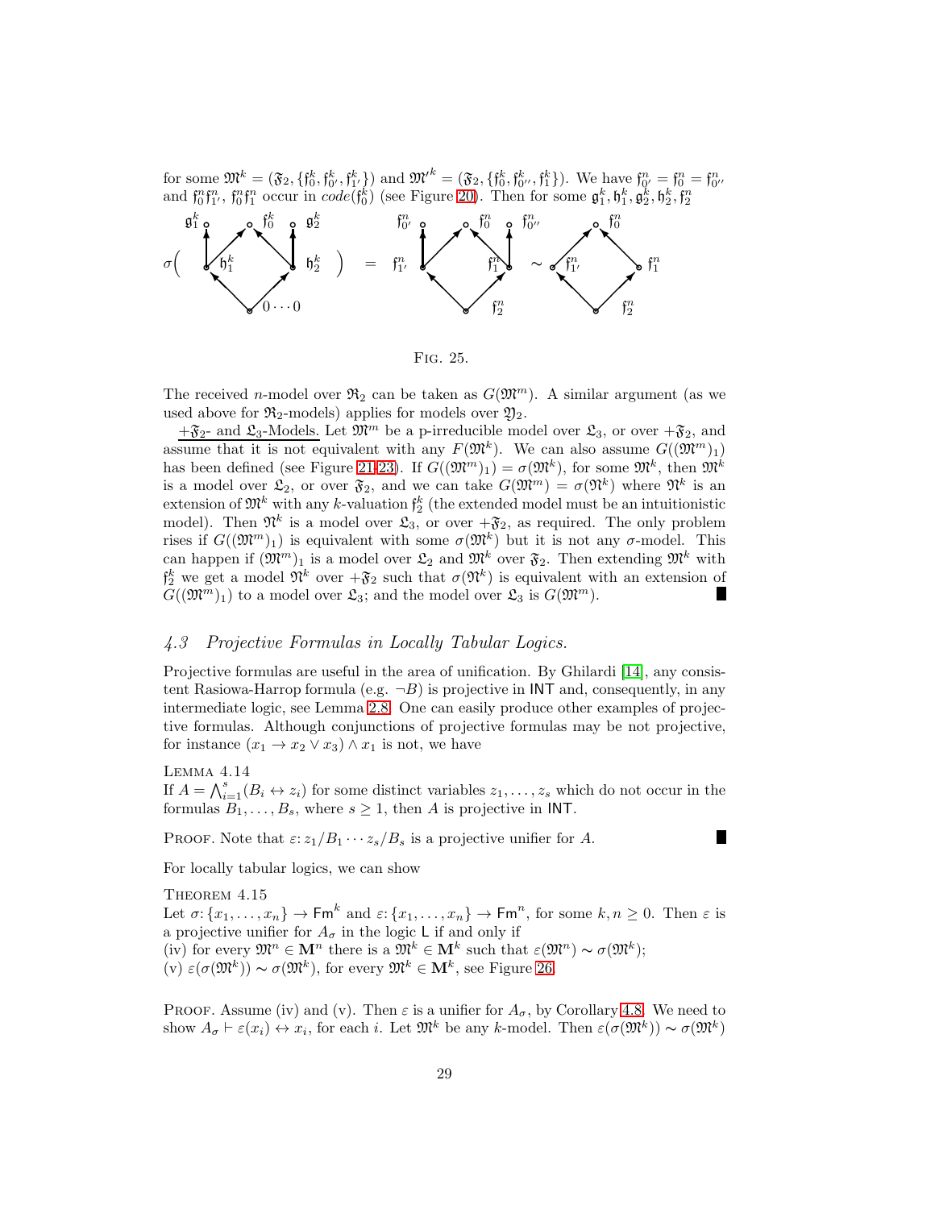for some $\mathfrak{M}^k = (\mathfrak{F}_2, \{\mathfrak{f}_0^k, \mathfrak{f}_{0'}^k, \mathfrak{f}_{1'}^k\})$ and $\mathfrak{M}'^k = (\mathfrak{F}_2, \{\mathfrak{f}_0^k, \mathfrak{f}_{0''}^k, \mathfrak{f}_1^k\})$. We have $\mathfrak{f}_{0'}^n = \mathfrak{f}_0^n = \mathfrak{f}_{0''}^n$ and $\mathfrak{f}_0^n\mathfrak{f}_{1'}^n$, $\mathfrak{f}_0^n\mathfrak{f}_1^n$ occur in $code(\mathfrak{f}_0^k)$ (see Figure 20). Then for some $\mathfrak{g}_1^k, \mathfrak{h}_1^k, \mathfrak{g}_2^k, \mathfrak{h}_2^k, \mathfrak{f}_2^n$

Fig. 25.

The received $n$-model over $\mathfrak{R}_2$ can be taken as $G(\mathfrak{M}^m)$. A similar argument (as we used above for $\mathfrak{R}_2$-models) applies for models over $\mathfrak{Y}_2$.

$+\mathfrak{F}_2$- and $\mathfrak{L}_3$-Models. Let $\mathfrak{M}^m$ be a p-irreducible model over $\mathfrak{L}_3$, or over $+\mathfrak{F}_2$, and assume that it is not equivalent with any $F(\mathfrak{M}^k)$. We can also assume $G((\mathfrak{M}^m)_1)$ has been defined (see Figure 21-23). If $G((\mathfrak{M}^m)_1) = \sigma(\mathfrak{M}^k)$, for some $\mathfrak{M}^k$, then $\mathfrak{M}^k$ is a model over $\mathfrak{L}_2$, or over $\mathfrak{F}_2$, and we can take $G(\mathfrak{M}^m) = \sigma(\mathfrak{N}^k)$ where $\mathfrak{N}^k$ is an extension of $\mathfrak{M}^k$ with any $k$-valuation $\mathfrak{f}_2^k$ (the extended model must be an intuitionistic model). Then $\mathfrak{N}^k$ is a model over $\mathfrak{L}_3$, or over $+\mathfrak{F}_2$, as required. The only problem rises if $G((\mathfrak{M}^m)_1)$ is equivalent with some $\sigma(\mathfrak{M}^k)$ but it is not any $\sigma$-model. This can happen if $(\mathfrak{M}^m)_1$ is a model over $\mathfrak{L}_2$ and $\mathfrak{M}^k$ over $\mathfrak{F}_2$. Then extending $\mathfrak{M}^k$ with $\mathfrak{f}_2^k$ we get a model $\mathfrak{N}^k$ over $+\mathfrak{F}_2$ such that $\sigma(\mathfrak{N}^k)$ is equivalent with an extension of $G((\mathfrak{M}^m)_1)$ to a model over $\mathfrak{L}_3$; and the model over $\mathfrak{L}_3$ is $G(\mathfrak{M}^m)$. ∎

### 4.3 Projective Formulas in Locally Tabular Logics.

Projective formulas are useful in the area of unification. By Ghilardi [14], any consistent Rasiowa-Harrop formula (e.g. $\neg B$) is projective in INT and, consequently, in any intermediate logic, see Lemma 2.8. One can easily produce other examples of projective formulas. Although conjunctions of projective formulas may be not projective, for instance $(x_1 \to x_2 \lor x_3) \land x_1$ is not, we have

Lemma 4.14
If $A = \bigwedge_{i=1}^{s}(B_i \leftrightarrow z_i)$ for some distinct variables $z_1, \ldots, z_s$ which do not occur in the formulas $B_1, \ldots, B_s$, where $s \geq 1$, then $A$ is projective in INT.

Proof. Note that $\varepsilon: z_1/B_1 \cdots z_s/B_s$ is a projective unifier for $A$. ∎

For locally tabular logics, we can show

Theorem 4.15
Let $\sigma: \{x_1, \ldots, x_n\} \to \mathsf{Fm}^k$ and $\varepsilon: \{x_1, \ldots, x_n\} \to \mathsf{Fm}^n$, for some $k, n \geq 0$. Then $\varepsilon$ is a projective unifier for $A_\sigma$ in the logic L if and only if
(iv) for every $\mathfrak{M}^n \in \mathbf{M}^n$ there is a $\mathfrak{M}^k \in \mathbf{M}^k$ such that $\varepsilon(\mathfrak{M}^n) \sim \sigma(\mathfrak{M}^k)$;
(v) $\varepsilon(\sigma(\mathfrak{M}^k)) \sim \sigma(\mathfrak{M}^k)$, for every $\mathfrak{M}^k \in \mathbf{M}^k$, see Figure 26.

Proof. Assume (iv) and (v). Then $\varepsilon$ is a unifier for $A_\sigma$, by Corollary 4.8. We need to show $A_\sigma \vdash \varepsilon(x_i) \leftrightarrow x_i$, for each $i$. Let $\mathfrak{M}^k$ be any $k$-model. Then $\varepsilon(\sigma(\mathfrak{M}^k)) \sim \sigma(\mathfrak{M}^k)$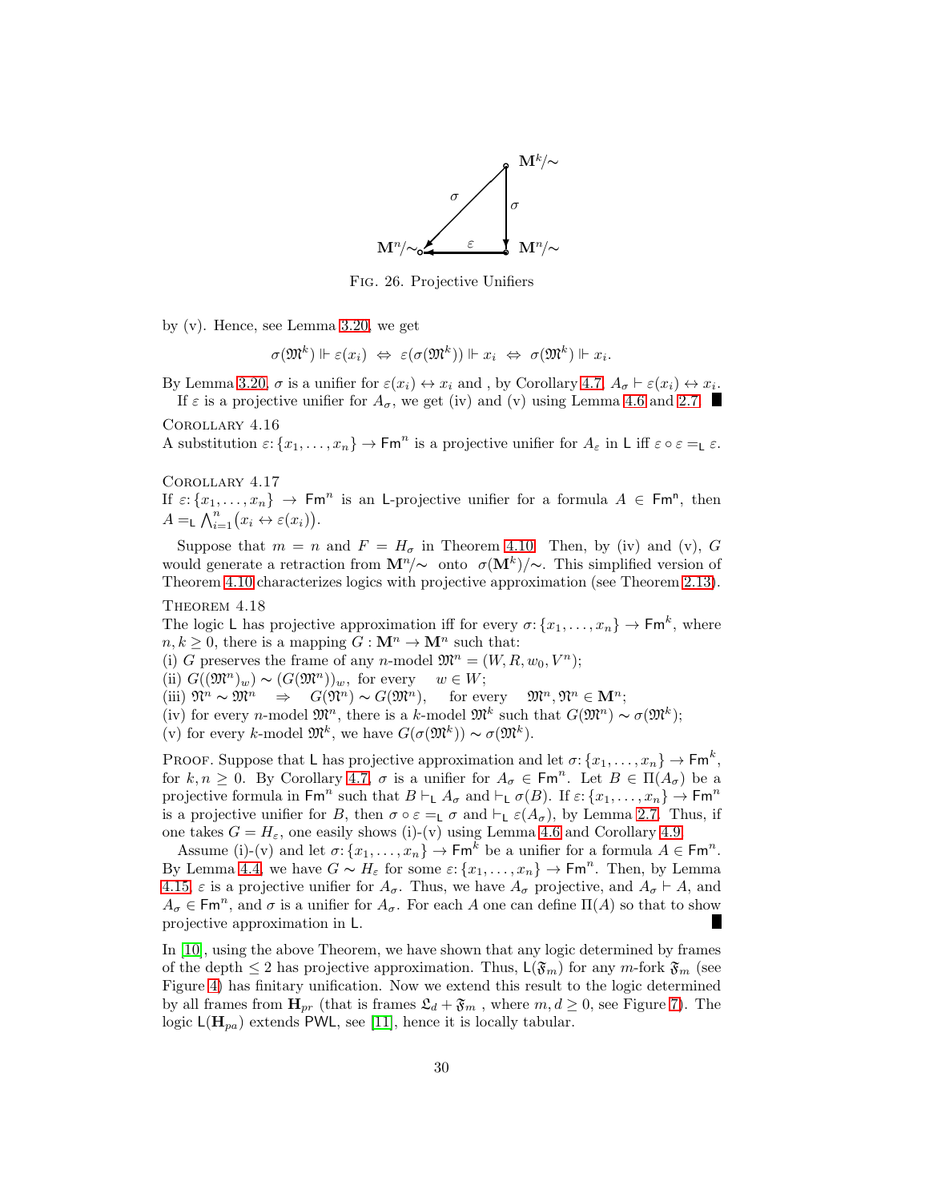Fig. 26. Projective Unifiers

by (v). Hence, see Lemma 3.20, we get

$$\sigma(\mathfrak{M}^k) \Vdash \varepsilon(x_i) \;\Leftrightarrow\; \varepsilon(\sigma(\mathfrak{M}^k)) \Vdash x_i \;\Leftrightarrow\; \sigma(\mathfrak{M}^k) \Vdash x_i.$$

By Lemma 3.20, $\sigma$ is a unifier for $\varepsilon(x_i) \leftrightarrow x_i$ and , by Corollary 4.7, $A_\sigma \vdash \varepsilon(x_i) \leftrightarrow x_i$.

If $\varepsilon$ is a projective unifier for $A_\sigma$, we get (iv) and (v) using Lemma 4.6 and 2.7. ∎

Corollary 4.16

A substitution $\varepsilon\colon \{x_1, \ldots, x_n\} \to \mathsf{Fm}^n$ is a projective unifier for $A_\varepsilon$ in $\mathsf{L}$ iff $\varepsilon \circ \varepsilon =_{\mathsf{L}} \varepsilon$.

Corollary 4.17

If $\varepsilon\colon \{x_1, \ldots, x_n\} \to \mathsf{Fm}^n$ is an $\mathsf{L}$-projective unifier for a formula $A \in \mathsf{Fm}^n$, then $A =_{\mathsf{L}} \bigwedge_{i=1}^n \big(x_i \leftrightarrow \varepsilon(x_i)\big)$.

Suppose that $m = n$ and $F = H_\sigma$ in Theorem 4.10. Then, by (iv) and (v), $G$ would generate a retraction from $\mathbf{M}^n/\!\sim$ onto $\sigma(\mathbf{M}^k)/\!\sim$. This simplified version of Theorem 4.10 characterizes logics with projective approximation (see Theorem 2.13).

Theorem 4.18

The logic $\mathsf{L}$ has projective approximation iff for every $\sigma\colon \{x_1, \ldots, x_n\} \to \mathsf{Fm}^k$, where $n, k \geq 0$, there is a mapping $G : \mathbf{M}^n \to \mathbf{M}^n$ such that:

(i) $G$ preserves the frame of any $n$-model $\mathfrak{M}^n = (W, R, w_0, V^n)$;

(ii) $G((\mathfrak{M}^n)_w) \sim (G(\mathfrak{M}^n))_w$, for every $w \in W$;

(iii) $\mathfrak{N}^n \sim \mathfrak{M}^n \;\Rightarrow\; G(\mathfrak{N}^n) \sim G(\mathfrak{M}^n)$, for every $\mathfrak{M}^n, \mathfrak{N}^n \in \mathbf{M}^n$;

(iv) for every $n$-model $\mathfrak{M}^n$, there is a $k$-model $\mathfrak{M}^k$ such that $G(\mathfrak{M}^n) \sim \sigma(\mathfrak{M}^k)$;

(v) for every $k$-model $\mathfrak{M}^k$, we have $G(\sigma(\mathfrak{M}^k)) \sim \sigma(\mathfrak{M}^k)$.

Proof. Suppose that $\mathsf{L}$ has projective approximation and let $\sigma\colon \{x_1, \ldots, x_n\} \to \mathsf{Fm}^k$, for $k, n \geq 0$. By Corollary 4.7, $\sigma$ is a unifier for $A_\sigma \in \mathsf{Fm}^n$. Let $B \in \Pi(A_\sigma)$ be a projective formula in $\mathsf{Fm}^n$ such that $B \vdash_{\mathsf{L}} A_\sigma$ and $\vdash_{\mathsf{L}} \sigma(B)$. If $\varepsilon\colon \{x_1, \ldots, x_n\} \to \mathsf{Fm}^n$ is a projective unifier for $B$, then $\sigma \circ \varepsilon =_{\mathsf{L}} \sigma$ and $\vdash_{\mathsf{L}} \varepsilon(A_\sigma)$, by Lemma 2.7. Thus, if one takes $G = H_\varepsilon$, one easily shows (i)-(v) using Lemma 4.6 and Corollary 4.9.

Assume (i)-(v) and let $\sigma\colon \{x_1, \ldots, x_n\} \to \mathsf{Fm}^k$ be a unifier for a formula $A \in \mathsf{Fm}^n$. By Lemma 4.4, we have $G \sim H_\varepsilon$ for some $\varepsilon\colon \{x_1, \ldots, x_n\} \to \mathsf{Fm}^n$. Then, by Lemma 4.15, $\varepsilon$ is a projective unifier for $A_\sigma$. Thus, we have $A_\sigma$ projective, and $A_\sigma \vdash A$, and $A_\sigma \in \mathsf{Fm}^n$, and $\sigma$ is a unifier for $A_\sigma$. For each $A$ one can define $\Pi(A)$ so that to show projective approximation in $\mathsf{L}$. ∎

In [10], using the above Theorem, we have shown that any logic determined by frames of the depth $\leq 2$ has projective approximation. Thus, $\mathsf{L}(\mathfrak{F}_m)$ for any $m$-fork $\mathfrak{F}_m$ (see Figure 4) has finitary unification. Now we extend this result to the logic determined by all frames from $\mathbf{H}_{pr}$ (that is frames $\mathfrak{L}_d + \mathfrak{F}_m$ , where $m, d \geq 0$, see Figure 7). The logic $\mathsf{L}(\mathbf{H}_{pa})$ extends $\mathsf{PWL}$, see [11], hence it is locally tabular.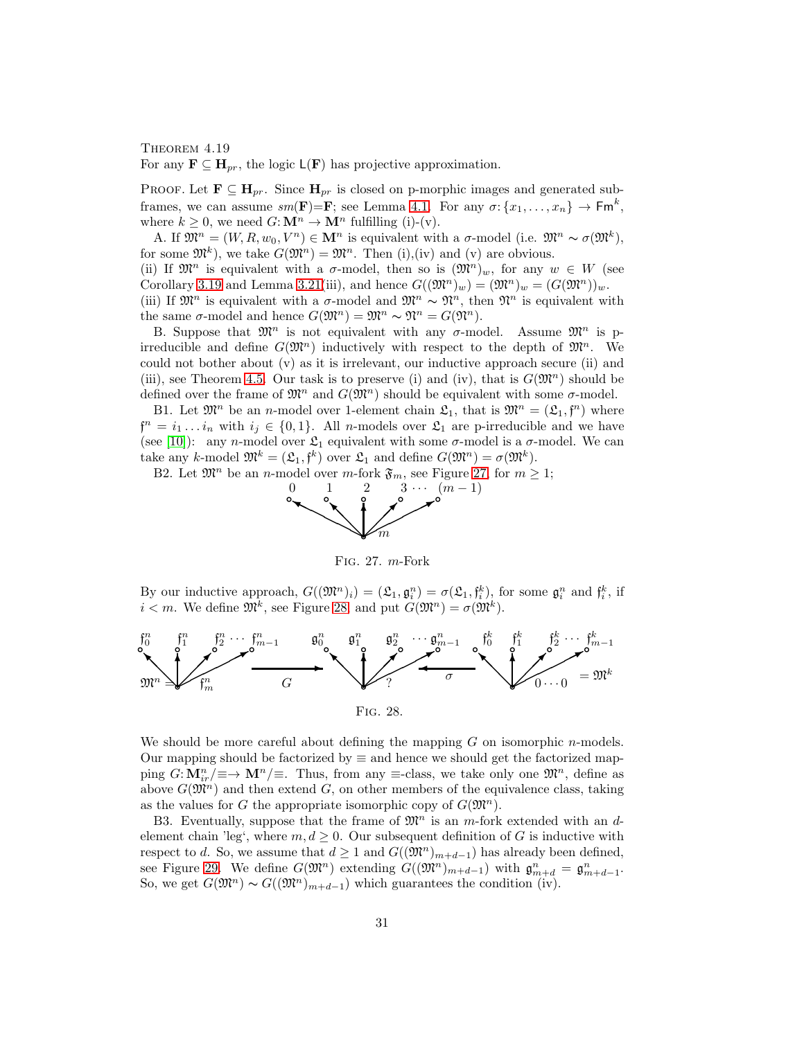Theorem 4.19
For any $\mathbf{F} \subseteq \mathbf{H}_{pr}$, the logic $\mathsf{L}(\mathbf{F})$ has projective approximation.

Proof. Let $\mathbf{F} \subseteq \mathbf{H}_{pr}$. Since $\mathbf{H}_{pr}$ is closed on p-morphic images and generated subframes, we can assume $sm(\mathbf{F})$=$\mathbf{F}$; see Lemma 4.1. For any $\sigma\colon \{x_1, \ldots, x_n\} \to \mathsf{Fm}^k$, where $k \geq 0$, we need $G\colon \mathbf{M}^n \to \mathbf{M}^n$ fulfilling (i)-(v).

A. If $\mathfrak{M}^n = (W, R, w_0, V^n) \in \mathbf{M}^n$ is equivalent with a $\sigma$-model (i.e. $\mathfrak{M}^n \sim \sigma(\mathfrak{M}^k)$, for some $\mathfrak{M}^k$), we take $G(\mathfrak{M}^n) = \mathfrak{M}^n$. Then (i),(iv) and (v) are obvious.
(ii) If $\mathfrak{M}^n$ is equivalent with a $\sigma$-model, then so is $(\mathfrak{M}^n)_w$, for any $w \in W$ (see Corollary 3.19 and Lemma 3.21(iii), and hence $G((\mathfrak{M}^n)_w) = (\mathfrak{M}^n)_w = (G(\mathfrak{M}^n))_w$.
(iii) If $\mathfrak{M}^n$ is equivalent with a $\sigma$-model and $\mathfrak{M}^n \sim \mathfrak{N}^n$, then $\mathfrak{N}^n$ is equivalent with the same $\sigma$-model and hence $G(\mathfrak{M}^n) = \mathfrak{M}^n \sim \mathfrak{N}^n = G(\mathfrak{N}^n)$.

B. Suppose that $\mathfrak{M}^n$ is not equivalent with any $\sigma$-model. Assume $\mathfrak{M}^n$ is p-irreducible and define $G(\mathfrak{M}^n)$ inductively with respect to the depth of $\mathfrak{M}^n$. We could not bother about (v) as it is irrelevant, our inductive approach secure (ii) and (iii), see Theorem 4.5. Our task is to preserve (i) and (iv), that is $G(\mathfrak{M}^n)$ should be defined over the frame of $\mathfrak{M}^n$ and $G(\mathfrak{M}^n)$ should be equivalent with some $\sigma$-model.

B1. Let $\mathfrak{M}^n$ be an $n$-model over 1-element chain $\mathfrak{L}_1$, that is $\mathfrak{M}^n = (\mathfrak{L}_1, \mathfrak{f}^n)$ where $\mathfrak{f}^n = i_1 \ldots i_n$ with $i_j \in \{0,1\}$. All $n$-models over $\mathfrak{L}_1$ are p-irreducible and we have (see [10]): any $n$-model over $\mathfrak{L}_1$ equivalent with some $\sigma$-model is a $\sigma$-model. We can take any $k$-model $\mathfrak{M}^k = (\mathfrak{L}_1, \mathfrak{f}^k)$ over $\mathfrak{L}_1$ and define $G(\mathfrak{M}^n) = \sigma(\mathfrak{M}^k)$.

B2. Let $\mathfrak{M}^n$ be an $n$-model over $m$-fork $\mathfrak{F}_m$, see Figure 27, for $m \geq 1$;

Fig. 27. $m$-Fork

By our inductive approach, $G((\mathfrak{M}^n)_i) = (\mathfrak{L}_1, \mathfrak{g}^n_i) = \sigma(\mathfrak{L}_1, \mathfrak{f}^k_i)$, for some $\mathfrak{g}^n_i$ and $\mathfrak{f}^k_i$, if $i < m$. We define $\mathfrak{M}^k$, see Figure 28, and put $G(\mathfrak{M}^n) = \sigma(\mathfrak{M}^k)$.

Fig. 28.

We should be more careful about defining the mapping $G$ on isomorphic $n$-models. Our mapping should be factorized by $\equiv$ and hence we should get the factorized mapping $G\colon \mathbf{M}^n_{ir}/\!\equiv \to \mathbf{M}^n/\!\equiv$. Thus, from any $\equiv$-class, we take only one $\mathfrak{M}^n$, define as above $G(\mathfrak{M}^n)$ and then extend $G$, on other members of the equivalence class, taking as the values for $G$ the appropriate isomorphic copy of $G(\mathfrak{M}^n)$.

B3. Eventually, suppose that the frame of $\mathfrak{M}^n$ is an $m$-fork extended with an $d$-element chain 'leg', where $m, d \geq 0$. Our subsequent definition of $G$ is inductive with respect to $d$. So, we assume that $d \geq 1$ and $G((\mathfrak{M}^n)_{m+d-1})$ has already been defined, see Figure 29. We define $G(\mathfrak{M}^n)$ extending $G((\mathfrak{M}^n)_{m+d-1})$ with $\mathfrak{g}^n_{m+d} = \mathfrak{g}^n_{m+d-1}$. So, we get $G(\mathfrak{M}^n) \sim G((\mathfrak{M}^n)_{m+d-1})$ which guarantees the condition (iv).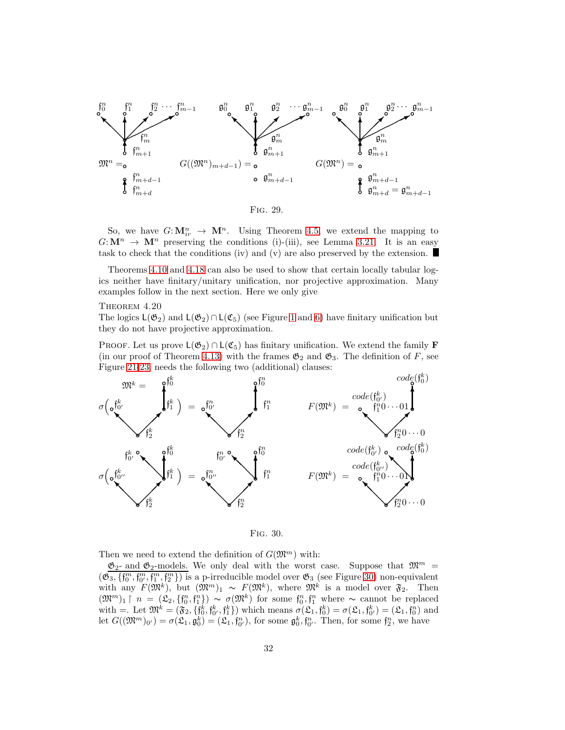Fig. 29.

So, we have $G\colon \mathbf{M}^n_{ir} \to \mathbf{M}^n$. Using Theorem 4.5, we extend the mapping to $G\colon \mathbf{M}^n \to \mathbf{M}^n$ preserving the conditions (i)-(iii), see Lemma 3.21. It is an easy task to check that the conditions (iv) and (v) are also preserved by the extension. ∎

Theorems 4.10 and 4.18 can also be used to show that certain locally tabular logics neither have finitary/unitary unification, nor projective approximation. Many examples follow in the next section. Here we only give

Theorem 4.20

*The logics $\mathsf{L}(\mathfrak{G}_2)$ and $\mathsf{L}(\mathfrak{G}_2) \cap \mathsf{L}(\mathfrak{C}_5)$ (see Figure 1 and 6) have finitary unification but they do not have projective approximation.*

Proof. Let us prove $\mathsf{L}(\mathfrak{G}_2) \cap \mathsf{L}(\mathfrak{C}_5)$ has finitary unification. We extend the family $\mathbf{F}$ (in our proof of Theorem 4.13) with the frames $\mathfrak{G}_2$ and $\mathfrak{G}_3$. The definition of $F$, see Figure 21-23, needs the following two (additional) clauses:

Fig. 30.

Then we need to extend the definition of $G(\mathfrak{M}^m)$ with:

$\mathfrak{G}_2$- and $\mathfrak{G}_2$-models. We only deal with the worst case. Suppose that $\mathfrak{M}^m = (\mathfrak{G}_3, \{\mathfrak{f}^m_0, \mathfrak{f}^m_{0'}, \mathfrak{f}^m_1, \mathfrak{f}^m_2\})$ is a p-irreducible model over $\mathfrak{G}_3$ (see Figure 30) non-equivalent with any $F(\mathfrak{M}^k)$, but $(\mathfrak{M}^m)_1 \sim F(\mathfrak{M}^k)$, where $\mathfrak{M}^k$ is a model over $\mathfrak{F}_2$. Then $(\mathfrak{M}^m)_1 \restriction n = (\mathfrak{L}_2, \{\mathfrak{f}^n_0, \mathfrak{f}^n_1\}) \sim \sigma(\mathfrak{M}^k)$ for some $\mathfrak{f}^n_0, \mathfrak{f}^n_1$ where $\sim$ cannot be replaced with $=$. Let $\mathfrak{M}^k = (\mathfrak{F}_2, \{\mathfrak{f}^k_0, \mathfrak{f}^k_{0'}, \mathfrak{f}^k_1\})$ which means $\sigma(\mathfrak{L}_1, \mathfrak{f}^k_0) = \sigma(\mathfrak{L}_1, \mathfrak{f}^k_{0'}) = (\mathfrak{L}_1, \mathfrak{f}^n_0)$ and let $G((\mathfrak{M}^m)_{0'}) = \sigma(\mathfrak{L}_1, \mathfrak{g}^k_0) = (\mathfrak{L}_1, \mathfrak{f}^n_{0'})$, for some $\mathfrak{g}^k_0, \mathfrak{f}^n_{0'}$. Then, for some $\mathfrak{f}^n_2$, we have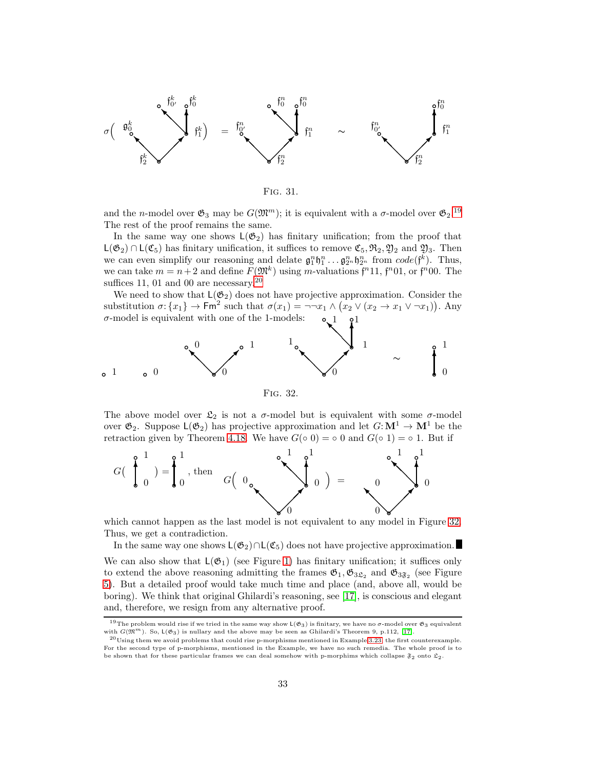Fig. 31.

and the $n$-model over $\mathfrak{G}_3$ may be $G(\mathfrak{M}^m)$; it is equivalent with a $\sigma$-model over $\mathfrak{G}_2$.[19] The rest of the proof remains the same.

In the same way one shows $\mathsf{L}(\mathfrak{G}_2)$ has finitary unification; from the proof that $\mathsf{L}(\mathfrak{G}_2) \cap \mathsf{L}(\mathfrak{C}_5)$ has finitary unification, it suffices to remove $\mathfrak{C}_5, \mathfrak{R}_2, \mathfrak{Y}_2$ and $\mathfrak{Y}_3$. Then we can even simplify our reasoning and delate $\mathfrak{g}_1^n\mathfrak{h}_1^n \dots \mathfrak{g}_{2^n}^n\mathfrak{h}_{2^n}^n$ from $code(\mathfrak{f}^k)$. Thus, we can take $m = n+2$ and define $F(\mathfrak{M}^k)$ using $m$-valuations $\mathfrak{f}^n11$, $\mathfrak{f}^n01$, or $\mathfrak{f}^n00$. The suffices 11, 01 and 00 are necessary.[20]

We need to show that $\mathsf{L}(\mathfrak{G}_2)$ does not have projective approximation. Consider the substitution $\sigma\colon\{x_1\} \to \mathsf{Fm}^2$ such that $\sigma(x_1) = \neg\neg x_1 \wedge \big(x_2 \vee (x_2 \to x_1 \vee \neg x_1)\big)$. Any $\sigma$-model is equivalent with one of the 1-models:

Fig. 32.

The above model over $\mathfrak{L}_2$ is not a $\sigma$-model but is equivalent with some $\sigma$-model over $\mathfrak{G}_2$. Suppose $\mathsf{L}(\mathfrak{G}_2)$ has projective approximation and let $G\colon \mathbf{M}^1 \to \mathbf{M}^1$ be the retraction given by Theorem 4.18. We have $G(\circ\ 0) = \circ\ 0$ and $G(\circ\ 1) = \circ\ 1$. But if

which cannot happen as the last model is not equivalent to any model in Figure 32. Thus, we get a contradiction.

In the same way one shows $\mathsf{L}(\mathfrak{G}_2)\cap\mathsf{L}(\mathfrak{C}_5)$ does not have projective approximation. ∎

We can also show that $\mathsf{L}(\mathfrak{G}_1)$ (see Figure 1) has finitary unification; it suffices only to extend the above reasoning admitting the frames $\mathfrak{G}_1, \mathfrak{G}_{3\mathfrak{L}_2}$ and $\mathfrak{G}_{3\mathfrak{F}_2}$ (see Figure 5). But a detailed proof would take much time and place (and, above all, would be boring). We think that original Ghilardi's reasoning, see [17], is conscious and elegant and, therefore, we resign from any alternative proof.

[19] The problem would rise if we tried in the same way show $\mathsf{L}(\mathfrak{G}_3)$ is finitary, we have no $\sigma$-model over $\mathfrak{G}_3$ equivalent with $G(\mathfrak{M}^m)$. So, $\mathsf{L}(\mathfrak{G}_3)$ is nullary and the above may be seen as Ghilardi's Theorem 9, p.112, [17].

[20] Using them we avoid problems that could rise p-morphisms mentioned in Example 3.23, the first counterexample. For the second type of p-morphisms, mentioned in the Example, we have no such remedia. The whole proof is to be shown that for these particular frames we can deal somehow with p-morphims which collapse $\mathfrak{F}_2$ onto $\mathfrak{L}_2$.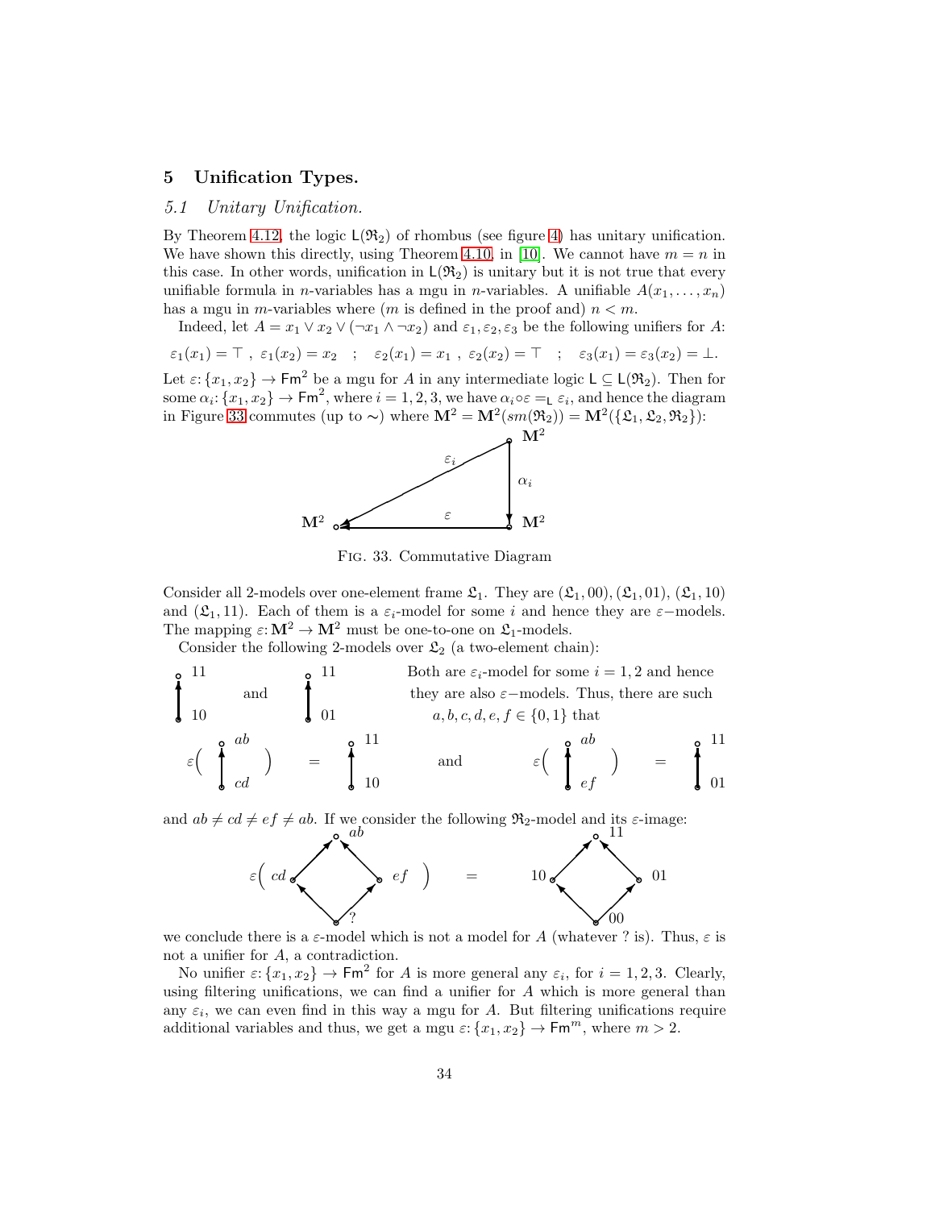## 5 Unification Types.

### 5.1 *Unitary Unification.*

By Theorem 4.12, the logic $\mathsf{L}(\mathfrak{R}_2)$ of rhombus (see figure 4) has unitary unification. We have shown this directly, using Theorem 4.10. in [10]. We cannot have $m = n$ in this case. In other words, unification in $\mathsf{L}(\mathfrak{R}_2)$ is unitary but it is not true that every unifiable formula in $n$-variables has a mgu in $n$-variables. A unifiable $A(x_1, \ldots, x_n)$ has a mgu in $m$-variables where ($m$ is defined in the proof and) $n < m$.

Indeed, let $A = x_1 \lor x_2 \lor (\neg x_1 \land \neg x_2)$ and $\varepsilon_1, \varepsilon_2, \varepsilon_3$ be the following unifiers for $A$:

$$\varepsilon_1(x_1) = \top\ ,\ \varepsilon_1(x_2) = x_2 \quad ; \quad \varepsilon_2(x_1) = x_1\ ,\ \varepsilon_2(x_2) = \top \quad ; \quad \varepsilon_3(x_1) = \varepsilon_3(x_2) = \bot.$$

Let $\varepsilon\colon \{x_1, x_2\} \to \mathsf{Fm}^2$ be a mgu for $A$ in any intermediate logic $\mathsf{L} \subseteq \mathsf{L}(\mathfrak{R}_2)$. Then for some $\alpha_i\colon \{x_1, x_2\} \to \mathsf{Fm}^2$, where $i = 1, 2, 3$, we have $\alpha_i \circ \varepsilon =_{\mathsf{L}} \varepsilon_i$, and hence the diagram in Figure 33 commutes (up to $\sim$) where $\mathbf{M}^2 = \mathbf{M}^2(sm(\mathfrak{R}_2)) = \mathbf{M}^2(\{\mathfrak{L}_1, \mathfrak{L}_2, \mathfrak{R}_2\})$:

$$\begin{array}{ccc} & & \mathbf{M}^2 \\ & \overset{\varepsilon_i}{\swarrow} & \downarrow \alpha_i \\ \mathbf{M}^2 & \xleftarrow{\ \varepsilon\ } & \mathbf{M}^2 \end{array}$$

Fig. 33. Commutative Diagram

Consider all 2-models over one-element frame $\mathfrak{L}_1$. They are $(\mathfrak{L}_1, 00), (\mathfrak{L}_1, 01), (\mathfrak{L}_1, 10)$ and $(\mathfrak{L}_1, 11)$. Each of them is a $\varepsilon_i$-model for some $i$ and hence they are $\varepsilon-$models. The mapping $\varepsilon\colon \mathbf{M}^2 \to \mathbf{M}^2$ must be one-to-one on $\mathfrak{L}_1$-models.

Consider the following 2-models over $\mathfrak{L}_2$ (a two-element chain):

$10 \to 11$ and $01 \to 11$

Both are $\varepsilon_i$-model for some $i = 1, 2$ and hence they are also $\varepsilon-$models. Thus, there are such $a, b, c, d, e, f \in \{0, 1\}$ that

$$\varepsilon(cd \to ab) = (10 \to 11) \qquad \text{and} \qquad \varepsilon(ef \to ab) = (01 \to 11)$$

and $ab \neq cd \neq ef \neq ab$. If we consider the following $\mathfrak{R}_2$-model and its $\varepsilon$-image:

$$\varepsilon\big(\ ? \to cd,\ ? \to ef,\ cd \to ab,\ ef \to ab\ \big) = \big(00 \to 10,\ 00 \to 01,\ 10 \to 11,\ 01 \to 11\big)$$

we conclude there is a $\varepsilon$-model which is not a model for $A$ (whatever ? is). Thus, $\varepsilon$ is not a unifier for $A$, a contradiction.

No unifier $\varepsilon\colon \{x_1, x_2\} \to \mathsf{Fm}^2$ for $A$ is more general any $\varepsilon_i$, for $i = 1, 2, 3$. Clearly, using filtering unifications, we can find a unifier for $A$ which is more general than any $\varepsilon_i$, we can even find in this way a mgu for $A$. But filtering unifications require additional variables and thus, we get a mgu $\varepsilon\colon \{x_1, x_2\} \to \mathsf{Fm}^m$, where $m > 2$.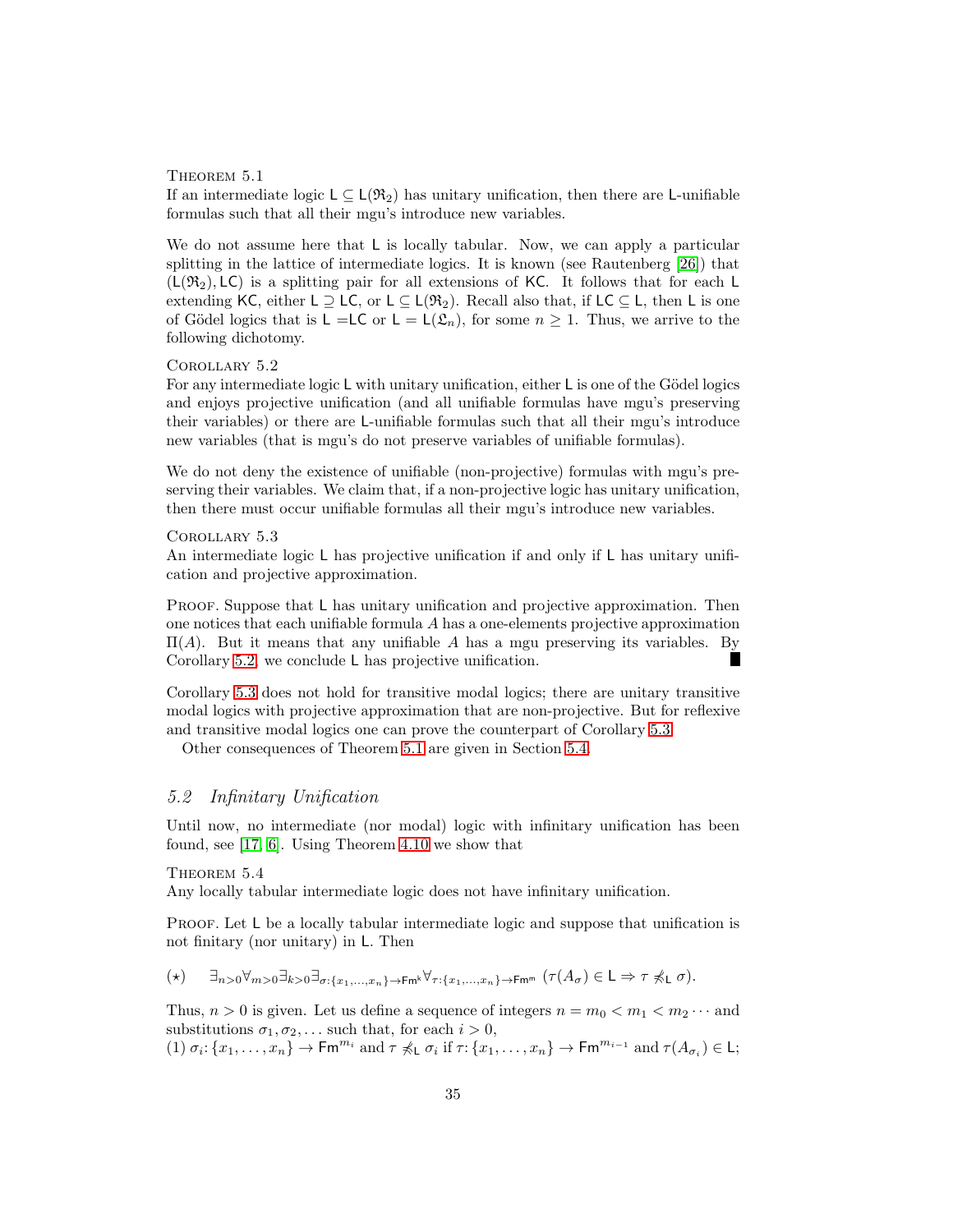Theorem 5.1
If an intermediate logic $\mathsf{L} \subseteq \mathsf{L}(\mathfrak{R}_2)$ has unitary unification, then there are $\mathsf{L}$-unifiable formulas such that all their mgu's introduce new variables.

We do not assume here that $\mathsf{L}$ is locally tabular. Now, we can apply a particular splitting in the lattice of intermediate logics. It is known (see Rautenberg [26]) that $(\mathsf{L}(\mathfrak{R}_2), \mathsf{LC})$ is a splitting pair for all extensions of $\mathsf{KC}$. It follows that for each $\mathsf{L}$ extending $\mathsf{KC}$, either $\mathsf{L} \supseteq \mathsf{LC}$, or $\mathsf{L} \subseteq \mathsf{L}(\mathfrak{R}_2)$. Recall also that, if $\mathsf{LC} \subseteq \mathsf{L}$, then $\mathsf{L}$ is one of Gödel logics that is $\mathsf{L} = \mathsf{LC}$ or $\mathsf{L} = \mathsf{L}(\mathfrak{L}_n)$, for some $n \geq 1$. Thus, we arrive to the following dichotomy.

Corollary 5.2
For any intermediate logic $\mathsf{L}$ with unitary unification, either $\mathsf{L}$ is one of the Gödel logics and enjoys projective unification (and all unifiable formulas have mgu's preserving their variables) or there are $\mathsf{L}$-unifiable formulas such that all their mgu's introduce new variables (that is mgu's do not preserve variables of unifiable formulas).

We do not deny the existence of unifiable (non-projective) formulas with mgu's preserving their variables. We claim that, if a non-projective logic has unitary unification, then there must occur unifiable formulas all their mgu's introduce new variables.

Corollary 5.3
An intermediate logic $\mathsf{L}$ has projective unification if and only if $\mathsf{L}$ has unitary unification and projective approximation.

Proof. Suppose that $\mathsf{L}$ has unitary unification and projective approximation. Then one notices that each unifiable formula $A$ has a one-elements projective approximation $\Pi(A)$. But it means that any unifiable $A$ has a mgu preserving its variables. By Corollary 5.2, we conclude $\mathsf{L}$ has projective unification. ∎

Corollary 5.3 does not hold for transitive modal logics; there are unitary transitive modal logics with projective approximation that are non-projective. But for reflexive and transitive modal logics one can prove the counterpart of Corollary 5.3.

Other consequences of Theorem 5.1 are given in Section 5.4.

## 5.2 *Infinitary Unification*

Until now, no intermediate (nor modal) logic with infinitary unification has been found, see [17, 6]. Using Theorem 4.10 we show that

Theorem 5.4
Any locally tabular intermediate logic does not have infinitary unification.

Proof. Let $\mathsf{L}$ be a locally tabular intermediate logic and suppose that unification is not finitary (nor unitary) in $\mathsf{L}$. Then

$$(\star) \qquad \exists_{n>0}\forall_{m>0}\exists_{k>0}\exists_{\sigma:\{x_1,\dots,x_n\}\to\mathsf{Fm}^k}\forall_{\tau:\{x_1,\dots,x_n\}\to\mathsf{Fm}^m}\ (\tau(A_\sigma)\in\mathsf{L}\Rightarrow\tau\not\preccurlyeq_{\mathsf{L}}\sigma).$$

Thus, $n > 0$ is given. Let us define a sequence of integers $n = m_0 < m_1 < m_2 \cdots$ and substitutions $\sigma_1, \sigma_2, \dots$ such that, for each $i > 0$,
(1) $\sigma_i\colon \{x_1, \dots, x_n\} \to \mathsf{Fm}^{m_i}$ and $\tau \not\preccurlyeq_{\mathsf{L}} \sigma_i$ if $\tau\colon \{x_1, \dots, x_n\} \to \mathsf{Fm}^{m_{i-1}}$ and $\tau(A_{\sigma_i}) \in \mathsf{L}$;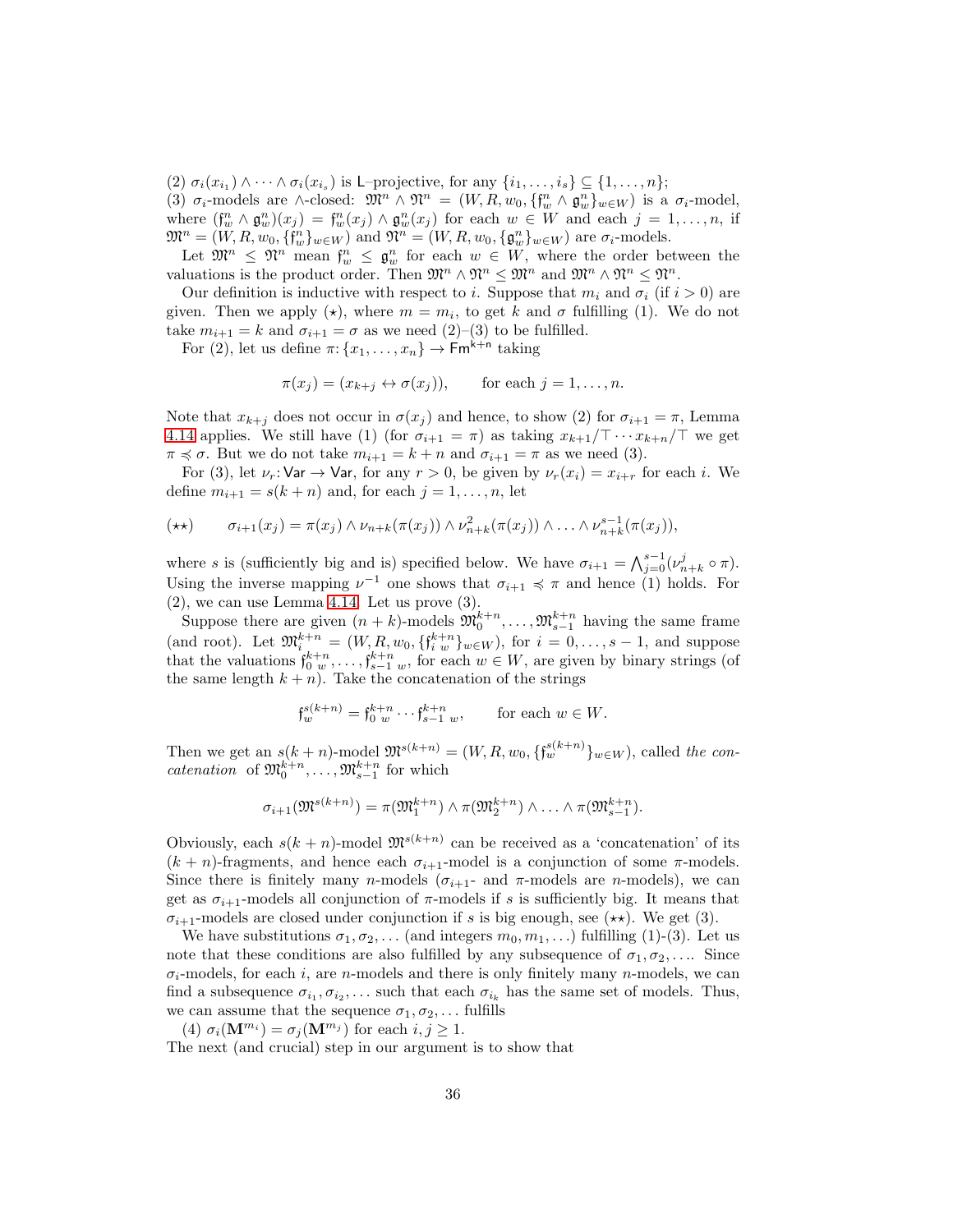(2) $\sigma_i(x_{i_1}) \wedge \cdots \wedge \sigma_i(x_{i_s})$ is $\mathsf{L}$–projective, for any $\{i_1, \ldots, i_s\} \subseteq \{1, \ldots, n\}$;
(3) $\sigma_i$-models are $\wedge$-closed: $\mathfrak{M}^n \wedge \mathfrak{N}^n = (W, R, w_0, \{\mathfrak{f}^n_w \wedge \mathfrak{g}^n_w\}_{w \in W})$ is a $\sigma_i$-model, where $(\mathfrak{f}^n_w \wedge \mathfrak{g}^n_w)(x_j) = \mathfrak{f}^n_w(x_j) \wedge \mathfrak{g}^n_w(x_j)$ for each $w \in W$ and each $j = 1, \ldots, n$, if $\mathfrak{M}^n = (W, R, w_0, \{\mathfrak{f}^n_w\}_{w \in W})$ and $\mathfrak{N}^n = (W, R, w_0, \{\mathfrak{g}^n_w\}_{w \in W})$ are $\sigma_i$-models.

Let $\mathfrak{M}^n \leq \mathfrak{N}^n$ mean $\mathfrak{f}^n_w \leq \mathfrak{g}^n_w$ for each $w \in W$, where the order between the valuations is the product order. Then $\mathfrak{M}^n \wedge \mathfrak{N}^n \leq \mathfrak{M}^n$ and $\mathfrak{M}^n \wedge \mathfrak{N}^n \leq \mathfrak{N}^n$.

Our definition is inductive with respect to $i$. Suppose that $m_i$ and $\sigma_i$ (if $i > 0$) are given. Then we apply ($\star$), where $m = m_i$, to get $k$ and $\sigma$ fulfilling (1). We do not take $m_{i+1} = k$ and $\sigma_{i+1} = \sigma$ as we need (2)–(3) to be fulfilled.

For (2), let us define $\pi \colon \{x_1, \ldots, x_n\} \to \mathsf{Fm}^{\mathsf{k+n}}$ taking

$$\pi(x_j) = (x_{k+j} \leftrightarrow \sigma(x_j)), \qquad \text{for each } j = 1, \ldots, n.$$

Note that $x_{k+j}$ does not occur in $\sigma(x_j)$ and hence, to show (2) for $\sigma_{i+1} = \pi$, Lemma 4.14 applies. We still have (1) (for $\sigma_{i+1} = \pi$) as taking $x_{k+1}/\top \cdots x_{k+n}/\top$ we get $\pi \preccurlyeq \sigma$. But we do not take $m_{i+1} = k + n$ and $\sigma_{i+1} = \pi$ as we need (3).

For (3), let $\nu_r \colon \mathsf{Var} \to \mathsf{Var}$, for any $r > 0$, be given by $\nu_r(x_i) = x_{i+r}$ for each $i$. We define $m_{i+1} = s(k+n)$ and, for each $j = 1, \ldots, n$, let

$$(\star\star) \qquad \sigma_{i+1}(x_j) = \pi(x_j) \wedge \nu_{n+k}(\pi(x_j)) \wedge \nu^2_{n+k}(\pi(x_j)) \wedge \ldots \wedge \nu^{s-1}_{n+k}(\pi(x_j)),$$

where $s$ is (sufficiently big and is) specified below. We have $\sigma_{i+1} = \bigwedge_{j=0}^{s-1}(\nu^j_{n+k} \circ \pi)$. Using the inverse mapping $\nu^{-1}$ one shows that $\sigma_{i+1} \preccurlyeq \pi$ and hence (1) holds. For (2), we can use Lemma 4.14. Let us prove (3).

Suppose there are given $(n+k)$-models $\mathfrak{M}^{k+n}_0, \ldots, \mathfrak{M}^{k+n}_{s-1}$ having the same frame (and root). Let $\mathfrak{M}^{k+n}_i = (W, R, w_0, \{\mathfrak{f}^{k+n}_{i\ w}\}_{w \in W})$, for $i = 0, \ldots, s-1$, and suppose that the valuations $\mathfrak{f}^{k+n}_{0\ w}, \ldots, \mathfrak{f}^{k+n}_{s-1\ w}$, for each $w \in W$, are given by binary strings (of the same length $k+n$). Take the concatenation of the strings

$$\mathfrak{f}^{s(k+n)}_w = \mathfrak{f}^{k+n}_{0\ w} \cdots \mathfrak{f}^{k+n}_{s-1\ w}, \qquad \text{for each } w \in W.$$

Then we get an $s(k+n)$-model $\mathfrak{M}^{s(k+n)} = (W, R, w_0, \{\mathfrak{f}^{s(k+n)}_w\}_{w \in W})$, called *the concatenation* of $\mathfrak{M}^{k+n}_0, \ldots, \mathfrak{M}^{k+n}_{s-1}$ for which

$$\sigma_{i+1}(\mathfrak{M}^{s(k+n)}) = \pi(\mathfrak{M}^{k+n}_1) \wedge \pi(\mathfrak{M}^{k+n}_2) \wedge \ldots \wedge \pi(\mathfrak{M}^{k+n}_{s-1}).$$

Obviously, each $s(k+n)$-model $\mathfrak{M}^{s(k+n)}$ can be received as a 'concatenation' of its $(k+n)$-fragments, and hence each $\sigma_{i+1}$-model is a conjunction of some $\pi$-models. Since there is finitely many $n$-models ($\sigma_{i+1}$- and $\pi$-models are $n$-models), we can get as $\sigma_{i+1}$-models all conjunction of $\pi$-models if $s$ is sufficiently big. It means that $\sigma_{i+1}$-models are closed under conjunction if $s$ is big enough, see ($\star\star$). We get (3).

We have substitutions $\sigma_1, \sigma_2, \ldots$ (and integers $m_0, m_1, \ldots$) fulfilling (1)-(3). Let us note that these conditions are also fulfilled by any subsequence of $\sigma_1, \sigma_2, \ldots$. Since $\sigma_i$-models, for each $i$, are $n$-models and there is only finitely many $n$-models, we can find a subsequence $\sigma_{i_1}, \sigma_{i_2}, \ldots$ such that each $\sigma_{i_k}$ has the same set of models. Thus, we can assume that the sequence $\sigma_1, \sigma_2, \ldots$ fulfills

(4) $\sigma_i(\mathbf{M}^{m_i}) = \sigma_j(\mathbf{M}^{m_j})$ for each $i, j \geq 1$.

The next (and crucial) step in our argument is to show that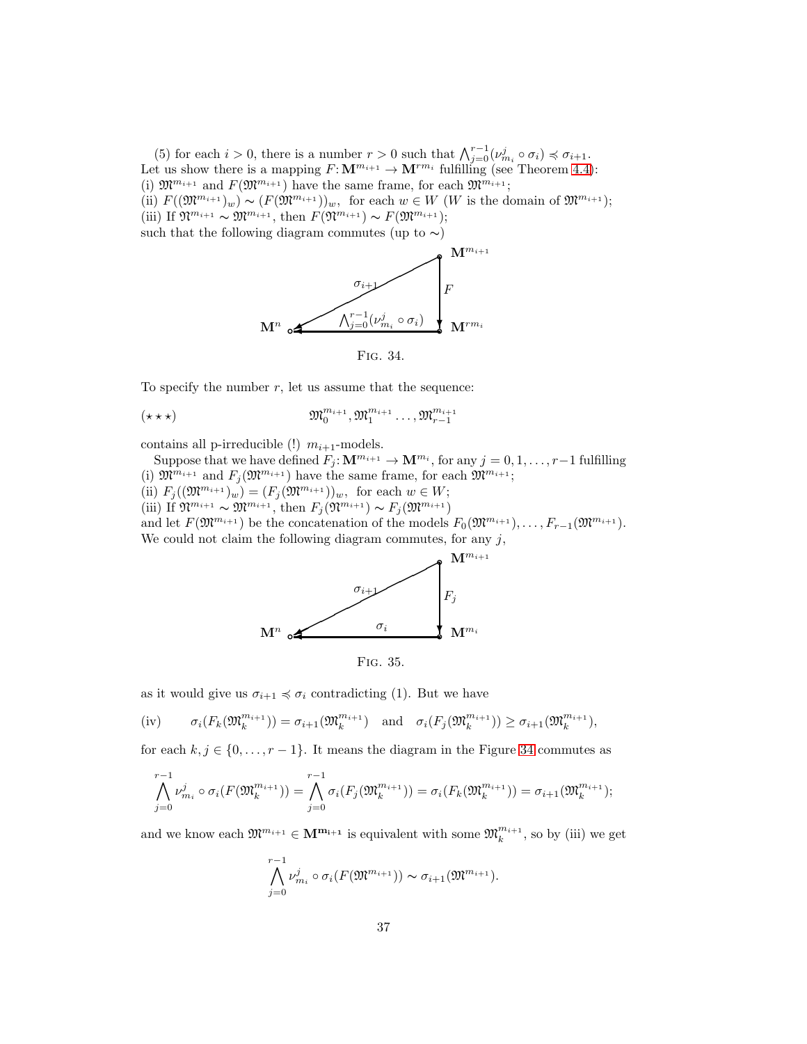(5) for each $i > 0$, there is a number $r > 0$ such that $\bigwedge_{j=0}^{r-1}(\nu_{m_i}^j \circ \sigma_i) \preccurlyeq \sigma_{i+1}$.
Let us show there is a mapping $F\colon \mathbf{M}^{m_{i+1}} \to \mathbf{M}^{rm_i}$ fulfilling (see Theorem 4.4):
(i) $\mathfrak{M}^{m_{i+1}}$ and $F(\mathfrak{M}^{m_{i+1}})$ have the same frame, for each $\mathfrak{M}^{m_{i+1}}$;
(ii) $F((\mathfrak{M}^{m_{i+1}})_w) \sim (F(\mathfrak{M}^{m_{i+1}}))_w$, for each $w \in W$ ($W$ is the domain of $\mathfrak{M}^{m_{i+1}}$);
(iii) If $\mathfrak{N}^{m_{i+1}} \sim \mathfrak{M}^{m_{i+1}}$, then $F(\mathfrak{N}^{m_{i+1}}) \sim F(\mathfrak{M}^{m_{i+1}})$;
such that the following diagram commutes (up to $\sim$)

Fig. 34.

To specify the number $r$, let us assume that the sequence:

$$(\star\star\star) \qquad \mathfrak{M}_0^{m_{i+1}}, \mathfrak{M}_1^{m_{i+1}} \ldots, \mathfrak{M}_{r-1}^{m_{i+1}}$$

contains all p-irreducible (!) $m_{i+1}$-models.

Suppose that we have defined $F_j\colon \mathbf{M}^{m_{i+1}} \to \mathbf{M}^{m_i}$, for any $j = 0, 1, \ldots, r-1$ fulfilling
(i) $\mathfrak{M}^{m_{i+1}}$ and $F_j(\mathfrak{M}^{m_{i+1}})$ have the same frame, for each $\mathfrak{M}^{m_{i+1}}$;
(ii) $F_j((\mathfrak{M}^{m_{i+1}})_w) = (F_j(\mathfrak{M}^{m_{i+1}}))_w$, for each $w \in W$;
(iii) If $\mathfrak{N}^{m_{i+1}} \sim \mathfrak{M}^{m_{i+1}}$, then $F_j(\mathfrak{N}^{m_{i+1}}) \sim F_j(\mathfrak{M}^{m_{i+1}})$
and let $F(\mathfrak{M}^{m_{i+1}})$ be the concatenation of the models $F_0(\mathfrak{M}^{m_{i+1}}), \ldots, F_{r-1}(\mathfrak{M}^{m_{i+1}})$.
We could not claim the following diagram commutes, for any $j$,

Fig. 35.

as it would give us $\sigma_{i+1} \preccurlyeq \sigma_i$ contradicting (1). But we have

$$\text{(iv)} \qquad \sigma_i(F_k(\mathfrak{M}_k^{m_{i+1}})) = \sigma_{i+1}(\mathfrak{M}_k^{m_{i+1}}) \quad \text{and} \quad \sigma_i(F_j(\mathfrak{M}_k^{m_{i+1}})) \geq \sigma_{i+1}(\mathfrak{M}_k^{m_{i+1}}),$$

for each $k, j \in \{0, \ldots, r-1\}$. It means the diagram in the Figure 34 commutes as

$$\bigwedge_{j=0}^{r-1} \nu_{m_i}^j \circ \sigma_i(F(\mathfrak{M}_k^{m_{i+1}})) = \bigwedge_{j=0}^{r-1} \sigma_i(F_j(\mathfrak{M}_k^{m_{i+1}})) = \sigma_i(F_k(\mathfrak{M}_k^{m_{i+1}})) = \sigma_{i+1}(\mathfrak{M}_k^{m_{i+1}});$$

and we know each $\mathfrak{M}^{m_{i+1}} \in \mathbf{M}^{\mathbf{m_{i+1}}}$ is equivalent with some $\mathfrak{M}_k^{m_{i+1}}$, so by (iii) we get

$$\bigwedge_{j=0}^{r-1} \nu_{m_i}^j \circ \sigma_i(F(\mathfrak{M}^{m_{i+1}})) \sim \sigma_{i+1}(\mathfrak{M}^{m_{i+1}}).$$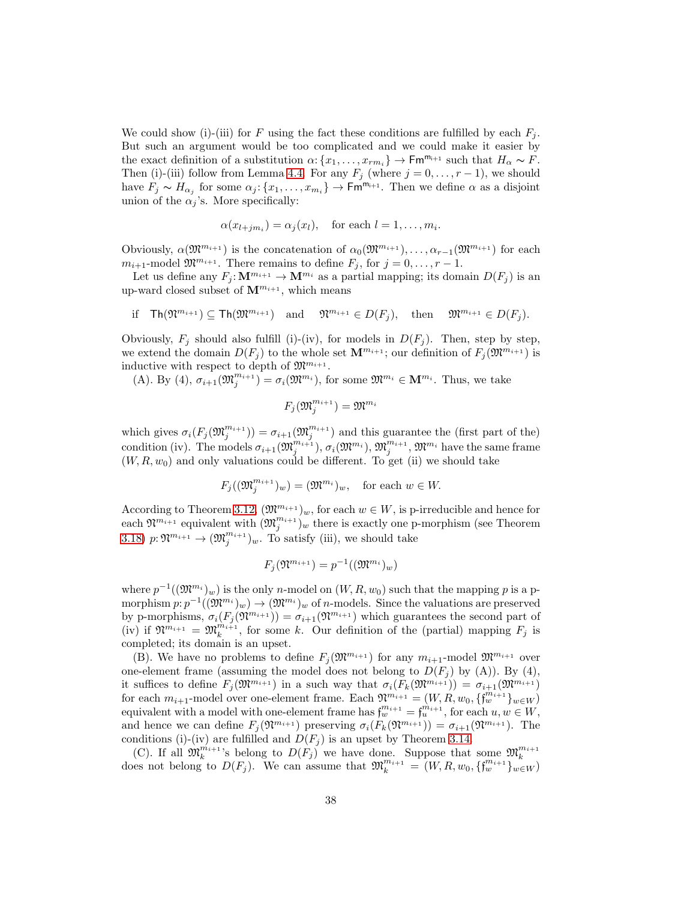We could show (i)-(iii) for $F$ using the fact these conditions are fulfilled by each $F_j$. But such an argument would be too complicated and we could make it easier by the exact definition of a substitution $\alpha\colon\{x_1,\dots,x_{rm_i}\}\to \mathsf{Fm}^{\mathsf{m}_{i+1}}$ such that $H_\alpha \sim F$. Then (i)-(iii) follow from Lemma 4.4. For any $F_j$ (where $j=0,\dots,r-1$), we should have $F_j \sim H_{\alpha_j}$ for some $\alpha_j\colon\{x_1,\dots,x_{m_i}\}\to \mathsf{Fm}^{\mathsf{m}_{i+1}}$. Then we define $\alpha$ as a disjoint union of the $\alpha_j$'s. More specifically:

$$\alpha(x_{l+jm_i}) = \alpha_j(x_l), \quad \text{for each } l=1,\dots,m_i.$$

Obviously, $\alpha(\mathfrak{M}^{m_{i+1}})$ is the concatenation of $\alpha_0(\mathfrak{M}^{m_{i+1}}),\dots,\alpha_{r-1}(\mathfrak{M}^{m_{i+1}})$ for each $m_{i+1}$-model $\mathfrak{M}^{m_{i+1}}$. There remains to define $F_j$, for $j=0,\dots,r-1$.

Let us define any $F_j\colon\mathbf{M}^{m_{i+1}}\to\mathbf{M}^{m_i}$ as a partial mapping; its domain $D(F_j)$ is an up-ward closed subset of $\mathbf{M}^{m_{i+1}}$, which means

$$\text{if}\quad \mathsf{Th}(\mathfrak{N}^{m_{i+1}})\subseteq \mathsf{Th}(\mathfrak{M}^{m_{i+1}}) \quad\text{and}\quad \mathfrak{N}^{m_{i+1}}\in D(F_j), \quad\text{then}\quad \mathfrak{M}^{m_{i+1}}\in D(F_j).$$

Obviously, $F_j$ should also fulfill (i)-(iv), for models in $D(F_j)$. Then, step by step, we extend the domain $D(F_j)$ to the whole set $\mathbf{M}^{m_{i+1}}$; our definition of $F_j(\mathfrak{M}^{m_{i+1}})$ is inductive with respect to depth of $\mathfrak{M}^{m_{i+1}}$.

(A). By (4), $\sigma_{i+1}(\mathfrak{M}^{m_{i+1}}_j)=\sigma_i(\mathfrak{M}^{m_i})$, for some $\mathfrak{M}^{m_i}\in\mathbf{M}^{m_i}$. Thus, we take

$$F_j(\mathfrak{M}^{m_{i+1}}_j)=\mathfrak{M}^{m_i}$$

which gives $\sigma_i(F_j(\mathfrak{M}^{m_{i+1}}_j))=\sigma_{i+1}(\mathfrak{M}^{m_{i+1}}_j)$ and this guarantee the (first part of the) condition (iv). The models $\sigma_{i+1}(\mathfrak{M}^{m_{i+1}}_j)$, $\sigma_i(\mathfrak{M}^{m_i})$, $\mathfrak{M}^{m_{i+1}}_j$, $\mathfrak{M}^{m_i}$ have the same frame $(W,R,w_0)$ and only valuations could be different. To get (ii) we should take

$$F_j((\mathfrak{M}^{m_{i+1}}_j)_w)=(\mathfrak{M}^{m_i})_w, \quad\text{for each } w\in W.$$

According to Theorem 3.12, $(\mathfrak{M}^{m_{i+1}})_w$, for each $w\in W$, is p-irreducible and hence for each $\mathfrak{N}^{m_{i+1}}$ equivalent with $(\mathfrak{M}^{m_{i+1}}_j)_w$ there is exactly one p-morphism (see Theorem 3.18) $p\colon\mathfrak{N}^{m_{i+1}}\to(\mathfrak{M}^{m_{i+1}}_j)_w$. To satisfy (iii), we should take

$$F_j(\mathfrak{N}^{m_{i+1}})=p^{-1}((\mathfrak{M}^{m_i})_w)$$

where $p^{-1}((\mathfrak{M}^{m_i})_w)$ is the only $n$-model on $(W,R,w_0)$ such that the mapping $p$ is a p-morphism $p\colon p^{-1}((\mathfrak{M}^{m_i})_w)\to(\mathfrak{M}^{m_i})_w$ of $n$-models. Since the valuations are preserved by p-morphisms, $\sigma_i(F_j(\mathfrak{N}^{m_{i+1}}))=\sigma_{i+1}(\mathfrak{N}^{m_{i+1}})$ which guarantees the second part of (iv) if $\mathfrak{N}^{m_{i+1}}=\mathfrak{M}^{m_{i+1}}_k$, for some $k$. Our definition of the (partial) mapping $F_j$ is completed; its domain is an upset.

(B). We have no problems to define $F_j(\mathfrak{M}^{m_{i+1}})$ for any $m_{i+1}$-model $\mathfrak{M}^{m_{i+1}}$ over one-element frame (assuming the model does not belong to $D(F_j)$ by (A)). By (4), it suffices to define $F_j(\mathfrak{M}^{m_{i+1}})$ in a such way that $\sigma_i(F_k(\mathfrak{M}^{m_{i+1}}))=\sigma_{i+1}(\mathfrak{M}^{m_{i+1}})$ for each $m_{i+1}$-model over one-element frame. Each $\mathfrak{N}^{m_{i+1}}=(W,R,w_0,\{\mathfrak{f}^{m_{i+1}}_w\}_{w\in W})$ equivalent with a model with one-element frame has $\mathfrak{f}^{m_{i+1}}_w=\mathfrak{f}^{m_{i+1}}_u$, for each $u,w\in W$, and hence we can define $F_j(\mathfrak{N}^{m_{i+1}})$ preserving $\sigma_i(F_k(\mathfrak{N}^{m_{i+1}}))=\sigma_{i+1}(\mathfrak{N}^{m_{i+1}})$. The conditions (i)-(iv) are fulfilled and $D(F_j)$ is an upset by Theorem 3.14.

(C). If all $\mathfrak{M}^{m_{i+1}}_k$'s belong to $D(F_j)$ we have done. Suppose that some $\mathfrak{M}^{m_{i+1}}_k$ does not belong to $D(F_j)$. We can assume that $\mathfrak{M}^{m_{i+1}}_k=(W,R,w_0,\{\mathfrak{f}^{m_{i+1}}_w\}_{w\in W})$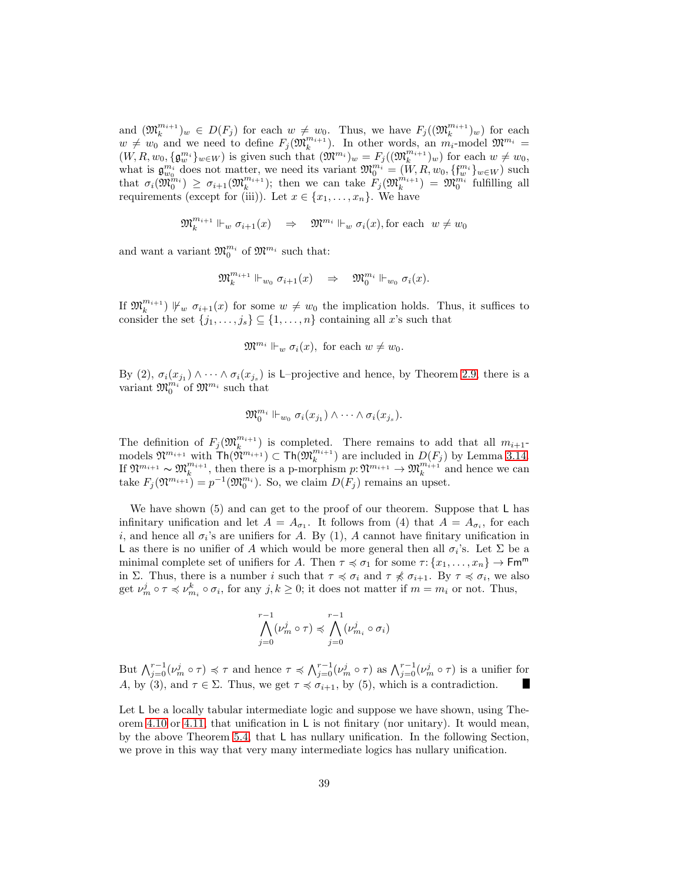and $(\mathfrak{M}_k^{m_{i+1}})_w \in D(F_j)$ for each $w \neq w_0$. Thus, we have $F_j((\mathfrak{M}_k^{m_{i+1}})_w)$ for each $w \neq w_0$ and we need to define $F_j(\mathfrak{M}_k^{m_{i+1}})$. In other words, an $m_i$-model $\mathfrak{M}^{m_i} = (W, R, w_0, \{\mathfrak{g}_w^{m_i}\}_{w \in W})$ is given such that $(\mathfrak{M}^{m_i})_w = F_j((\mathfrak{M}_k^{m_{i+1}})_w)$ for each $w \neq w_0$, what is $\mathfrak{g}_{w_0}^{m_i}$ does not matter, we need its variant $\mathfrak{M}_0^{m_i} = (W, R, w_0, \{\mathfrak{f}_w^{m_i}\}_{w \in W})$ such that $\sigma_i(\mathfrak{M}_0^{m_i}) \geq \sigma_{i+1}(\mathfrak{M}_k^{m_{i+1}})$; then we can take $F_j(\mathfrak{M}_k^{m_{i+1}}) = \mathfrak{M}_0^{m_i}$ fulfilling all requirements (except for (iii)). Let $x \in \{x_1, \ldots, x_n\}$. We have

$$\mathfrak{M}_k^{m_{i+1}} \Vdash_w \sigma_{i+1}(x) \quad \Rightarrow \quad \mathfrak{M}^{m_i} \Vdash_w \sigma_i(x), \text{for each } \ w \neq w_0$$

and want a variant $\mathfrak{M}_0^{m_i}$ of $\mathfrak{M}^{m_i}$ such that:

$$\mathfrak{M}_k^{m_{i+1}} \Vdash_{w_0} \sigma_{i+1}(x) \quad \Rightarrow \quad \mathfrak{M}_0^{m_i} \Vdash_{w_0} \sigma_i(x).$$

If $\mathfrak{M}_k^{m_{i+1}}) \nVdash_w \sigma_{i+1}(x)$ for some $w \neq w_0$ the implication holds. Thus, it suffices to consider the set $\{j_1, \ldots, j_s\} \subseteq \{1, \ldots, n\}$ containing all $x$'s such that

$$\mathfrak{M}^{m_i} \Vdash_w \sigma_i(x), \text{ for each } w \neq w_0.$$

By (2), $\sigma_i(x_{j_1}) \land \cdots \land \sigma_i(x_{j_s})$ is $\mathsf{L}$–projective and hence, by Theorem 2.9, there is a variant $\mathfrak{M}_0^{m_i}$ of $\mathfrak{M}^{m_i}$ such that

$$\mathfrak{M}_0^{m_i} \Vdash_{w_0} \sigma_i(x_{j_1}) \land \cdots \land \sigma_i(x_{j_s}).$$

The definition of $F_j(\mathfrak{M}_k^{m_{i+1}})$ is completed. There remains to add that all $m_{i+1}$-models $\mathfrak{N}^{m_{i+1}}$ with $\mathsf{Th}(\mathfrak{N}^{m_{i+1}}) \subset \mathsf{Th}(\mathfrak{M}_k^{m_{i+1}})$ are included in $D(F_j)$ by Lemma 3.14. If $\mathfrak{N}^{m_{i+1}} \sim \mathfrak{M}_k^{m_{i+1}}$, then there is a p-morphism $p\colon \mathfrak{N}^{m_{i+1}} \to \mathfrak{M}_k^{m_{i+1}}$ and hence we can take $F_j(\mathfrak{N}^{m_{i+1}}) = p^{-1}(\mathfrak{M}_0^{m_i})$. So, we claim $D(F_j)$ remains an upset.

We have shown (5) and can get to the proof of our theorem. Suppose that $\mathsf{L}$ has infinitary unification and let $A = A_{\sigma_1}$. It follows from (4) that $A = A_{\sigma_i}$, for each $i$, and hence all $\sigma_i$'s are unifiers for $A$. By (1), $A$ cannot have finitary unification in $\mathsf{L}$ as there is no unifier of $A$ which would be more general then all $\sigma_i$'s. Let $\Sigma$ be a minimal complete set of unifiers for $A$. Then $\tau \preccurlyeq \sigma_1$ for some $\tau\colon \{x_1, \ldots, x_n\} \to \mathsf{Fm^m}$ in $\Sigma$. Thus, there is a number $i$ such that $\tau \preccurlyeq \sigma_i$ and $\tau \not\preccurlyeq \sigma_{i+1}$. By $\tau \preccurlyeq \sigma_i$, we also get $\nu_m^j \circ \tau \preccurlyeq \nu_{m_i}^k \circ \sigma_i$, for any $j, k \geq 0$; it does not matter if $m = m_i$ or not. Thus,

$$\bigwedge_{j=0}^{r-1} (\nu_m^j \circ \tau) \preccurlyeq \bigwedge_{j=0}^{r-1} (\nu_{m_i}^j \circ \sigma_i)$$

But $\bigwedge_{j=0}^{r-1} (\nu_m^j \circ \tau) \preccurlyeq \tau$ and hence $\tau \preccurlyeq \bigwedge_{j=0}^{r-1} (\nu_m^j \circ \tau)$ as $\bigwedge_{j=0}^{r-1} (\nu_m^j \circ \tau)$ is a unifier for $A$, by (3), and $\tau \in \Sigma$. Thus, we get $\tau \preccurlyeq \sigma_{i+1}$, by (5), which is a contradiction. ∎

Let $\mathsf{L}$ be a locally tabular intermediate logic and suppose we have shown, using Theorem 4.10 or 4.11, that unification in $\mathsf{L}$ is not finitary (nor unitary). It would mean, by the above Theorem 5.4, that $\mathsf{L}$ has nullary unification. In the following Section, we prove in this way that very many intermediate logics has nullary unification.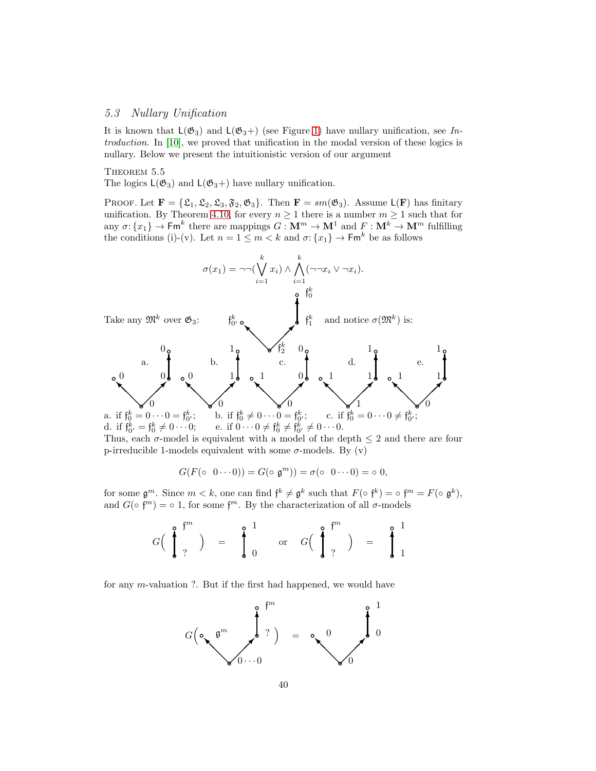### 5.3 Nullary Unification

It is known that $\mathsf{L}(\mathfrak{G}_3)$ and $\mathsf{L}(\mathfrak{G}_3+)$ (see Figure 1) have nullary unification, see *Introduction*. In [10], we proved that unification in the modal version of these logics is nullary. Below we present the intuitionistic version of our argument

THEOREM 5.5
The logics $\mathsf{L}(\mathfrak{G}_3)$ and $\mathsf{L}(\mathfrak{G}_3+)$ have nullary unification.

PROOF. Let $\mathbf{F} = \{\mathfrak{L}_1, \mathfrak{L}_2, \mathfrak{L}_3, \mathfrak{F}_2, \mathfrak{G}_3\}$. Then $\mathbf{F} = sm(\mathfrak{G}_3)$. Assume $\mathsf{L}(\mathbf{F})$ has finitary unification. By Theorem 4.10, for every $n \geq 1$ there is a number $m \geq 1$ such that for any $\sigma\colon \{x_1\} \to \mathsf{Fm}^k$ there are mappings $G : \mathbf{M}^m \to \mathbf{M}^1$ and $F : \mathbf{M}^k \to \mathbf{M}^m$ fulfilling the conditions (i)-(v). Let $n = 1 \leq m < k$ and $\sigma\colon \{x_1\} \to \mathsf{Fm}^k$ be as follows

$$\sigma(x_1) = \neg\neg(\bigvee_{i=1}^{k} x_i) \wedge \bigwedge_{i=1}^{k} (\neg\neg x_i \vee \neg x_i).$$

Take any $\mathfrak{M}^k$ over $\mathfrak{G}_3$: [diagram: root $\mathfrak{f}^k_2$ with successors $\mathfrak{f}^k_{0'}$ and $\mathfrak{f}^k_1$, and $\mathfrak{f}^k_1$ below $\mathfrak{f}^k_0$] and notice $\sigma(\mathfrak{M}^k)$ is:

[diagrams a.–e. of valuations on $\mathfrak{G}_3$: a. root 0, left 0, right 0, top 0; b. root 0, left 0, right 1, top 1; c. root 0, left 1, right 0, top 0; d. root 1, left 1, right 1, top 1; e. root 0, left 1, right 1, top 1]

a. if $\mathfrak{f}^k_0 = 0\cdots 0 = \mathfrak{f}^k_{0'}$; b. if $\mathfrak{f}^k_0 \neq 0\cdots 0 = \mathfrak{f}^k_{0'}$; c. if $\mathfrak{f}^k_0 = 0\cdots 0 \neq \mathfrak{f}^k_{0'}$;
d. if $\mathfrak{f}^k_{0'} = \mathfrak{f}^k_0 \neq 0\cdots 0$; e. if $0\cdots 0 \neq \mathfrak{f}^k_0 \neq \mathfrak{f}^k_{0'} \neq 0\cdots 0$.

Thus, each $\sigma$-model is equivalent with a model of the depth $\leq 2$ and there are four p-irreducible 1-models equivalent with some $\sigma$-models. By (v)

$$G(F(\circ\ \ 0\cdots 0)) = G(\circ\ \mathfrak{g}^m)) = \sigma(\circ\ \ 0\cdots 0) = \circ\ 0,$$

for some $\mathfrak{g}^m$. Since $m < k$, one can find $\mathfrak{f}^k \neq \mathfrak{g}^k$ such that $F(\circ\ \mathfrak{f}^k) = \circ\ \mathfrak{f}^m = F(\circ\ \mathfrak{g}^k)$, and $G(\circ\ \mathfrak{f}^m) = \circ\ 1$, for some $\mathfrak{f}^m$. By the characterization of all $\sigma$-models

$$G\Big(\begin{smallmatrix}\circ\ \mathfrak{f}^m\\ \uparrow\\ \circ\ ?\end{smallmatrix}\Big) = \begin{smallmatrix}\circ\ 1\\ \uparrow\\ \circ\ 0\end{smallmatrix} \quad \text{or} \quad G\Big(\begin{smallmatrix}\circ\ \mathfrak{f}^m\\ \uparrow\\ \circ\ ?\end{smallmatrix}\Big) = \begin{smallmatrix}\circ\ 1\\ \uparrow\\ \circ\ 1\end{smallmatrix}$$

for any $m$-valuation ?. But if the first had happened, we would have

$$G\Big(\text{[root } 0\cdots 0\text{; left } \mathfrak{g}^m\text{; right } ?\text{; top } \mathfrak{f}^m]\Big) = \text{[root } 0\text{; left } 0\text{; right } 0\text{; top } 1]$$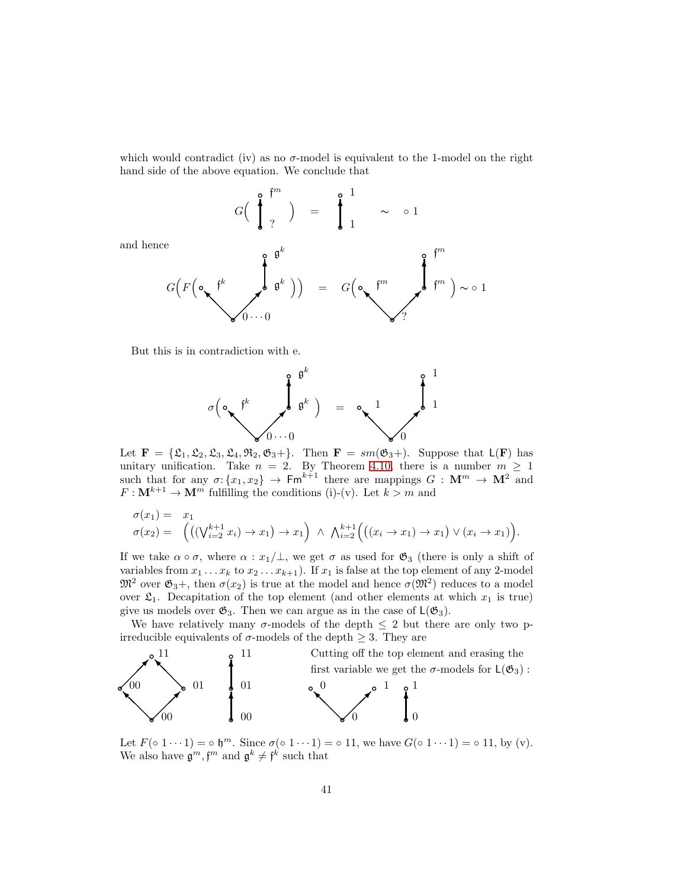which would contradict (iv) as no $\sigma$-model is equivalent to the 1-model on the right hand side of the above equation. We conclude that

$$G\Big( \; \overset{\mathfrak{f}^m}{\circ} \uparrow \underset{?}{\bullet} \; \Big) \;=\; \overset{1}{\circ} \uparrow \underset{1}{\bullet} \;\sim\; \circ\, 1$$

and hence

$$G\Big(F\Big( \circ\, \mathfrak{f}^k \;\; \overset{\mathfrak{g}^k}{\circ}\uparrow \mathfrak{g}^k \;\; \text{with root } 0\cdots 0 \Big)\Big) \;=\; G\Big( \circ\, \mathfrak{f}^m \;\; \overset{\mathfrak{f}^m}{\circ}\uparrow \mathfrak{f}^m \;\; \text{with root } ? \Big) \sim \circ\, 1$$

But this is in contradiction with e.

$$\sigma\Big( \circ\, \mathfrak{f}^k \;\; \overset{\mathfrak{g}^k}{\circ}\uparrow \mathfrak{g}^k \;\; \text{with root } 0\cdots 0 \Big) \;=\; \circ\, 1 \;\; \overset{1}{\circ}\uparrow 1 \;\; \text{with root } 0$$

Let $\mathbf{F} = \{\mathfrak{L}_1, \mathfrak{L}_2, \mathfrak{L}_3, \mathfrak{L}_4, \mathfrak{R}_2, \mathfrak{G}_3+\}$. Then $\mathbf{F} = sm(\mathfrak{G}_3+)$. Suppose that $\mathsf{L}(\mathbf{F})$ has unitary unification. Take $n = 2$. By Theorem 4.10, there is a number $m \geq 1$ such that for any $\sigma\colon\{x_1, x_2\} \to \mathsf{Fm}^{k+1}$ there are mappings $G : \mathbf{M}^m \to \mathbf{M}^2$ and $F : \mathbf{M}^{k+1} \to \mathbf{M}^m$ fulfilling the conditions (i)-(v). Let $k > m$ and

$$\begin{aligned} \sigma(x_1) &= \;\; x_1 \\ \sigma(x_2) &= \;\; \Big( \big( (\textstyle\bigvee_{i=2}^{k+1} x_i) \to x_1 \big) \to x_1 \Big) \;\wedge\; \textstyle\bigwedge_{i=2}^{k+1} \Big( \big( (x_i \to x_1) \to x_1 \big) \vee (x_i \to x_1) \Big). \end{aligned}$$

If we take $\alpha \circ \sigma$, where $\alpha : x_1/\bot$, we get $\sigma$ as used for $\mathfrak{G}_3$ (there is only a shift of variables from $x_1 \dots x_k$ to $x_2 \dots x_{k+1}$). If $x_1$ is false at the top element of any 2-model $\mathfrak{M}^2$ over $\mathfrak{G}_3+$, then $\sigma(x_2)$ is true at the model and hence $\sigma(\mathfrak{M}^2)$ reduces to a model over $\mathfrak{L}_1$. Decapitation of the top element (and other elements at which $x_1$ is true) give us models over $\mathfrak{G}_3$. Then we can argue as in the case of $\mathsf{L}(\mathfrak{G}_3)$.

We have relatively many $\sigma$-models of the depth $\leq 2$ but there are only two p-irreducible equivalents of $\sigma$-models of the depth $\geq 3$. They are

[Diagrams: a diamond with bottom $00$, middle elements $00$ and $01$, top $11$; a chain $00 \to 01 \to 11$.]

Cutting off the top element and erasing the first variable we get the $\sigma$-models for $\mathsf{L}(\mathfrak{G}_3)$ :

[Diagrams: a fork with root $0$ and two tops $0$ and $1$; a chain $0 \to 1$.]

Let $F(\circ\, 1 \cdots 1) = \circ\, \mathfrak{h}^m$. Since $\sigma(\circ\, 1 \cdots 1) = \circ\, 11$, we have $G(\circ\, 1 \cdots 1) = \circ\, 11$, by (v). We also have $\mathfrak{g}^m, \mathfrak{f}^m$ and $\mathfrak{g}^k \neq \mathfrak{f}^k$ such that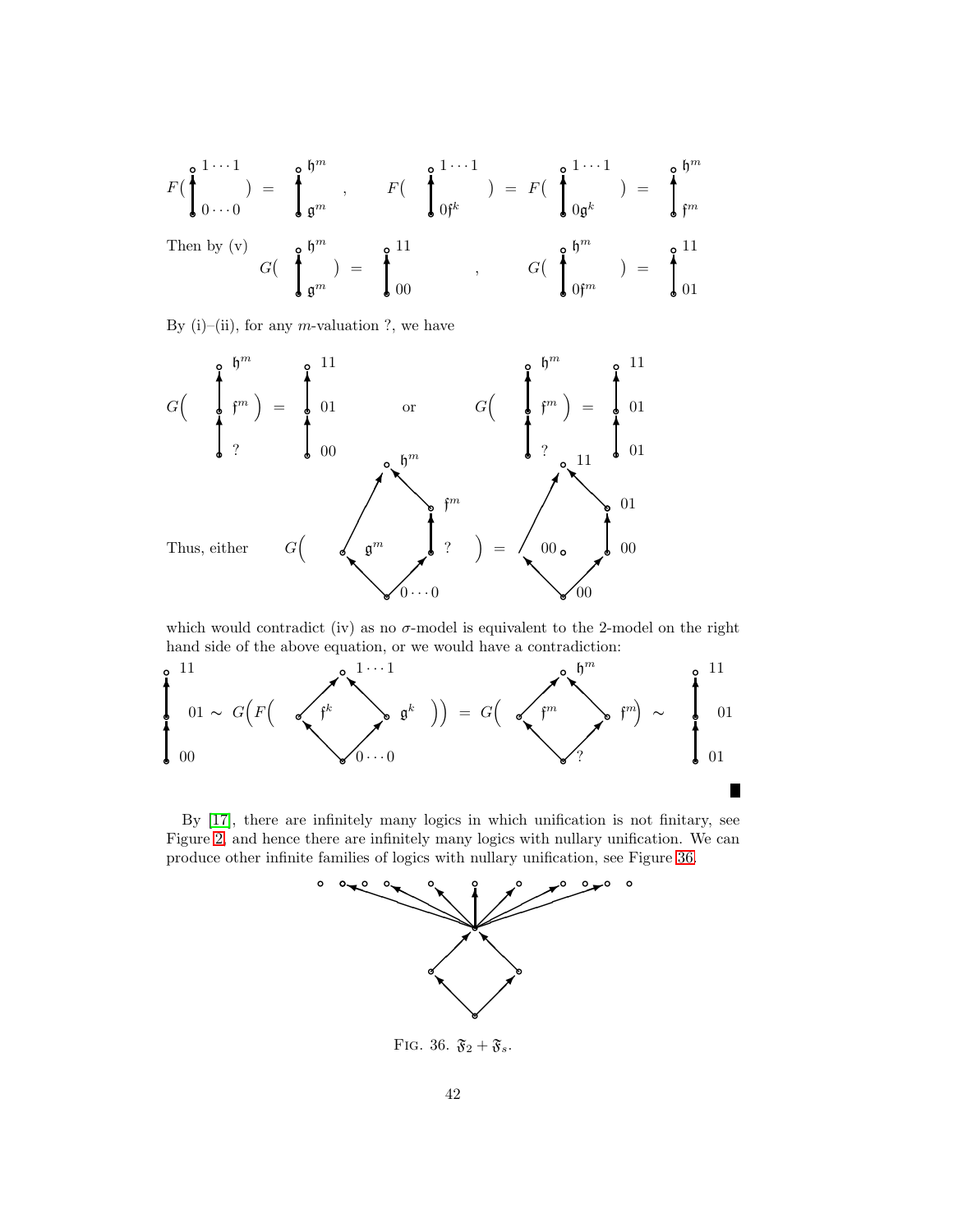$F($ [diagram: $0\cdots0 \to 1\cdots1$] $) =$ [diagram: $\mathfrak{g}^m \to \mathfrak{h}^m$] , $F($ [diagram: $0\mathfrak{f}^k \to 1\cdots1$] $) = F($ [diagram: $0\mathfrak{g}^k \to 1\cdots1$] $) =$ [diagram: $\mathfrak{f}^m \to \mathfrak{h}^m$]

Then by (v) $G($ [diagram: $\mathfrak{g}^m \to \mathfrak{h}^m$] $) =$ [diagram: $00 \to 11$] , $G($ [diagram: $0\mathfrak{f}^m \to \mathfrak{h}^m$] $) =$ [diagram: $01 \to 11$]

By (i)–(ii), for any $m$-valuation ?, we have

$G\Big($ [diagram: $? \to \mathfrak{f}^m \to \mathfrak{h}^m$] $\Big) =$ [diagram: $00 \to 01 \to 11$] or $G\Big($ [diagram: $? \to \mathfrak{f}^m \to \mathfrak{h}^m$] $\Big) =$ [diagram: $01 \to 01 \to 11$]

Thus, either $G\Big($ [diagram: $0\cdots0 \to \mathfrak{g}^m, ?$; $\mathfrak{g}^m \to \mathfrak{h}^m$; $? \to \mathfrak{f}^m \to \mathfrak{h}^m$] $\Big) =$ [diagram: $00 \to 00, 00$; $\to 11$; $00 \to 01 \to 11$]

which would contradict (iv) as no $\sigma$-model is equivalent to the 2-model on the right hand side of the above equation, or we would have a contradiction:

[diagram: $00 \to 01 \to 11$] $\sim G\Big(F\Big($ [diagram: $0\cdots0 \to \mathfrak{f}^k, \mathfrak{g}^k \to 1\cdots1$] $\Big)\Big) = G\Big($ [diagram: $? \to \mathfrak{f}^m, \mathfrak{f}^m \to \mathfrak{h}^m$] $\Big) \sim$ [diagram: $01 \to 01 \to 11$]

∎

By [17], there are infinitely many logics in which unification is not finitary, see Figure 2, and hence there are infinitely many logics with nullary unification. We can produce other infinite families of logics with nullary unification, see Figure 36.

FIG. 36. $\mathfrak{F}_2 + \mathfrak{F}_s$.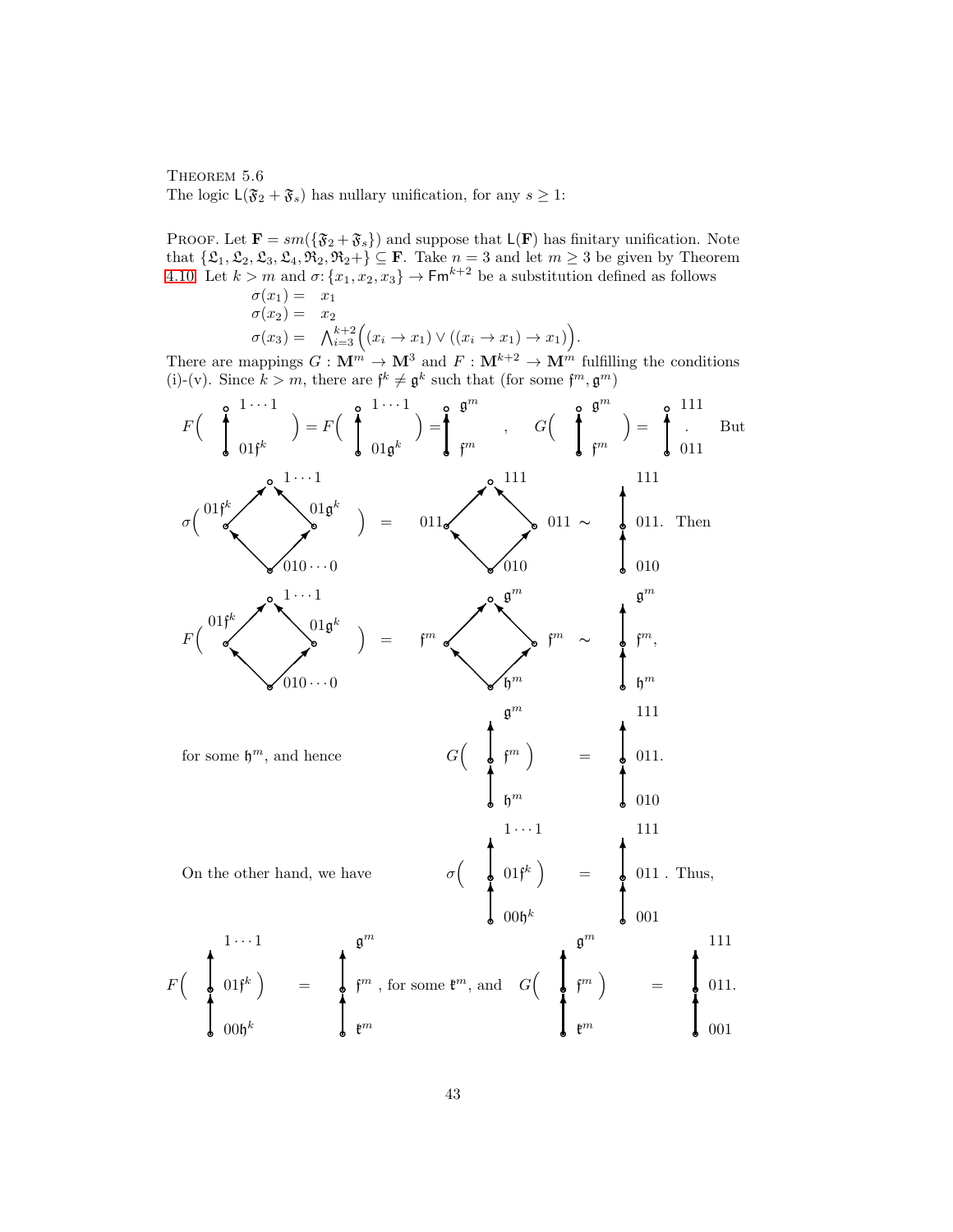THEOREM 5.6
The logic $\mathsf{L}(\mathfrak{F}_2 + \mathfrak{F}_s)$ has nullary unification, for any $s \geq 1$:

PROOF. Let $\mathbf{F} = sm(\{\mathfrak{F}_2 + \mathfrak{F}_s\})$ and suppose that $\mathsf{L}(\mathbf{F})$ has finitary unification. Note that $\{\mathfrak{L}_1, \mathfrak{L}_2, \mathfrak{L}_3, \mathfrak{L}_4, \mathfrak{R}_2, \mathfrak{R}_2+\} \subseteq \mathbf{F}$. Take $n = 3$ and let $m \geq 3$ be given by Theorem 4.10. Let $k > m$ and $\sigma : \{x_1, x_2, x_3\} \to \mathsf{Fm}^{k+2}$ be a substitution defined as follows

$$\sigma(x_1) = x_1$$
$$\sigma(x_2) = x_2$$
$$\sigma(x_3) = \bigwedge_{i=3}^{k+2} \Big( (x_i \to x_1) \vee ((x_i \to x_1) \to x_1) \Big).$$

There are mappings $G : \mathbf{M}^m \to \mathbf{M}^3$ and $F : \mathbf{M}^{k+2} \to \mathbf{M}^m$ fulfilling the conditions (i)-(v). Since $k > m$, there are $\mathfrak{f}^k \neq \mathfrak{g}^k$ such that (for some $\mathfrak{f}^m, \mathfrak{g}^m$)

$$F\Big( 01\mathfrak{f}^k \to 1\cdots1 \Big) = F\Big( 01\mathfrak{g}^k \to 1\cdots1 \Big) = \mathfrak{f}^m \to \mathfrak{g}^m \quad , \quad G\Big( \mathfrak{f}^m \to \mathfrak{g}^m \Big) = 011 \to 111 . \quad \text{But}$$

$$\sigma\Big( \{010\cdots0 \to 01\mathfrak{f}^k,\ 010\cdots0 \to 01\mathfrak{g}^k,\ 01\mathfrak{f}^k \to 1\cdots1,\ 01\mathfrak{g}^k \to 1\cdots1\} \Big) = \{010 \to 011,\ 010 \to 011,\ 011 \to 111,\ 011 \to 111\} \sim 010 \to 011 \to 111. \quad \text{Then}$$

$$F\Big( \{010\cdots0 \to 01\mathfrak{f}^k,\ 010\cdots0 \to 01\mathfrak{g}^k,\ 01\mathfrak{f}^k \to 1\cdots1,\ 01\mathfrak{g}^k \to 1\cdots1\} \Big) = \{\mathfrak{h}^m \to \mathfrak{f}^m,\ \mathfrak{h}^m \to \mathfrak{f}^m,\ \mathfrak{f}^m \to \mathfrak{g}^m,\ \mathfrak{f}^m \to \mathfrak{g}^m\} \sim \mathfrak{h}^m \to \mathfrak{f}^m \to \mathfrak{g}^m,$$

for some $\mathfrak{h}^m$, and hence

$$G\Big( \mathfrak{h}^m \to \mathfrak{f}^m \to \mathfrak{g}^m \Big) = 010 \to 011 \to 111.$$

On the other hand, we have

$$\sigma\Big( 00\mathfrak{h}^k \to 01\mathfrak{f}^k \to 1\cdots1 \Big) = 001 \to 011 \to 111 . \quad \text{Thus,}$$

$$F\Big( 00\mathfrak{h}^k \to 01\mathfrak{f}^k \to 1\cdots1 \Big) = \mathfrak{k}^m \to \mathfrak{f}^m \to \mathfrak{g}^m, \text{ for some } \mathfrak{k}^m, \text{ and } \quad G\Big( \mathfrak{k}^m \to \mathfrak{f}^m \to \mathfrak{g}^m \Big) = 001 \to 011 \to 111.$$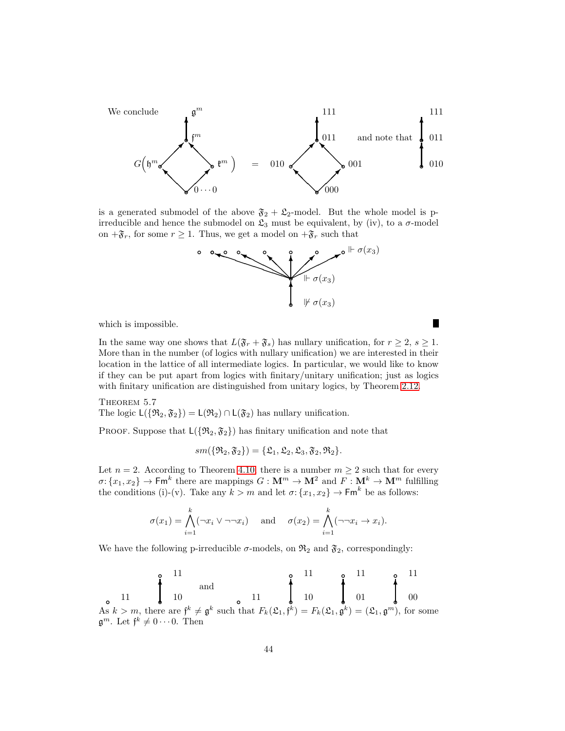We conclude $G\Big(\mathfrak{h}^m, \mathfrak{k}^m\Big)$ (with top $\mathfrak{g}^m$, $\mathfrak{f}^m$, bottom $0\cdots0$) $=$ (diagram with 111, 011, 010, 001, 000) and note that (chain 111, 011, 010)

is a generated submodel of the above $\mathfrak{F}_2 + \mathfrak{L}_2$-model. But the whole model is p-irreducible and hence the submodel on $\mathfrak{L}_3$ must be equivalent, by (iv), to a $\sigma$-model on $+\mathfrak{F}_r$, for some $r \geq 1$. Thus, we get a model on $+\mathfrak{F}_r$ such that

$\Vdash \sigma(x_3)$

$\Vdash \sigma(x_3)$

$\nVdash \sigma(x_3)$

which is impossible. ∎

In the same way one shows that $L(\mathfrak{F}_r + \mathfrak{F}_s)$ has nullary unification, for $r \geq 2$, $s \geq 1$. More than in the number (of logics with nullary unification) we are interested in their location in the lattice of all intermediate logics. In particular, we would like to know if they can be put apart from logics with finitary/unitary unification; just as logics with finitary unification are distinguished from unitary logics, by Theorem 2.12.

Theorem 5.7
The logic $\mathsf{L}(\{\mathfrak{R}_2, \mathfrak{F}_2\}) = \mathsf{L}(\mathfrak{R}_2) \cap \mathsf{L}(\mathfrak{F}_2)$ has nullary unification.

Proof. Suppose that $\mathsf{L}(\{\mathfrak{R}_2, \mathfrak{F}_2\})$ has finitary unification and note that

$$sm(\{\mathfrak{R}_2, \mathfrak{F}_2\}) = \{\mathfrak{L}_1, \mathfrak{L}_2, \mathfrak{L}_3, \mathfrak{F}_2, \mathfrak{R}_2\}.$$

Let $n = 2$. According to Theorem 4.10, there is a number $m \geq 2$ such that for every $\sigma\colon \{x_1, x_2\} \to \mathsf{Fm}^k$ there are mappings $G : \mathbf{M}^m \to \mathbf{M}^2$ and $F : \mathbf{M}^k \to \mathbf{M}^m$ fulfilling the conditions (i)-(v). Take any $k > m$ and let $\sigma\colon \{x_1, x_2\} \to \mathsf{Fm}^k$ be as follows:

$$\sigma(x_1) = \bigwedge_{i=1}^{k} (\neg x_i \vee \neg\neg x_i) \quad \text{ and } \quad \sigma(x_2) = \bigwedge_{i=1}^{k} (\neg\neg x_i \to x_i).$$

We have the following p-irreducible $\sigma$-models, on $\mathfrak{R}_2$ and $\mathfrak{F}_2$, correspondingly:

11 &nbsp;&nbsp; (11 above 10) &nbsp;&nbsp; and &nbsp;&nbsp; 11 &nbsp;&nbsp; (11 above 10) &nbsp;&nbsp; (11 above 01) &nbsp;&nbsp; (11 above 00)

As $k > m$, there are $\mathfrak{f}^k \neq \mathfrak{g}^k$ such that $F_k(\mathfrak{L}_1, \mathfrak{f}^k) = F_k(\mathfrak{L}_1, \mathfrak{g}^k) = (\mathfrak{L}_1, \mathfrak{g}^m)$, for some $\mathfrak{g}^m$. Let $\mathfrak{f}^k \neq 0 \cdots 0$. Then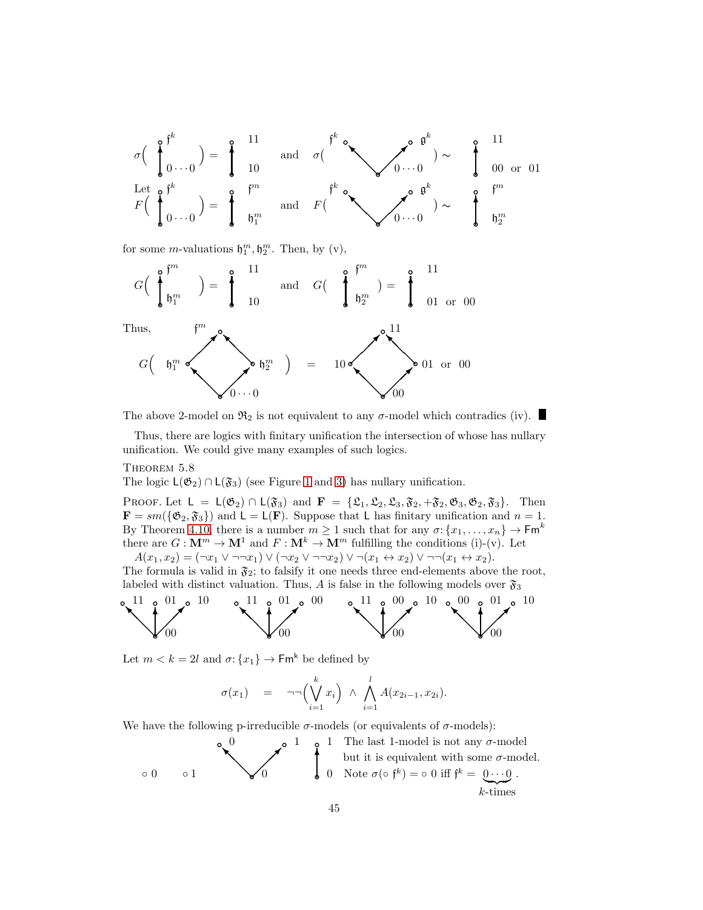$$\sigma\Big(\ \begin{array}{c}\circ\ \mathfrak{f}^k\\ \uparrow\\ \circ\ 0\cdots 0\end{array}\Big) = \begin{array}{c}\circ\ 11\\ \uparrow\\ \circ\ 10\end{array} \quad\text{and}\quad \sigma\Big(\ \mathfrak{f}^k \nwarrow\!\!\nearrow \mathfrak{g}^k \ \ 0\cdots 0\Big) \sim \begin{array}{c}\circ\ 11\\ \uparrow\\ \circ\ 00 \text{ or } 01\end{array}$$

Let

$$F\Big(\ \begin{array}{c}\circ\ \mathfrak{f}^k\\ \uparrow\\ \circ\ 0\cdots 0\end{array}\Big) = \begin{array}{c}\circ\ \mathfrak{f}^m\\ \uparrow\\ \circ\ \mathfrak{h}_1^m\end{array} \quad\text{and}\quad F\Big(\ \mathfrak{f}^k \nwarrow\!\!\nearrow \mathfrak{g}^k \ \ 0\cdots 0\Big) \sim \begin{array}{c}\circ\ \mathfrak{f}^m\\ \uparrow\\ \circ\ \mathfrak{h}_2^m\end{array}$$

for some $m$-valuations $\mathfrak{h}_1^m, \mathfrak{h}_2^m$. Then, by (v),

$$G\Big(\ \begin{array}{c}\circ\ \mathfrak{f}^m\\ \uparrow\\ \circ\ \mathfrak{h}_1^m\end{array}\Big) = \begin{array}{c}\circ\ 11\\ \uparrow\\ \circ\ 10\end{array} \quad\text{and}\quad G\Big(\ \begin{array}{c}\circ\ \mathfrak{f}^m\\ \uparrow\\ \circ\ \mathfrak{h}_2^m\end{array}\Big) = \begin{array}{c}\circ\ 11\\ \uparrow\\ \circ\ 01 \text{ or } 00\end{array}$$

Thus,

$$G\Big(\ \text{root } 0\cdots 0;\ \mathfrak{h}_1^m,\ \mathfrak{h}_2^m;\ \text{top } \mathfrak{f}^m\Big) = \text{root } 00;\ 10,\ 01 \text{ or } 00;\ \text{top } 11$$

The above 2-model on $\mathfrak{R}_2$ is not equivalent to any $\sigma$-model which contradics (iv). ∎

Thus, there are logics with finitary unification the intersection of whose has nullary unification. We could give many examples of such logics.

Theorem 5.8

The logic $\mathsf{L}(\mathfrak{G}_2) \cap \mathsf{L}(\mathfrak{F}_3)$ (see Figure 1 and 3) has nullary unification.

Proof. Let $\mathsf{L} = \mathsf{L}(\mathfrak{G}_2) \cap \mathsf{L}(\mathfrak{F}_3)$ and $\mathbf{F} = \{\mathfrak{L}_1, \mathfrak{L}_2, \mathfrak{L}_3, \mathfrak{F}_2, +\mathfrak{F}_2, \mathfrak{G}_3, \mathfrak{G}_2, \mathfrak{F}_3\}$. Then $\mathbf{F} = sm(\{\mathfrak{G}_2, \mathfrak{F}_3\})$ and $\mathsf{L} = \mathsf{L}(\mathbf{F})$. Suppose that $\mathsf{L}$ has finitary unification and $n = 1$. By Theorem 4.10, there is a number $m \geq 1$ such that for any $\sigma\colon \{x_1, \ldots, x_n\} \to \mathsf{Fm}^k$ there are $G : \mathbf{M}^m \to \mathbf{M}^1$ and $F : \mathbf{M}^k \to \mathbf{M}^m$ fulfilling the conditions (i)-(v). Let

$A(x_1, x_2) = (\neg x_1 \vee \neg\neg x_1) \vee (\neg x_2 \vee \neg\neg x_2) \vee \neg(x_1 \leftrightarrow x_2) \vee \neg\neg(x_1 \leftrightarrow x_2)$.

The formula is valid in $\mathfrak{F}_2$; to falsify it one needs three end-elements above the root, labeled with distinct valuation. Thus, $A$ is false in the following models over $\mathfrak{F}_3$

root $00$, ends $11, 01, 10$; root $00$, ends $11, 01, 00$; root $00$, ends $11, 00, 10$; root $00$, ends $00, 01, 10$.

Let $m < k = 2l$ and $\sigma\colon \{x_1\} \to \mathsf{Fm}^\mathsf{k}$ be defined by

$$\sigma(x_1) \quad = \quad \neg\neg\Big(\bigvee_{i=1}^{k} x_i\Big) \ \wedge\ \bigwedge_{i=1}^{l} A(x_{2i-1}, x_{2i}).$$

We have the following p-irreducible $\sigma$-models (or equivalents of $\sigma$-models):

$\circ\ 0$ $\quad$ $\circ\ 1$ $\quad$ root $0$ with ends $0, 1$ $\quad$ $0 \to 1$ $\quad$ The last 1-model is not any $\sigma$-model but it is equivalent with some $\sigma$-model. Note $\sigma(\circ\ \mathfrak{f}^k) = \circ\ 0$ iff $\mathfrak{f}^k = \underbrace{0\cdots 0}_{k\text{-times}}$.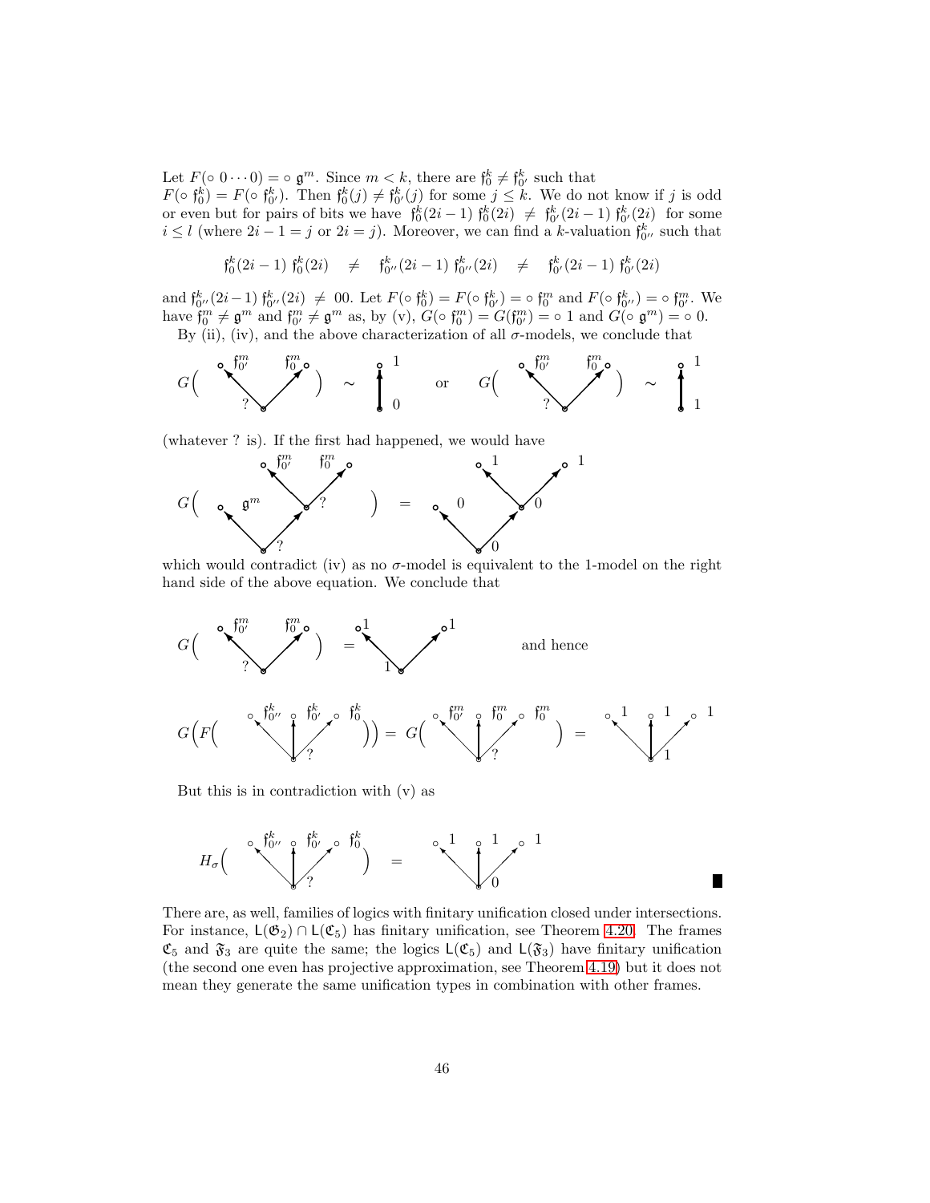Let $F(\circ\ 0\cdots 0) = \circ\ \mathfrak{g}^m$. Since $m < k$, there are $\mathfrak{f}_0^k \neq \mathfrak{f}_{0'}^k$ such that $F(\circ\ \mathfrak{f}_0^k) = F(\circ\ \mathfrak{f}_{0'}^k)$. Then $\mathfrak{f}_0^k(j) \neq \mathfrak{f}_{0'}^k(j)$ for some $j \leq k$. We do not know if $j$ is odd or even but for pairs of bits we have $\mathfrak{f}_0^k(2i-1)\ \mathfrak{f}_0^k(2i)\ \neq\ \mathfrak{f}_{0'}^k(2i-1)\ \mathfrak{f}_{0'}^k(2i)$ for some $i \leq l$ (where $2i-1 = j$ or $2i = j$). Moreover, we can find a $k$-valuation $\mathfrak{f}_{0''}^k$ such that

$$\mathfrak{f}_0^k(2i-1)\ \mathfrak{f}_0^k(2i) \quad \neq \quad \mathfrak{f}_{0''}^k(2i-1)\ \mathfrak{f}_{0''}^k(2i) \quad \neq \quad \mathfrak{f}_{0'}^k(2i-1)\ \mathfrak{f}_{0'}^k(2i)$$

and $\mathfrak{f}_{0''}^k(2i-1)\ \mathfrak{f}_{0''}^k(2i)\ \neq\ 00$. Let $F(\circ\ \mathfrak{f}_0^k) = F(\circ\ \mathfrak{f}_{0'}^k) = \circ\ \mathfrak{f}_0^m$ and $F(\circ\ \mathfrak{f}_{0''}^k) = \circ\ \mathfrak{f}_{0'}^m$. We have $\mathfrak{f}_0^m \neq \mathfrak{g}^m$ and $\mathfrak{f}_{0'}^m \neq \mathfrak{g}^m$ as, by (v), $G(\circ\ \mathfrak{f}_0^m) = G(\mathfrak{f}_{0'}^m) = \circ\ 1$ and $G(\circ\ \mathfrak{g}^m) = \circ\ 0$.

By (ii), (iv), and the above characterization of all $\sigma$-models, we conclude that

$$G\Big(\ \text{fork with tops } \mathfrak{f}_{0'}^m,\ \mathfrak{f}_0^m \text{ and root } ?\ \Big) \ \sim\ \text{chain } 0 \to 1 \qquad \text{or} \qquad G\Big(\ \text{fork with tops } \mathfrak{f}_{0'}^m,\ \mathfrak{f}_0^m \text{ and root } ?\ \Big) \ \sim\ \text{chain } 1 \to 1$$

(whatever ? is). If the first had happened, we would have

$$G\Big(\ \text{frame with root } ?,\ \text{children } \mathfrak{g}^m \text{ and } ?,\ \text{the latter with children } \mathfrak{f}_{0'}^m,\ \mathfrak{f}_0^m\ \Big) \ =\ \text{frame with root } 0,\ \text{children } 0 \text{ and } 0,\ \text{the latter with children } 1,\ 1$$

which would contradict (iv) as no $\sigma$-model is equivalent to the 1-model on the right hand side of the above equation. We conclude that

$$G\Big(\ \text{fork with tops } \mathfrak{f}_{0'}^m,\ \mathfrak{f}_0^m \text{ and root } ?\ \Big) \ =\ \text{fork with tops } 1,\ 1 \text{ and root } 1 \qquad \text{and hence}$$

$$G\Big(F\Big(\ \text{fan with tops } \mathfrak{f}_{0''}^k,\ \mathfrak{f}_{0'}^k,\ \mathfrak{f}_0^k \text{ and root } ?\ \Big)\Big) = G\Big(\ \text{fan with tops } \mathfrak{f}_{0'}^m,\ \mathfrak{f}_0^m,\ \mathfrak{f}_0^m \text{ and root } ?\ \Big) \ =\ \text{fan with tops } 1,\ 1,\ 1 \text{ and root } 1$$

But this is in contradiction with (v) as

$$H_\sigma\Big(\ \text{fan with tops } \mathfrak{f}_{0''}^k,\ \mathfrak{f}_{0'}^k,\ \mathfrak{f}_0^k \text{ and root } ?\ \Big) \ =\ \text{fan with tops } 1,\ 1,\ 1 \text{ and root } 0$$

■

There are, as well, families of logics with finitary unification closed under intersections. For instance, $\mathsf{L}(\mathfrak{G}_2) \cap \mathsf{L}(\mathfrak{C}_5)$ has finitary unification, see Theorem 4.20. The frames $\mathfrak{C}_5$ and $\mathfrak{F}_3$ are quite the same; the logics $\mathsf{L}(\mathfrak{C}_5)$ and $\mathsf{L}(\mathfrak{F}_3)$ have finitary unification (the second one even has projective approximation, see Theorem 4.19) but it does not mean they generate the same unification types in combination with other frames.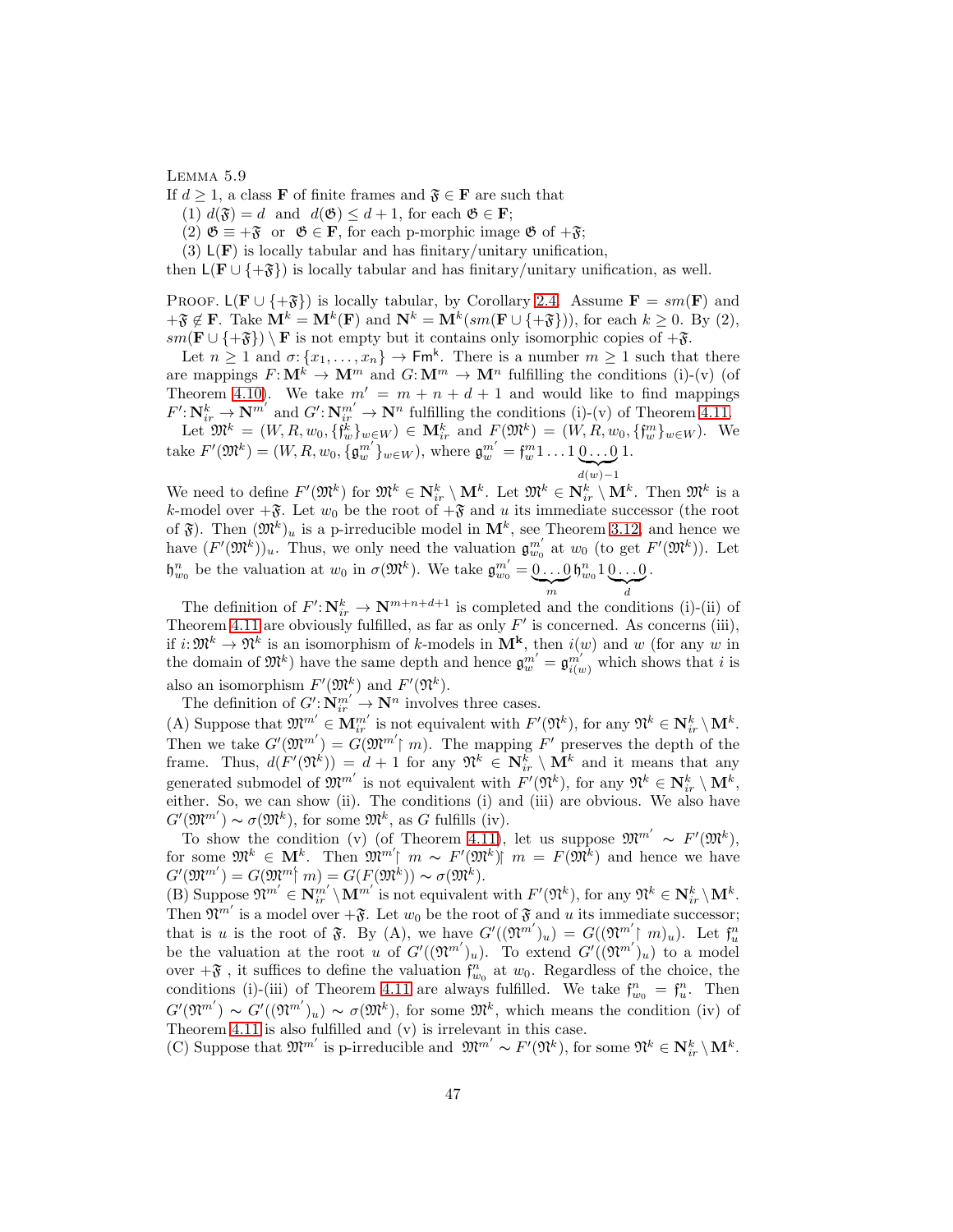Lemma 5.9

If $d \geq 1$, a class $\mathbf{F}$ of finite frames and $\mathfrak{F} \in \mathbf{F}$ are such that

(1) $d(\mathfrak{F}) = d$ and $d(\mathfrak{G}) \leq d+1$, for each $\mathfrak{G} \in \mathbf{F}$;

(2) $\mathfrak{G} \equiv +\mathfrak{F}$ or $\mathfrak{G} \in \mathbf{F}$, for each p-morphic image $\mathfrak{G}$ of $+\mathfrak{F}$;

(3) $\mathsf{L}(\mathbf{F})$ is locally tabular and has finitary/unitary unification,

then $\mathsf{L}(\mathbf{F} \cup \{+\mathfrak{F}\})$ is locally tabular and has finitary/unitary unification, as well.

Proof. $\mathsf{L}(\mathbf{F} \cup \{+\mathfrak{F}\})$ is locally tabular, by Corollary 2.4. Assume $\mathbf{F} = sm(\mathbf{F})$ and $+\mathfrak{F} \notin \mathbf{F}$. Take $\mathbf{M}^k = \mathbf{M}^k(\mathbf{F})$ and $\mathbf{N}^k = \mathbf{M}^k(sm(\mathbf{F} \cup \{+\mathfrak{F}\}))$, for each $k \geq 0$. By (2), $sm(\mathbf{F} \cup \{+\mathfrak{F}\}) \setminus \mathbf{F}$ is not empty but it contains only isomorphic copies of $+\mathfrak{F}$.

Let $n \geq 1$ and $\sigma\colon \{x_1, \ldots, x_n\} \to \mathsf{Fm^k}$. There is a number $m \geq 1$ such that there are mappings $F\colon \mathbf{M}^k \to \mathbf{M}^m$ and $G\colon \mathbf{M}^m \to \mathbf{M}^n$ fulfilling the conditions (i)-(v) (of Theorem 4.10). We take $m' = m + n + d + 1$ and would like to find mappings $F'\colon \mathbf{N}^k_{ir} \to \mathbf{N}^{m'}$ and $G'\colon \mathbf{N}^{m'}_{ir} \to \mathbf{N}^n$ fulfilling the conditions (i)-(v) of Theorem 4.11.

Let $\mathfrak{M}^k = (W, R, w_0, \{\mathfrak{f}^k_w\}_{w \in W}) \in \mathbf{M}^k_{ir}$ and $F(\mathfrak{M}^k) = (W, R, w_0, \{\mathfrak{f}^m_w\}_{w \in W})$. We take $F'(\mathfrak{M}^k) = (W, R, w_0, \{\mathfrak{g}^{m'}_w\}_{w \in W})$, where $\mathfrak{g}^{m'}_w = \mathfrak{f}^m_w 1 \ldots 1 \underbrace{0 \ldots 0}_{d(w)-1} 1$.

We need to define $F'(\mathfrak{M}^k)$ for $\mathfrak{M}^k \in \mathbf{N}^k_{ir} \setminus \mathbf{M}^k$. Let $\mathfrak{M}^k \in \mathbf{N}^k_{ir} \setminus \mathbf{M}^k$. Then $\mathfrak{M}^k$ is a $k$-model over $+\mathfrak{F}$. Let $w_0$ be the root of $+\mathfrak{F}$ and $u$ its immediate successor (the root of $\mathfrak{F}$). Then $(\mathfrak{M}^k)_u$ is a p-irreducible model in $\mathbf{M}^k$, see Theorem 3.12, and hence we have $(F'(\mathfrak{M}^k))_u$. Thus, we only need the valuation $\mathfrak{g}^{m'}_{w_0}$ at $w_0$ (to get $F'(\mathfrak{M}^k)$). Let $\mathfrak{h}^n_{w_0}$ be the valuation at $w_0$ in $\sigma(\mathfrak{M}^k)$. We take $\mathfrak{g}^{m'}_{w_0} = \underbrace{0 \ldots 0}_{m} \mathfrak{h}^n_{w_0} 1 \underbrace{0 \ldots 0}_{d}$.

The definition of $F'\colon \mathbf{N}^k_{ir} \to \mathbf{N}^{m+n+d+1}$ is completed and the conditions (i)-(ii) of Theorem 4.11 are obviously fulfilled, as far as only $F'$ is concerned. As concerns (iii), if $i\colon \mathfrak{M}^k \to \mathfrak{N}^k$ is an isomorphism of $k$-models in $\mathbf{M^k}$, then $i(w)$ and $w$ (for any $w$ in the domain of $\mathfrak{M}^k$) have the same depth and hence $\mathfrak{g}^{m'}_w = \mathfrak{g}^{m'}_{i(w)}$ which shows that $i$ is also an isomorphism $F'(\mathfrak{M}^k)$ and $F'(\mathfrak{N}^k)$.

The definition of $G'\colon \mathbf{N}^{m'}_{ir} \to \mathbf{N}^n$ involves three cases.

(A) Suppose that $\mathfrak{M}^{m'} \in \mathbf{M}^{m'}_{ir}$ is not equivalent with $F'(\mathfrak{N}^k)$, for any $\mathfrak{N}^k \in \mathbf{N}^k_{ir} \setminus \mathbf{M}^k$. Then we take $G'(\mathfrak{M}^{m'}) = G(\mathfrak{M}^{m'}\!\upharpoonright m)$. The mapping $F'$ preserves the depth of the frame. Thus, $d(F'(\mathfrak{N}^k)) = d+1$ for any $\mathfrak{N}^k \in \mathbf{N}^k_{ir} \setminus \mathbf{M}^k$ and it means that any generated submodel of $\mathfrak{M}^{m'}$ is not equivalent with $F'(\mathfrak{N}^k)$, for any $\mathfrak{N}^k \in \mathbf{N}^k_{ir} \setminus \mathbf{M}^k$, either. So, we can show (ii). The conditions (i) and (iii) are obvious. We also have $G'(\mathfrak{M}^{m'}) \sim \sigma(\mathfrak{M}^k)$, for some $\mathfrak{M}^k$, as $G$ fulfills (iv).

To show the condition (v) (of Theorem 4.11), let us suppose $\mathfrak{M}^{m'} \sim F'(\mathfrak{M}^k)$, for some $\mathfrak{M}^k \in \mathbf{M}^k$. Then $\mathfrak{M}^{m'}\!\upharpoonright m \sim F'(\mathfrak{M}^k)\!\upharpoonright m = F(\mathfrak{M}^k)$ and hence we have $G'(\mathfrak{M}^{m'}) = G(\mathfrak{M}^m\!\upharpoonright m) = G(F(\mathfrak{M}^k)) \sim \sigma(\mathfrak{M}^k)$.

(B) Suppose $\mathfrak{N}^{m'} \in \mathbf{N}^{m'}_{ir} \setminus \mathbf{M}^{m'}$ is not equivalent with $F'(\mathfrak{N}^k)$, for any $\mathfrak{N}^k \in \mathbf{N}^k_{ir} \setminus \mathbf{M}^k$. Then $\mathfrak{N}^{m'}$ is a model over $+\mathfrak{F}$. Let $w_0$ be the root of $\mathfrak{F}$ and $u$ its immediate successor; that is $u$ is the root of $\mathfrak{F}$. By (A), we have $G'((\mathfrak{N}^{m'})_u) = G((\mathfrak{N}^{m'}\!\upharpoonright m)_u)$. Let $\mathfrak{f}^n_u$ be the valuation at the root $u$ of $G'((\mathfrak{N}^{m'})_u)$. To extend $G'((\mathfrak{N}^{m'})_u)$ to a model over $+\mathfrak{F}$, it suffices to define the valuation $\mathfrak{f}^n_{w_0}$ at $w_0$. Regardless of the choice, the conditions (i)-(iii) of Theorem 4.11 are always fulfilled. We take $\mathfrak{f}^n_{w_0} = \mathfrak{f}^n_u$. Then $G'(\mathfrak{N}^{m'}) \sim G'((\mathfrak{N}^{m'})_u) \sim \sigma(\mathfrak{M}^k)$, for some $\mathfrak{M}^k$, which means the condition (iv) of Theorem 4.11 is also fulfilled and (v) is irrelevant in this case.

(C) Suppose that $\mathfrak{M}^{m'}$ is p-irreducible and $\mathfrak{M}^{m'} \sim F'(\mathfrak{N}^k)$, for some $\mathfrak{N}^k \in \mathbf{N}^k_{ir} \setminus \mathbf{M}^k$.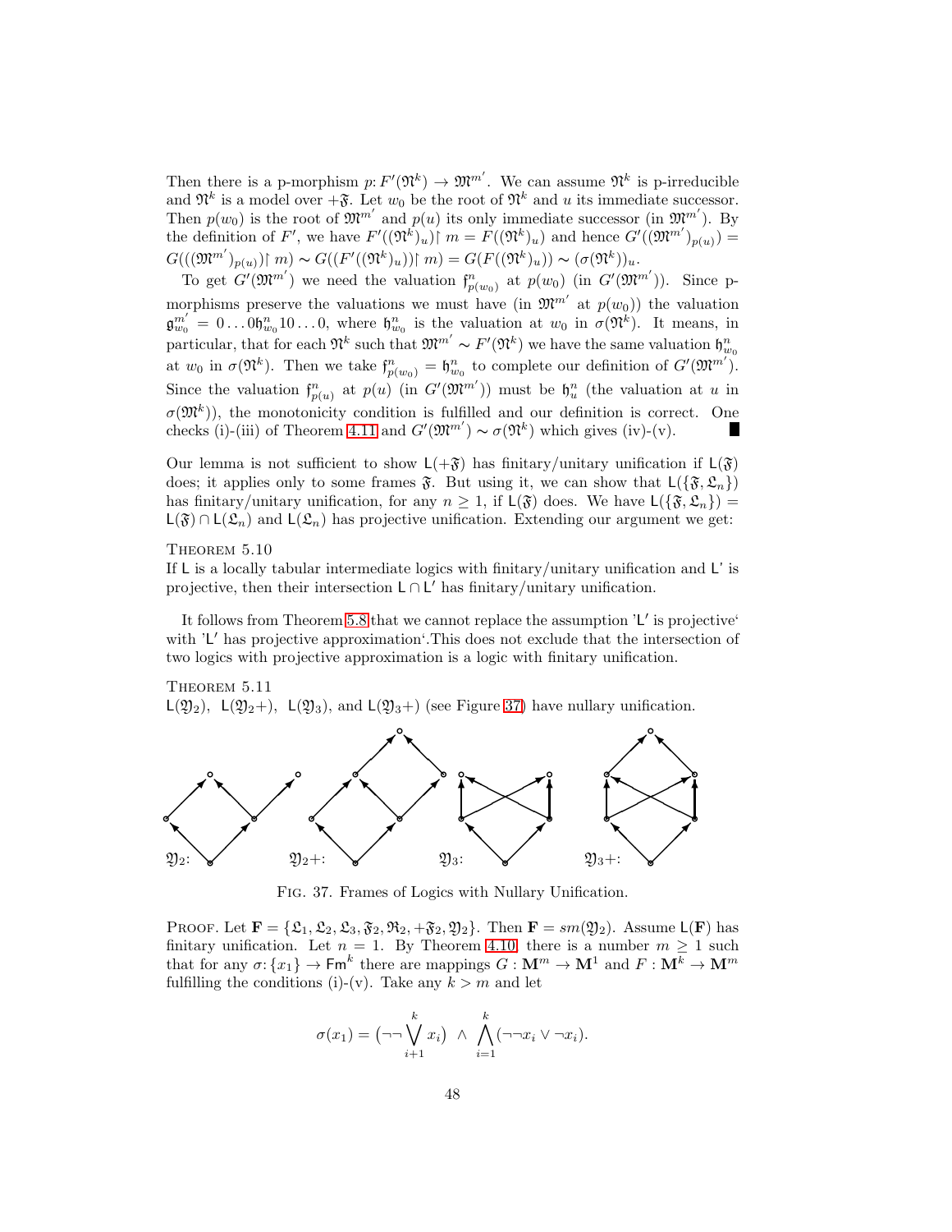Then there is a p-morphism $p: F'(\mathfrak{N}^k) \to \mathfrak{M}^{m'}$. We can assume $\mathfrak{N}^k$ is p-irreducible and $\mathfrak{N}^k$ is a model over $+\mathfrak{F}$. Let $w_0$ be the root of $\mathfrak{N}^k$ and $u$ its immediate successor. Then $p(w_0)$ is the root of $\mathfrak{M}^{m'}$ and $p(u)$ its only immediate successor (in $\mathfrak{M}^{m'}$). By the definition of $F'$, we have $F'((\mathfrak{N}^k)_u){\restriction} m = F((\mathfrak{N}^k)_u)$ and hence $G'((\mathfrak{M}^{m'})_{p(u)}) = G(((\mathfrak{M}^{m'})_{p(u)}){\restriction} m) \sim G((F'((\mathfrak{N}^k)_u)){\restriction} m) = G(F((\mathfrak{N}^k)_u)) \sim (\sigma(\mathfrak{N}^k))_u$.

To get $G'(\mathfrak{M}^{m'})$ we need the valuation $\mathfrak{f}^n_{p(w_0)}$ at $p(w_0)$ (in $G'(\mathfrak{M}^{m'})$). Since p-morphisms preserve the valuations we must have (in $\mathfrak{M}^{m'}$ at $p(w_0)$) the valuation $\mathfrak{g}^{m'}_{w_0} = 0\ldots0\mathfrak{h}^n_{w_0}10\ldots0$, where $\mathfrak{h}^n_{w_0}$ is the valuation at $w_0$ in $\sigma(\mathfrak{N}^k)$. It means, in particular, that for each $\mathfrak{N}^k$ such that $\mathfrak{M}^{m'} \sim F'(\mathfrak{N}^k)$ we have the same valuation $\mathfrak{h}^n_{w_0}$ at $w_0$ in $\sigma(\mathfrak{N}^k)$. Then we take $\mathfrak{f}^n_{p(w_0)} = \mathfrak{h}^n_{w_0}$ to complete our definition of $G'(\mathfrak{M}^{m'})$. Since the valuation $\mathfrak{f}^n_{p(u)}$ at $p(u)$ (in $G'(\mathfrak{M}^{m'})$) must be $\mathfrak{h}^n_u$ (the valuation at $u$ in $\sigma(\mathfrak{N}^k)$), the monotonicity condition is fulfilled and our definition is correct. One checks (i)-(iii) of Theorem 4.11 and $G'(\mathfrak{M}^{m'}) \sim \sigma(\mathfrak{N}^k)$ which gives (iv)-(v). ∎

Our lemma is not sufficient to show $\mathsf{L}(+\mathfrak{F})$ has finitary/unitary unification if $\mathsf{L}(\mathfrak{F})$ does; it applies only to some frames $\mathfrak{F}$. But using it, we can show that $\mathsf{L}(\{\mathfrak{F}, \mathfrak{L}_n\})$ has finitary/unitary unification, for any $n \geq 1$, if $\mathsf{L}(\mathfrak{F})$ does. We have $\mathsf{L}(\{\mathfrak{F}, \mathfrak{L}_n\}) = \mathsf{L}(\mathfrak{F}) \cap \mathsf{L}(\mathfrak{L}_n)$ and $\mathsf{L}(\mathfrak{L}_n)$ has projective unification. Extending our argument we get:

THEOREM 5.10
If $\mathsf{L}$ is a locally tabular intermediate logics with finitary/unitary unification and $\mathsf{L}'$ is projective, then their intersection $\mathsf{L} \cap \mathsf{L}'$ has finitary/unitary unification.

It follows from Theorem 5.8 that we cannot replace the assumption 'L$'$ is projective' with 'L$'$ has projective approximation'.This does not exclude that the intersection of two logics with projective approximation is a logic with finitary unification.

THEOREM 5.11
$\mathsf{L}(\mathfrak{Y}_2)$, $\mathsf{L}(\mathfrak{Y}_2+)$, $\mathsf{L}(\mathfrak{Y}_3)$, and $\mathsf{L}(\mathfrak{Y}_3+)$ (see Figure 37) have nullary unification.

FIG. 37. Frames of Logics with Nullary Unification.

PROOF. Let $\mathbf{F} = \{\mathfrak{L}_1, \mathfrak{L}_2, \mathfrak{L}_3, \mathfrak{F}_2, \mathfrak{R}_2, +\mathfrak{F}_2, \mathfrak{Y}_2\}$. Then $\mathbf{F} = sm(\mathfrak{Y}_2)$. Assume $\mathsf{L}(\mathbf{F})$ has finitary unification. Let $n = 1$. By Theorem 4.10, there is a number $m \geq 1$ such that for any $\sigma: \{x_1\} \to \mathsf{Fm}^k$ there are mappings $G : \mathbf{M}^m \to \mathbf{M}^1$ and $F : \mathbf{M}^k \to \mathbf{M}^m$ fulfilling the conditions (i)-(v). Take any $k > m$ and let

$$\sigma(x_1) = \big(\neg\neg \bigvee_{i+1}^{k} x_i\big) \ \wedge\ \bigwedge_{i=1}^{k} (\neg\neg x_i \vee \neg x_i).$$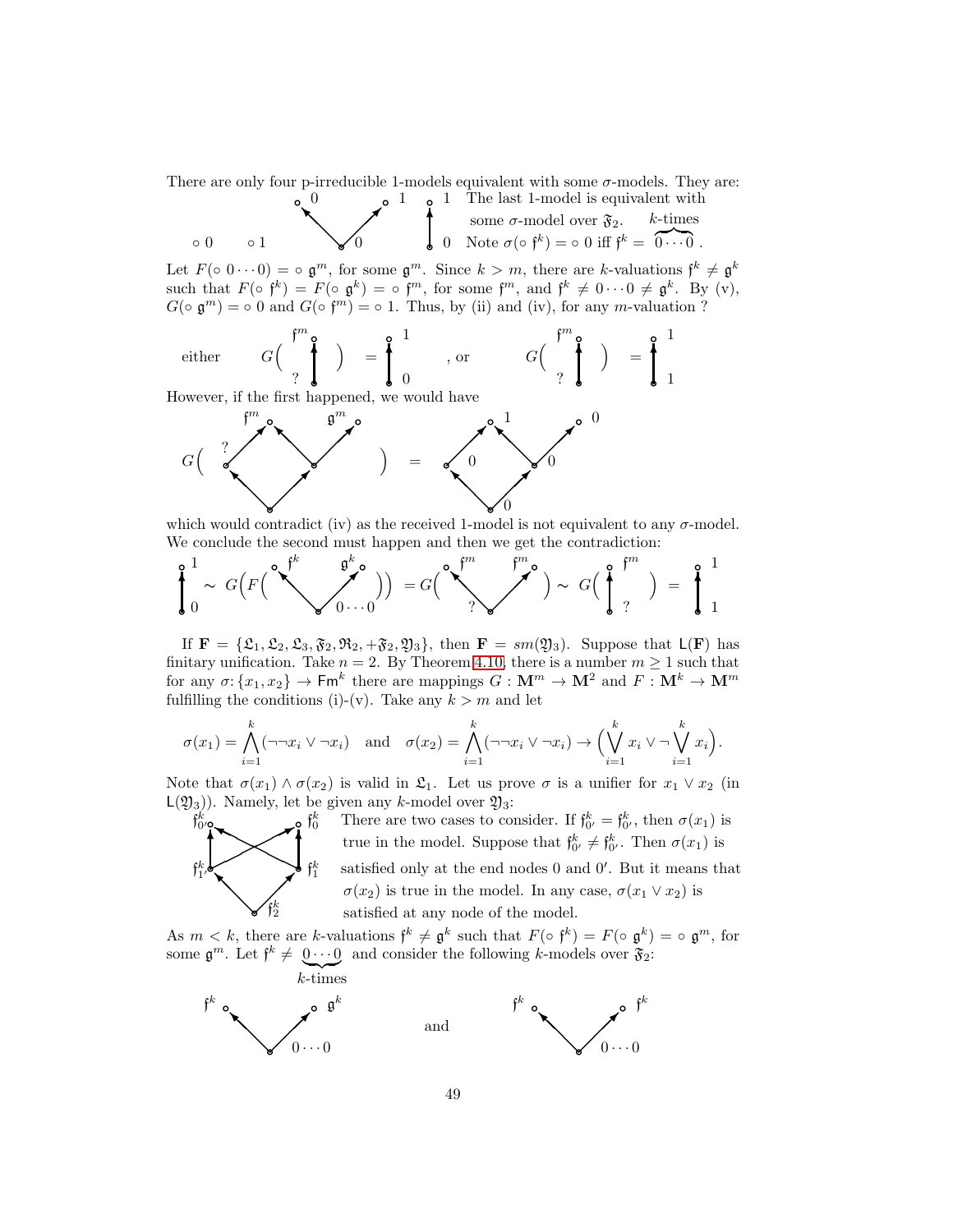There are only four p-irreducible 1-models equivalent with some $\sigma$-models. They are:

$\circ\, 0 \qquad \circ\, 1$ (and the two-element models shown in the diagrams). The last 1-model is equivalent with some $\sigma$-model over $\mathfrak{F}_2$. Note $\sigma(\circ\ \mathfrak{f}^k) = \circ\ 0$ iff $\mathfrak{f}^k = \overbrace{0 \cdots 0}^{k\text{-times}}$.

Let $F(\circ\ 0\cdots 0) = \circ\ \mathfrak{g}^m$, for some $\mathfrak{g}^m$. Since $k > m$, there are $k$-valuations $\mathfrak{f}^k \neq \mathfrak{g}^k$ such that $F(\circ\ \mathfrak{f}^k) = F(\circ\ \mathfrak{g}^k) = \circ\ \mathfrak{f}^m$, for some $\mathfrak{f}^m$, and $\mathfrak{f}^k \neq 0\cdots 0 \neq \mathfrak{g}^k$. By (v), $G(\circ\ \mathfrak{g}^m) = \circ\ 0$ and $G(\circ\ \mathfrak{f}^m) = \circ\ 1$. Thus, by (ii) and (iv), for any $m$-valuation ?

either $G(\text{?} \to \mathfrak{f}^m) = (0 \to 1)$, or $G(\text{?} \to \mathfrak{f}^m) = (1 \to 1)$

However, if the first happened, we would have

$G(\ldots) = \ldots$

which would contradict (iv) as the received 1-model is not equivalent to any $\sigma$-model. We conclude the second must happen and then we get the contradiction:

$(0 \to 1) \sim G\Big(F\big(\ldots\big)\Big) = G(\ldots) \sim G(\text{?} \to \mathfrak{f}^m) = (1 \to 1)$

If $\mathbf{F} = \{\mathfrak{L}_1, \mathfrak{L}_2, \mathfrak{L}_3, \mathfrak{F}_2, \mathfrak{R}_2, +\mathfrak{F}_2, \mathfrak{Y}_3\}$, then $\mathbf{F} = sm(\mathfrak{Y}_3)$. Suppose that $\mathsf{L}(\mathbf{F})$ has finitary unification. Take $n = 2$. By Theorem 4.10, there is a number $m \geq 1$ such that for any $\sigma\colon \{x_1, x_2\} \to \mathsf{Fm}^k$ there are mappings $G : \mathbf{M}^m \to \mathbf{M}^2$ and $F : \mathbf{M}^k \to \mathbf{M}^m$ fulfilling the conditions (i)-(v). Take any $k > m$ and let

$$\sigma(x_1) = \bigwedge_{i=1}^{k}(\neg\neg x_i \vee \neg x_i) \quad \text{and} \quad \sigma(x_2) = \bigwedge_{i=1}^{k}(\neg\neg x_i \vee \neg x_i) \to \Big(\bigvee_{i=1}^{k} x_i \vee \neg \bigvee_{i=1}^{k} x_i\Big).$$

Note that $\sigma(x_1) \wedge \sigma(x_2)$ is valid in $\mathfrak{L}_1$. Let us prove $\sigma$ is a unifier for $x_1 \vee x_2$ (in $\mathsf{L}(\mathfrak{Y}_3)$). Namely, let be given any $k$-model over $\mathfrak{Y}_3$:

There are two cases to consider. If $\mathfrak{f}^k_{0'} = \mathfrak{f}^k_{0'}$, then $\sigma(x_1)$ is true in the model. Suppose that $\mathfrak{f}^k_{0'} \neq \mathfrak{f}^k_{0'}$. Then $\sigma(x_1)$ is satisfied only at the end nodes $0$ and $0'$. But it means that $\sigma(x_2)$ is true in the model. In any case, $\sigma(x_1 \vee x_2)$ is satisfied at any node of the model.

As $m < k$, there are $k$-valuations $\mathfrak{f}^k \neq \mathfrak{g}^k$ such that $F(\circ\ \mathfrak{f}^k) = F(\circ\ \mathfrak{g}^k) = \circ\ \mathfrak{g}^m$, for some $\mathfrak{g}^m$. Let $\mathfrak{f}^k \neq \underbrace{0\cdots 0}_{k\text{-times}}$ and consider the following $k$-models over $\mathfrak{F}_2$:

(root $0\cdots 0$ with end nodes $\mathfrak{f}^k$, $\mathfrak{g}^k$) and (root $0\cdots 0$ with end nodes $\mathfrak{f}^k$, $\mathfrak{f}^k$)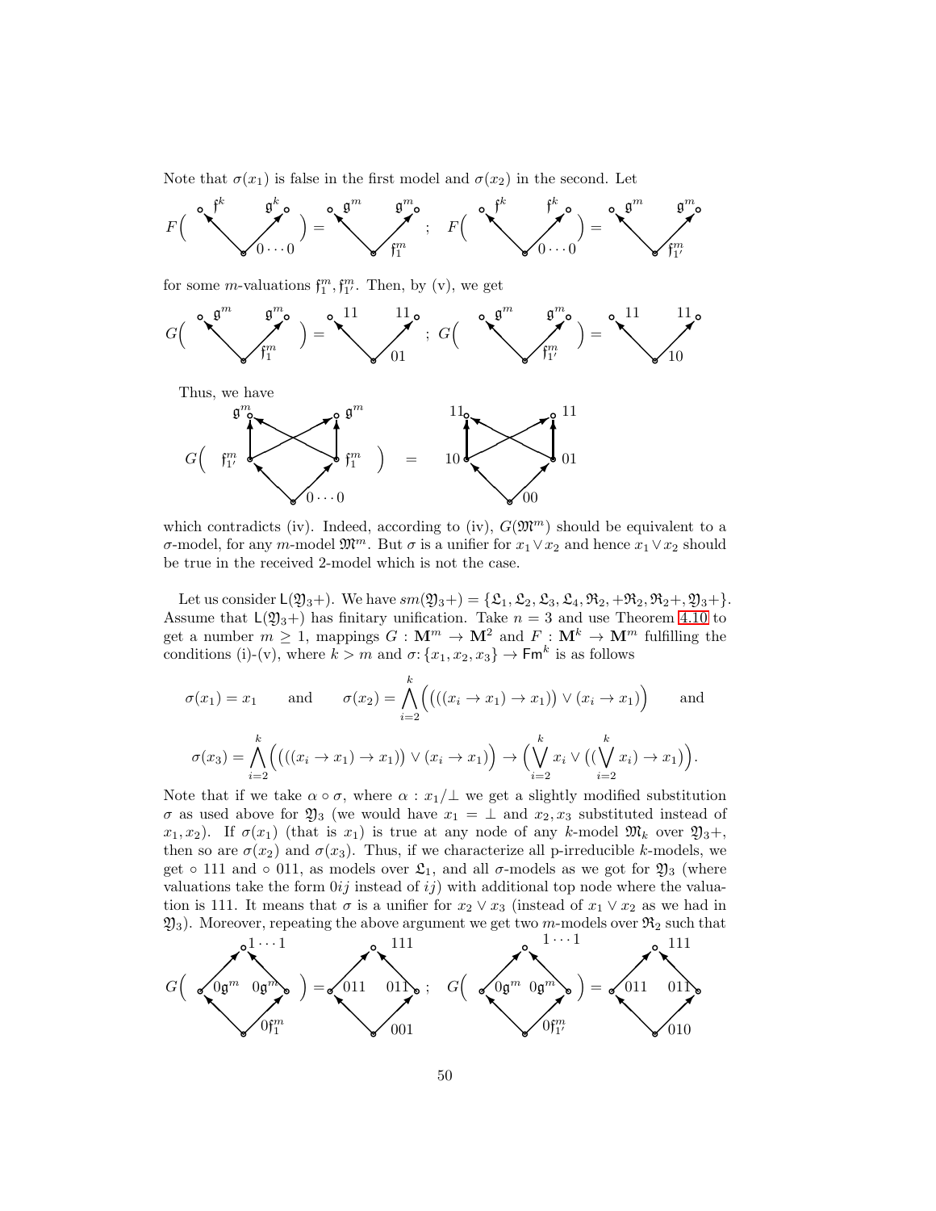Note that $\sigma(x_1)$ is false in the first model and $\sigma(x_2)$ in the second. Let

$$F\Big(\ \begin{smallmatrix}\mathfrak{f}^k & & \mathfrak{g}^k \\ & 0\cdots 0 & \end{smallmatrix}\ \Big) = \begin{smallmatrix}\mathfrak{g}^m & & \mathfrak{g}^m \\ & \mathfrak{f}_1^m & \end{smallmatrix}\ ; \quad F\Big(\ \begin{smallmatrix}\mathfrak{f}^k & & \mathfrak{f}^k \\ & 0\cdots 0 & \end{smallmatrix}\ \Big) = \begin{smallmatrix}\mathfrak{g}^m & & \mathfrak{g}^m \\ & \mathfrak{f}_{1'}^m & \end{smallmatrix}$$

for some $m$-valuations $\mathfrak{f}_1^m, \mathfrak{f}_{1'}^m$. Then, by (v), we get

$$G\Big(\ \begin{smallmatrix}\mathfrak{g}^m & & \mathfrak{g}^m \\ & \mathfrak{f}_1^m & \end{smallmatrix}\ \Big) = \begin{smallmatrix}11 & & 11 \\ & 01 & \end{smallmatrix}\ ; \quad G\Big(\ \begin{smallmatrix}\mathfrak{g}^m & & \mathfrak{g}^m \\ & \mathfrak{f}_{1'}^m & \end{smallmatrix}\ \Big) = \begin{smallmatrix}11 & & 11 \\ & 10 & \end{smallmatrix}$$

Thus, we have

$$G\Big(\ \begin{smallmatrix}\mathfrak{g}^m & & \mathfrak{g}^m \\ \mathfrak{f}_{1'}^m & & \mathfrak{f}_1^m \\ & 0\cdots 0 & \end{smallmatrix}\ \Big) = \begin{smallmatrix}11 & & 11 \\ 10 & & 01 \\ & 00 & \end{smallmatrix}$$

which contradicts (iv). Indeed, according to (iv), $G(\mathfrak{M}^m)$ should be equivalent to a $\sigma$-model, for any $m$-model $\mathfrak{M}^m$. But $\sigma$ is a unifier for $x_1 \lor x_2$ and hence $x_1 \lor x_2$ should be true in the received 2-model which is not the case.

Let us consider $\mathsf{L}(\mathfrak{Y}_3+)$. We have $sm(\mathfrak{Y}_3+) = \{\mathfrak{L}_1, \mathfrak{L}_2, \mathfrak{L}_3, \mathfrak{L}_4, \mathfrak{R}_2, +\mathfrak{R}_2, \mathfrak{R}_2+, \mathfrak{Y}_3+\}$. Assume that $\mathsf{L}(\mathfrak{Y}_3+)$ has finitary unification. Take $n = 3$ and use Theorem 4.10 to get a number $m \geq 1$, mappings $G : \mathbf{M}^m \to \mathbf{M}^2$ and $F : \mathbf{M}^k \to \mathbf{M}^m$ fulfilling the conditions (i)-(v), where $k > m$ and $\sigma \colon \{x_1, x_2, x_3\} \to \mathsf{Fm}^k$ is as follows

$$\sigma(x_1) = x_1 \qquad \text{and} \qquad \sigma(x_2) = \bigwedge_{i=2}^{k}\Big(\big(((x_i \to x_1) \to x_1)\big) \lor (x_i \to x_1)\Big) \qquad \text{and}$$

$$\sigma(x_3) = \bigwedge_{i=2}^{k}\Big(\big(((x_i \to x_1) \to x_1)\big) \lor (x_i \to x_1)\Big) \to \Big(\bigvee_{i=2}^{k} x_i \lor \big((\bigvee_{i=2}^{k} x_i) \to x_1\big)\Big).$$

Note that if we take $\alpha \circ \sigma$, where $\alpha : x_1/\bot$ we get a slightly modified substitution $\sigma$ as used above for $\mathfrak{Y}_3$ (we would have $x_1 = \bot$ and $x_2, x_3$ substituted instead of $x_1, x_2$). If $\sigma(x_1)$ (that is $x_1$) is true at any node of any $k$-model $\mathfrak{M}_k$ over $\mathfrak{Y}_3+$, then so are $\sigma(x_2)$ and $\sigma(x_3)$. Thus, if we characterize all p-irreducible $k$-models, we get $\circ\ 111$ and $\circ\ 011$, as models over $\mathfrak{L}_1$, and all $\sigma$-models as we got for $\mathfrak{Y}_3$ (where valuations take the form $0ij$ instead of $ij$) with additional top node where the valuation is 111. It means that $\sigma$ is a unifier for $x_2 \lor x_3$ (instead of $x_1 \lor x_2$ as we had in $\mathfrak{Y}_3$). Moreover, repeating the above argument we get two $m$-models over $\mathfrak{R}_2$ such that

$$G\Big(\ \begin{smallmatrix} & 1\cdots 1 & \\ 0\mathfrak{g}^m & & 0\mathfrak{g}^m \\ & 0\mathfrak{f}_1^m & \end{smallmatrix}\ \Big) = \begin{smallmatrix} & 111 & \\ 011 & & 011 \\ & 001 & \end{smallmatrix}\ ; \quad G\Big(\ \begin{smallmatrix} & 1\cdots 1 & \\ 0\mathfrak{g}^m & & 0\mathfrak{g}^m \\ & 0\mathfrak{f}_{1'}^m & \end{smallmatrix}\ \Big) = \begin{smallmatrix} & 111 & \\ 011 & & 011 \\ & 010 & \end{smallmatrix}$$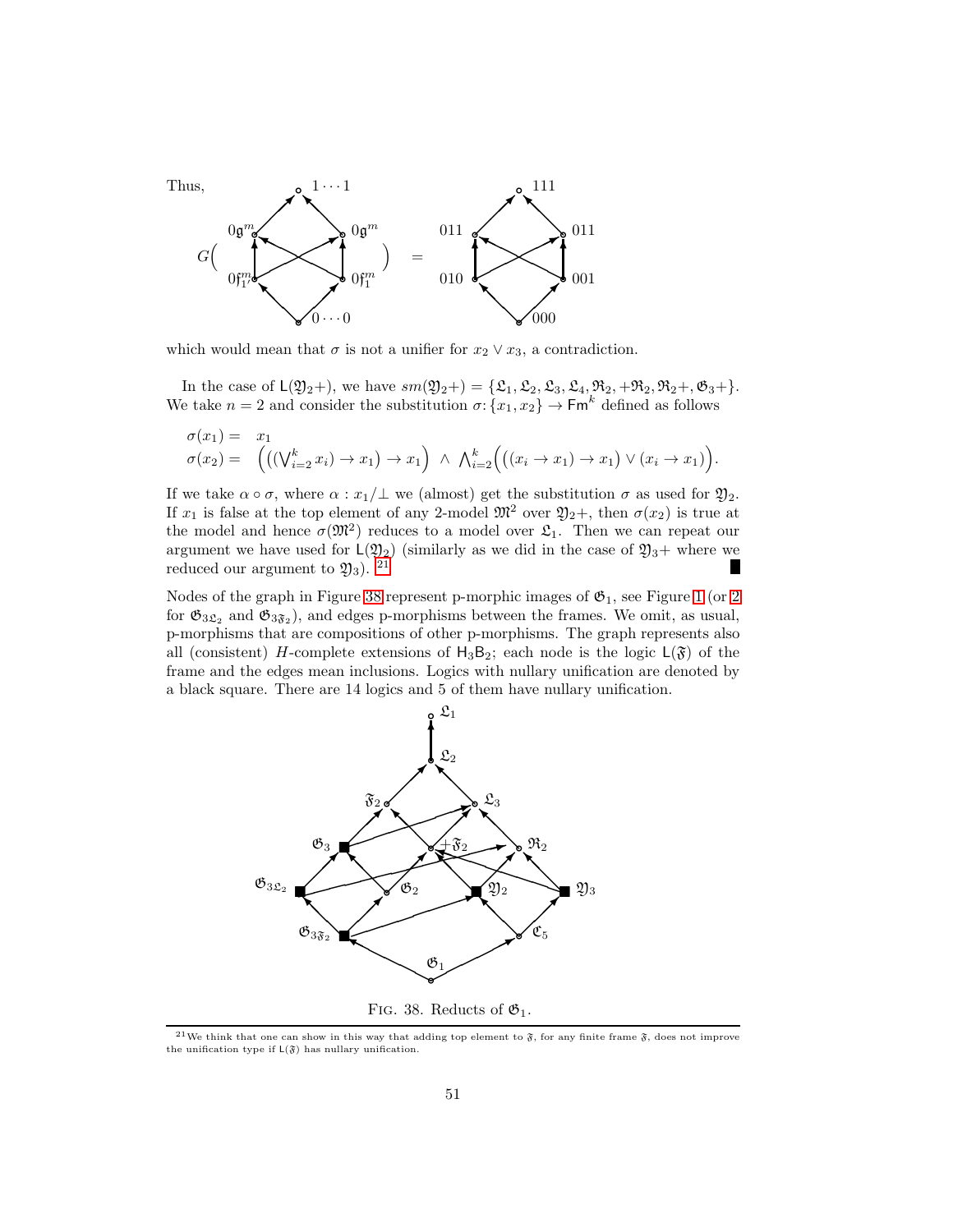Thus,

$$G\Big(\ \text{[diagram with nodes } 1\cdots1,\ 0\mathfrak{g}^m,\ 0\mathfrak{g}^m,\ 0\mathfrak{f}^m_{1'},\ 0\mathfrak{f}^m_1,\ 0\cdots0\text{]}\ \Big) = \text{[diagram with nodes } 111,\ 011,\ 011,\ 010,\ 001,\ 000\text{]}$$

which would mean that $\sigma$ is not a unifier for $x_2 \lor x_3$, a contradiction.

In the case of $\mathsf{L}(\mathfrak{Y}_2+)$, we have $sm(\mathfrak{Y}_2+) = \{\mathfrak{L}_1, \mathfrak{L}_2, \mathfrak{L}_3, \mathfrak{L}_4, \mathfrak{R}_2, +\mathfrak{R}_2, \mathfrak{R}_2+, \mathfrak{G}_3+\}$. We take $n = 2$ and consider the substitution $\sigma\colon \{x_1, x_2\} \to \mathsf{Fm}^k$ defined as follows

$$\begin{aligned}
\sigma(x_1) &= \ x_1 \\
\sigma(x_2) &= \ \Big(\big((\textstyle\bigvee_{i=2}^k x_i) \to x_1\big) \to x_1\Big) \ \land \ \textstyle\bigwedge_{i=2}^k \Big(\big((x_i \to x_1) \to x_1\big) \lor (x_i \to x_1)\Big).
\end{aligned}$$

If we take $\alpha \circ \sigma$, where $\alpha : x_1/\bot$ we (almost) get the substitution $\sigma$ as used for $\mathfrak{Y}_2$. If $x_1$ is false at the top element of any 2-model $\mathfrak{M}^2$ over $\mathfrak{Y}_2+$, then $\sigma(x_2)$ is true at the model and hence $\sigma(\mathfrak{M}^2)$ reduces to a model over $\mathfrak{L}_1$. Then we can repeat our argument we have used for $\mathsf{L}(\mathfrak{Y}_2)$ (similarly as we did in the case of $\mathfrak{Y}_3+$ where we reduced our argument to $\mathfrak{Y}_3$). [21] ∎

Nodes of the graph in Figure 38 represent p-morphic images of $\mathfrak{G}_1$, see Figure 1 (or 2 for $\mathfrak{G}_{3\mathfrak{L}_2}$ and $\mathfrak{G}_{3\mathfrak{F}_2}$), and edges p-morphisms between the frames. We omit, as usual, p-morphisms that are compositions of other p-morphisms. The graph represents also all (consistent) $H$-complete extensions of $\mathsf{H}_3\mathsf{B}_2$; each node is the logic $\mathsf{L}(\mathfrak{F})$ of the frame and the edges mean inclusions. Logics with nullary unification are denoted by a black square. There are 14 logics and 5 of them have nullary unification.

FIG. 38. Reducts of $\mathfrak{G}_1$.

[21] We think that one can show in this way that adding top element to $\mathfrak{F}$, for any finite frame $\mathfrak{F}$, does not improve the unification type if $\mathsf{L}(\mathfrak{F})$ has nullary unification.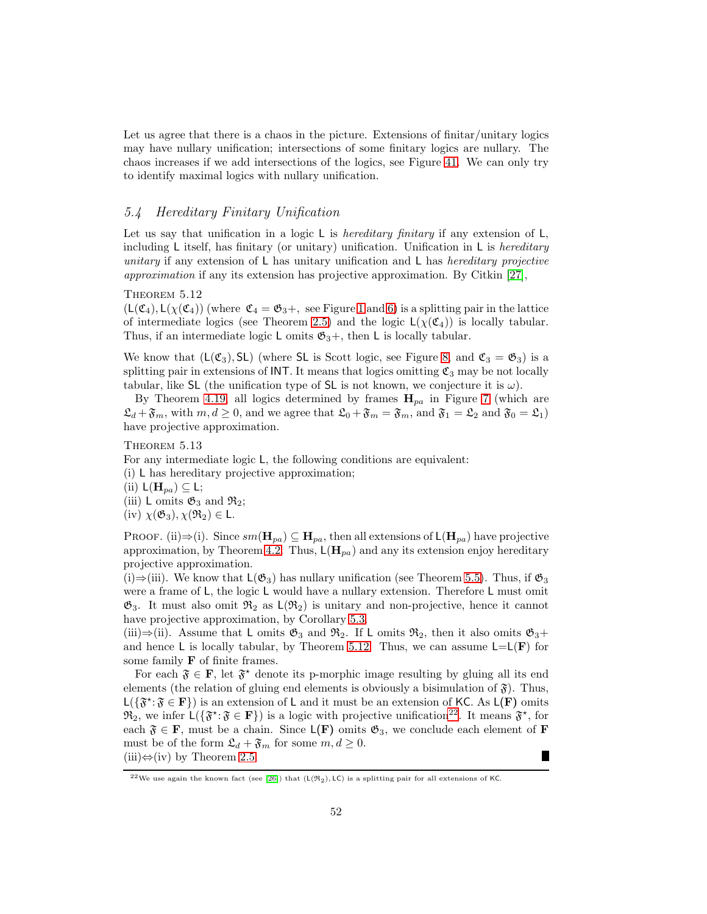Let us agree that there is a chaos in the picture. Extensions of finitar/unitary logics may have nullary unification; intersections of some finitary logics are nullary. The chaos increases if we add intersections of the logics, see Figure 41. We can only try to identify maximal logics with nullary unification.

## 5.4 Hereditary Finitary Unification

Let us say that unification in a logic $\mathsf{L}$ is *hereditary finitary* if any extension of $\mathsf{L}$, including $\mathsf{L}$ itself, has finitary (or unitary) unification. Unification in $\mathsf{L}$ is *hereditary unitary* if any extension of $\mathsf{L}$ has unitary unification and $\mathsf{L}$ has *hereditary projective approximation* if any its extension has projective approximation. By Citkin [27],

Theorem 5.12
$(\mathsf{L}(\mathfrak{C}_4), \mathsf{L}(\chi(\mathfrak{C}_4))$ (where $\mathfrak{C}_4 = \mathfrak{G}_3+$, see Figure 1 and 6) is a splitting pair in the lattice of intermediate logics (see Theorem 2.5) and the logic $\mathsf{L}(\chi(\mathfrak{C}_4))$ is locally tabular. Thus, if an intermediate logic $\mathsf{L}$ omits $\mathfrak{G}_3+$, then $\mathsf{L}$ is locally tabular.

We know that $(\mathsf{L}(\mathfrak{C}_3), \mathsf{SL})$ (where $\mathsf{SL}$ is Scott logic, see Figure 8, and $\mathfrak{C}_3 = \mathfrak{G}_3$) is a splitting pair in extensions of $\mathsf{INT}$. It means that logics omitting $\mathfrak{C}_3$ may be not locally tabular, like $\mathsf{SL}$ (the unification type of $\mathsf{SL}$ is not known, we conjecture it is $\omega$).

By Theorem 4.19, all logics determined by frames $\mathbf{H}_{pa}$ in Figure 7 (which are $\mathfrak{L}_d + \mathfrak{F}_m$, with $m, d \geq 0$, and we agree that $\mathfrak{L}_0 + \mathfrak{F}_m = \mathfrak{F}_m$, and $\mathfrak{F}_1 = \mathfrak{L}_2$ and $\mathfrak{F}_0 = \mathfrak{L}_1$) have projective approximation.

Theorem 5.13
For any intermediate logic $\mathsf{L}$, the following conditions are equivalent:
(i) $\mathsf{L}$ has hereditary projective approximation;
(ii) $\mathsf{L}(\mathbf{H}_{pa}) \subseteq \mathsf{L}$;
(iii) $\mathsf{L}$ omits $\mathfrak{G}_3$ and $\mathfrak{R}_2$;
(iv) $\chi(\mathfrak{G}_3), \chi(\mathfrak{R}_2) \in \mathsf{L}$.

Proof. (ii)⇒(i). Since $sm(\mathbf{H}_{pa}) \subseteq \mathbf{H}_{pa}$, then all extensions of $\mathsf{L}(\mathbf{H}_{pa})$ have projective approximation, by Theorem 4.2. Thus, $\mathsf{L}(\mathbf{H}_{pa})$ and any its extension enjoy hereditary projective approximation.
(i)⇒(iii). We know that $\mathsf{L}(\mathfrak{G}_3)$ has nullary unification (see Theorem 5.5). Thus, if $\mathfrak{G}_3$ were a frame of $\mathsf{L}$, the logic $\mathsf{L}$ would have a nullary extension. Therefore $\mathsf{L}$ must omit $\mathfrak{G}_3$. It must also omit $\mathfrak{R}_2$ as $\mathsf{L}(\mathfrak{R}_2)$ is unitary and non-projective, hence it cannot have projective approximation, by Corollary 5.3.
(iii)⇒(ii). Assume that $\mathsf{L}$ omits $\mathfrak{G}_3$ and $\mathfrak{R}_2$. If $\mathsf{L}$ omits $\mathfrak{R}_2$, then it also omits $\mathfrak{G}_3+$ and hence $\mathsf{L}$ is locally tabular, by Theorem 5.12. Thus, we can assume $\mathsf{L}$=$\mathsf{L}(\mathbf{F})$ for some family $\mathbf{F}$ of finite frames.

For each $\mathfrak{F} \in \mathbf{F}$, let $\mathfrak{F}^\star$ denote its p-morphic image resulting by gluing all its end elements (the relation of gluing end elements is obviously a bisimulation of $\mathfrak{F}$). Thus, $\mathsf{L}(\{\mathfrak{F}^\star : \mathfrak{F} \in \mathbf{F}\})$ is an extension of $\mathsf{L}$ and it must be an extension of $\mathsf{KC}$. As $\mathsf{L}(\mathbf{F})$ omits $\mathfrak{R}_2$, we infer $\mathsf{L}(\{\mathfrak{F}^\star : \mathfrak{F} \in \mathbf{F}\})$ is a logic with projective unification[22]. It means $\mathfrak{F}^\star$, for each $\mathfrak{F} \in \mathbf{F}$, must be a chain. Since $\mathsf{L}(\mathbf{F})$ omits $\mathfrak{G}_3$, we conclude each element of $\mathbf{F}$ must be of the form $\mathfrak{L}_d + \mathfrak{F}_m$ for some $m, d \geq 0$.
(iii)⇔(iv) by Theorem 2.5. ■

[22] We use again the known fact (see [26]) that $(\mathsf{L}(\mathfrak{R}_2), \mathsf{LC})$ is a splitting pair for all extensions of $\mathsf{KC}$.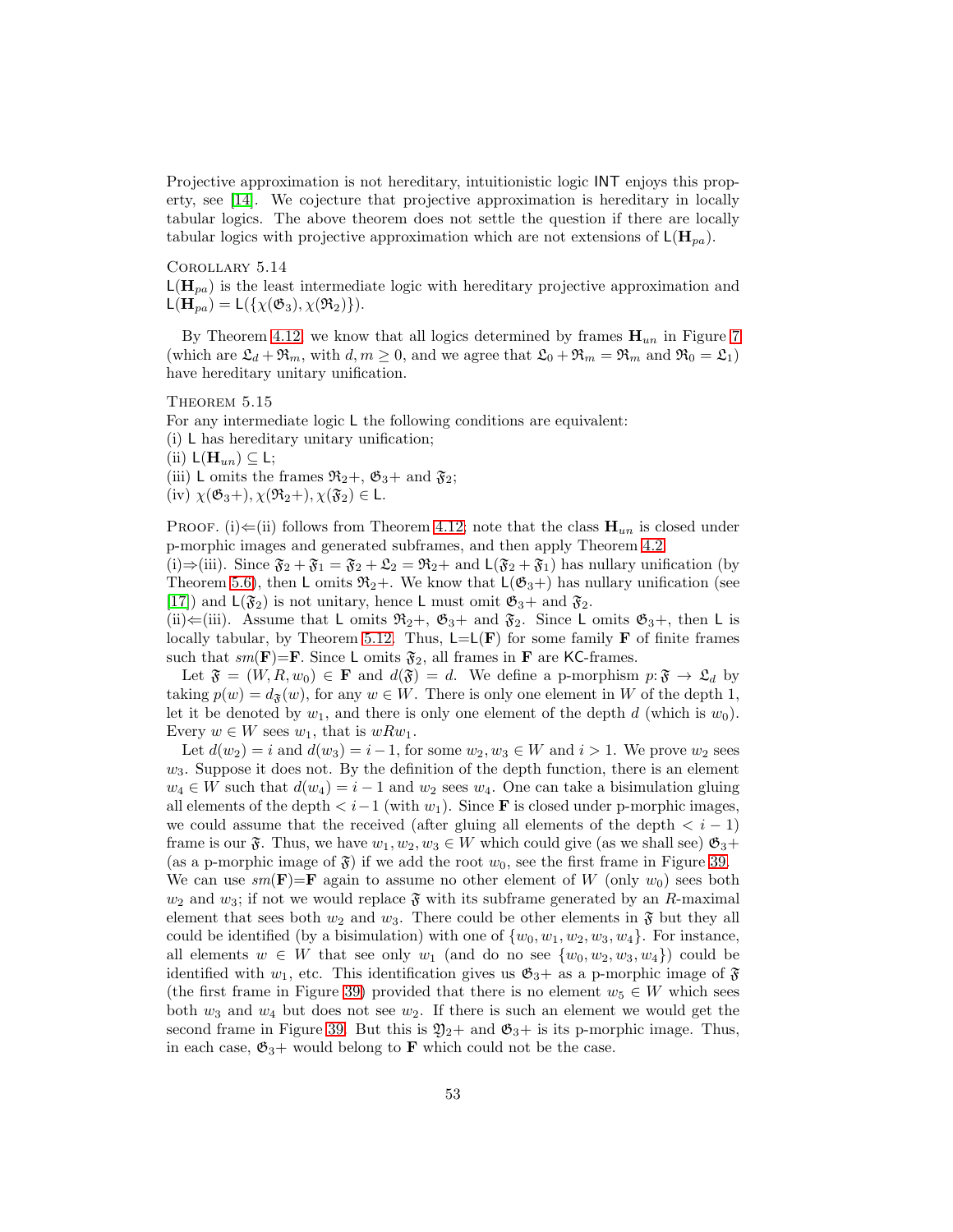Projective approximation is not hereditary, intuitionistic logic $\mathsf{INT}$ enjoys this property, see [14]. We cojecture that projective approximation is hereditary in locally tabular logics. The above theorem does not settle the question if there are locally tabular logics with projective approximation which are not extensions of $\mathsf{L}(\mathbf{H}_{pa})$.

Corollary 5.14
$\mathsf{L}(\mathbf{H}_{pa})$ is the least intermediate logic with hereditary projective approximation and $\mathsf{L}(\mathbf{H}_{pa}) = \mathsf{L}(\{\chi(\mathfrak{G}_3), \chi(\mathfrak{R}_2)\})$.

By Theorem 4.12, we know that all logics determined by frames $\mathbf{H}_{un}$ in Figure 7 (which are $\mathfrak{L}_d + \mathfrak{R}_m$, with $d, m \geq 0$, and we agree that $\mathfrak{L}_0 + \mathfrak{R}_m = \mathfrak{R}_m$ and $\mathfrak{R}_0 = \mathfrak{L}_1$) have hereditary unitary unification.

Theorem 5.15
For any intermediate logic $\mathsf{L}$ the following conditions are equivalent:
(i) $\mathsf{L}$ has hereditary unitary unification;
(ii) $\mathsf{L}(\mathbf{H}_{un}) \subseteq \mathsf{L}$;
(iii) $\mathsf{L}$ omits the frames $\mathfrak{R}_2+$, $\mathfrak{G}_3+$ and $\mathfrak{F}_2$;
(iv) $\chi(\mathfrak{G}_3+), \chi(\mathfrak{R}_2+), \chi(\mathfrak{F}_2) \in \mathsf{L}$.

Proof. (i)⇐(ii) follows from Theorem 4.12; note that the class $\mathbf{H}_{un}$ is closed under p-morphic images and generated subframes, and then apply Theorem 4.2.
(i)⇒(iii). Since $\mathfrak{F}_2 + \mathfrak{F}_1 = \mathfrak{F}_2 + \mathfrak{L}_2 = \mathfrak{R}_2+$ and $\mathsf{L}(\mathfrak{F}_2 + \mathfrak{F}_1)$ has nullary unification (by Theorem 5.6), then $\mathsf{L}$ omits $\mathfrak{R}_2+$. We know that $\mathsf{L}(\mathfrak{G}_3+)$ has nullary unification (see [17]) and $\mathsf{L}(\mathfrak{F}_2)$ is not unitary, hence $\mathsf{L}$ must omit $\mathfrak{G}_3+$ and $\mathfrak{F}_2$.
(ii)⇐(iii). Assume that $\mathsf{L}$ omits $\mathfrak{R}_2+$, $\mathfrak{G}_3+$ and $\mathfrak{F}_2$. Since $\mathsf{L}$ omits $\mathfrak{G}_3+$, then $\mathsf{L}$ is locally tabular, by Theorem 5.12. Thus, $\mathsf{L}$=$\mathsf{L}(\mathbf{F})$ for some family $\mathbf{F}$ of finite frames such that $sm(\mathbf{F})$=$\mathbf{F}$. Since $\mathsf{L}$ omits $\mathfrak{F}_2$, all frames in $\mathbf{F}$ are $\mathsf{KC}$-frames.

Let $\mathfrak{F} = (W, R, w_0) \in \mathbf{F}$ and $d(\mathfrak{F}) = d$. We define a p-morphism $p\colon \mathfrak{F} \to \mathfrak{L}_d$ by taking $p(w) = d_{\mathfrak{F}}(w)$, for any $w \in W$. There is only one element in $W$ of the depth 1, let it be denoted by $w_1$, and there is only one element of the depth $d$ (which is $w_0$). Every $w \in W$ sees $w_1$, that is $wRw_1$.

Let $d(w_2) = i$ and $d(w_3) = i-1$, for some $w_2, w_3 \in W$ and $i > 1$. We prove $w_2$ sees $w_3$. Suppose it does not. By the definition of the depth function, there is an element $w_4 \in W$ such that $d(w_4) = i-1$ and $w_2$ sees $w_4$. One can take a bisimulation gluing all elements of the depth $< i-1$ (with $w_1$). Since $\mathbf{F}$ is closed under p-morphic images, we could assume that the received (after gluing all elements of the depth $< i-1$) frame is our $\mathfrak{F}$. Thus, we have $w_1, w_2, w_3 \in W$ which could give (as we shall see) $\mathfrak{G}_3+$ (as a p-morphic image of $\mathfrak{F}$) if we add the root $w_0$, see the first frame in Figure 39. We can use $sm(\mathbf{F})$=$\mathbf{F}$ again to assume no other element of $W$ (only $w_0$) sees both $w_2$ and $w_3$; if not we would replace $\mathfrak{F}$ with its subframe generated by an $R$-maximal element that sees both $w_2$ and $w_3$. There could be other elements in $\mathfrak{F}$ but they all could be identified (by a bisimulation) with one of $\{w_0, w_1, w_2, w_3, w_4\}$. For instance, all elements $w \in W$ that see only $w_1$ (and do no see $\{w_0, w_2, w_3, w_4\}$) could be identified with $w_1$, etc. This identification gives us $\mathfrak{G}_3+$ as a p-morphic image of $\mathfrak{F}$ (the first frame in Figure 39) provided that there is no element $w_5 \in W$ which sees both $w_3$ and $w_4$ but does not see $w_2$. If there is such an element we would get the second frame in Figure 39. But this is $\mathfrak{Y}_2+$ and $\mathfrak{G}_3+$ is its p-morphic image. Thus, in each case, $\mathfrak{G}_3+$ would belong to $\mathbf{F}$ which could not be the case.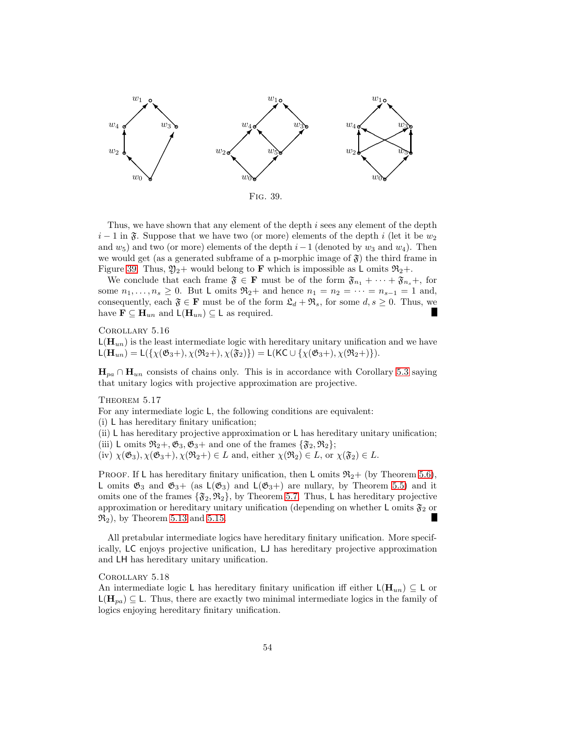Fig. 39.

Thus, we have shown that any element of the depth $i$ sees any element of the depth $i-1$ in $\mathfrak{F}$. Suppose that we have two (or more) elements of the depth $i$ (let it be $w_2$ and $w_5$) and two (or more) elements of the depth $i-1$ (denoted by $w_3$ and $w_4$). Then we would get (as a generated subframe of a p-morphic image of $\mathfrak{F}$) the third frame in Figure 39. Thus, $\mathfrak{Y}_2+$ would belong to $\mathbf{F}$ which is impossible as $\mathsf{L}$ omits $\mathfrak{R}_2+$.

We conclude that each frame $\mathfrak{F} \in \mathbf{F}$ must be of the form $\mathfrak{F}_{n_1} + \cdots + \mathfrak{F}_{n_s}+$, for some $n_1, \ldots, n_s \geq 0$. But $\mathsf{L}$ omits $\mathfrak{R}_2+$ and hence $n_1 = n_2 = \cdots = n_{s-1} = 1$ and, consequently, each $\mathfrak{F} \in \mathbf{F}$ must be of the form $\mathfrak{L}_d + \mathfrak{R}_s$, for some $d, s \geq 0$. Thus, we have $\mathbf{F} \subseteq \mathbf{H}_{un}$ and $\mathsf{L}(\mathbf{H}_{un}) \subseteq \mathsf{L}$ as required. ∎

Corollary 5.16
$\mathsf{L}(\mathbf{H}_{un})$ is the least intermediate logic with hereditary unitary unification and we have $\mathsf{L}(\mathbf{H}_{un}) = \mathsf{L}(\{\chi(\mathfrak{G}_3+), \chi(\mathfrak{R}_2+), \chi(\mathfrak{F}_2)\}) = \mathsf{L}(\mathsf{KC} \cup \{\chi(\mathfrak{G}_3+), \chi(\mathfrak{R}_2+)\})$.

$\mathbf{H}_{pa} \cap \mathbf{H}_{un}$ consists of chains only. This is in accordance with Corollary 5.3 saying that unitary logics with projective approximation are projective.

Theorem 5.17
For any intermediate logic $\mathsf{L}$, the following conditions are equivalent:
(i) $\mathsf{L}$ has hereditary finitary unification;
(ii) $\mathsf{L}$ has hereditary projective approximation or $\mathsf{L}$ has hereditary unitary unification;
(iii) $\mathsf{L}$ omits $\mathfrak{R}_2+, \mathfrak{G}_3, \mathfrak{G}_3+$ and one of the frames $\{\mathfrak{F}_2, \mathfrak{R}_2\}$;
(iv) $\chi(\mathfrak{G}_3), \chi(\mathfrak{G}_3+), \chi(\mathfrak{R}_2+) \in L$ and, either $\chi(\mathfrak{R}_2) \in L$, or $\chi(\mathfrak{F}_2) \in L$.

Proof. If $\mathsf{L}$ has hereditary finitary unification, then $\mathsf{L}$ omits $\mathfrak{R}_2+$ (by Theorem 5.6), $\mathsf{L}$ omits $\mathfrak{G}_3$ and $\mathfrak{G}_3+$ (as $\mathsf{L}(\mathfrak{G}_3)$ and $\mathsf{L}(\mathfrak{G}_3+)$ are nullary, by Theorem 5.5) and it omits one of the frames $\{\mathfrak{F}_2, \mathfrak{R}_2\}$, by Theorem 5.7. Thus, $\mathsf{L}$ has hereditary projective approximation or hereditary unitary unification (depending on whether $\mathsf{L}$ omits $\mathfrak{F}_2$ or $\mathfrak{R}_2$), by Theorem 5.13 and 5.15. ∎

All pretabular intermediate logics have hereditary finitary unification. More specifically, $\mathsf{LC}$ enjoys projective unification, $\mathsf{LJ}$ has hereditary projective approximation and $\mathsf{LH}$ has hereditary unitary unification.

Corollary 5.18
An intermediate logic $\mathsf{L}$ has hereditary finitary unification iff either $\mathsf{L}(\mathbf{H}_{un}) \subseteq \mathsf{L}$ or $\mathsf{L}(\mathbf{H}_{pa}) \subseteq \mathsf{L}$. Thus, there are exactly two minimal intermediate logics in the family of logics enjoying hereditary finitary unification.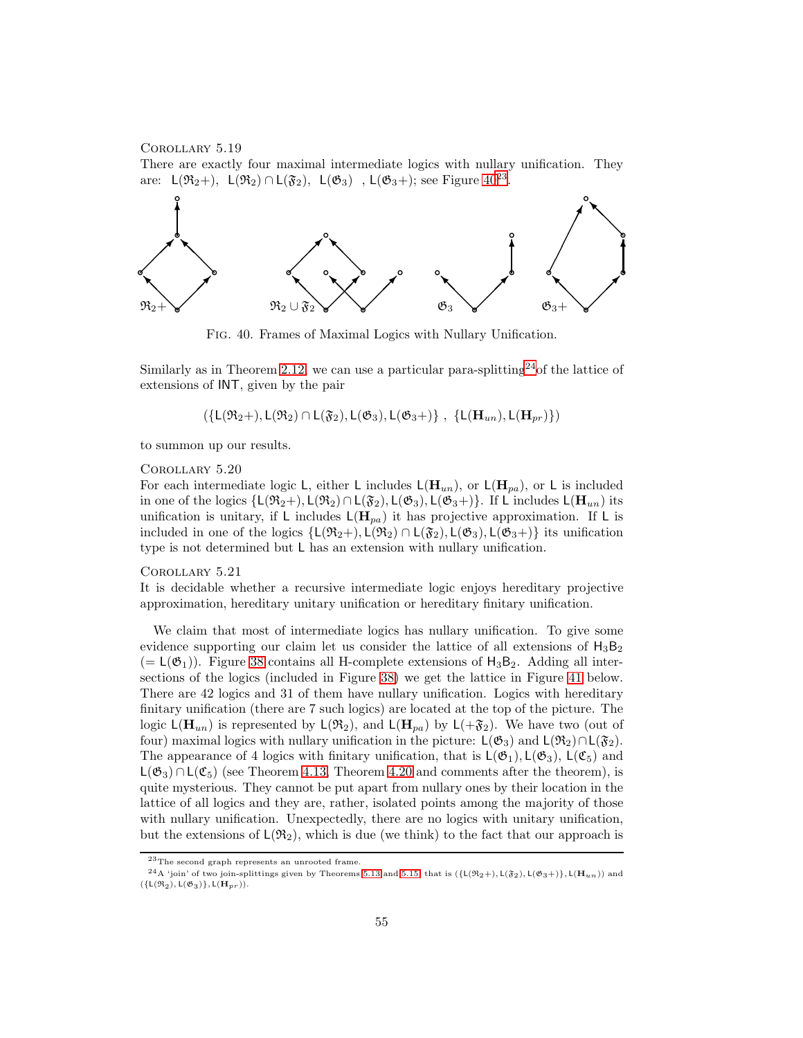Corollary 5.19
There are exactly four maximal intermediate logics with nullary unification. They are: $\mathsf{L}(\mathfrak{R}_2+)$, $\mathsf{L}(\mathfrak{R}_2)\cap\mathsf{L}(\mathfrak{F}_2)$, $\mathsf{L}(\mathfrak{G}_3)$ , $\mathsf{L}(\mathfrak{G}_3+)$; see Figure 40[23].

Fig. 40. Frames of Maximal Logics with Nullary Unification.

Similarly as in Theorem 2.12, we can use a particular para-splitting[24] of the lattice of extensions of $\mathsf{INT}$, given by the pair

$$(\{\mathsf{L}(\mathfrak{R}_2+),\mathsf{L}(\mathfrak{R}_2)\cap\mathsf{L}(\mathfrak{F}_2),\mathsf{L}(\mathfrak{G}_3),\mathsf{L}(\mathfrak{G}_3+)\}\ ,\ \{\mathsf{L}(\mathbf{H}_{un}),\mathsf{L}(\mathbf{H}_{pr})\})$$

to summon up our results.

Corollary 5.20
For each intermediate logic $\mathsf{L}$, either $\mathsf{L}$ includes $\mathsf{L}(\mathbf{H}_{un})$, or $\mathsf{L}(\mathbf{H}_{pa})$, or $\mathsf{L}$ is included in one of the logics $\{\mathsf{L}(\mathfrak{R}_2+),\mathsf{L}(\mathfrak{R}_2)\cap\mathsf{L}(\mathfrak{F}_2),\mathsf{L}(\mathfrak{G}_3),\mathsf{L}(\mathfrak{G}_3+)\}$. If $\mathsf{L}$ includes $\mathsf{L}(\mathbf{H}_{un})$ its unification is unitary, if $\mathsf{L}$ includes $\mathsf{L}(\mathbf{H}_{pa})$ it has projective approximation. If $\mathsf{L}$ is included in one of the logics $\{\mathsf{L}(\mathfrak{R}_2+),\mathsf{L}(\mathfrak{R}_2)\cap\mathsf{L}(\mathfrak{F}_2),\mathsf{L}(\mathfrak{G}_3),\mathsf{L}(\mathfrak{G}_3+)\}$ its unification type is not determined but $\mathsf{L}$ has an extension with nullary unification.

Corollary 5.21
It is decidable whether a recursive intermediate logic enjoys hereditary projective approximation, hereditary unitary unification or hereditary finitary unification.

We claim that most of intermediate logics has nullary unification. To give some evidence supporting our claim let us consider the lattice of all extensions of $\mathsf{H_3B_2}$ ($=\mathsf{L}(\mathfrak{G}_1)$). Figure 38 contains all H-complete extensions of $\mathsf{H_3B_2}$. Adding all intersections of the logics (included in Figure 38) we get the lattice in Figure 41 below. There are 42 logics and 31 of them have nullary unification. Logics with hereditary finitary unification (there are 7 such logics) are located at the top of the picture. The logic $\mathsf{L}(\mathbf{H}_{un})$ is represented by $\mathsf{L}(\mathfrak{R}_2)$, and $\mathsf{L}(\mathbf{H}_{pa})$ by $\mathsf{L}(+\mathfrak{F}_2)$. We have two (out of four) maximal logics with nullary unification in the picture: $\mathsf{L}(\mathfrak{G}_3)$ and $\mathsf{L}(\mathfrak{R}_2)\cap\mathsf{L}(\mathfrak{F}_2)$. The appearance of 4 logics with finitary unification, that is $\mathsf{L}(\mathfrak{G}_1),\mathsf{L}(\mathfrak{G}_3)$, $\mathsf{L}(\mathfrak{C}_5)$ and $\mathsf{L}(\mathfrak{G}_3)\cap\mathsf{L}(\mathfrak{C}_5)$ (see Theorem 4.13, Theorem 4.20 and comments after the theorem), is quite mysterious. They cannot be put apart from nullary ones by their location in the lattice of all logics and they are, rather, isolated points among the majority of those with nullary unification. Unexpectedly, there are no logics with unitary unification, but the extensions of $\mathsf{L}(\mathfrak{R}_2)$, which is due (we think) to the fact that our approach is

[23] The second graph represents an unrooted frame.

[24] A 'join' of two join-splittings given by Theorems 5.13 and 5.15, that is $(\{\mathsf{L}(\mathfrak{R}_2+),\mathsf{L}(\mathfrak{F}_2),\mathsf{L}(\mathfrak{G}_3+)\},\mathsf{L}(\mathbf{H}_{un}))$ and $(\{\mathsf{L}(\mathfrak{R}_2),\mathsf{L}(\mathfrak{G}_3)\},\mathsf{L}(\mathbf{H}_{pr}))$.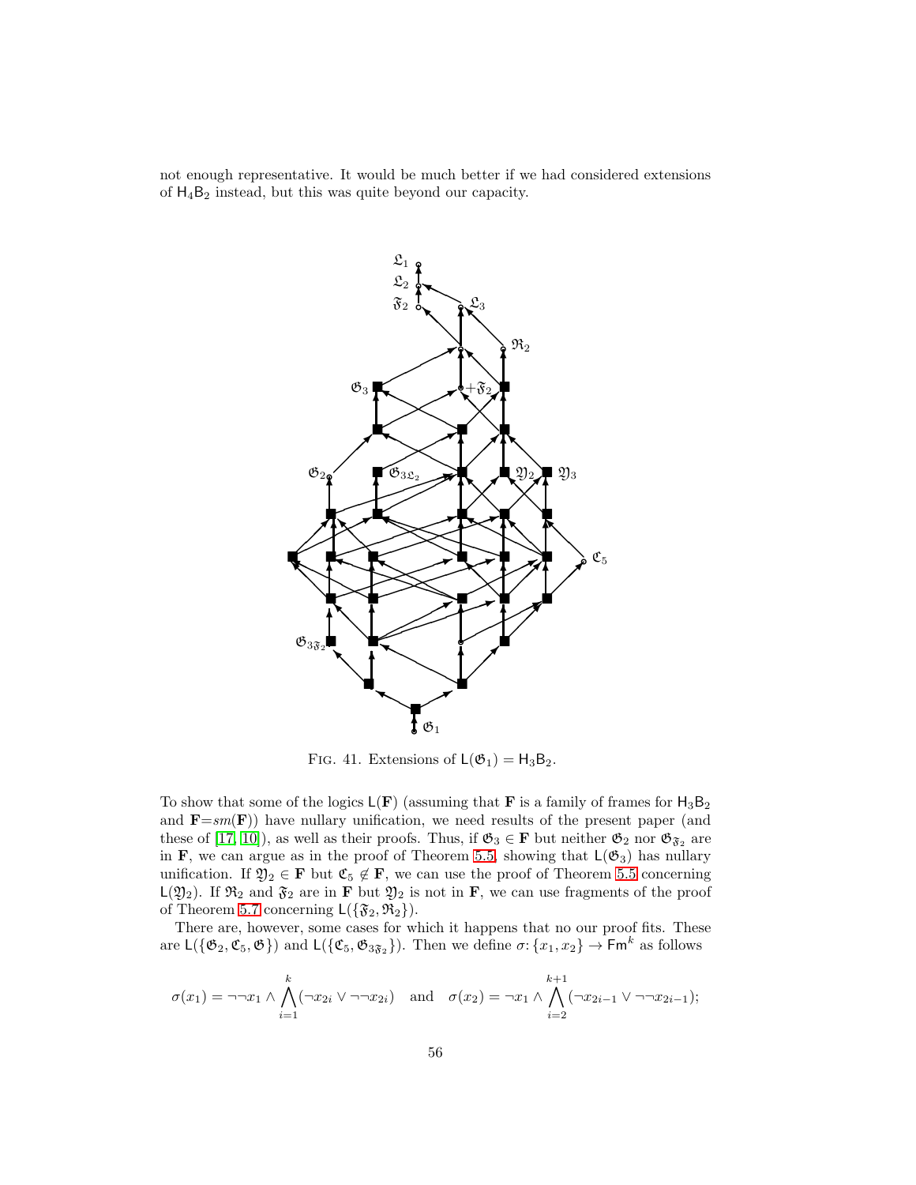not enough representative. It would be much better if we had considered extensions of $\mathsf{H}_4\mathsf{B}_2$ instead, but this was quite beyond our capacity.

FIG. 41. Extensions of $\mathsf{L}(\mathfrak{G}_1) = \mathsf{H}_3\mathsf{B}_2$.

To show that some of the logics $\mathsf{L}(\mathbf{F})$ (assuming that $\mathbf{F}$ is a family of frames for $\mathsf{H}_3\mathsf{B}_2$ and $\mathbf{F}{=}sm(\mathbf{F})$) have nullary unification, we need results of the present paper (and these of [17, 10]), as well as their proofs. Thus, if $\mathfrak{G}_3 \in \mathbf{F}$ but neither $\mathfrak{G}_2$ nor $\mathfrak{G}_{\mathfrak{F}_2}$ are in $\mathbf{F}$, we can argue as in the proof of Theorem 5.5, showing that $\mathsf{L}(\mathfrak{G}_3)$ has nullary unification. If $\mathfrak{Y}_2 \in \mathbf{F}$ but $\mathfrak{C}_5 \notin \mathbf{F}$, we can use the proof of Theorem 5.5 concerning $\mathsf{L}(\mathfrak{Y}_2)$. If $\mathfrak{R}_2$ and $\mathfrak{F}_2$ are in $\mathbf{F}$ but $\mathfrak{Y}_2$ is not in $\mathbf{F}$, we can use fragments of the proof of Theorem 5.7 concerning $\mathsf{L}(\{\mathfrak{F}_2, \mathfrak{R}_2\})$.

There are, however, some cases for which it happens that no our proof fits. These are $\mathsf{L}(\{\mathfrak{G}_2, \mathfrak{C}_5, \mathfrak{G}\})$ and $\mathsf{L}(\{\mathfrak{C}_5, \mathfrak{G}_{3\mathfrak{F}_2}\})$. Then we define $\sigma\colon \{x_1, x_2\} \to \mathsf{Fm}^k$ as follows

$$\sigma(x_1) = \neg\neg x_1 \wedge \bigwedge_{i=1}^{k} (\neg x_{2i} \vee \neg\neg x_{2i}) \quad \text{and} \quad \sigma(x_2) = \neg x_1 \wedge \bigwedge_{i=2}^{k+1} (\neg x_{2i-1} \vee \neg\neg x_{2i-1});$$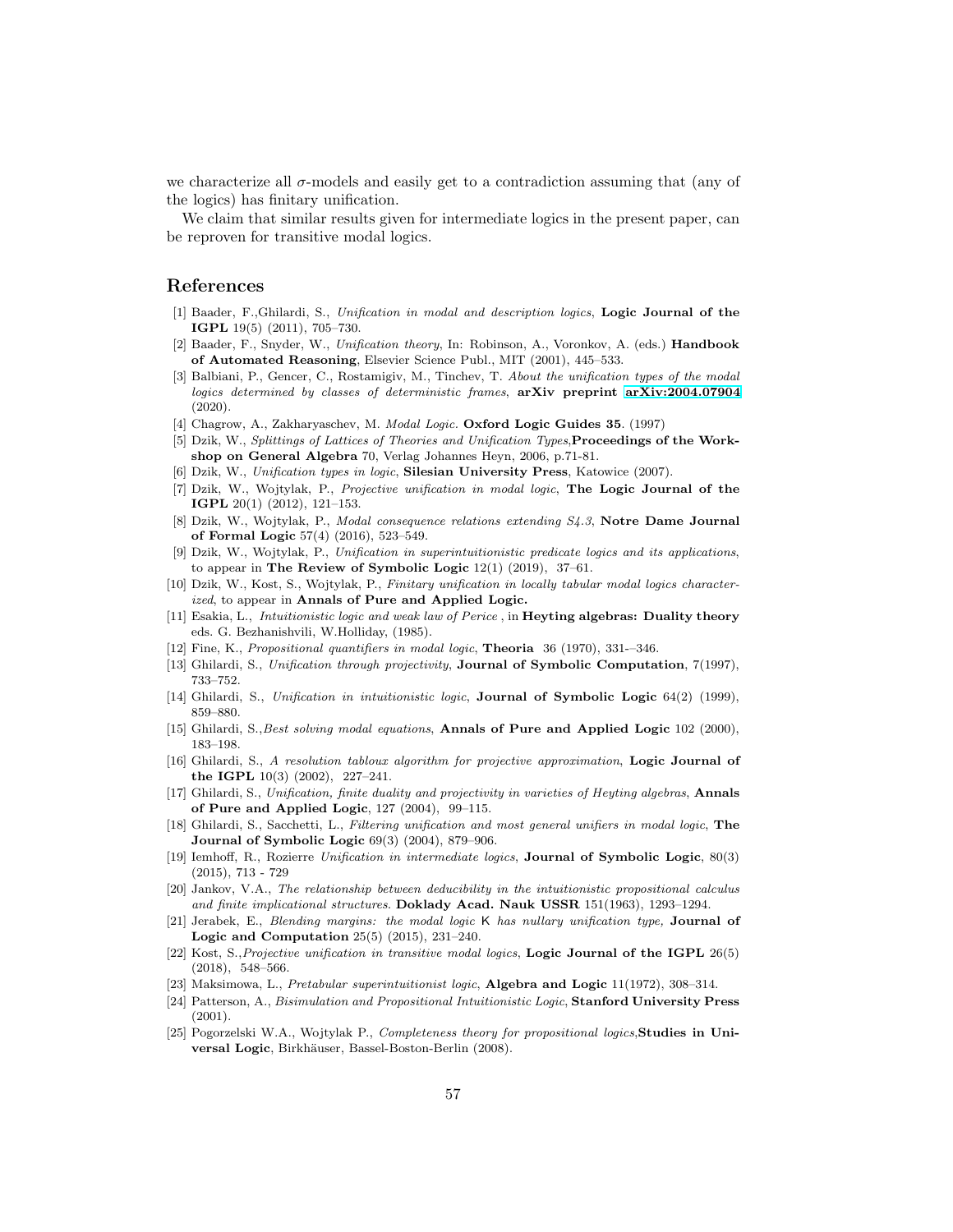we characterize all $\sigma$-models and easily get to a contradiction assuming that (any of the logics) has finitary unification.

We claim that similar results given for intermediate logics in the present paper, can be reproven for transitive modal logics.

## References

[1] Baader, F.,Ghilardi, S., *Unification in modal and description logics*, **Logic Journal of the IGPL** 19(5) (2011), 705–730.

[2] Baader, F., Snyder, W., *Unification theory*, In: Robinson, A., Voronkov, A. (eds.) **Handbook of Automated Reasoning**, Elsevier Science Publ., MIT (2001), 445–533.

[3] Balbiani, P., Gencer, C., Rostamigiv, M., Tinchev, T. *About the unification types of the modal logics determined by classes of deterministic frames*, **arXiv preprint** arXiv:2004.07904 (2020).

[4] Chagrow, A., Zakharyaschev, M. *Modal Logic.* **Oxford Logic Guides 35**. (1997)

[5] Dzik, W., *Splittings of Lattices of Theories and Unification Types*,**Proceedings of the Workshop on General Algebra** 70, Verlag Johannes Heyn, 2006, p.71-81.

[6] Dzik, W., *Unification types in logic*, **Silesian University Press**, Katowice (2007).

[7] Dzik, W., Wojtylak, P., *Projective unification in modal logic*, **The Logic Journal of the IGPL** 20(1) (2012), 121–153.

[8] Dzik, W., Wojtylak, P., *Modal consequence relations extending S4.3*, **Notre Dame Journal of Formal Logic** 57(4) (2016), 523–549.

[9] Dzik, W., Wojtylak, P., *Unification in superintuitionistic predicate logics and its applications*, to appear in **The Review of Symbolic Logic** 12(1) (2019), 37–61.

[10] Dzik, W., Kost, S., Wojtylak, P., *Finitary unification in locally tabular modal logics characterized*, to appear in **Annals of Pure and Applied Logic.**

[11] Esakia, L., *Intuitionistic logic and weak law of Perice* , in **Heyting algebras: Duality theory** eds. G. Bezhanishvili, W.Holliday, (1985).

[12] Fine, K., *Propositional quantifiers in modal logic*, **Theoria** 36 (1970), 331-–346.

[13] Ghilardi, S., *Unification through projectivity*, **Journal of Symbolic Computation**, 7(1997), 733–752.

[14] Ghilardi, S., *Unification in intuitionistic logic*, **Journal of Symbolic Logic** 64(2) (1999), 859–880.

[15] Ghilardi, S.,*Best solving modal equations*, **Annals of Pure and Applied Logic** 102 (2000), 183–198.

[16] Ghilardi, S., *A resolution tabloux algorithm for projective approximation*, **Logic Journal of the IGPL** 10(3) (2002), 227–241.

[17] Ghilardi, S., *Unification, finite duality and projectivity in varieties of Heyting algebras*, **Annals of Pure and Applied Logic**, 127 (2004), 99–115.

[18] Ghilardi, S., Sacchetti, L., *Filtering unification and most general unifiers in modal logic*, **The Journal of Symbolic Logic** 69(3) (2004), 879–906.

[19] Iemhoff, R., Rozierre *Unification in intermediate logics*, **Journal of Symbolic Logic**, 80(3) (2015), 713 - 729

[20] Jankov, V.A., *The relationship between deducibility in the intuitionistic propositional calculus and finite implicational structures.* **Doklady Acad. Nauk USSR** 151(1963), 1293–1294.

[21] Jerabek, E., *Blending margins: the modal logic* K *has nullary unification type,* **Journal of Logic and Computation** 25(5) (2015), 231–240.

[22] Kost, S.,*Projective unification in transitive modal logics*, **Logic Journal of the IGPL** 26(5) (2018), 548–566.

[23] Maksimowa, L., *Pretabular superintuitionist logic*, **Algebra and Logic** 11(1972), 308–314.

[24] Patterson, A., *Bisimulation and Propositional Intuitionistic Logic*, **Stanford University Press** (2001).

[25] Pogorzelski W.A., Wojtylak P., *Completeness theory for propositional logics*,**Studies in Universal Logic**, Birkhäuser, Bassel-Boston-Berlin (2008).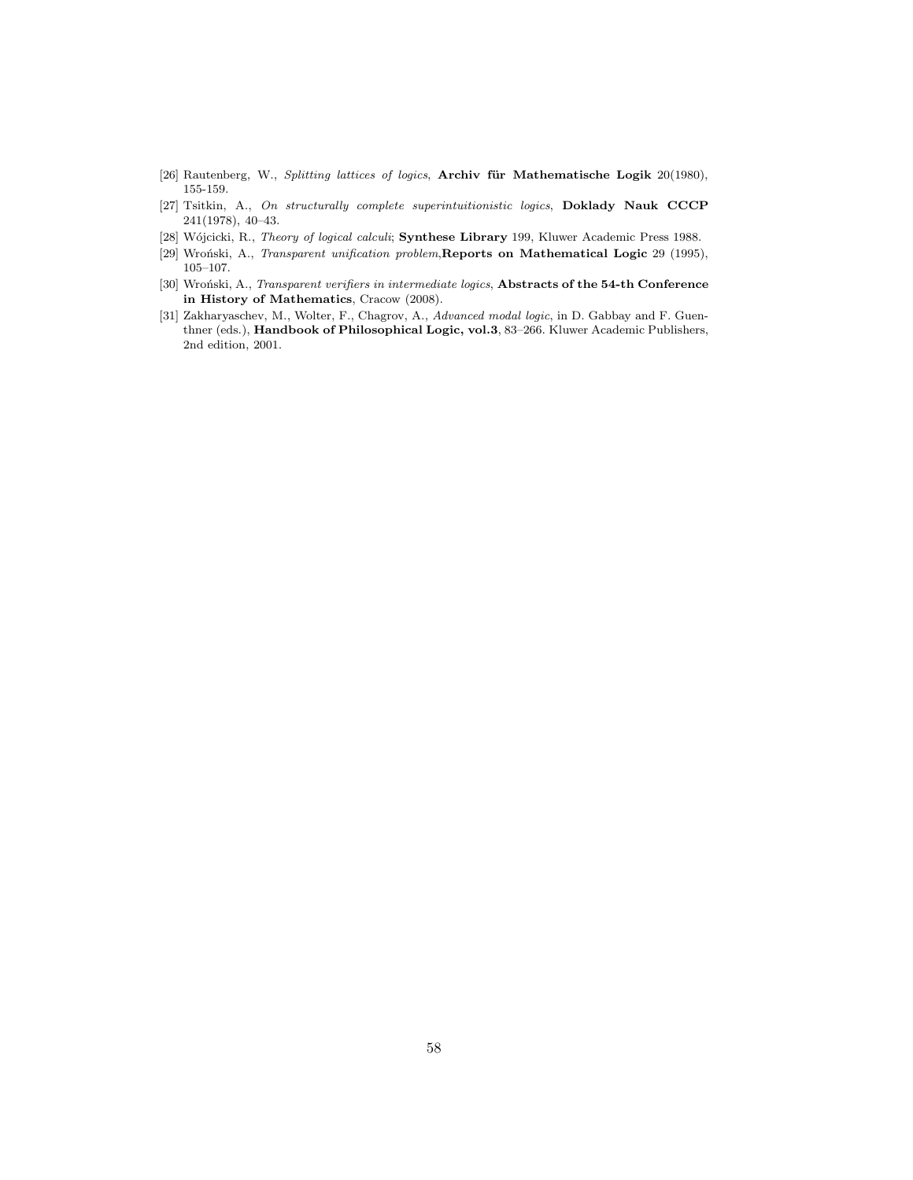[26] Rautenberg, W., *Splitting lattices of logics*, **Archiv für Mathematische Logik** 20(1980), 155-159.

[27] Tsitkin, A., *On structurally complete superintuitionistic logics*, **Doklady Nauk CCCP** 241(1978), 40–43.

[28] Wójcicki, R., *Theory of logical calculi*; **Synthese Library** 199, Kluwer Academic Press 1988.

[29] Wroński, A., *Transparent unification problem*,**Reports on Mathematical Logic** 29 (1995), 105–107.

[30] Wroński, A., *Transparent verifiers in intermediate logics*, **Abstracts of the 54-th Conference in History of Mathematics**, Cracow (2008).

[31] Zakharyaschev, M., Wolter, F., Chagrov, A., *Advanced modal logic*, in D. Gabbay and F. Guenthner (eds.), **Handbook of Philosophical Logic, vol.3**, 83–266. Kluwer Academic Publishers, 2nd edition, 2001.